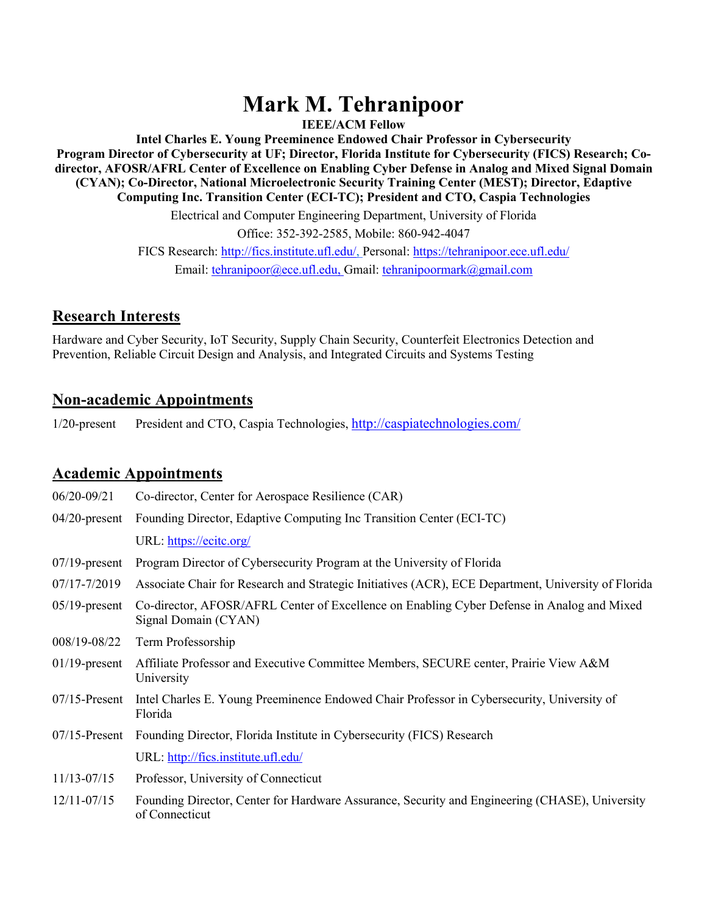# Mark M. Tehranipoor

**IEEE/ACM Fellow**

**Intel Charles E. Young Preeminence Endowed Chair Professor in Cybersecurity**

**Program Director of Cybersecurity at UF; Director, Florida Institute for Cybersecurity (FICS) Research; Co-director, AFOSR/AFRL Center of Excellence on Enabling Cyber Defense in Analog and Mixed Signal Domain (CYAN); Co-Director, National Microelectronic Security Training Center (MEST); Director, Edaptive Computing Inc. Transition Center (ECI-TC); President and CTO, Caspia Technologies**

Electrical and Computer Engineering Department, University of Florida

Office: 352-392-2585, Mobile: 860-942-4047

FICS Research: http://fics.institute.ufl.edu/, Personal: https://tehranipoor.ece.ufl.edu/

Email: tehranipoor@ece.ufl.edu, Gmail: tehranipoormark@gmail.com

## Research Interests

Hardware and Cyber Security, IoT Security, Supply Chain Security, Counterfeit Electronics Detection and Prevention, Reliable Circuit Design and Analysis, and Integrated Circuits and Systems Testing

## Non-academic Appointments

1/20-present President and CTO, Caspia Technologies, http://caspiatechnologies.com/

## Academic Appointments

| | |
|---|---|
| 06/20-09/21 | Co-director, Center for Aerospace Resilience (CAR) |
| 04/20-present | Founding Director, Edaptive Computing Inc Transition Center (ECI-TC) |
| | URL: https://ecitc.org/ |
| 07/19-present | Program Director of Cybersecurity Program at the University of Florida |
| 07/17-7/2019 | Associate Chair for Research and Strategic Initiatives (ACR), ECE Department, University of Florida |
| 05/19-present | Co-director, AFOSR/AFRL Center of Excellence on Enabling Cyber Defense in Analog and Mixed Signal Domain (CYAN) |
| 008/19-08/22 | Term Professorship |
| 01/19-present | Affiliate Professor and Executive Committee Members, SECURE center, Prairie View A&M University |
| 07/15-Present | Intel Charles E. Young Preeminence Endowed Chair Professor in Cybersecurity, University of Florida |
| 07/15-Present | Founding Director, Florida Institute in Cybersecurity (FICS) Research |
| | URL: http://fics.institute.ufl.edu/ |
| 11/13-07/15 | Professor, University of Connecticut |
| 12/11-07/15 | Founding Director, Center for Hardware Assurance, Security and Engineering (CHASE), University of Connecticut |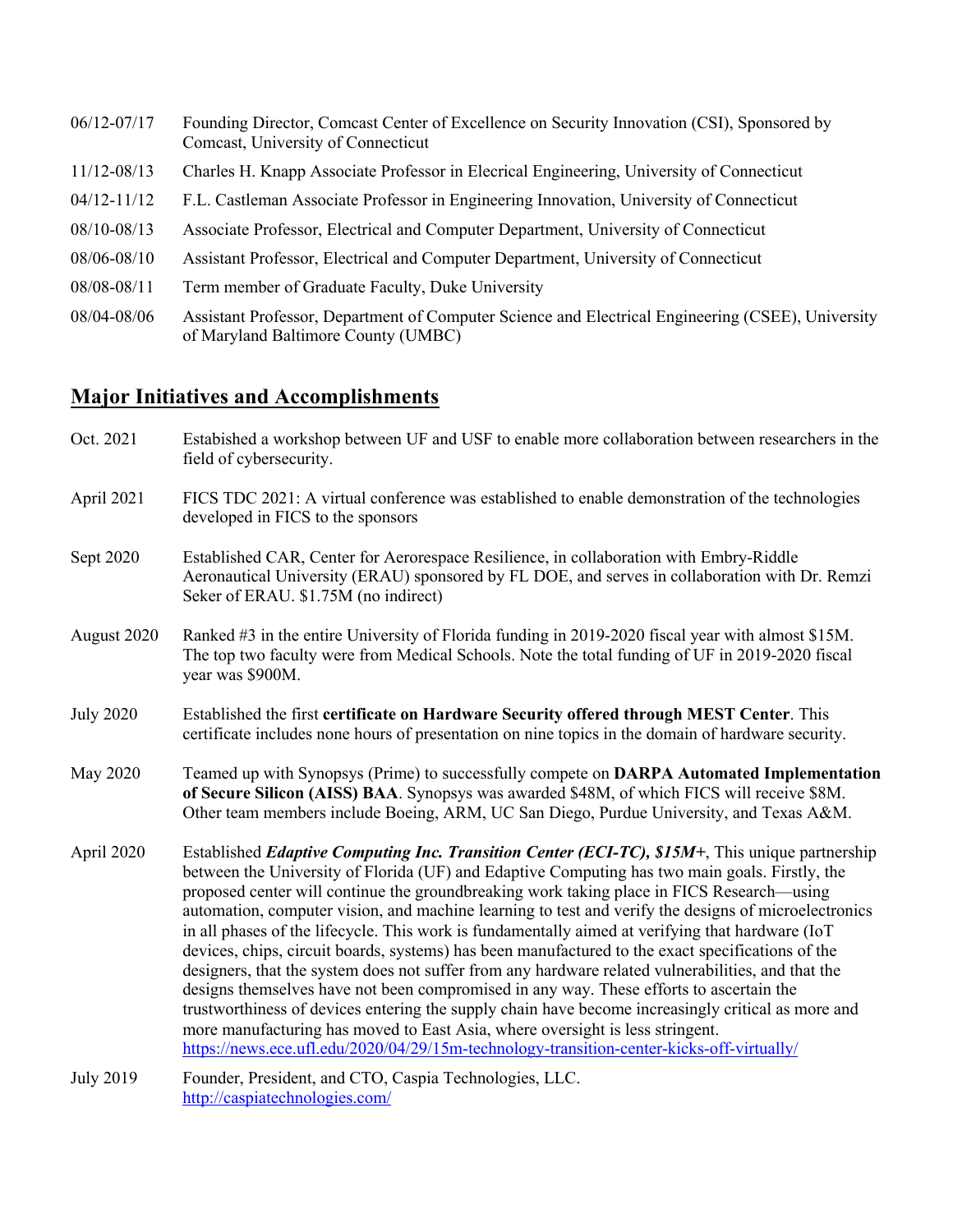06/12-07/17 Founding Director, Comcast Center of Excellence on Security Innovation (CSI), Sponsored by Comcast, University of Connecticut

11/12-08/13 Charles H. Knapp Associate Professor in Elecrical Engineering, University of Connecticut

04/12-11/12 F.L. Castleman Associate Professor in Engineering Innovation, University of Connecticut

08/10-08/13 Associate Professor, Electrical and Computer Department, University of Connecticut

08/06-08/10 Assistant Professor, Electrical and Computer Department, University of Connecticut

08/08-08/11 Term member of Graduate Faculty, Duke University

08/04-08/06 Assistant Professor, Department of Computer Science and Electrical Engineering (CSEE), University of Maryland Baltimore County (UMBC)

## Major Initiatives and Accomplishments

Oct. 2021 Estabished a workshop between UF and USF to enable more collaboration between researchers in the field of cybersecurity.

April 2021 FICS TDC 2021: A virtual conference was established to enable demonstration of the technologies developed in FICS to the sponsors

Sept 2020 Established CAR, Center for Aerorespace Resilience, in collaboration with Embry-Riddle Aeronautical University (ERAU) sponsored by FL DOE, and serves in collaboration with Dr. Remzi Seker of ERAU. $1.75M (no indirect)

August 2020 Ranked #3 in the entire University of Florida funding in 2019-2020 fiscal year with almost $15M. The top two faculty were from Medical Schools. Note the total funding of UF in 2019-2020 fiscal year was $900M.

July 2020 Established the first **certificate on Hardware Security offered through MEST Center**. This certificate includes none hours of presentation on nine topics in the domain of hardware security.

May 2020 Teamed up with Synopsys (Prime) to successfully compete on **DARPA Automated Implementation of Secure Silicon (AISS) BAA**. Synopsys was awarded $48M, of which FICS will receive $8M. Other team members include Boeing, ARM, UC San Diego, Purdue University, and Texas A&M.

April 2020 Established ***Edaptive Computing Inc. Transition Center (ECI-TC), $15M+***, This unique partnership between the University of Florida (UF) and Edaptive Computing has two main goals. Firstly, the proposed center will continue the groundbreaking work taking place in FICS Research—using automation, computer vision, and machine learning to test and verify the designs of microelectronics in all phases of the lifecycle. This work is fundamentally aimed at verifying that hardware (IoT devices, chips, circuit boards, systems) has been manufactured to the exact specifications of the designers, that the system does not suffer from any hardware related vulnerabilities, and that the designs themselves have not been compromised in any way. These efforts to ascertain the trustworthiness of devices entering the supply chain have become increasingly critical as more and more manufacturing has moved to East Asia, where oversight is less stringent. https://news.ece.ufl.edu/2020/04/29/15m-technology-transition-center-kicks-off-virtually/

July 2019 Founder, President, and CTO, Caspia Technologies, LLC. http://caspiatechnologies.com/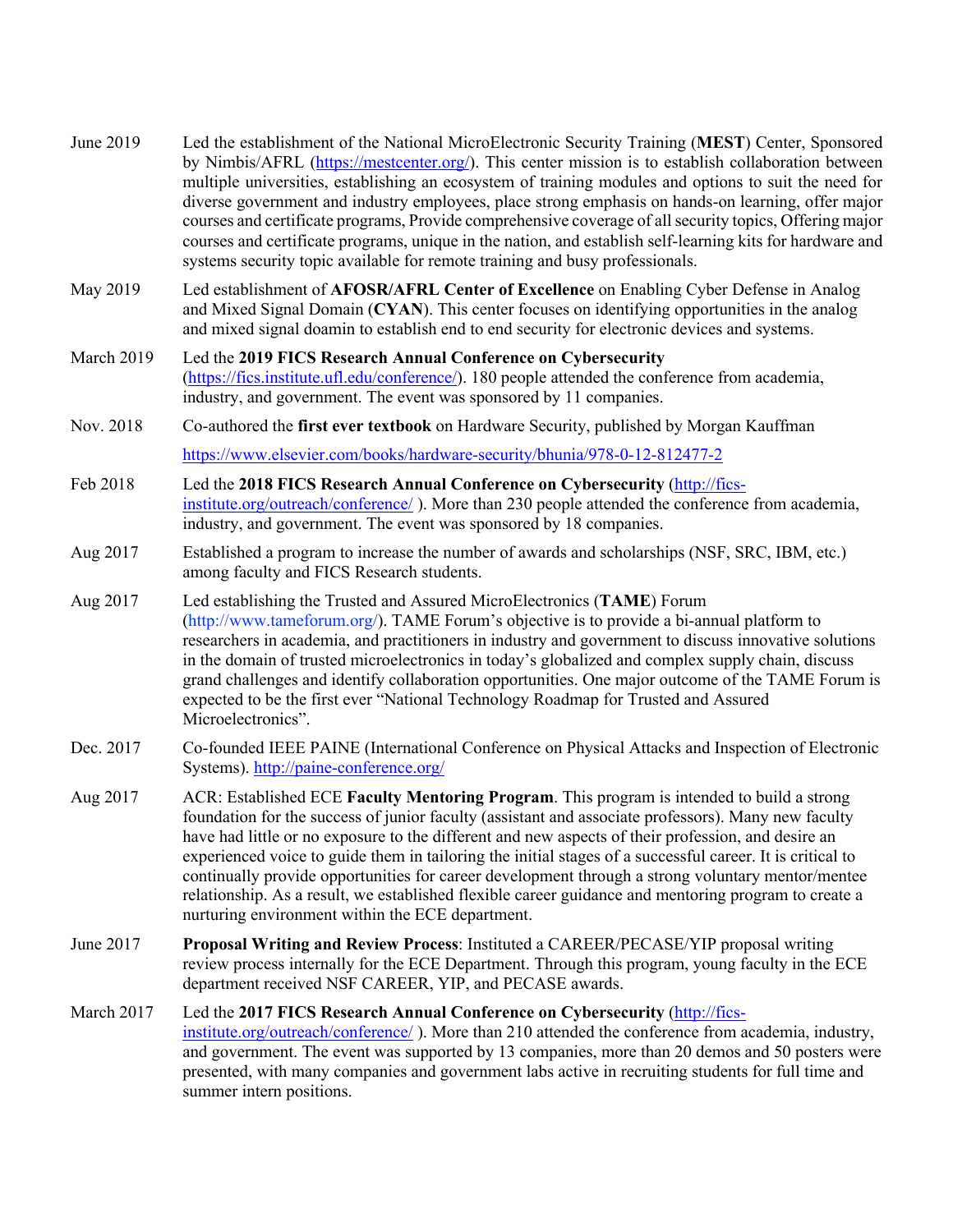June 2019 Led the establishment of the National MicroElectronic Security Training (**MEST**) Center, Sponsored by Nimbis/AFRL (https://mestcenter.org/). This center mission is to establish collaboration between multiple universities, establishing an ecosystem of training modules and options to suit the need for diverse government and industry employees, place strong emphasis on hands-on learning, offer major courses and certificate programs, Provide comprehensive coverage of all security topics, Offering major courses and certificate programs, unique in the nation, and establish self-learning kits for hardware and systems security topic available for remote training and busy professionals.

May 2019 Led establishment of **AFOSR/AFRL Center of Excellence** on Enabling Cyber Defense in Analog and Mixed Signal Domain (**CYAN**). This center focuses on identifying opportunities in the analog and mixed signal doamin to establish end to end security for electronic devices and systems.

March 2019 Led the **2019 FICS Research Annual Conference on Cybersecurity** (https://fics.institute.ufl.edu/conference/). 180 people attended the conference from academia, industry, and government. The event was sponsored by 11 companies.

Nov. 2018 Co-authored the **first ever textbook** on Hardware Security, published by Morgan Kauffman

https://www.elsevier.com/books/hardware-security/bhunia/978-0-12-812477-2

Feb 2018 Led the **2018 FICS Research Annual Conference on Cybersecurity** (http://fics-institute.org/outreach/conference/ ). More than 230 people attended the conference from academia, industry, and government. The event was sponsored by 18 companies.

Aug 2017 Established a program to increase the number of awards and scholarships (NSF, SRC, IBM, etc.) among faculty and FICS Research students.

Aug 2017 Led establishing the Trusted and Assured MicroElectronics (**TAME**) Forum (http://www.tameforum.org/). TAME Forum's objective is to provide a bi-annual platform to researchers in academia, and practitioners in industry and government to discuss innovative solutions in the domain of trusted microelectronics in today's globalized and complex supply chain, discuss grand challenges and identify collaboration opportunities. One major outcome of the TAME Forum is expected to be the first ever "National Technology Roadmap for Trusted and Assured Microelectronics".

Dec. 2017 Co-founded IEEE PAINE (International Conference on Physical Attacks and Inspection of Electronic Systems). http://paine-conference.org/

Aug 2017 ACR: Established ECE **Faculty Mentoring Program**. This program is intended to build a strong foundation for the success of junior faculty (assistant and associate professors). Many new faculty have had little or no exposure to the different and new aspects of their profession, and desire an experienced voice to guide them in tailoring the initial stages of a successful career. It is critical to continually provide opportunities for career development through a strong voluntary mentor/mentee relationship. As a result, we established flexible career guidance and mentoring program to create a nurturing environment within the ECE department.

June 2017 **Proposal Writing and Review Process**: Instituted a CAREER/PECASE/YIP proposal writing review process internally for the ECE Department. Through this program, young faculty in the ECE department received NSF CAREER, YIP, and PECASE awards.

March 2017 Led the **2017 FICS Research Annual Conference on Cybersecurity** (http://fics-institute.org/outreach/conference/ ). More than 210 attended the conference from academia, industry, and government. The event was supported by 13 companies, more than 20 demos and 50 posters were presented, with many companies and government labs active in recruiting students for full time and summer intern positions.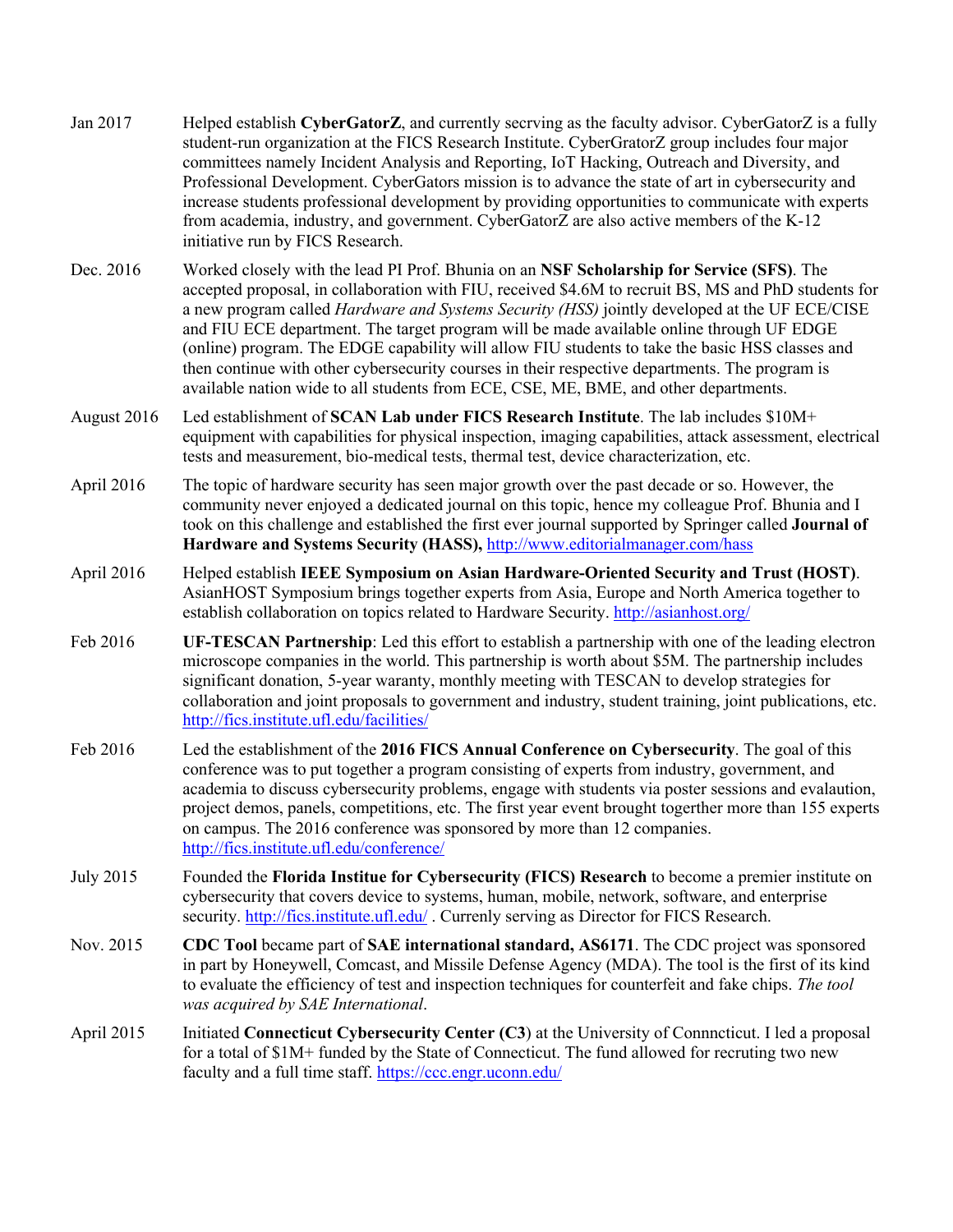Jan 2017 — Helped establish **CyberGatorZ**, and currently secrving as the faculty advisor. CyberGatorZ is a fully student-run organization at the FICS Research Institute. CyberGratorZ group includes four major committees namely Incident Analysis and Reporting, IoT Hacking, Outreach and Diversity, and Professional Development. CyberGators mission is to advance the state of art in cybersecurity and increase students professional development by providing opportunities to communicate with experts from academia, industry, and government. CyberGatorZ are also active members of the K-12 initiative run by FICS Research.

Dec. 2016 — Worked closely with the lead PI Prof. Bhunia on an **NSF Scholarship for Service (SFS)**. The accepted proposal, in collaboration with FIU, received $4.6M to recruit BS, MS and PhD students for a new program called *Hardware and Systems Security (HSS)* jointly developed at the UF ECE/CISE and FIU ECE department. The target program will be made available online through UF EDGE (online) program. The EDGE capability will allow FIU students to take the basic HSS classes and then continue with other cybersecurity courses in their respective departments. The program is available nation wide to all students from ECE, CSE, ME, BME, and other departments.

August 2016 — Led establishment of **SCAN Lab under FICS Research Institute**. The lab includes $10M+ equipment with capabilities for physical inspection, imaging capabilities, attack assessment, electrical tests and measurement, bio-medical tests, thermal test, device characterization, etc.

April 2016 — The topic of hardware security has seen major growth over the past decade or so. However, the community never enjoyed a dedicated journal on this topic, hence my colleague Prof. Bhunia and I took on this challenge and established the first ever journal supported by Springer called **Journal of Hardware and Systems Security (HASS),** http://www.editorialmanager.com/hass

April 2016 — Helped establish **IEEE Symposium on Asian Hardware-Oriented Security and Trust (HOST)**. AsianHOST Symposium brings together experts from Asia, Europe and North America together to establish collaboration on topics related to Hardware Security. http://asianhost.org/

Feb 2016 — **UF-TESCAN Partnership**: Led this effort to establish a partnership with one of the leading electron microscope companies in the world. This partnership is worth about $5M. The partnership includes significant donation, 5-year waranty, monthly meeting with TESCAN to develop strategies for collaboration and joint proposals to government and industry, student training, joint publications, etc. http://fics.institute.ufl.edu/facilities/

Feb 2016 — Led the establishment of the **2016 FICS Annual Conference on Cybersecurity**. The goal of this conference was to put together a program consisting of experts from industry, government, and academia to discuss cybersecurity problems, engage with students via poster sessions and evalaution, project demos, panels, competitions, etc. The first year event brought togerther more than 155 experts on campus. The 2016 conference was sponsored by more than 12 companies. http://fics.institute.ufl.edu/conference/

July 2015 — Founded the **Florida Institue for Cybersecurity (FICS) Research** to become a premier institute on cybersecurity that covers device to systems, human, mobile, network, software, and enterprise security. http://fics.institute.ufl.edu/ . Currenly serving as Director for FICS Research.

Nov. 2015 — **CDC Tool** became part of **SAE international standard, AS6171**. The CDC project was sponsored in part by Honeywell, Comcast, and Missile Defense Agency (MDA). The tool is the first of its kind to evaluate the efficiency of test and inspection techniques for counterfeit and fake chips. *The tool was acquired by SAE International*.

April 2015 — Initiated **Connecticut Cybersecurity Center (C3**) at the University of Connncticut. I led a proposal for a total of $1M+ funded by the State of Connecticut. The fund allowed for recruting two new faculty and a full time staff. https://ccc.engr.uconn.edu/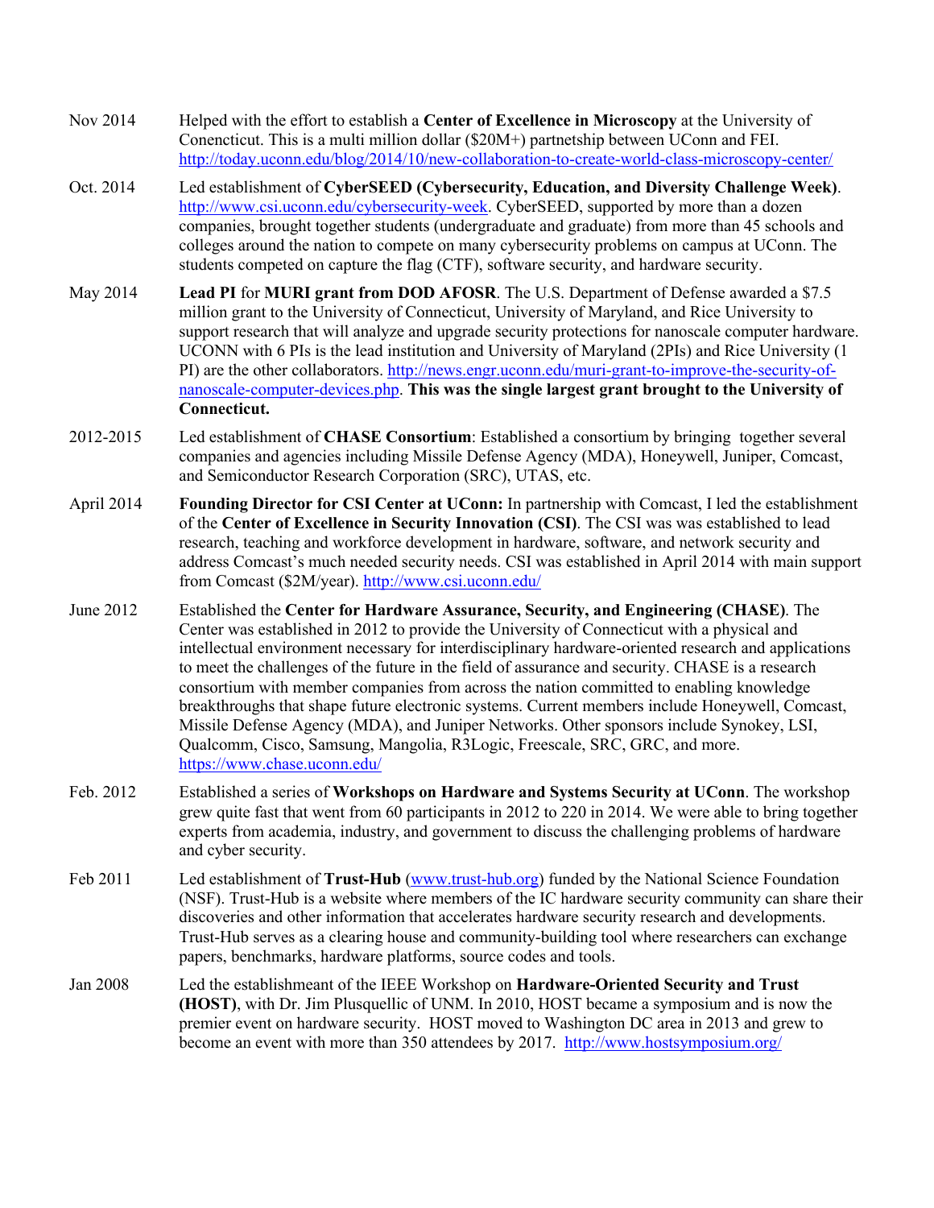Nov 2014 Helped with the effort to establish a **Center of Excellence in Microscopy** at the University of Conencticut. This is a multi million dollar ($20M+) partnetship between UConn and FEI. http://today.uconn.edu/blog/2014/10/new-collaboration-to-create-world-class-microscopy-center/

Oct. 2014 Led establishment of **CyberSEED (Cybersecurity, Education, and Diversity Challenge Week)**. http://www.csi.uconn.edu/cybersecurity-week. CyberSEED, supported by more than a dozen companies, brought together students (undergraduate and graduate) from more than 45 schools and colleges around the nation to compete on many cybersecurity problems on campus at UConn. The students competed on capture the flag (CTF), software security, and hardware security.

May 2014 **Lead PI** for **MURI grant from DOD AFOSR**. The U.S. Department of Defense awarded a $7.5 million grant to the University of Connecticut, University of Maryland, and Rice University to support research that will analyze and upgrade security protections for nanoscale computer hardware. UCONN with 6 PIs is the lead institution and University of Maryland (2PIs) and Rice University (1 PI) are the other collaborators. http://news.engr.uconn.edu/muri-grant-to-improve-the-security-of-nanoscale-computer-devices.php. **This was the single largest grant brought to the University of Connecticut.**

2012-2015 Led establishment of **CHASE Consortium**: Established a consortium by bringing together several companies and agencies including Missile Defense Agency (MDA), Honeywell, Juniper, Comcast, and Semiconductor Research Corporation (SRC), UTAS, etc.

April 2014 **Founding Director for CSI Center at UConn:** In partnership with Comcast, I led the establishment of the **Center of Excellence in Security Innovation (CSI)**. The CSI was was established to lead research, teaching and workforce development in hardware, software, and network security and address Comcast's much needed security needs. CSI was established in April 2014 with main support from Comcast ($2M/year). http://www.csi.uconn.edu/

June 2012 Established the **Center for Hardware Assurance, Security, and Engineering (CHASE)**. The Center was established in 2012 to provide the University of Connecticut with a physical and intellectual environment necessary for interdisciplinary hardware-oriented research and applications to meet the challenges of the future in the field of assurance and security. CHASE is a research consortium with member companies from across the nation committed to enabling knowledge breakthroughs that shape future electronic systems. Current members include Honeywell, Comcast, Missile Defense Agency (MDA), and Juniper Networks. Other sponsors include Synokey, LSI, Qualcomm, Cisco, Samsung, Mangolia, R3Logic, Freescale, SRC, GRC, and more. https://www.chase.uconn.edu/

Feb. 2012 Established a series of **Workshops on Hardware and Systems Security at UConn**. The workshop grew quite fast that went from 60 participants in 2012 to 220 in 2014. We were able to bring together experts from academia, industry, and government to discuss the challenging problems of hardware and cyber security.

Feb 2011 Led establishment of **Trust-Hub** (www.trust-hub.org) funded by the National Science Foundation (NSF). Trust-Hub is a website where members of the IC hardware security community can share their discoveries and other information that accelerates hardware security research and developments. Trust-Hub serves as a clearing house and community-building tool where researchers can exchange papers, benchmarks, hardware platforms, source codes and tools.

Jan 2008 Led the establishmeant of the IEEE Workshop on **Hardware-Oriented Security and Trust (HOST)**, with Dr. Jim Plusquellic of UNM. In 2010, HOST became a symposium and is now the premier event on hardware security. HOST moved to Washington DC area in 2013 and grew to become an event with more than 350 attendees by 2017. http://www.hostsymposium.org/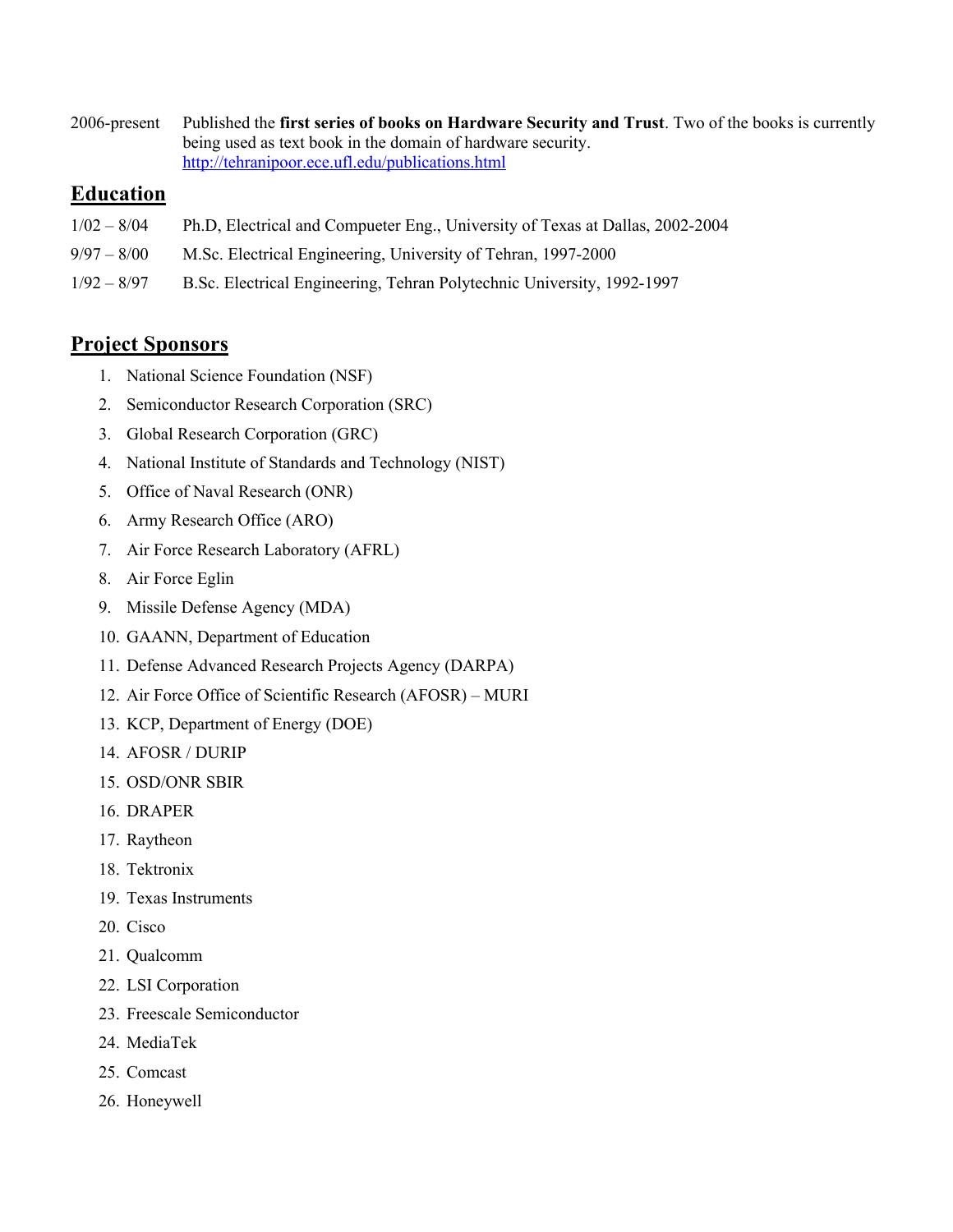2006-present Published the **first series of books on Hardware Security and Trust**. Two of the books is currently being used as text book in the domain of hardware security. http://tehranipoor.ece.ufl.edu/publications.html

## Education

1/02 – 8/04 Ph.D, Electrical and Compueter Eng., University of Texas at Dallas, 2002-2004

9/97 – 8/00 M.Sc. Electrical Engineering, University of Tehran, 1997-2000

1/92 – 8/97 B.Sc. Electrical Engineering, Tehran Polytechnic University, 1992-1997

## Project Sponsors

1. National Science Foundation (NSF)
2. Semiconductor Research Corporation (SRC)
3. Global Research Corporation (GRC)
4. National Institute of Standards and Technology (NIST)
5. Office of Naval Research (ONR)
6. Army Research Office (ARO)
7. Air Force Research Laboratory (AFRL)
8. Air Force Eglin
9. Missile Defense Agency (MDA)
10. GAANN, Department of Education
11. Defense Advanced Research Projects Agency (DARPA)
12. Air Force Office of Scientific Research (AFOSR) – MURI
13. KCP, Department of Energy (DOE)
14. AFOSR / DURIP
15. OSD/ONR SBIR
16. DRAPER
17. Raytheon
18. Tektronix
19. Texas Instruments
20. Cisco
21. Qualcomm
22. LSI Corporation
23. Freescale Semiconductor
24. MediaTek
25. Comcast
26. Honeywell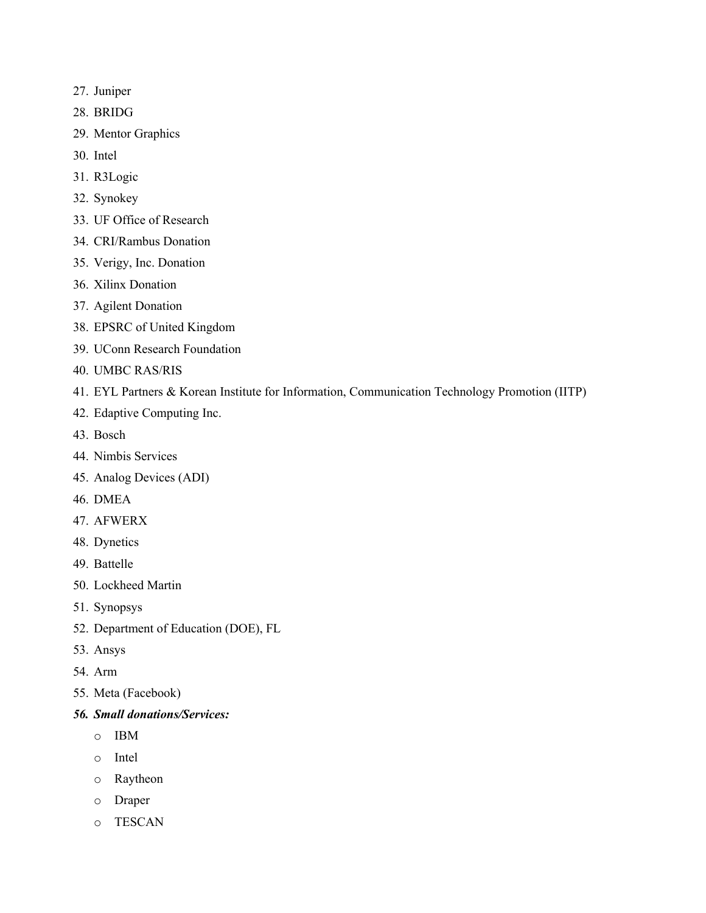27. Juniper
28. BRIDG
29. Mentor Graphics
30. Intel
31. R3Logic
32. Synokey
33. UF Office of Research
34. CRI/Rambus Donation
35. Verigy, Inc. Donation
36. Xilinx Donation
37. Agilent Donation
38. EPSRC of United Kingdom
39. UConn Research Foundation
40. UMBC RAS/RIS
41. EYL Partners & Korean Institute for Information, Communication Technology Promotion (IITP)
42. Edaptive Computing Inc.
43. Bosch
44. Nimbis Services
45. Analog Devices (ADI)
46. DMEA
47. AFWERX
48. Dynetics
49. Battelle
50. Lockheed Martin
51. Synopsys
52. Department of Education (DOE), FL
53. Ansys
54. Arm
55. Meta (Facebook)
56. ***Small donations/Services:***
    - IBM
    - Intel
    - Raytheon
    - Draper
    - TESCAN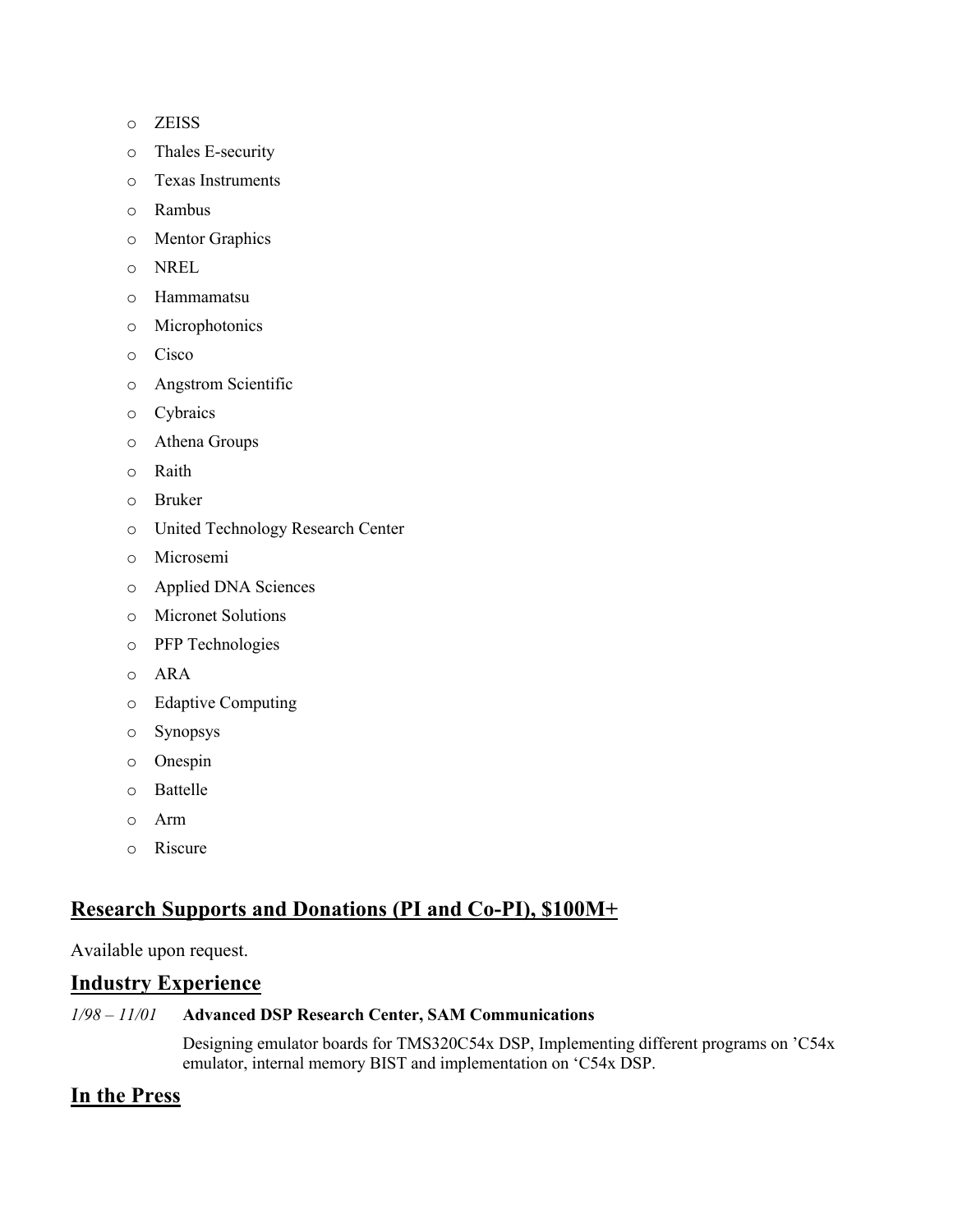- ZEISS
- Thales E-security
- Texas Instruments
- Rambus
- Mentor Graphics
- NREL
- Hammamatsu
- Microphotonics
- Cisco
- Angstrom Scientific
- Cybraics
- Athena Groups
- Raith
- Bruker
- United Technology Research Center
- Microsemi
- Applied DNA Sciences
- Micronet Solutions
- PFP Technologies
- ARA
- Edaptive Computing
- Synopsys
- Onespin
- Battelle
- Arm
- Riscure

## Research Supports and Donations (PI and Co-PI), $100M+

Available upon request.

## Industry Experience

*1/98 – 11/01* **Advanced DSP Research Center, SAM Communications**

Designing emulator boards for TMS320C54x DSP, Implementing different programs on 'C54x emulator, internal memory BIST and implementation on 'C54x DSP.

## In the Press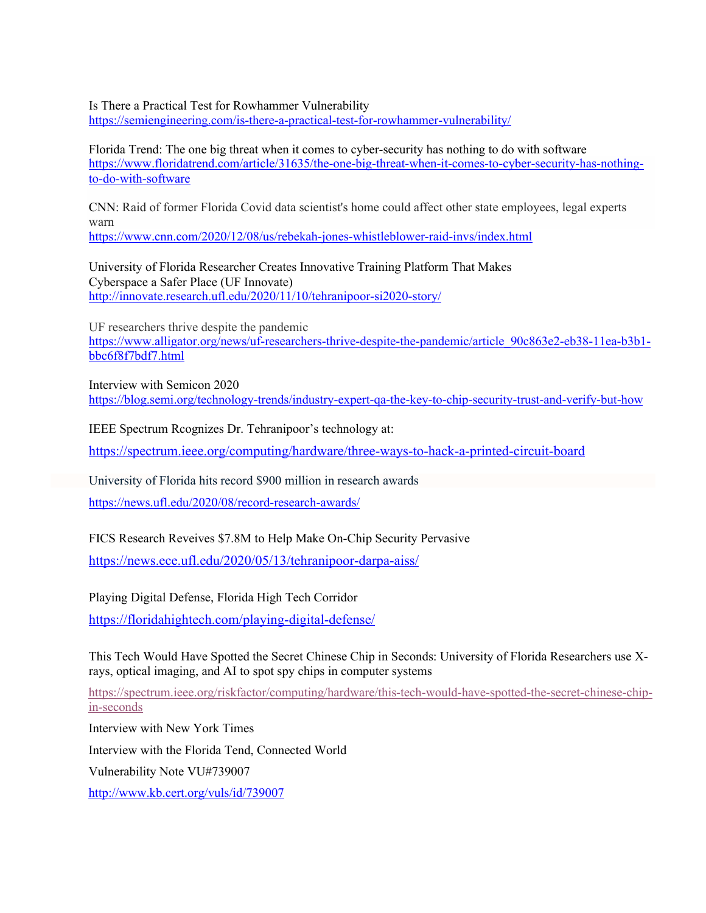Is There a Practical Test for Rowhammer Vulnerability
https://semiengineering.com/is-there-a-practical-test-for-rowhammer-vulnerability/

Florida Trend: The one big threat when it comes to cyber-security has nothing to do with software
https://www.floridatrend.com/article/31635/the-one-big-threat-when-it-comes-to-cyber-security-has-nothing-to-do-with-software

CNN: Raid of former Florida Covid data scientist's home could affect other state employees, legal experts warn
https://www.cnn.com/2020/12/08/us/rebekah-jones-whistleblower-raid-invs/index.html

University of Florida Researcher Creates Innovative Training Platform That Makes Cyberspace a Safer Place (UF Innovate)
http://innovate.research.ufl.edu/2020/11/10/tehranipoor-si2020-story/

UF researchers thrive despite the pandemic
https://www.alligator.org/news/uf-researchers-thrive-despite-the-pandemic/article_90c863e2-eb38-11ea-b3b1-bbc6f8f7bdf7.html

Interview with Semicon 2020
https://blog.semi.org/technology-trends/industry-expert-qa-the-key-to-chip-security-trust-and-verify-but-how

IEEE Spectrum Rcognizes Dr. Tehranipoor's technology at:

https://spectrum.ieee.org/computing/hardware/three-ways-to-hack-a-printed-circuit-board

University of Florida hits record $900 million in research awards

https://news.ufl.edu/2020/08/record-research-awards/

FICS Research Reveives $7.8M to Help Make On-Chip Security Pervasive

https://news.ece.ufl.edu/2020/05/13/tehranipoor-darpa-aiss/

Playing Digital Defense, Florida High Tech Corridor

https://floridahightech.com/playing-digital-defense/

This Tech Would Have Spotted the Secret Chinese Chip in Seconds: University of Florida Researchers use X-rays, optical imaging, and AI to spot spy chips in computer systems

https://spectrum.ieee.org/riskfactor/computing/hardware/this-tech-would-have-spotted-the-secret-chinese-chip-in-seconds

Interview with New York Times

Interview with the Florida Tend, Connected World

Vulnerability Note VU#739007

http://www.kb.cert.org/vuls/id/739007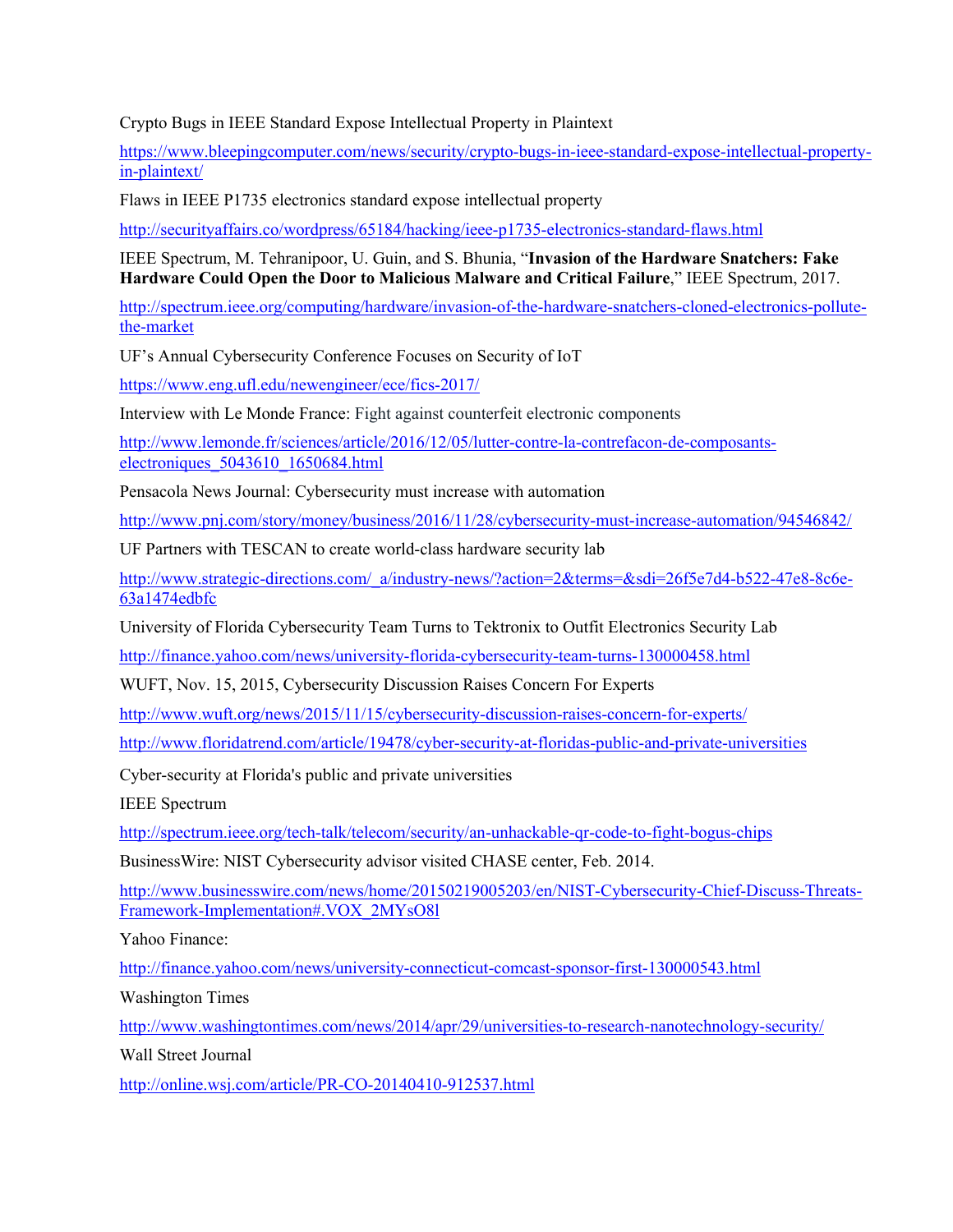Crypto Bugs in IEEE Standard Expose Intellectual Property in Plaintext

https://www.bleepingcomputer.com/news/security/crypto-bugs-in-ieee-standard-expose-intellectual-property-in-plaintext/

Flaws in IEEE P1735 electronics standard expose intellectual property

http://securityaffairs.co/wordpress/65184/hacking/ieee-p1735-electronics-standard-flaws.html

IEEE Spectrum, M. Tehranipoor, U. Guin, and S. Bhunia, "**Invasion of the Hardware Snatchers: Fake Hardware Could Open the Door to Malicious Malware and Critical Failure**," IEEE Spectrum, 2017.

http://spectrum.ieee.org/computing/hardware/invasion-of-the-hardware-snatchers-cloned-electronics-pollute-the-market

UF's Annual Cybersecurity Conference Focuses on Security of IoT

https://www.eng.ufl.edu/newengineer/ece/fics-2017/

Interview with Le Monde France: Fight against counterfeit electronic components

http://www.lemonde.fr/sciences/article/2016/12/05/lutter-contre-la-contrefacon-de-composants-electroniques_5043610_1650684.html

Pensacola News Journal: Cybersecurity must increase with automation

http://www.pnj.com/story/money/business/2016/11/28/cybersecurity-must-increase-automation/94546842/

UF Partners with TESCAN to create world-class hardware security lab

http://www.strategic-directions.com/_a/industry-news/?action=2&terms=&sdi=26f5e7d4-b522-47e8-8c6e-63a1474edbfc

University of Florida Cybersecurity Team Turns to Tektronix to Outfit Electronics Security Lab

http://finance.yahoo.com/news/university-florida-cybersecurity-team-turns-130000458.html

WUFT, Nov. 15, 2015, Cybersecurity Discussion Raises Concern For Experts

http://www.wuft.org/news/2015/11/15/cybersecurity-discussion-raises-concern-for-experts/

http://www.floridatrend.com/article/19478/cyber-security-at-floridas-public-and-private-universities

Cyber-security at Florida's public and private universities

IEEE Spectrum

http://spectrum.ieee.org/tech-talk/telecom/security/an-unhackable-qr-code-to-fight-bogus-chips

BusinessWire: NIST Cybersecurity advisor visited CHASE center, Feb. 2014.

http://www.businesswire.com/news/home/20150219005203/en/NIST-Cybersecurity-Chief-Discuss-Threats-Framework-Implementation#.VOX_2MYsO8l

Yahoo Finance:

http://finance.yahoo.com/news/university-connecticut-comcast-sponsor-first-130000543.html

Washington Times

http://www.washingtontimes.com/news/2014/apr/29/universities-to-research-nanotechnology-security/

Wall Street Journal

http://online.wsj.com/article/PR-CO-20140410-912537.html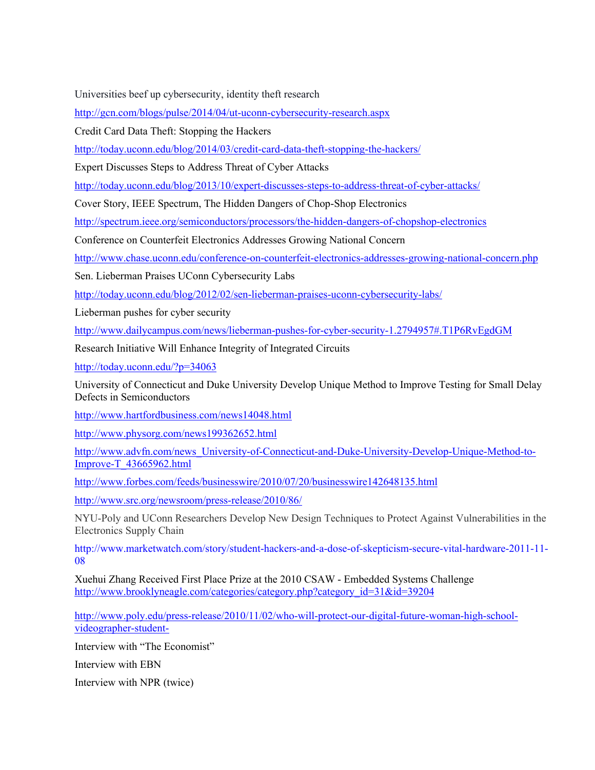Universities beef up cybersecurity, identity theft research

http://gcn.com/blogs/pulse/2014/04/ut-uconn-cybersecurity-research.aspx

Credit Card Data Theft: Stopping the Hackers

http://today.uconn.edu/blog/2014/03/credit-card-data-theft-stopping-the-hackers/

Expert Discusses Steps to Address Threat of Cyber Attacks

http://today.uconn.edu/blog/2013/10/expert-discusses-steps-to-address-threat-of-cyber-attacks/

Cover Story, IEEE Spectrum, The Hidden Dangers of Chop-Shop Electronics

http://spectrum.ieee.org/semiconductors/processors/the-hidden-dangers-of-chopshop-electronics

Conference on Counterfeit Electronics Addresses Growing National Concern

http://www.chase.uconn.edu/conference-on-counterfeit-electronics-addresses-growing-national-concern.php

Sen. Lieberman Praises UConn Cybersecurity Labs

http://today.uconn.edu/blog/2012/02/sen-lieberman-praises-uconn-cybersecurity-labs/

Lieberman pushes for cyber security

http://www.dailycampus.com/news/lieberman-pushes-for-cyber-security-1.2794957#.T1P6RvEgdGM

Research Initiative Will Enhance Integrity of Integrated Circuits

http://today.uconn.edu/?p=34063

University of Connecticut and Duke University Develop Unique Method to Improve Testing for Small Delay Defects in Semiconductors

http://www.hartfordbusiness.com/news14048.html

http://www.physorg.com/news199362652.html

http://www.advfn.com/news_University-of-Connecticut-and-Duke-University-Develop-Unique-Method-to-Improve-T_43665962.html

http://www.forbes.com/feeds/businesswire/2010/07/20/businesswire142648135.html

http://www.src.org/newsroom/press-release/2010/86/

NYU-Poly and UConn Researchers Develop New Design Techniques to Protect Against Vulnerabilities in the Electronics Supply Chain

http://www.marketwatch.com/story/student-hackers-and-a-dose-of-skepticism-secure-vital-hardware-2011-11-08

Xuehui Zhang Received First Place Prize at the 2010 CSAW - Embedded Systems Challenge
http://www.brooklyneagle.com/categories/category.php?category_id=31&id=39204

http://www.poly.edu/press-release/2010/11/02/who-will-protect-our-digital-future-woman-high-school-videographer-student-

Interview with "The Economist"

Interview with EBN

Interview with NPR (twice)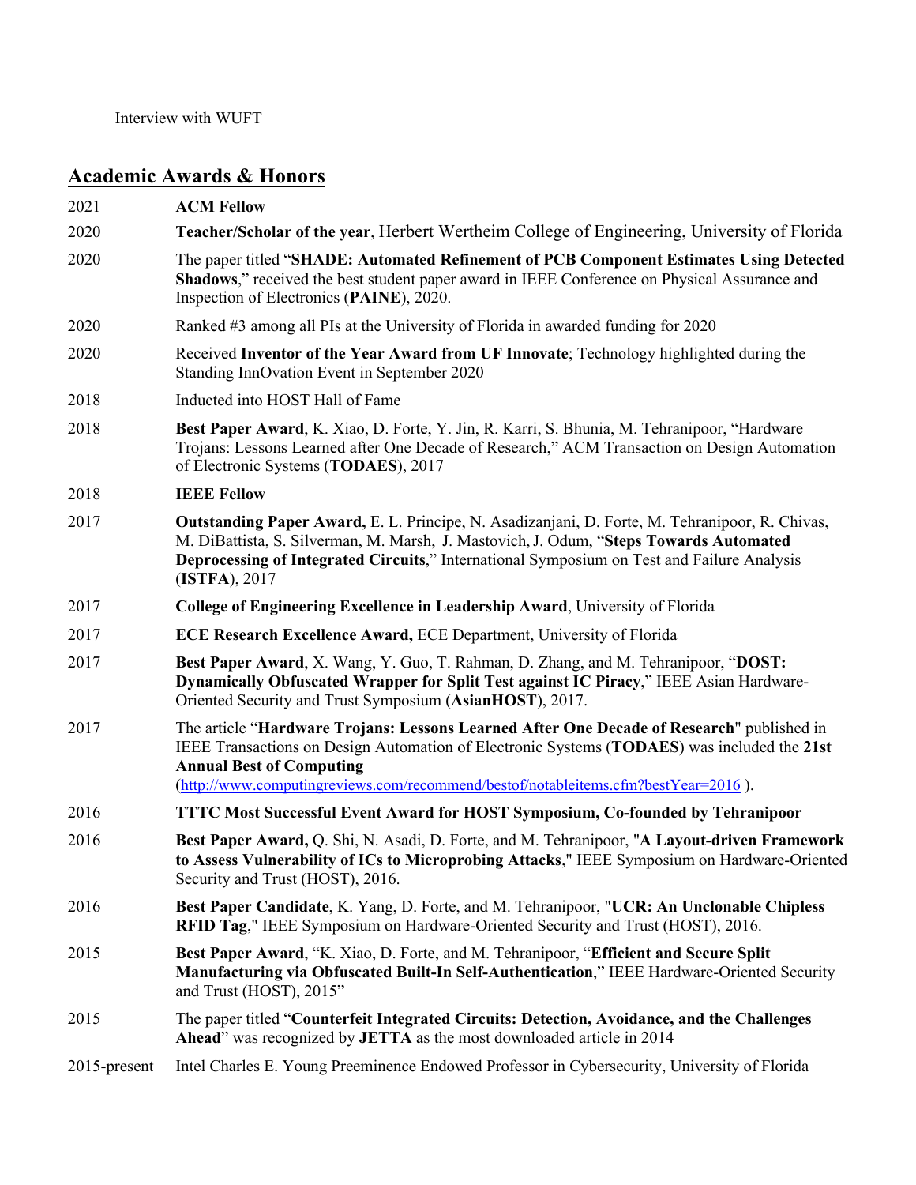Interview with WUFT

## Academic Awards & Honors

| | |
|---|---|
| 2021 | **ACM Fellow** |
| 2020 | **Teacher/Scholar of the year**, Herbert Wertheim College of Engineering, University of Florida |
| 2020 | The paper titled "**SHADE: Automated Refinement of PCB Component Estimates Using Detected Shadows**," received the best student paper award in IEEE Conference on Physical Assurance and Inspection of Electronics (**PAINE**), 2020. |
| 2020 | Ranked #3 among all PIs at the University of Florida in awarded funding for 2020 |
| 2020 | Received **Inventor of the Year Award from UF Innovate**; Technology highlighted during the Standing InnOvation Event in September 2020 |
| 2018 | Inducted into HOST Hall of Fame |
| 2018 | **Best Paper Award**, K. Xiao, D. Forte, Y. Jin, R. Karri, S. Bhunia, M. Tehranipoor, "Hardware Trojans: Lessons Learned after One Decade of Research," ACM Transaction on Design Automation of Electronic Systems (**TODAES**), 2017 |
| 2018 | **IEEE Fellow** |
| 2017 | **Outstanding Paper Award,** E. L. Principe, N. Asadizanjani, D. Forte, M. Tehranipoor, R. Chivas, M. DiBattista, S. Silverman, M. Marsh, J. Mastovich, J. Odum, "**Steps Towards Automated Deprocessing of Integrated Circuits**," International Symposium on Test and Failure Analysis (**ISTFA**), 2017 |
| 2017 | **College of Engineering Excellence in Leadership Award**, University of Florida |
| 2017 | **ECE Research Excellence Award,** ECE Department, University of Florida |
| 2017 | **Best Paper Award**, X. Wang, Y. Guo, T. Rahman, D. Zhang, and M. Tehranipoor, "**DOST: Dynamically Obfuscated Wrapper for Split Test against IC Piracy**," IEEE Asian Hardware-Oriented Security and Trust Symposium (**AsianHOST**), 2017. |
| 2017 | The article "**Hardware Trojans: Lessons Learned After One Decade of Research**" published in IEEE Transactions on Design Automation of Electronic Systems (**TODAES**) was included the **21st Annual Best of Computing** (http://www.computingreviews.com/recommend/bestof/notableitems.cfm?bestYear=2016 ). |
| 2016 | **TTTC Most Successful Event Award for HOST Symposium, Co-founded by Tehranipoor** |
| 2016 | **Best Paper Award,** Q. Shi, N. Asadi, D. Forte, and M. Tehranipoor, "**A Layout-driven Framework to Assess Vulnerability of ICs to Microprobing Attacks**," IEEE Symposium on Hardware-Oriented Security and Trust (HOST), 2016. |
| 2016 | **Best Paper Candidate**, K. Yang, D. Forte, and M. Tehranipoor, "**UCR: An Unclonable Chipless RFID Tag**," IEEE Symposium on Hardware-Oriented Security and Trust (HOST), 2016. |
| 2015 | **Best Paper Award**, "K. Xiao, D. Forte, and M. Tehranipoor, "**Efficient and Secure Split Manufacturing via Obfuscated Built-In Self-Authentication**," IEEE Hardware-Oriented Security and Trust (HOST), 2015" |
| 2015 | The paper titled "**Counterfeit Integrated Circuits: Detection, Avoidance, and the Challenges Ahead**" was recognized by **JETTA** as the most downloaded article in 2014 |
| 2015-present | Intel Charles E. Young Preeminence Endowed Professor in Cybersecurity, University of Florida |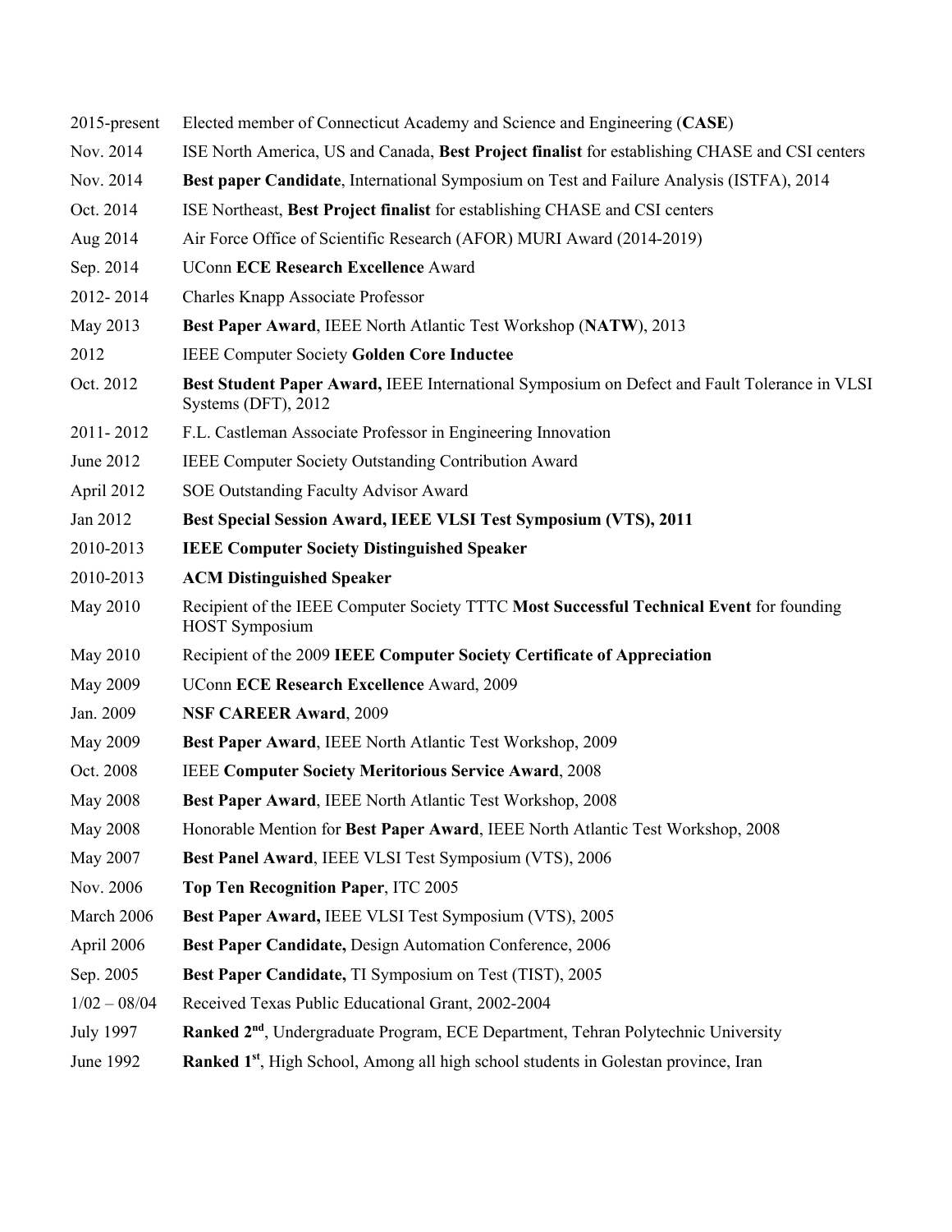| | |
|---|---|
| 2015-present | Elected member of Connecticut Academy and Science and Engineering (**CASE**) |
| Nov. 2014 | ISE North America, US and Canada, **Best Project finalist** for establishing CHASE and CSI centers |
| Nov. 2014 | **Best paper Candidate**, International Symposium on Test and Failure Analysis (ISTFA), 2014 |
| Oct. 2014 | ISE Northeast, **Best Project finalist** for establishing CHASE and CSI centers |
| Aug 2014 | Air Force Office of Scientific Research (AFOR) MURI Award (2014-2019) |
| Sep. 2014 | UConn **ECE Research Excellence** Award |
| 2012- 2014 | Charles Knapp Associate Professor |
| May 2013 | **Best Paper Award**, IEEE North Atlantic Test Workshop (**NATW**), 2013 |
| 2012 | IEEE Computer Society **Golden Core Inductee** |
| Oct. 2012 | **Best Student Paper Award,** IEEE International Symposium on Defect and Fault Tolerance in VLSI Systems (DFT), 2012 |
| 2011- 2012 | F.L. Castleman Associate Professor in Engineering Innovation |
| June 2012 | IEEE Computer Society Outstanding Contribution Award |
| April 2012 | SOE Outstanding Faculty Advisor Award |
| Jan 2012 | **Best Special Session Award, IEEE VLSI Test Symposium (VTS), 2011** |
| 2010-2013 | **IEEE Computer Society Distinguished Speaker** |
| 2010-2013 | **ACM Distinguished Speaker** |
| May 2010 | Recipient of the IEEE Computer Society TTTC **Most Successful Technical Event** for founding HOST Symposium |
| May 2010 | Recipient of the 2009 **IEEE Computer Society Certificate of Appreciation** |
| May 2009 | UConn **ECE Research Excellence** Award, 2009 |
| Jan. 2009 | **NSF CAREER Award**, 2009 |
| May 2009 | **Best Paper Award**, IEEE North Atlantic Test Workshop, 2009 |
| Oct. 2008 | IEEE **Computer Society Meritorious Service Award**, 2008 |
| May 2008 | **Best Paper Award**, IEEE North Atlantic Test Workshop, 2008 |
| May 2008 | Honorable Mention for **Best Paper Award**, IEEE North Atlantic Test Workshop, 2008 |
| May 2007 | **Best Panel Award**, IEEE VLSI Test Symposium (VTS), 2006 |
| Nov. 2006 | **Top Ten Recognition Paper**, ITC 2005 |
| March 2006 | **Best Paper Award,** IEEE VLSI Test Symposium (VTS), 2005 |
| April 2006 | **Best Paper Candidate,** Design Automation Conference, 2006 |
| Sep. 2005 | **Best Paper Candidate,** TI Symposium on Test (TIST), 2005 |
| 1/02 – 08/04 | Received Texas Public Educational Grant, 2002-2004 |
| July 1997 | **Ranked 2nd**, Undergraduate Program, ECE Department, Tehran Polytechnic University |
| June 1992 | **Ranked 1st**, High School, Among all high school students in Golestan province, Iran |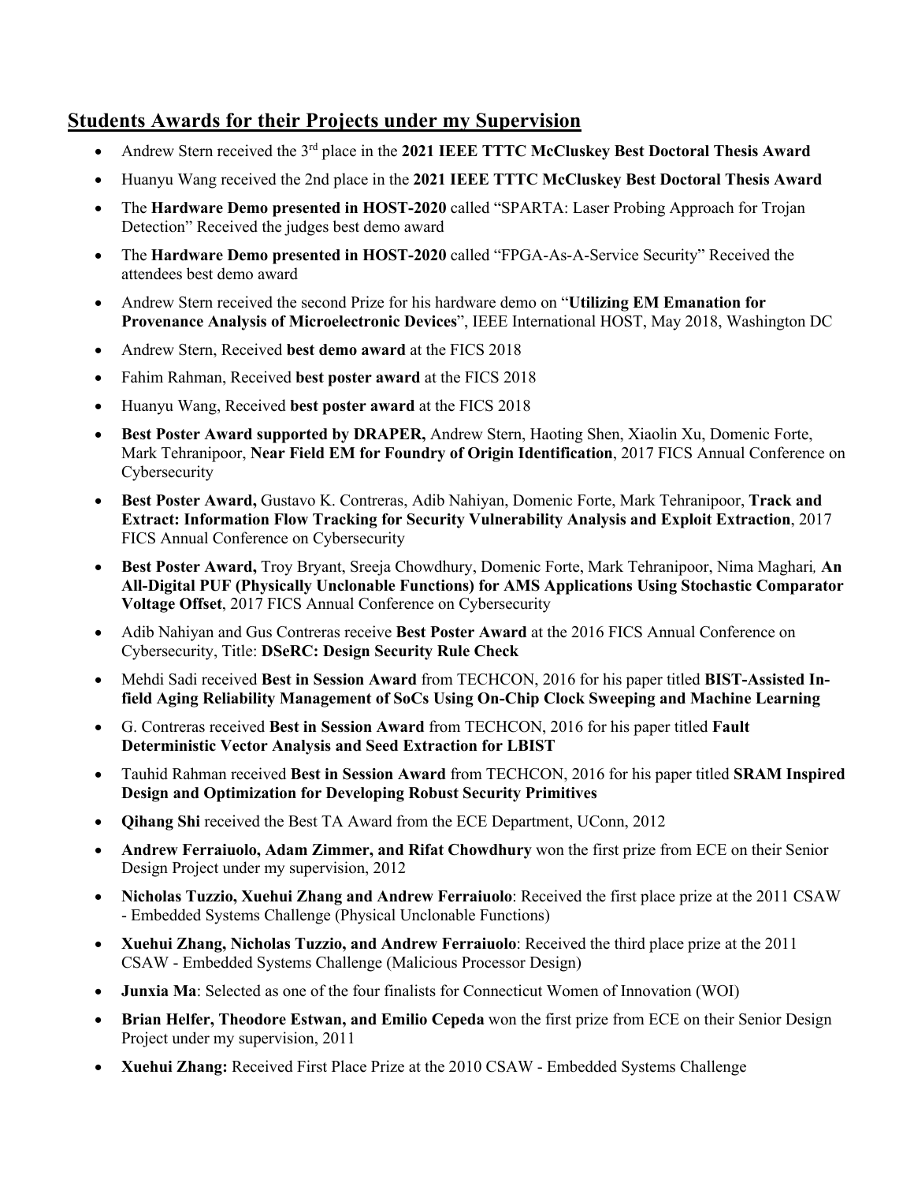## Students Awards for their Projects under my Supervision

- Andrew Stern received the 3rd place in the **2021 IEEE TTTC McCluskey Best Doctoral Thesis Award**
- Huanyu Wang received the 2nd place in the **2021 IEEE TTTC McCluskey Best Doctoral Thesis Award**
- The **Hardware Demo presented in HOST-2020** called "SPARTA: Laser Probing Approach for Trojan Detection" Received the judges best demo award
- The **Hardware Demo presented in HOST-2020** called "FPGA-As-A-Service Security" Received the attendees best demo award
- Andrew Stern received the second Prize for his hardware demo on "**Utilizing EM Emanation for Provenance Analysis of Microelectronic Devices**", IEEE International HOST, May 2018, Washington DC
- Andrew Stern, Received **best demo award** at the FICS 2018
- Fahim Rahman, Received **best poster award** at the FICS 2018
- Huanyu Wang, Received **best poster award** at the FICS 2018
- **Best Poster Award supported by DRAPER,** Andrew Stern, Haoting Shen, Xiaolin Xu, Domenic Forte, Mark Tehranipoor, **Near Field EM for Foundry of Origin Identification**, 2017 FICS Annual Conference on Cybersecurity
- **Best Poster Award,** Gustavo K. Contreras, Adib Nahiyan, Domenic Forte, Mark Tehranipoor, **Track and Extract: Information Flow Tracking for Security Vulnerability Analysis and Exploit Extraction**, 2017 FICS Annual Conference on Cybersecurity
- **Best Poster Award,** Troy Bryant, Sreeja Chowdhury, Domenic Forte, Mark Tehranipoor, Nima Maghari*,* **An All-Digital PUF (Physically Unclonable Functions) for AMS Applications Using Stochastic Comparator Voltage Offset**, 2017 FICS Annual Conference on Cybersecurity
- Adib Nahiyan and Gus Contreras receive **Best Poster Award** at the 2016 FICS Annual Conference on Cybersecurity, Title: **DSeRC: Design Security Rule Check**
- Mehdi Sadi received **Best in Session Award** from TECHCON, 2016 for his paper titled **BIST-Assisted In-field Aging Reliability Management of SoCs Using On-Chip Clock Sweeping and Machine Learning**
- G. Contreras received **Best in Session Award** from TECHCON, 2016 for his paper titled **Fault Deterministic Vector Analysis and Seed Extraction for LBIST**
- Tauhid Rahman received **Best in Session Award** from TECHCON, 2016 for his paper titled **SRAM Inspired Design and Optimization for Developing Robust Security Primitives**
- **Qihang Shi** received the Best TA Award from the ECE Department, UConn, 2012
- **Andrew Ferraiuolo, Adam Zimmer, and Rifat Chowdhury** won the first prize from ECE on their Senior Design Project under my supervision, 2012
- **Nicholas Tuzzio, Xuehui Zhang and Andrew Ferraiuolo**: Received the first place prize at the 2011 CSAW - Embedded Systems Challenge (Physical Unclonable Functions)
- **Xuehui Zhang, Nicholas Tuzzio, and Andrew Ferraiuolo**: Received the third place prize at the 2011 CSAW - Embedded Systems Challenge (Malicious Processor Design)
- **Junxia Ma**: Selected as one of the four finalists for Connecticut Women of Innovation (WOI)
- **Brian Helfer, Theodore Estwan, and Emilio Cepeda** won the first prize from ECE on their Senior Design Project under my supervision, 2011
- **Xuehui Zhang:** Received First Place Prize at the 2010 CSAW - Embedded Systems Challenge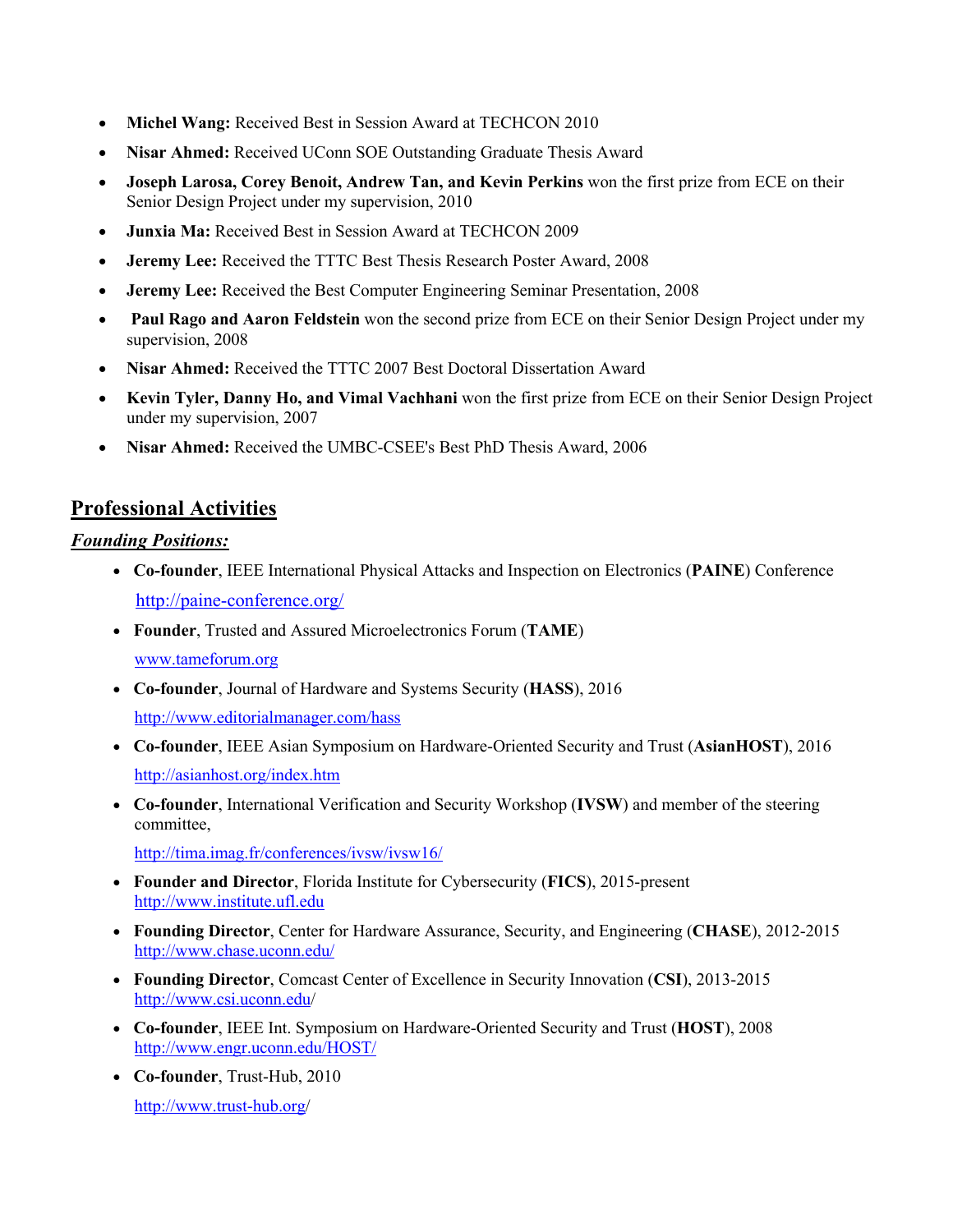- **Michel Wang:** Received Best in Session Award at TECHCON 2010
- **Nisar Ahmed:** Received UConn SOE Outstanding Graduate Thesis Award
- **Joseph Larosa, Corey Benoit, Andrew Tan, and Kevin Perkins** won the first prize from ECE on their Senior Design Project under my supervision, 2010
- **Junxia Ma:** Received Best in Session Award at TECHCON 2009
- **Jeremy Lee:** Received the TTTC Best Thesis Research Poster Award, 2008
- **Jeremy Lee:** Received the Best Computer Engineering Seminar Presentation, 2008
- **Paul Rago and Aaron Feldstein** won the second prize from ECE on their Senior Design Project under my supervision, 2008
- **Nisar Ahmed:** Received the TTTC 2007 Best Doctoral Dissertation Award
- **Kevin Tyler, Danny Ho, and Vimal Vachhani** won the first prize from ECE on their Senior Design Project under my supervision, 2007
- **Nisar Ahmed:** Received the UMBC-CSEE's Best PhD Thesis Award, 2006

## Professional Activities

### *Founding Positions:*

- **Co-founder**, IEEE International Physical Attacks and Inspection on Electronics (**PAINE**) Conference
  http://paine-conference.org/
- **Founder**, Trusted and Assured Microelectronics Forum (**TAME**)
  www.tameforum.org
- **Co-founder**, Journal of Hardware and Systems Security (**HASS**), 2016
  http://www.editorialmanager.com/hass
- **Co-founder**, IEEE Asian Symposium on Hardware-Oriented Security and Trust (**AsianHOST**), 2016
  http://asianhost.org/index.htm
- **Co-founder**, International Verification and Security Workshop (**IVSW**) and member of the steering committee,
  http://tima.imag.fr/conferences/ivsw/ivsw16/
- **Founder and Director**, Florida Institute for Cybersecurity (**FICS**), 2015-present
  http://www.institute.ufl.edu
- **Founding Director**, Center for Hardware Assurance, Security, and Engineering (**CHASE**), 2012-2015
  http://www.chase.uconn.edu/
- **Founding Director**, Comcast Center of Excellence in Security Innovation (**CSI**), 2013-2015
  http://www.csi.uconn.edu/
- **Co-founder**, IEEE Int. Symposium on Hardware-Oriented Security and Trust (**HOST**), 2008
  http://www.engr.uconn.edu/HOST/
- **Co-founder**, Trust-Hub, 2010
  http://www.trust-hub.org/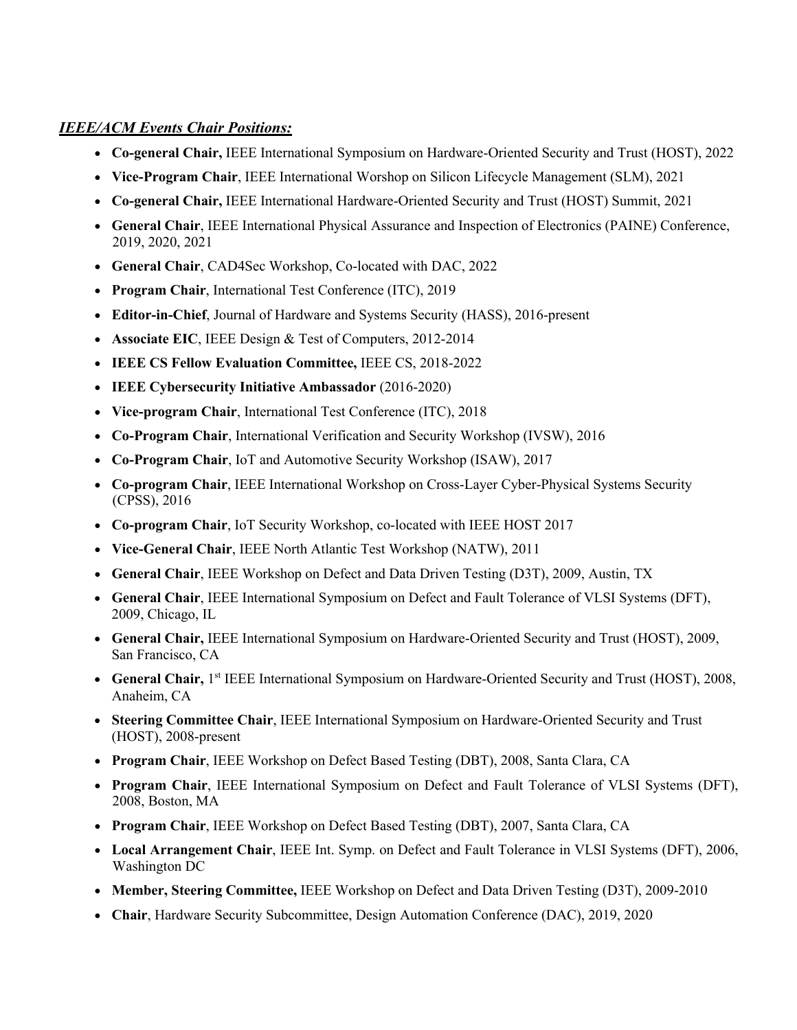***IEEE/ACM Events Chair Positions:***

- **Co-general Chair,** IEEE International Symposium on Hardware-Oriented Security and Trust (HOST), 2022
- **Vice-Program Chair**, IEEE International Worshop on Silicon Lifecycle Management (SLM), 2021
- **Co-general Chair,** IEEE International Hardware-Oriented Security and Trust (HOST) Summit, 2021
- **General Chair**, IEEE International Physical Assurance and Inspection of Electronics (PAINE) Conference, 2019, 2020, 2021
- **General Chair**, CAD4Sec Workshop, Co-located with DAC, 2022
- **Program Chair**, International Test Conference (ITC), 2019
- **Editor-in-Chief**, Journal of Hardware and Systems Security (HASS), 2016-present
- **Associate EIC**, IEEE Design & Test of Computers, 2012-2014
- **IEEE CS Fellow Evaluation Committee,** IEEE CS, 2018-2022
- **IEEE Cybersecurity Initiative Ambassador** (2016-2020)
- **Vice-program Chair**, International Test Conference (ITC), 2018
- **Co-Program Chair**, International Verification and Security Workshop (IVSW), 2016
- **Co-Program Chair**, IoT and Automotive Security Workshop (ISAW), 2017
- **Co-program Chair**, IEEE International Workshop on Cross-Layer Cyber-Physical Systems Security (CPSS), 2016
- **Co-program Chair**, IoT Security Workshop, co-located with IEEE HOST 2017
- **Vice-General Chair**, IEEE North Atlantic Test Workshop (NATW), 2011
- **General Chair**, IEEE Workshop on Defect and Data Driven Testing (D3T), 2009, Austin, TX
- **General Chair**, IEEE International Symposium on Defect and Fault Tolerance of VLSI Systems (DFT), 2009, Chicago, IL
- **General Chair,** IEEE International Symposium on Hardware-Oriented Security and Trust (HOST), 2009, San Francisco, CA
- **General Chair,** 1st IEEE International Symposium on Hardware-Oriented Security and Trust (HOST), 2008, Anaheim, CA
- **Steering Committee Chair**, IEEE International Symposium on Hardware-Oriented Security and Trust (HOST), 2008-present
- **Program Chair**, IEEE Workshop on Defect Based Testing (DBT), 2008, Santa Clara, CA
- **Program Chair**, IEEE International Symposium on Defect and Fault Tolerance of VLSI Systems (DFT), 2008, Boston, MA
- **Program Chair**, IEEE Workshop on Defect Based Testing (DBT), 2007, Santa Clara, CA
- **Local Arrangement Chair**, IEEE Int. Symp. on Defect and Fault Tolerance in VLSI Systems (DFT), 2006, Washington DC
- **Member, Steering Committee,** IEEE Workshop on Defect and Data Driven Testing (D3T), 2009-2010
- **Chair**, Hardware Security Subcommittee, Design Automation Conference (DAC), 2019, 2020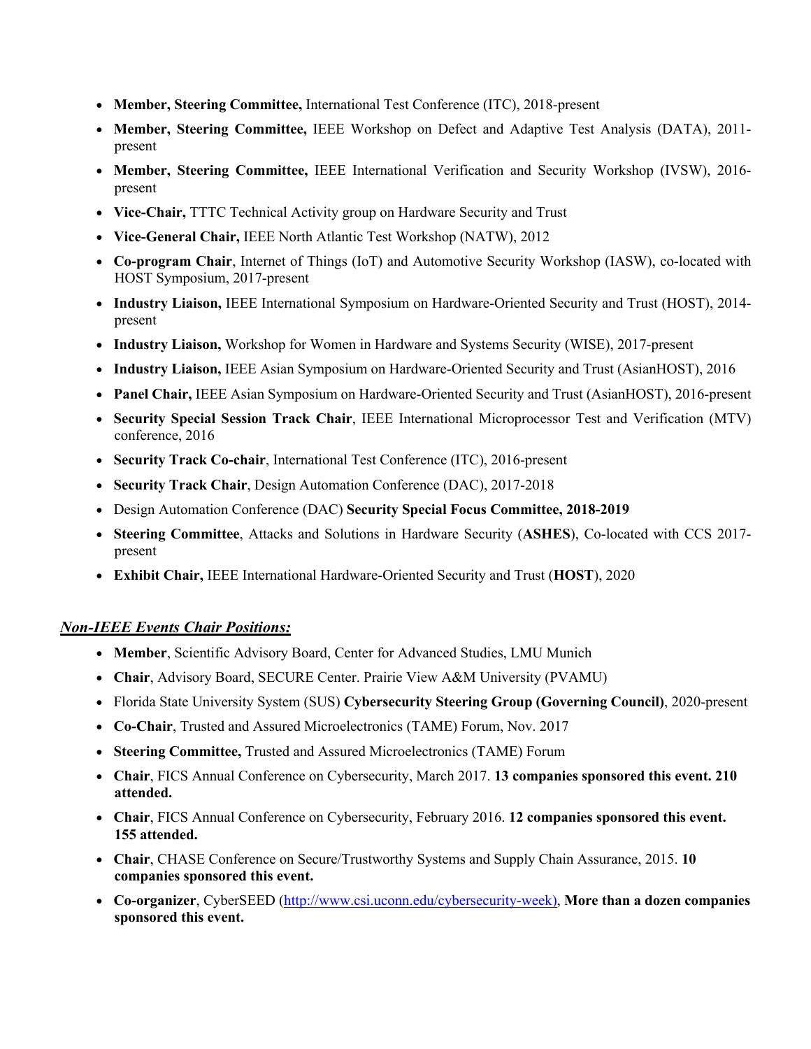- **Member, Steering Committee,** International Test Conference (ITC), 2018-present
- **Member, Steering Committee,** IEEE Workshop on Defect and Adaptive Test Analysis (DATA), 2011-present
- **Member, Steering Committee,** IEEE International Verification and Security Workshop (IVSW), 2016-present
- **Vice-Chair,** TTTC Technical Activity group on Hardware Security and Trust
- **Vice-General Chair,** IEEE North Atlantic Test Workshop (NATW), 2012
- **Co-program Chair**, Internet of Things (IoT) and Automotive Security Workshop (IASW), co-located with HOST Symposium, 2017-present
- **Industry Liaison,** IEEE International Symposium on Hardware-Oriented Security and Trust (HOST), 2014-present
- **Industry Liaison,** Workshop for Women in Hardware and Systems Security (WISE), 2017-present
- **Industry Liaison,** IEEE Asian Symposium on Hardware-Oriented Security and Trust (AsianHOST), 2016
- **Panel Chair,** IEEE Asian Symposium on Hardware-Oriented Security and Trust (AsianHOST), 2016-present
- **Security Special Session Track Chair**, IEEE International Microprocessor Test and Verification (MTV) conference, 2016
- **Security Track Co-chair**, International Test Conference (ITC), 2016-present
- **Security Track Chair**, Design Automation Conference (DAC), 2017-2018
- Design Automation Conference (DAC) **Security Special Focus Committee, 2018-2019**
- **Steering Committee**, Attacks and Solutions in Hardware Security (**ASHES**), Co-located with CCS 2017-present
- **Exhibit Chair,** IEEE International Hardware-Oriented Security and Trust (**HOST**), 2020

## ***Non-IEEE Events Chair Positions:***

- **Member**, Scientific Advisory Board, Center for Advanced Studies, LMU Munich
- **Chair**, Advisory Board, SECURE Center. Prairie View A&M University (PVAMU)
- Florida State University System (SUS) **Cybersecurity Steering Group (Governing Council)**, 2020-present
- **Co-Chair**, Trusted and Assured Microelectronics (TAME) Forum, Nov. 2017
- **Steering Committee,** Trusted and Assured Microelectronics (TAME) Forum
- **Chair**, FICS Annual Conference on Cybersecurity, March 2017. **13 companies sponsored this event. 210 attended.**
- **Chair**, FICS Annual Conference on Cybersecurity, February 2016. **12 companies sponsored this event. 155 attended.**
- **Chair**, CHASE Conference on Secure/Trustworthy Systems and Supply Chain Assurance, 2015. **10 companies sponsored this event.**
- **Co-organizer**, CyberSEED (http://www.csi.uconn.edu/cybersecurity-week), **More than a dozen companies sponsored this event.**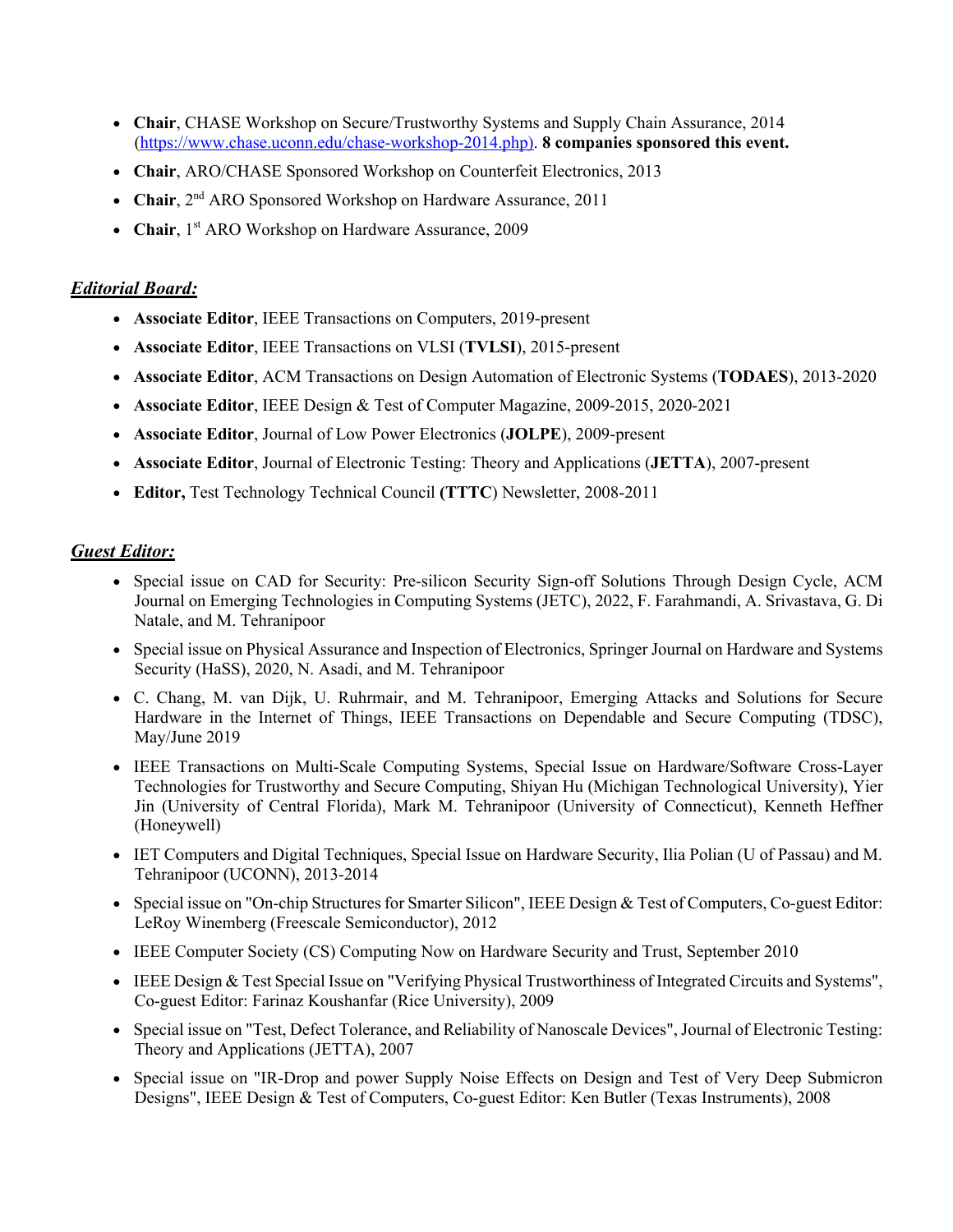- **Chair**, CHASE Workshop on Secure/Trustworthy Systems and Supply Chain Assurance, 2014 (https://www.chase.uconn.edu/chase-workshop-2014.php). **8 companies sponsored this event.**
- **Chair**, ARO/CHASE Sponsored Workshop on Counterfeit Electronics, 2013
- **Chair**, 2nd ARO Sponsored Workshop on Hardware Assurance, 2011
- **Chair**, 1st ARO Workshop on Hardware Assurance, 2009

## ***Editorial Board:***

- **Associate Editor**, IEEE Transactions on Computers, 2019-present
- **Associate Editor**, IEEE Transactions on VLSI (**TVLSI**), 2015-present
- **Associate Editor**, ACM Transactions on Design Automation of Electronic Systems (**TODAES**), 2013-2020
- **Associate Editor**, IEEE Design & Test of Computer Magazine, 2009-2015, 2020-2021
- **Associate Editor**, Journal of Low Power Electronics (**JOLPE**), 2009-present
- **Associate Editor**, Journal of Electronic Testing: Theory and Applications (**JETTA**), 2007-present
- **Editor,** Test Technology Technical Council **(TTTC**) Newsletter, 2008-2011

## ***Guest Editor:***

- Special issue on CAD for Security: Pre-silicon Security Sign-off Solutions Through Design Cycle, ACM Journal on Emerging Technologies in Computing Systems (JETC), 2022, F. Farahmandi, A. Srivastava, G. Di Natale, and M. Tehranipoor
- Special issue on Physical Assurance and Inspection of Electronics, Springer Journal on Hardware and Systems Security (HaSS), 2020, N. Asadi, and M. Tehranipoor
- C. Chang, M. van Dijk, U. Ruhrmair, and M. Tehranipoor, Emerging Attacks and Solutions for Secure Hardware in the Internet of Things, IEEE Transactions on Dependable and Secure Computing (TDSC), May/June 2019
- IEEE Transactions on Multi-Scale Computing Systems, Special Issue on Hardware/Software Cross-Layer Technologies for Trustworthy and Secure Computing, Shiyan Hu (Michigan Technological University), Yier Jin (University of Central Florida), Mark M. Tehranipoor (University of Connecticut), Kenneth Heffner (Honeywell)
- IET Computers and Digital Techniques, Special Issue on Hardware Security, Ilia Polian (U of Passau) and M. Tehranipoor (UCONN), 2013-2014
- Special issue on "On-chip Structures for Smarter Silicon", IEEE Design & Test of Computers, Co-guest Editor: LeRoy Winemberg (Freescale Semiconductor), 2012
- IEEE Computer Society (CS) Computing Now on Hardware Security and Trust, September 2010
- IEEE Design & Test Special Issue on "Verifying Physical Trustworthiness of Integrated Circuits and Systems", Co-guest Editor: Farinaz Koushanfar (Rice University), 2009
- Special issue on "Test, Defect Tolerance, and Reliability of Nanoscale Devices", Journal of Electronic Testing: Theory and Applications (JETTA), 2007
- Special issue on "IR-Drop and power Supply Noise Effects on Design and Test of Very Deep Submicron Designs", IEEE Design & Test of Computers, Co-guest Editor: Ken Butler (Texas Instruments), 2008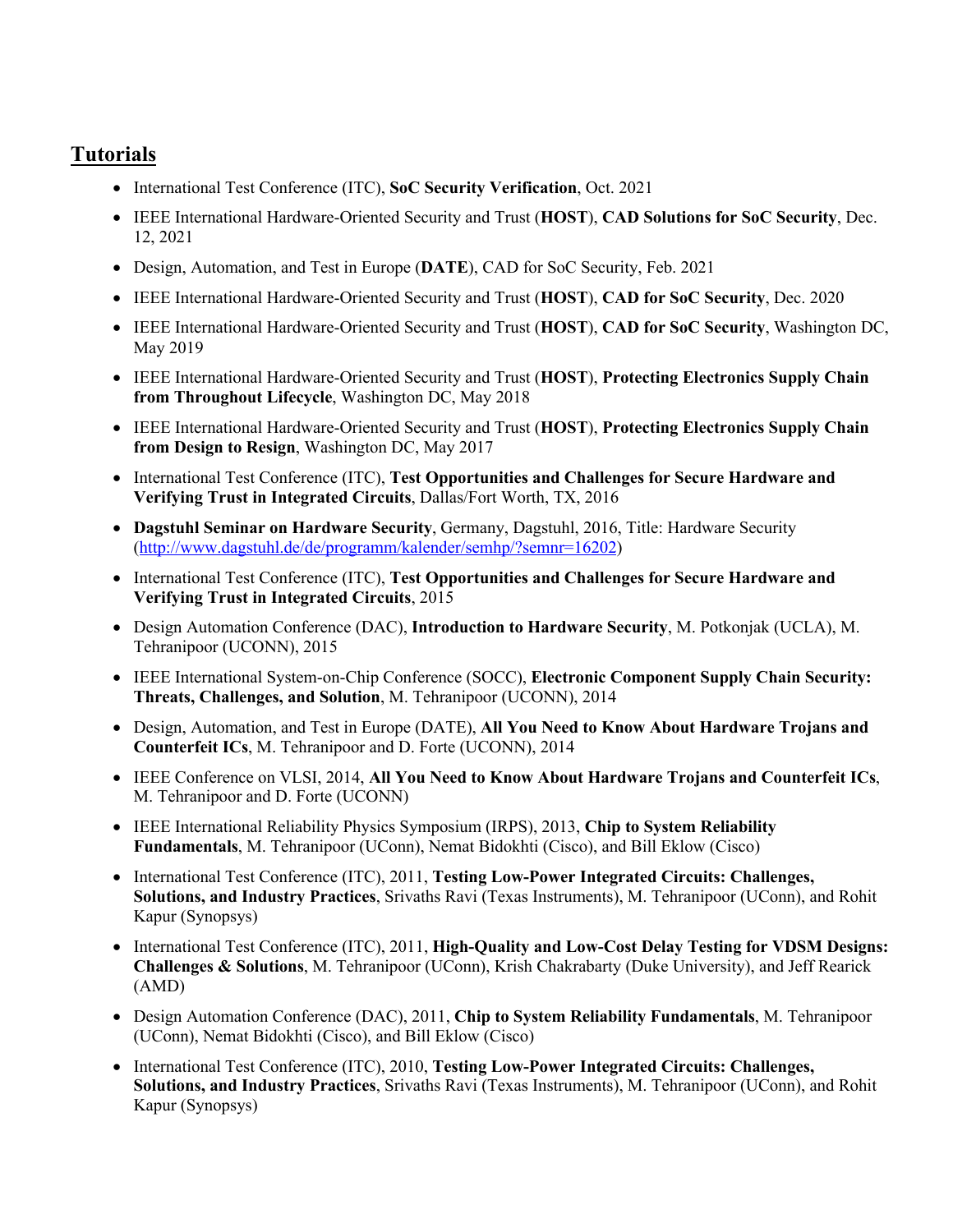## Tutorials

- International Test Conference (ITC), **SoC Security Verification**, Oct. 2021
- IEEE International Hardware-Oriented Security and Trust (**HOST**), **CAD Solutions for SoC Security**, Dec. 12, 2021
- Design, Automation, and Test in Europe (**DATE**), CAD for SoC Security, Feb. 2021
- IEEE International Hardware-Oriented Security and Trust (**HOST**), **CAD for SoC Security**, Dec. 2020
- IEEE International Hardware-Oriented Security and Trust (**HOST**), **CAD for SoC Security**, Washington DC, May 2019
- IEEE International Hardware-Oriented Security and Trust (**HOST**), **Protecting Electronics Supply Chain from Throughout Lifecycle**, Washington DC, May 2018
- IEEE International Hardware-Oriented Security and Trust (**HOST**), **Protecting Electronics Supply Chain from Design to Resign**, Washington DC, May 2017
- International Test Conference (ITC), **Test Opportunities and Challenges for Secure Hardware and Verifying Trust in Integrated Circuits**, Dallas/Fort Worth, TX, 2016
- **Dagstuhl Seminar on Hardware Security**, Germany, Dagstuhl, 2016, Title: Hardware Security (http://www.dagstuhl.de/de/programm/kalender/semhp/?semnr=16202)
- International Test Conference (ITC), **Test Opportunities and Challenges for Secure Hardware and Verifying Trust in Integrated Circuits**, 2015
- Design Automation Conference (DAC), **Introduction to Hardware Security**, M. Potkonjak (UCLA), M. Tehranipoor (UCONN), 2015
- IEEE International System-on-Chip Conference (SOCC), **Electronic Component Supply Chain Security: Threats, Challenges, and Solution**, M. Tehranipoor (UCONN), 2014
- Design, Automation, and Test in Europe (DATE), **All You Need to Know About Hardware Trojans and Counterfeit ICs**, M. Tehranipoor and D. Forte (UCONN), 2014
- IEEE Conference on VLSI, 2014, **All You Need to Know About Hardware Trojans and Counterfeit ICs**, M. Tehranipoor and D. Forte (UCONN)
- IEEE International Reliability Physics Symposium (IRPS), 2013, **Chip to System Reliability Fundamentals**, M. Tehranipoor (UConn), Nemat Bidokhti (Cisco), and Bill Eklow (Cisco)
- International Test Conference (ITC), 2011, **Testing Low-Power Integrated Circuits: Challenges, Solutions, and Industry Practices**, Srivaths Ravi (Texas Instruments), M. Tehranipoor (UConn), and Rohit Kapur (Synopsys)
- International Test Conference (ITC), 2011, **High-Quality and Low-Cost Delay Testing for VDSM Designs: Challenges & Solutions**, M. Tehranipoor (UConn), Krish Chakrabarty (Duke University), and Jeff Rearick (AMD)
- Design Automation Conference (DAC), 2011, **Chip to System Reliability Fundamentals**, M. Tehranipoor (UConn), Nemat Bidokhti (Cisco), and Bill Eklow (Cisco)
- International Test Conference (ITC), 2010, **Testing Low-Power Integrated Circuits: Challenges, Solutions, and Industry Practices**, Srivaths Ravi (Texas Instruments), M. Tehranipoor (UConn), and Rohit Kapur (Synopsys)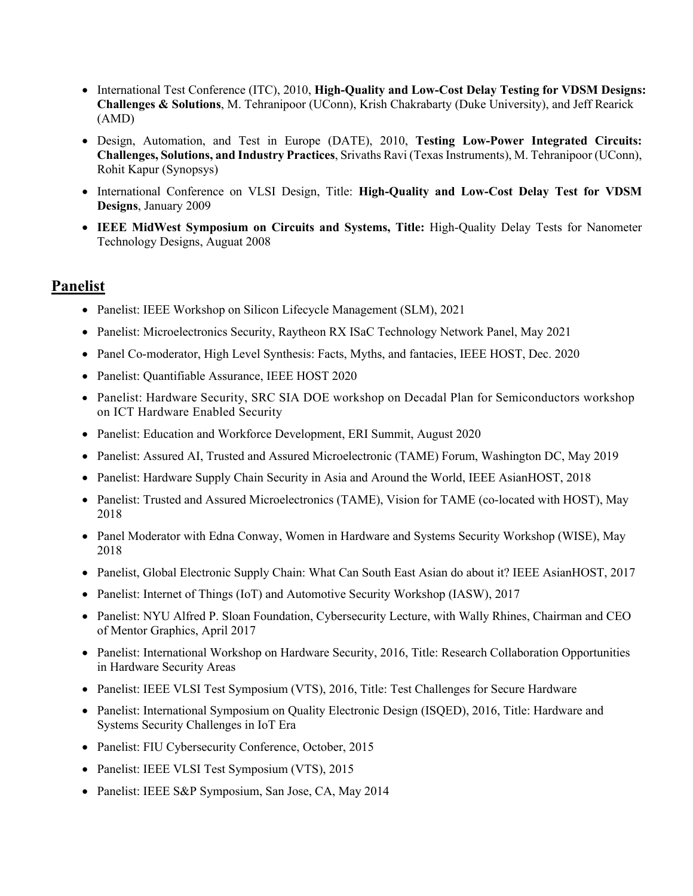- International Test Conference (ITC), 2010, **High-Quality and Low-Cost Delay Testing for VDSM Designs: Challenges & Solutions**, M. Tehranipoor (UConn), Krish Chakrabarty (Duke University), and Jeff Rearick (AMD)
- Design, Automation, and Test in Europe (DATE), 2010, **Testing Low-Power Integrated Circuits: Challenges, Solutions, and Industry Practices**, Srivaths Ravi (Texas Instruments), M. Tehranipoor (UConn), Rohit Kapur (Synopsys)
- International Conference on VLSI Design, Title: **High-Quality and Low-Cost Delay Test for VDSM Designs**, January 2009
- **IEEE MidWest Symposium on Circuits and Systems, Title:** High-Quality Delay Tests for Nanometer Technology Designs, Auguat 2008

## Panelist

- Panelist: IEEE Workshop on Silicon Lifecycle Management (SLM), 2021
- Panelist: Microelectronics Security, Raytheon RX ISaC Technology Network Panel, May 2021
- Panel Co-moderator, High Level Synthesis: Facts, Myths, and fantacies, IEEE HOST, Dec. 2020
- Panelist: Quantifiable Assurance, IEEE HOST 2020
- Panelist: Hardware Security, SRC SIA DOE workshop on Decadal Plan for Semiconductors workshop on ICT Hardware Enabled Security
- Panelist: Education and Workforce Development, ERI Summit, August 2020
- Panelist: Assured AI, Trusted and Assured Microelectronic (TAME) Forum, Washington DC, May 2019
- Panelist: Hardware Supply Chain Security in Asia and Around the World, IEEE AsianHOST, 2018
- Panelist: Trusted and Assured Microelectronics (TAME), Vision for TAME (co-located with HOST), May 2018
- Panel Moderator with Edna Conway, Women in Hardware and Systems Security Workshop (WISE), May 2018
- Panelist, Global Electronic Supply Chain: What Can South East Asian do about it? IEEE AsianHOST, 2017
- Panelist: Internet of Things (IoT) and Automotive Security Workshop (IASW), 2017
- Panelist: NYU Alfred P. Sloan Foundation, Cybersecurity Lecture, with Wally Rhines, Chairman and CEO of Mentor Graphics, April 2017
- Panelist: International Workshop on Hardware Security, 2016, Title: Research Collaboration Opportunities in Hardware Security Areas
- Panelist: IEEE VLSI Test Symposium (VTS), 2016, Title: Test Challenges for Secure Hardware
- Panelist: International Symposium on Quality Electronic Design (ISQED), 2016, Title: Hardware and Systems Security Challenges in IoT Era
- Panelist: FIU Cybersecurity Conference, October, 2015
- Panelist: IEEE VLSI Test Symposium (VTS), 2015
- Panelist: IEEE S&P Symposium, San Jose, CA, May 2014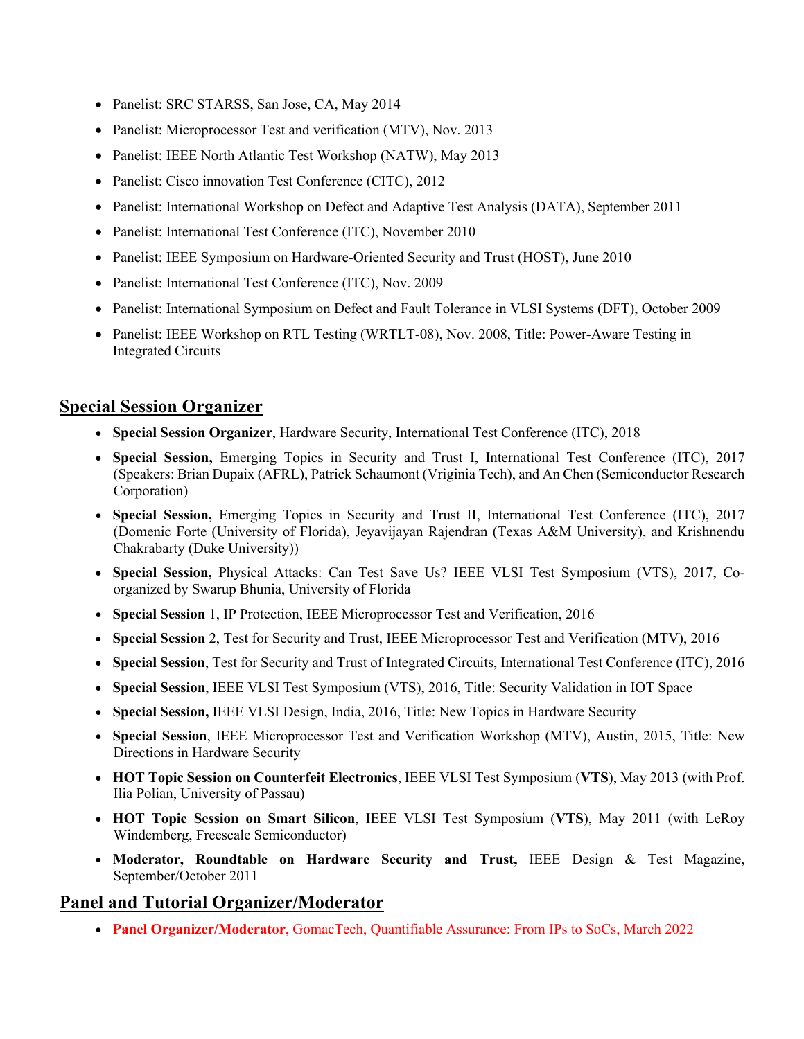- Panelist: SRC STARSS, San Jose, CA, May 2014
- Panelist: Microprocessor Test and verification (MTV), Nov. 2013
- Panelist: IEEE North Atlantic Test Workshop (NATW), May 2013
- Panelist: Cisco innovation Test Conference (CITC), 2012
- Panelist: International Workshop on Defect and Adaptive Test Analysis (DATA), September 2011
- Panelist: International Test Conference (ITC), November 2010
- Panelist: IEEE Symposium on Hardware-Oriented Security and Trust (HOST), June 2010
- Panelist: International Test Conference (ITC), Nov. 2009
- Panelist: International Symposium on Defect and Fault Tolerance in VLSI Systems (DFT), October 2009
- Panelist: IEEE Workshop on RTL Testing (WRTLT-08), Nov. 2008, Title: Power-Aware Testing in Integrated Circuits

## Special Session Organizer

- **Special Session Organizer**, Hardware Security, International Test Conference (ITC), 2018
- **Special Session,** Emerging Topics in Security and Trust I, International Test Conference (ITC), 2017 (Speakers: Brian Dupaix (AFRL), Patrick Schaumont (Vriginia Tech), and An Chen (Semiconductor Research Corporation)
- **Special Session,** Emerging Topics in Security and Trust II, International Test Conference (ITC), 2017 (Domenic Forte (University of Florida), Jeyavijayan Rajendran (Texas A&M University), and Krishnendu Chakrabarty (Duke University))
- **Special Session,** Physical Attacks: Can Test Save Us? IEEE VLSI Test Symposium (VTS), 2017, Co-organized by Swarup Bhunia, University of Florida
- **Special Session** 1, IP Protection, IEEE Microprocessor Test and Verification, 2016
- **Special Session** 2, Test for Security and Trust, IEEE Microprocessor Test and Verification (MTV), 2016
- **Special Session**, Test for Security and Trust of Integrated Circuits, International Test Conference (ITC), 2016
- **Special Session**, IEEE VLSI Test Symposium (VTS), 2016, Title: Security Validation in IOT Space
- **Special Session,** IEEE VLSI Design, India, 2016, Title: New Topics in Hardware Security
- **Special Session**, IEEE Microprocessor Test and Verification Workshop (MTV), Austin, 2015, Title: New Directions in Hardware Security
- **HOT Topic Session on Counterfeit Electronics**, IEEE VLSI Test Symposium (**VTS**), May 2013 (with Prof. Ilia Polian, University of Passau)
- **HOT Topic Session on Smart Silicon**, IEEE VLSI Test Symposium (**VTS**), May 2011 (with LeRoy Windemberg, Freescale Semiconductor)
- **Moderator, Roundtable on Hardware Security and Trust,** IEEE Design & Test Magazine, September/October 2011

## Panel and Tutorial Organizer/Moderator

- **Panel Organizer/Moderator**, GomacTech, Quantifiable Assurance: From IPs to SoCs, March 2022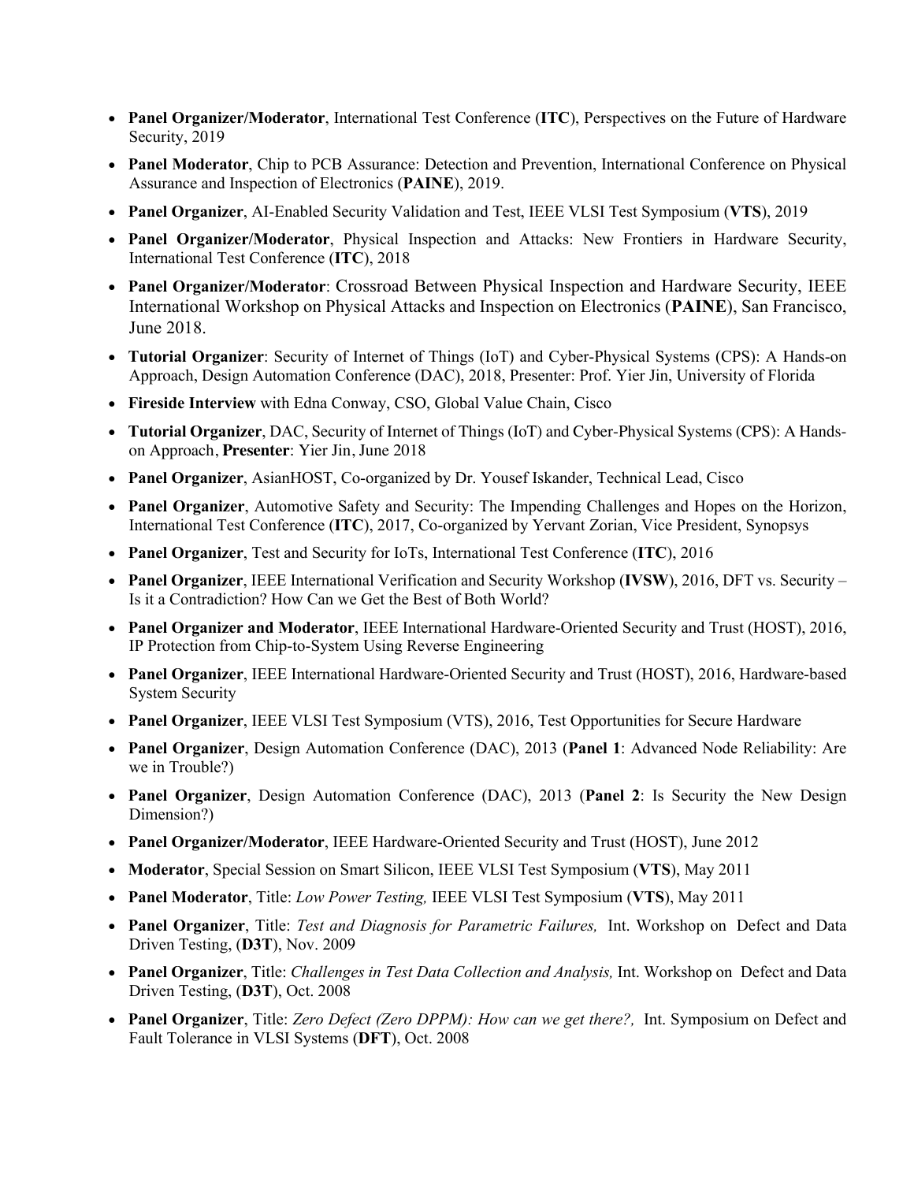- **Panel Organizer/Moderator**, International Test Conference (**ITC**), Perspectives on the Future of Hardware Security, 2019
- **Panel Moderator**, Chip to PCB Assurance: Detection and Prevention, International Conference on Physical Assurance and Inspection of Electronics (**PAINE**), 2019.
- **Panel Organizer**, AI-Enabled Security Validation and Test, IEEE VLSI Test Symposium (**VTS**), 2019
- **Panel Organizer/Moderator**, Physical Inspection and Attacks: New Frontiers in Hardware Security, International Test Conference (**ITC**), 2018
- **Panel Organizer/Moderator**: Crossroad Between Physical Inspection and Hardware Security, IEEE International Workshop on Physical Attacks and Inspection on Electronics (**PAINE**), San Francisco, June 2018.
- **Tutorial Organizer**: Security of Internet of Things (IoT) and Cyber-Physical Systems (CPS): A Hands-on Approach, Design Automation Conference (DAC), 2018, Presenter: Prof. Yier Jin, University of Florida
- **Fireside Interview** with Edna Conway, CSO, Global Value Chain, Cisco
- **Tutorial Organizer**, DAC, Security of Internet of Things (IoT) and Cyber-Physical Systems (CPS): A Hands-on Approach, **Presenter**: Yier Jin, June 2018
- **Panel Organizer**, AsianHOST, Co-organized by Dr. Yousef Iskander, Technical Lead, Cisco
- **Panel Organizer**, Automotive Safety and Security: The Impending Challenges and Hopes on the Horizon, International Test Conference (**ITC**), 2017, Co-organized by Yervant Zorian, Vice President, Synopsys
- **Panel Organizer**, Test and Security for IoTs, International Test Conference (**ITC**), 2016
- **Panel Organizer**, IEEE International Verification and Security Workshop (**IVSW**), 2016, DFT vs. Security – Is it a Contradiction? How Can we Get the Best of Both World?
- **Panel Organizer and Moderator**, IEEE International Hardware-Oriented Security and Trust (HOST), 2016, IP Protection from Chip-to-System Using Reverse Engineering
- **Panel Organizer**, IEEE International Hardware-Oriented Security and Trust (HOST), 2016, Hardware-based System Security
- **Panel Organizer**, IEEE VLSI Test Symposium (VTS), 2016, Test Opportunities for Secure Hardware
- **Panel Organizer**, Design Automation Conference (DAC), 2013 (**Panel 1**: Advanced Node Reliability: Are we in Trouble?)
- **Panel Organizer**, Design Automation Conference (DAC), 2013 (**Panel 2**: Is Security the New Design Dimension?)
- **Panel Organizer/Moderator**, IEEE Hardware-Oriented Security and Trust (HOST), June 2012
- **Moderator**, Special Session on Smart Silicon, IEEE VLSI Test Symposium (**VTS**), May 2011
- **Panel Moderator**, Title: *Low Power Testing,* IEEE VLSI Test Symposium (**VTS**), May 2011
- **Panel Organizer**, Title: *Test and Diagnosis for Parametric Failures,* Int. Workshop on Defect and Data Driven Testing, (**D3T**), Nov. 2009
- **Panel Organizer**, Title: *Challenges in Test Data Collection and Analysis,* Int. Workshop on Defect and Data Driven Testing, (**D3T**), Oct. 2008
- **Panel Organizer**, Title: *Zero Defect (Zero DPPM): How can we get there?,* Int. Symposium on Defect and Fault Tolerance in VLSI Systems (**DFT**), Oct. 2008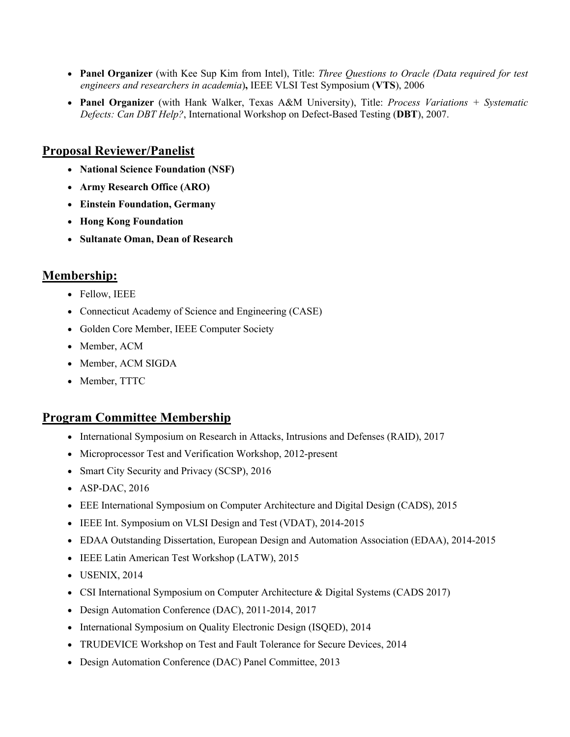- **Panel Organizer** (with Kee Sup Kim from Intel), Title: *Three Questions to Oracle (Data required for test engineers and researchers in academia)***,** IEEE VLSI Test Symposium (**VTS**), 2006
- **Panel Organizer** (with Hank Walker, Texas A&M University), Title: *Process Variations + Systematic Defects: Can DBT Help?*, International Workshop on Defect-Based Testing (**DBT**), 2007.

## Proposal Reviewer/Panelist

- **National Science Foundation (NSF)**
- **Army Research Office (ARO)**
- **Einstein Foundation, Germany**
- **Hong Kong Foundation**
- **Sultanate Oman, Dean of Research**

## Membership:

- Fellow, IEEE
- Connecticut Academy of Science and Engineering (CASE)
- Golden Core Member, IEEE Computer Society
- Member, ACM
- Member, ACM SIGDA
- Member, TTTC

## Program Committee Membership

- International Symposium on Research in Attacks, Intrusions and Defenses (RAID), 2017
- Microprocessor Test and Verification Workshop, 2012-present
- Smart City Security and Privacy (SCSP), 2016
- ASP-DAC, 2016
- EEE International Symposium on Computer Architecture and Digital Design (CADS), 2015
- IEEE Int. Symposium on VLSI Design and Test (VDAT), 2014-2015
- EDAA Outstanding Dissertation, European Design and Automation Association (EDAA), 2014-2015
- IEEE Latin American Test Workshop (LATW), 2015
- USENIX, 2014
- CSI International Symposium on Computer Architecture & Digital Systems (CADS 2017)
- Design Automation Conference (DAC), 2011-2014, 2017
- International Symposium on Quality Electronic Design (ISQED), 2014
- TRUDEVICE Workshop on Test and Fault Tolerance for Secure Devices, 2014
- Design Automation Conference (DAC) Panel Committee, 2013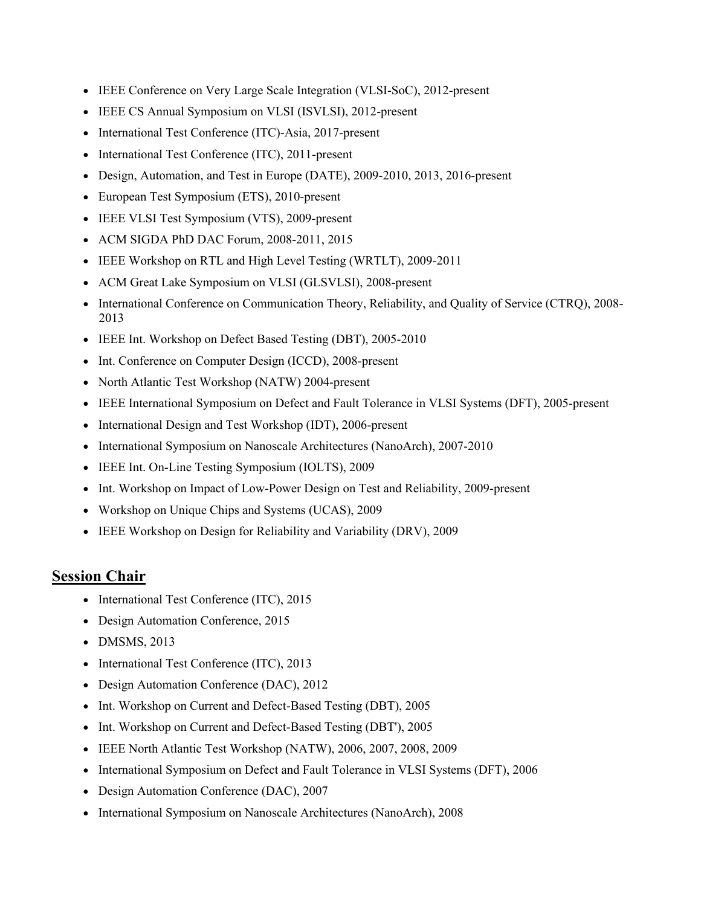- IEEE Conference on Very Large Scale Integration (VLSI-SoC), 2012-present
- IEEE CS Annual Symposium on VLSI (ISVLSI), 2012-present
- International Test Conference (ITC)-Asia, 2017-present
- International Test Conference (ITC), 2011-present
- Design, Automation, and Test in Europe (DATE), 2009-2010, 2013, 2016-present
- European Test Symposium (ETS), 2010-present
- IEEE VLSI Test Symposium (VTS), 2009-present
- ACM SIGDA PhD DAC Forum, 2008-2011, 2015
- IEEE Workshop on RTL and High Level Testing (WRTLT), 2009-2011
- ACM Great Lake Symposium on VLSI (GLSVLSI), 2008-present
- International Conference on Communication Theory, Reliability, and Quality of Service (CTRQ), 2008-2013
- IEEE Int. Workshop on Defect Based Testing (DBT), 2005-2010
- Int. Conference on Computer Design (ICCD), 2008-present
- North Atlantic Test Workshop (NATW) 2004-present
- IEEE International Symposium on Defect and Fault Tolerance in VLSI Systems (DFT), 2005-present
- International Design and Test Workshop (IDT), 2006-present
- International Symposium on Nanoscale Architectures (NanoArch), 2007-2010
- IEEE Int. On-Line Testing Symposium (IOLTS), 2009
- Int. Workshop on Impact of Low-Power Design on Test and Reliability, 2009-present
- Workshop on Unique Chips and Systems (UCAS), 2009
- IEEE Workshop on Design for Reliability and Variability (DRV), 2009

## Session Chair

- International Test Conference (ITC), 2015
- Design Automation Conference, 2015
- DMSMS, 2013
- International Test Conference (ITC), 2013
- Design Automation Conference (DAC), 2012
- Int. Workshop on Current and Defect-Based Testing (DBT), 2005
- Int. Workshop on Current and Defect-Based Testing (DBT'), 2005
- IEEE North Atlantic Test Workshop (NATW), 2006, 2007, 2008, 2009
- International Symposium on Defect and Fault Tolerance in VLSI Systems (DFT), 2006
- Design Automation Conference (DAC), 2007
- International Symposium on Nanoscale Architectures (NanoArch), 2008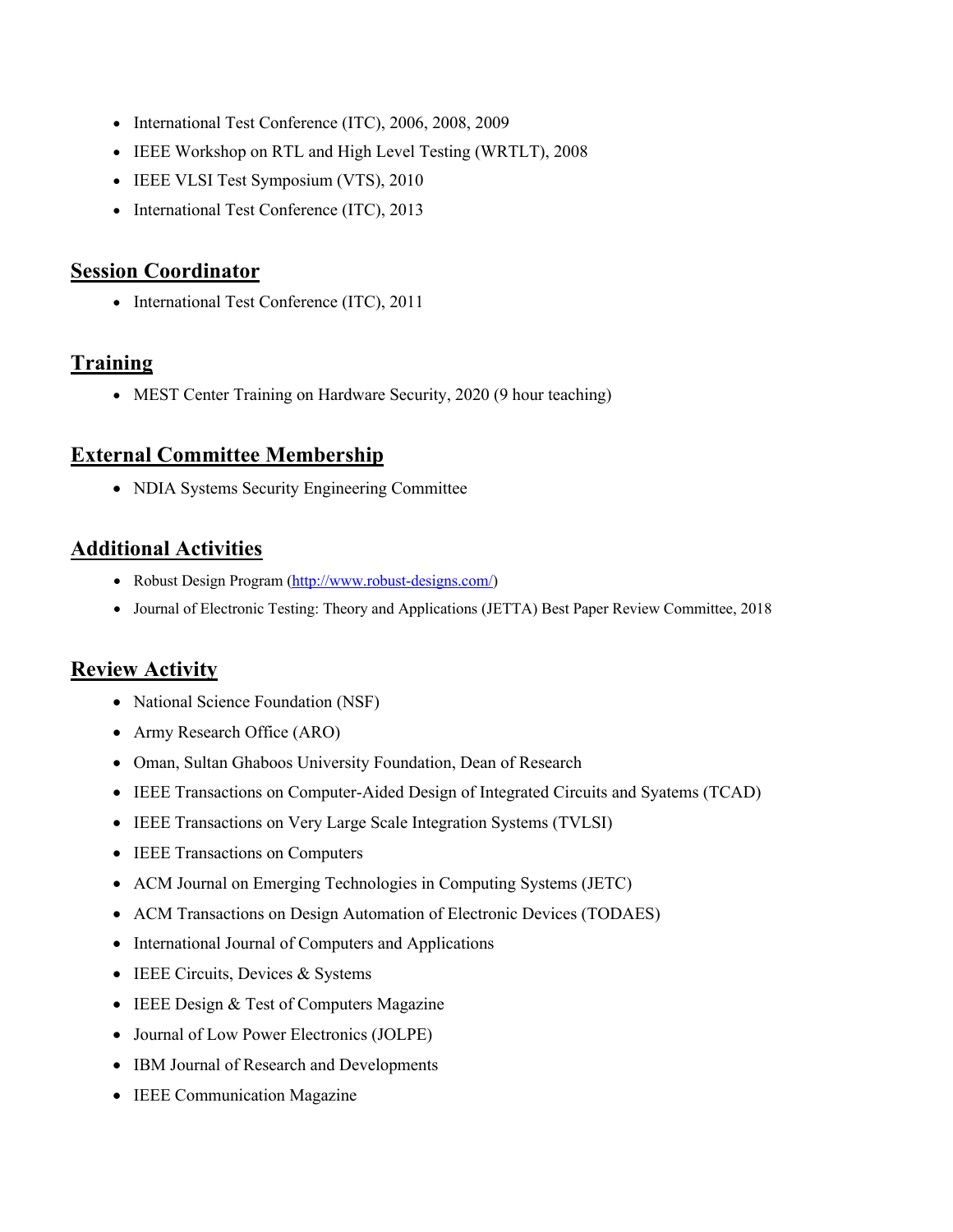- International Test Conference (ITC), 2006, 2008, 2009
- IEEE Workshop on RTL and High Level Testing (WRTLT), 2008
- IEEE VLSI Test Symposium (VTS), 2010
- International Test Conference (ITC), 2013

## Session Coordinator

- International Test Conference (ITC), 2011

## Training

- MEST Center Training on Hardware Security, 2020 (9 hour teaching)

## External Committee Membership

- NDIA Systems Security Engineering Committee

## Additional Activities

- Robust Design Program (http://www.robust-designs.com/)
- Journal of Electronic Testing: Theory and Applications (JETTA) Best Paper Review Committee, 2018

## Review Activity

- National Science Foundation (NSF)
- Army Research Office (ARO)
- Oman, Sultan Ghaboos University Foundation, Dean of Research
- IEEE Transactions on Computer-Aided Design of Integrated Circuits and Syatems (TCAD)
- IEEE Transactions on Very Large Scale Integration Systems (TVLSI)
- IEEE Transactions on Computers
- ACM Journal on Emerging Technologies in Computing Systems (JETC)
- ACM Transactions on Design Automation of Electronic Devices (TODAES)
- International Journal of Computers and Applications
- IEEE Circuits, Devices & Systems
- IEEE Design & Test of Computers Magazine
- Journal of Low Power Electronics (JOLPE)
- IBM Journal of Research and Developments
- IEEE Communication Magazine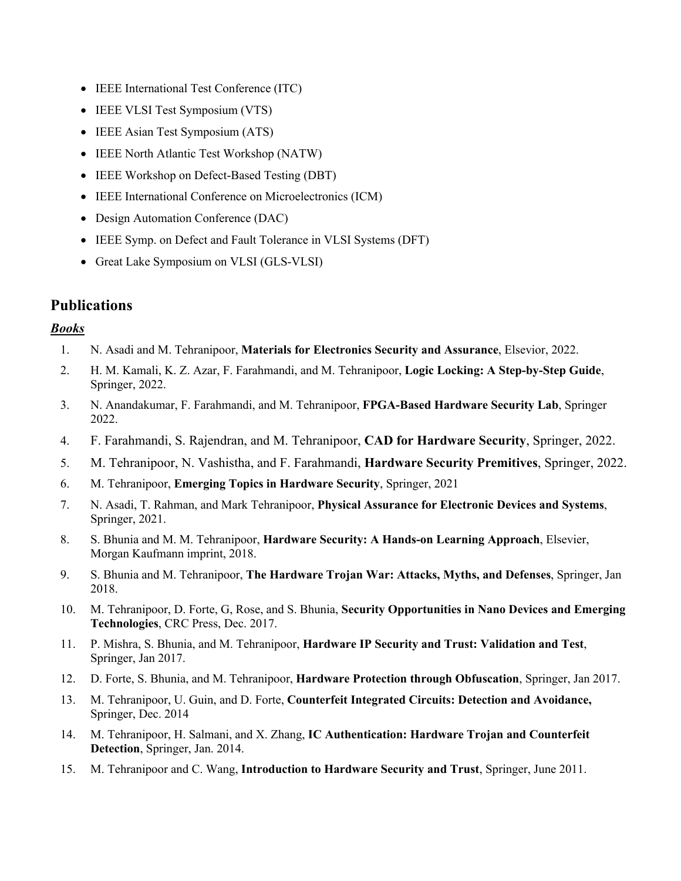- IEEE International Test Conference (ITC)
- IEEE VLSI Test Symposium (VTS)
- IEEE Asian Test Symposium (ATS)
- IEEE North Atlantic Test Workshop (NATW)
- IEEE Workshop on Defect-Based Testing (DBT)
- IEEE International Conference on Microelectronics (ICM)
- Design Automation Conference (DAC)
- IEEE Symp. on Defect and Fault Tolerance in VLSI Systems (DFT)
- Great Lake Symposium on VLSI (GLS-VLSI)

## Publications

### ***Books***

1. N. Asadi and M. Tehranipoor, **Materials for Electronics Security and Assurance**, Elsevior, 2022.
2. H. M. Kamali, K. Z. Azar, F. Farahmandi, and M. Tehranipoor, **Logic Locking: A Step-by-Step Guide**, Springer, 2022.
3. N. Anandakumar, F. Farahmandi, and M. Tehranipoor, **FPGA-Based Hardware Security Lab**, Springer 2022.
4. F. Farahmandi, S. Rajendran, and M. Tehranipoor, **CAD for Hardware Security**, Springer, 2022.
5. M. Tehranipoor, N. Vashistha, and F. Farahmandi, **Hardware Security Premitives**, Springer, 2022.
6. M. Tehranipoor, **Emerging Topics in Hardware Security**, Springer, 2021
7. N. Asadi, T. Rahman, and Mark Tehranipoor, **Physical Assurance for Electronic Devices and Systems**, Springer, 2021.
8. S. Bhunia and M. M. Tehranipoor, **Hardware Security: A Hands-on Learning Approach**, Elsevier, Morgan Kaufmann imprint, 2018.
9. S. Bhunia and M. Tehranipoor, **The Hardware Trojan War: Attacks, Myths, and Defenses**, Springer, Jan 2018.
10. M. Tehranipoor, D. Forte, G, Rose, and S. Bhunia, **Security Opportunities in Nano Devices and Emerging Technologies**, CRC Press, Dec. 2017.
11. P. Mishra, S. Bhunia, and M. Tehranipoor, **Hardware IP Security and Trust: Validation and Test**, Springer, Jan 2017.
12. D. Forte, S. Bhunia, and M. Tehranipoor, **Hardware Protection through Obfuscation**, Springer, Jan 2017.
13. M. Tehranipoor, U. Guin, and D. Forte, **Counterfeit Integrated Circuits: Detection and Avoidance,** Springer, Dec. 2014
14. M. Tehranipoor, H. Salmani, and X. Zhang, **IC Authentication: Hardware Trojan and Counterfeit Detection**, Springer, Jan. 2014.
15. M. Tehranipoor and C. Wang, **Introduction to Hardware Security and Trust**, Springer, June 2011.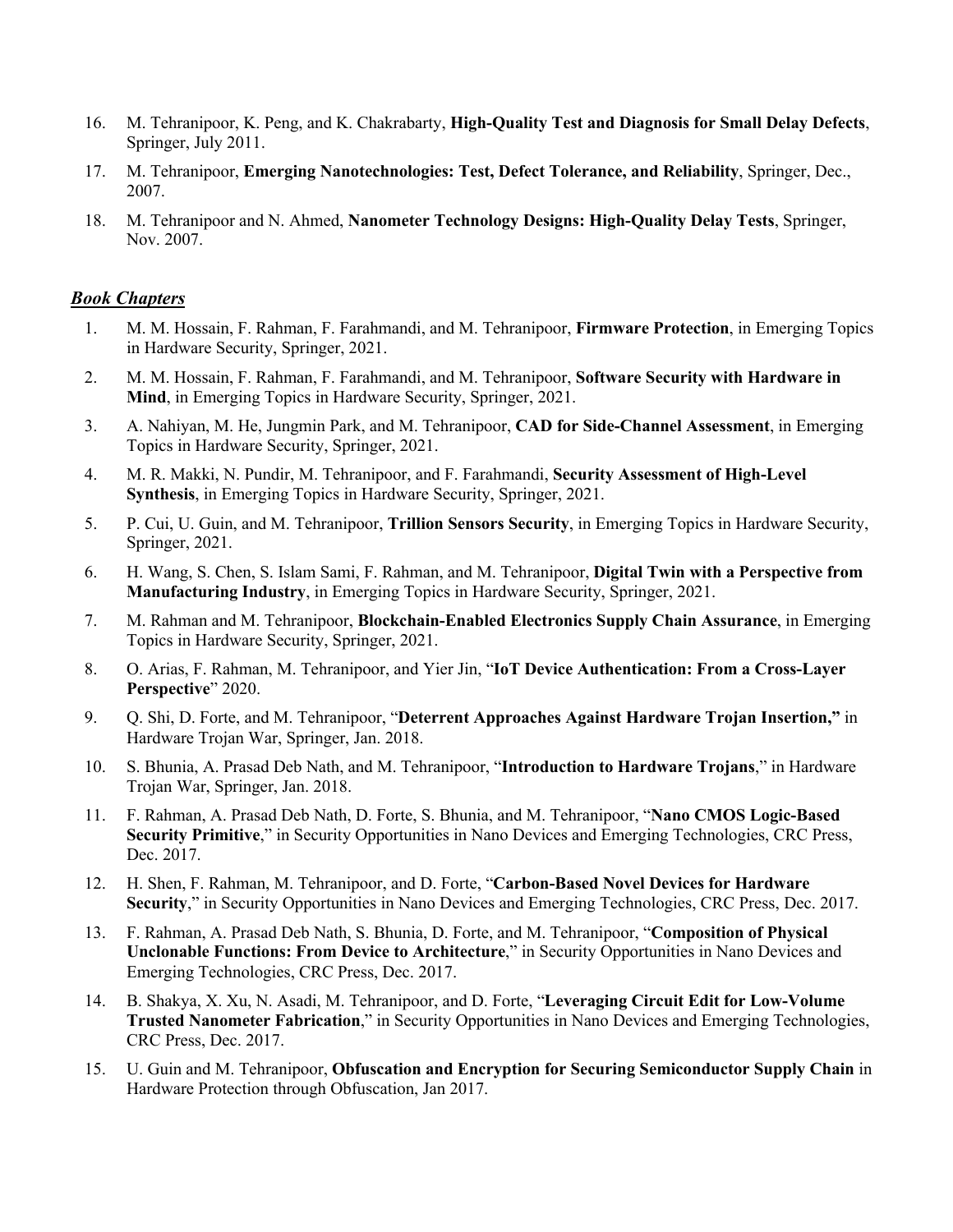16. M. Tehranipoor, K. Peng, and K. Chakrabarty, **High-Quality Test and Diagnosis for Small Delay Defects**, Springer, July 2011.
17. M. Tehranipoor, **Emerging Nanotechnologies: Test, Defect Tolerance, and Reliability**, Springer, Dec., 2007.
18. M. Tehranipoor and N. Ahmed, **Nanometer Technology Designs: High-Quality Delay Tests**, Springer, Nov. 2007.

### ***Book Chapters***

1. M. M. Hossain, F. Rahman, F. Farahmandi, and M. Tehranipoor, **Firmware Protection**, in Emerging Topics in Hardware Security, Springer, 2021.
2. M. M. Hossain, F. Rahman, F. Farahmandi, and M. Tehranipoor, **Software Security with Hardware in Mind**, in Emerging Topics in Hardware Security, Springer, 2021.
3. A. Nahiyan, M. He, Jungmin Park, and M. Tehranipoor, **CAD for Side-Channel Assessment**, in Emerging Topics in Hardware Security, Springer, 2021.
4. M. R. Makki, N. Pundir, M. Tehranipoor, and F. Farahmandi, **Security Assessment of High-Level Synthesis**, in Emerging Topics in Hardware Security, Springer, 2021.
5. P. Cui, U. Guin, and M. Tehranipoor, **Trillion Sensors Security**, in Emerging Topics in Hardware Security, Springer, 2021.
6. H. Wang, S. Chen, S. Islam Sami, F. Rahman, and M. Tehranipoor, **Digital Twin with a Perspective from Manufacturing Industry**, in Emerging Topics in Hardware Security, Springer, 2021.
7. M. Rahman and M. Tehranipoor, **Blockchain-Enabled Electronics Supply Chain Assurance**, in Emerging Topics in Hardware Security, Springer, 2021.
8. O. Arias, F. Rahman, M. Tehranipoor, and Yier Jin, "**IoT Device Authentication: From a Cross-Layer Perspective**" 2020.
9. Q. Shi, D. Forte, and M. Tehranipoor, "**Deterrent Approaches Against Hardware Trojan Insertion,**" in Hardware Trojan War, Springer, Jan. 2018.
10. S. Bhunia, A. Prasad Deb Nath, and M. Tehranipoor, "**Introduction to Hardware Trojans**," in Hardware Trojan War, Springer, Jan. 2018.
11. F. Rahman, A. Prasad Deb Nath, D. Forte, S. Bhunia, and M. Tehranipoor, "**Nano CMOS Logic-Based Security Primitive**," in Security Opportunities in Nano Devices and Emerging Technologies, CRC Press, Dec. 2017.
12. H. Shen, F. Rahman, M. Tehranipoor, and D. Forte, "**Carbon-Based Novel Devices for Hardware Security**," in Security Opportunities in Nano Devices and Emerging Technologies, CRC Press, Dec. 2017.
13. F. Rahman, A. Prasad Deb Nath, S. Bhunia, D. Forte, and M. Tehranipoor, "**Composition of Physical Unclonable Functions: From Device to Architecture**," in Security Opportunities in Nano Devices and Emerging Technologies, CRC Press, Dec. 2017.
14. B. Shakya, X. Xu, N. Asadi, M. Tehranipoor, and D. Forte, "**Leveraging Circuit Edit for Low-Volume Trusted Nanometer Fabrication**," in Security Opportunities in Nano Devices and Emerging Technologies, CRC Press, Dec. 2017.
15. U. Guin and M. Tehranipoor, **Obfuscation and Encryption for Securing Semiconductor Supply Chain** in Hardware Protection through Obfuscation, Jan 2017.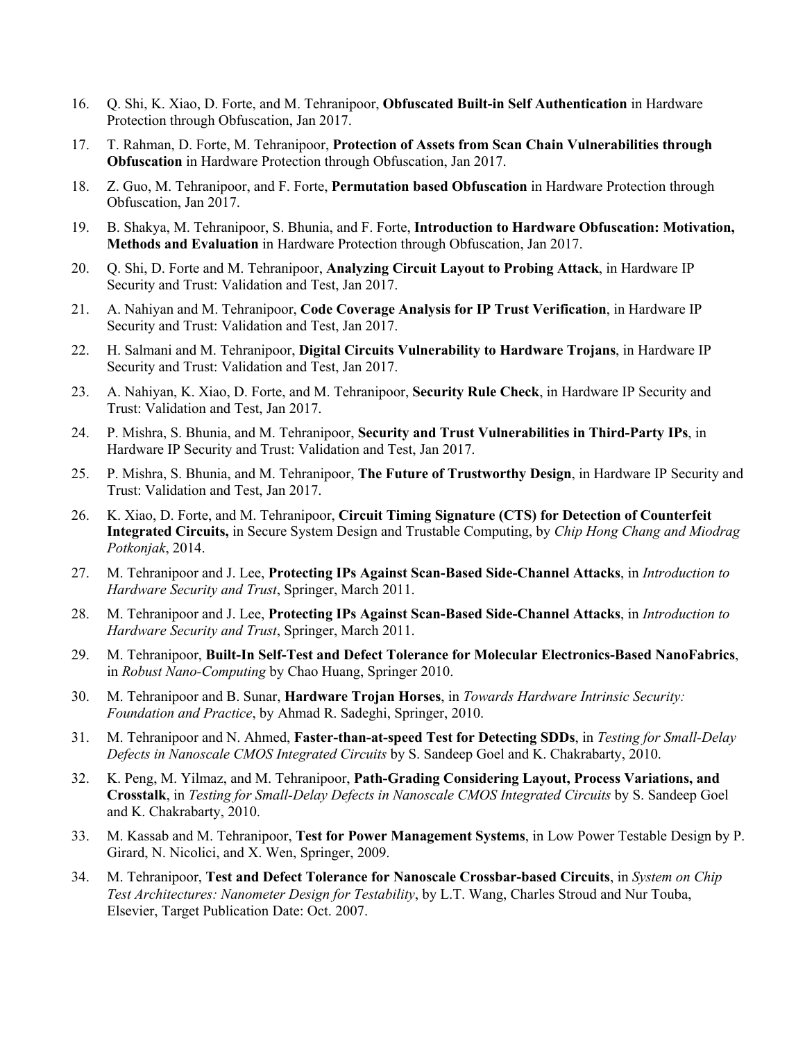16. Q. Shi, K. Xiao, D. Forte, and M. Tehranipoor, **Obfuscated Built-in Self Authentication** in Hardware Protection through Obfuscation, Jan 2017.
17. T. Rahman, D. Forte, M. Tehranipoor, **Protection of Assets from Scan Chain Vulnerabilities through Obfuscation** in Hardware Protection through Obfuscation, Jan 2017.
18. Z. Guo, M. Tehranipoor, and F. Forte, **Permutation based Obfuscation** in Hardware Protection through Obfuscation, Jan 2017.
19. B. Shakya, M. Tehranipoor, S. Bhunia, and F. Forte, **Introduction to Hardware Obfuscation: Motivation, Methods and Evaluation** in Hardware Protection through Obfuscation, Jan 2017.
20. Q. Shi, D. Forte and M. Tehranipoor, **Analyzing Circuit Layout to Probing Attack**, in Hardware IP Security and Trust: Validation and Test, Jan 2017.
21. A. Nahiyan and M. Tehranipoor, **Code Coverage Analysis for IP Trust Verification**, in Hardware IP Security and Trust: Validation and Test, Jan 2017.
22. H. Salmani and M. Tehranipoor, **Digital Circuits Vulnerability to Hardware Trojans**, in Hardware IP Security and Trust: Validation and Test, Jan 2017.
23. A. Nahiyan, K. Xiao, D. Forte, and M. Tehranipoor, **Security Rule Check**, in Hardware IP Security and Trust: Validation and Test, Jan 2017.
24. P. Mishra, S. Bhunia, and M. Tehranipoor, **Security and Trust Vulnerabilities in Third-Party IPs**, in Hardware IP Security and Trust: Validation and Test, Jan 2017.
25. P. Mishra, S. Bhunia, and M. Tehranipoor, **The Future of Trustworthy Design**, in Hardware IP Security and Trust: Validation and Test, Jan 2017.
26. K. Xiao, D. Forte, and M. Tehranipoor, **Circuit Timing Signature (CTS) for Detection of Counterfeit Integrated Circuits,** in Secure System Design and Trustable Computing, by *Chip Hong Chang and Miodrag Potkonjak*, 2014.
27. M. Tehranipoor and J. Lee, **Protecting IPs Against Scan-Based Side-Channel Attacks**, in *Introduction to Hardware Security and Trust*, Springer, March 2011.
28. M. Tehranipoor and J. Lee, **Protecting IPs Against Scan-Based Side-Channel Attacks**, in *Introduction to Hardware Security and Trust*, Springer, March 2011.
29. M. Tehranipoor, **Built-In Self-Test and Defect Tolerance for Molecular Electronics-Based NanoFabrics**, in *Robust Nano-Computing* by Chao Huang, Springer 2010.
30. M. Tehranipoor and B. Sunar, **Hardware Trojan Horses**, in *Towards Hardware Intrinsic Security: Foundation and Practice*, by Ahmad R. Sadeghi, Springer, 2010.
31. M. Tehranipoor and N. Ahmed, **Faster-than-at-speed Test for Detecting SDDs**, in *Testing for Small-Delay Defects in Nanoscale CMOS Integrated Circuits* by S. Sandeep Goel and K. Chakrabarty, 2010.
32. K. Peng, M. Yilmaz, and M. Tehranipoor, **Path-Grading Considering Layout, Process Variations, and Crosstalk**, in *Testing for Small-Delay Defects in Nanoscale CMOS Integrated Circuits* by S. Sandeep Goel and K. Chakrabarty, 2010.
33. M. Kassab and M. Tehranipoor, **Test for Power Management Systems**, in Low Power Testable Design by P. Girard, N. Nicolici, and X. Wen, Springer, 2009.
34. M. Tehranipoor, **Test and Defect Tolerance for Nanoscale Crossbar-based Circuits**, in *System on Chip Test Architectures: Nanometer Design for Testability*, by L.T. Wang, Charles Stroud and Nur Touba, Elsevier, Target Publication Date: Oct. 2007.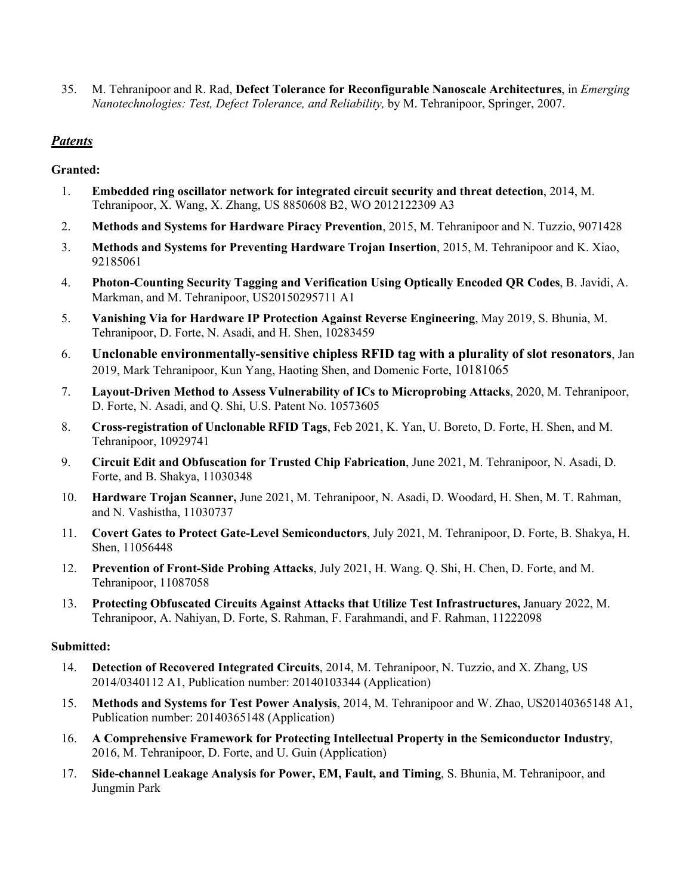35. M. Tehranipoor and R. Rad, **Defect Tolerance for Reconfigurable Nanoscale Architectures**, in *Emerging Nanotechnologies: Test, Defect Tolerance, and Reliability,* by M. Tehranipoor, Springer, 2007.

## ***Patents***

**Granted:**

1. **Embedded ring oscillator network for integrated circuit security and threat detection**, 2014, M. Tehranipoor, X. Wang, X. Zhang, US 8850608 B2, WO 2012122309 A3
2. **Methods and Systems for Hardware Piracy Prevention**, 2015, M. Tehranipoor and N. Tuzzio, 9071428
3. **Methods and Systems for Preventing Hardware Trojan Insertion**, 2015, M. Tehranipoor and K. Xiao, 92185061
4. **Photon-Counting Security Tagging and Verification Using Optically Encoded QR Codes**, B. Javidi, A. Markman, and M. Tehranipoor, US20150295711 A1
5. **Vanishing Via for Hardware IP Protection Against Reverse Engineering**, May 2019, S. Bhunia, M. Tehranipoor, D. Forte, N. Asadi, and H. Shen, 10283459
6. **Unclonable environmentally-sensitive chipless RFID tag with a plurality of slot resonators**, Jan 2019, Mark Tehranipoor, Kun Yang, Haoting Shen, and Domenic Forte, 10181065
7. **Layout-Driven Method to Assess Vulnerability of ICs to Microprobing Attacks**, 2020, M. Tehranipoor, D. Forte, N. Asadi, and Q. Shi, U.S. Patent No. 10573605
8. **Cross-registration of Unclonable RFID Tags**, Feb 2021, K. Yan, U. Boreto, D. Forte, H. Shen, and M. Tehranipoor, 10929741
9. **Circuit Edit and Obfuscation for Trusted Chip Fabrication**, June 2021, M. Tehranipoor, N. Asadi, D. Forte, and B. Shakya, 11030348
10. **Hardware Trojan Scanner,** June 2021, M. Tehranipoor, N. Asadi, D. Woodard, H. Shen, M. T. Rahman, and N. Vashistha, 11030737
11. **Covert Gates to Protect Gate-Level Semiconductors**, July 2021, M. Tehranipoor, D. Forte, B. Shakya, H. Shen, 11056448
12. **Prevention of Front-Side Probing Attacks**, July 2021, H. Wang. Q. Shi, H. Chen, D. Forte, and M. Tehranipoor, 11087058
13. **Protecting Obfuscated Circuits Against Attacks that Utilize Test Infrastructures,** January 2022, M. Tehranipoor, A. Nahiyan, D. Forte, S. Rahman, F. Farahmandi, and F. Rahman, 11222098

**Submitted:**

14. **Detection of Recovered Integrated Circuits**, 2014, M. Tehranipoor, N. Tuzzio, and X. Zhang, US 2014/0340112 A1, Publication number: 20140103344 (Application)
15. **Methods and Systems for Test Power Analysis**, 2014, M. Tehranipoor and W. Zhao, US20140365148 A1, Publication number: 20140365148 (Application)
16. **A Comprehensive Framework for Protecting Intellectual Property in the Semiconductor Industry**, 2016, M. Tehranipoor, D. Forte, and U. Guin (Application)
17. **Side-channel Leakage Analysis for Power, EM, Fault, and Timing**, S. Bhunia, M. Tehranipoor, and Jungmin Park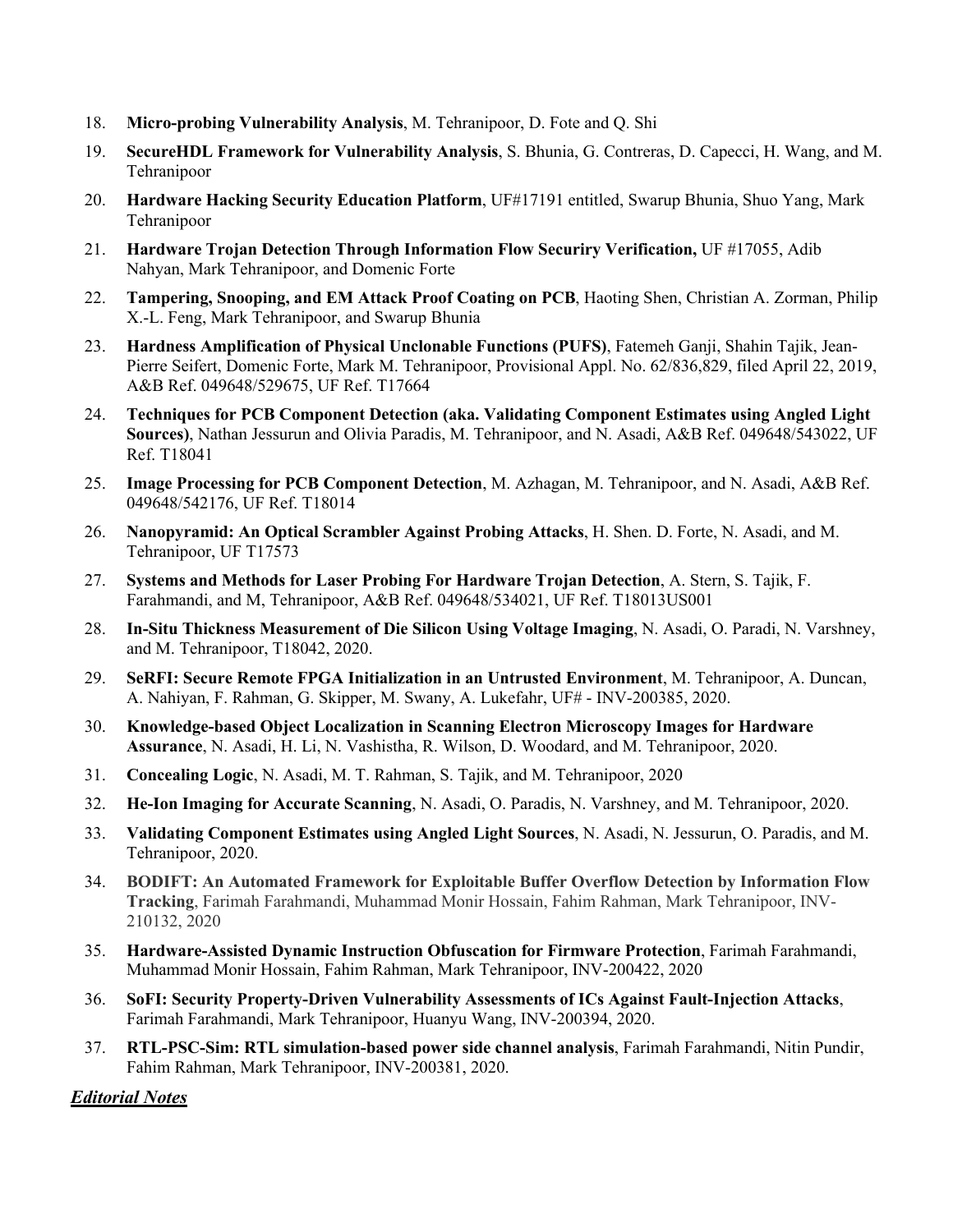18. **Micro-probing Vulnerability Analysis**, M. Tehranipoor, D. Fote and Q. Shi
19. **SecureHDL Framework for Vulnerability Analysis**, S. Bhunia, G. Contreras, D. Capecci, H. Wang, and M. Tehranipoor
20. **Hardware Hacking Security Education Platform**, UF#17191 entitled, Swarup Bhunia, Shuo Yang, Mark Tehranipoor
21. **Hardware Trojan Detection Through Information Flow Securiry Verification,** UF #17055, Adib Nahyan, Mark Tehranipoor, and Domenic Forte
22. **Tampering, Snooping, and EM Attack Proof Coating on PCB**, Haoting Shen, Christian A. Zorman, Philip X.-L. Feng, Mark Tehranipoor, and Swarup Bhunia
23. **Hardness Amplification of Physical Unclonable Functions (PUFS)**, Fatemeh Ganji, Shahin Tajik, Jean-Pierre Seifert, Domenic Forte, Mark M. Tehranipoor, Provisional Appl. No. 62/836,829, filed April 22, 2019, A&B Ref. 049648/529675, UF Ref. T17664
24. **Techniques for PCB Component Detection (aka. Validating Component Estimates using Angled Light Sources)**, Nathan Jessurun and Olivia Paradis, M. Tehranipoor, and N. Asadi, A&B Ref. 049648/543022, UF Ref. T18041
25. **Image Processing for PCB Component Detection**, M. Azhagan, M. Tehranipoor, and N. Asadi, A&B Ref. 049648/542176, UF Ref. T18014
26. **Nanopyramid: An Optical Scrambler Against Probing Attacks**, H. Shen. D. Forte, N. Asadi, and M. Tehranipoor, UF T17573
27. **Systems and Methods for Laser Probing For Hardware Trojan Detection**, A. Stern, S. Tajik, F. Farahmandi, and M, Tehranipoor, A&B Ref. 049648/534021, UF Ref. T18013US001
28. **In-Situ Thickness Measurement of Die Silicon Using Voltage Imaging**, N. Asadi, O. Paradi, N. Varshney, and M. Tehranipoor, T18042, 2020.
29. **SeRFI: Secure Remote FPGA Initialization in an Untrusted Environment**, M. Tehranipoor, A. Duncan, A. Nahiyan, F. Rahman, G. Skipper, M. Swany, A. Lukefahr, UF# - INV-200385, 2020.
30. **Knowledge-based Object Localization in Scanning Electron Microscopy Images for Hardware Assurance**, N. Asadi, H. Li, N. Vashistha, R. Wilson, D. Woodard, and M. Tehranipoor, 2020.
31. **Concealing Logic**, N. Asadi, M. T. Rahman, S. Tajik, and M. Tehranipoor, 2020
32. **He-Ion Imaging for Accurate Scanning**, N. Asadi, O. Paradis, N. Varshney, and M. Tehranipoor, 2020.
33. **Validating Component Estimates using Angled Light Sources**, N. Asadi, N. Jessurun, O. Paradis, and M. Tehranipoor, 2020.
34. **BODIFT: An Automated Framework for Exploitable Buffer Overflow Detection by Information Flow Tracking**, Farimah Farahmandi, Muhammad Monir Hossain, Fahim Rahman, Mark Tehranipoor, INV-210132, 2020
35. **Hardware-Assisted Dynamic Instruction Obfuscation for Firmware Protection**, Farimah Farahmandi, Muhammad Monir Hossain, Fahim Rahman, Mark Tehranipoor, INV-200422, 2020
36. **SoFI: Security Property-Driven Vulnerability Assessments of ICs Against Fault-Injection Attacks**, Farimah Farahmandi, Mark Tehranipoor, Huanyu Wang, INV-200394, 2020.
37. **RTL-PSC-Sim: RTL simulation-based power side channel analysis**, Farimah Farahmandi, Nitin Pundir, Fahim Rahman, Mark Tehranipoor, INV-200381, 2020.

***Editorial Notes***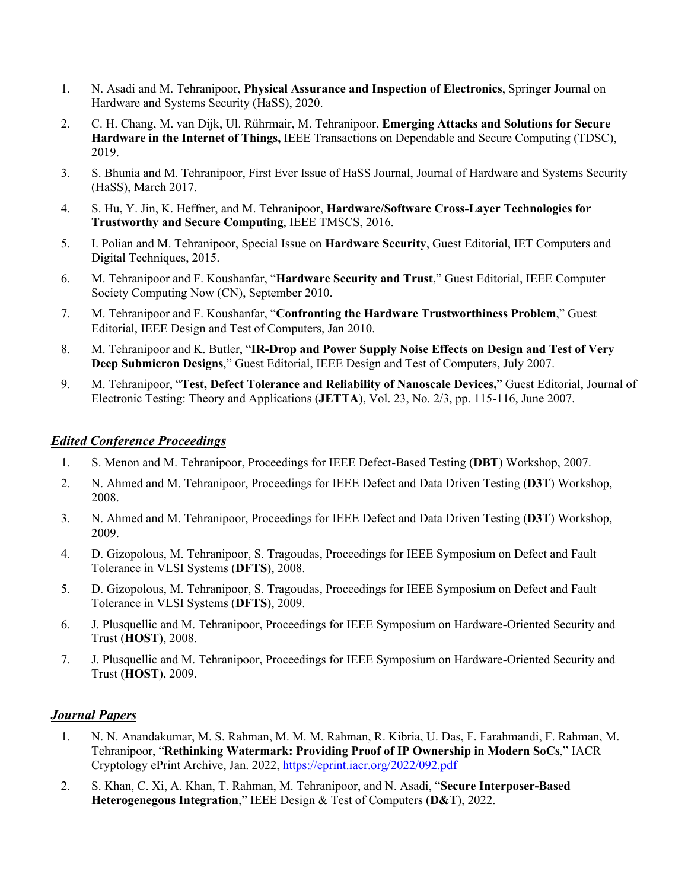1. N. Asadi and M. Tehranipoor, **Physical Assurance and Inspection of Electronics**, Springer Journal on Hardware and Systems Security (HaSS), 2020.
2. C. H. Chang, M. van Dijk, Ul. Rührmair, M. Tehranipoor, **Emerging Attacks and Solutions for Secure Hardware in the Internet of Things,** IEEE Transactions on Dependable and Secure Computing (TDSC), 2019.
3. S. Bhunia and M. Tehranipoor, First Ever Issue of HaSS Journal, Journal of Hardware and Systems Security (HaSS), March 2017.
4. S. Hu, Y. Jin, K. Heffner, and M. Tehranipoor, **Hardware/Software Cross-Layer Technologies for Trustworthy and Secure Computing**, IEEE TMSCS, 2016.
5. I. Polian and M. Tehranipoor, Special Issue on **Hardware Security**, Guest Editorial, IET Computers and Digital Techniques, 2015.
6. M. Tehranipoor and F. Koushanfar, "**Hardware Security and Trust**," Guest Editorial, IEEE Computer Society Computing Now (CN), September 2010.
7. M. Tehranipoor and F. Koushanfar, "**Confronting the Hardware Trustworthiness Problem**," Guest Editorial, IEEE Design and Test of Computers, Jan 2010.
8. M. Tehranipoor and K. Butler, "**IR-Drop and Power Supply Noise Effects on Design and Test of Very Deep Submicron Designs**," Guest Editorial, IEEE Design and Test of Computers, July 2007.
9. M. Tehranipoor, "**Test, Defect Tolerance and Reliability of Nanoscale Devices,**" Guest Editorial, Journal of Electronic Testing: Theory and Applications (**JETTA**), Vol. 23, No. 2/3, pp. 115-116, June 2007.

## ***Edited Conference Proceedings***

1. S. Menon and M. Tehranipoor, Proceedings for IEEE Defect-Based Testing (**DBT**) Workshop, 2007.
2. N. Ahmed and M. Tehranipoor, Proceedings for IEEE Defect and Data Driven Testing (**D3T**) Workshop, 2008.
3. N. Ahmed and M. Tehranipoor, Proceedings for IEEE Defect and Data Driven Testing (**D3T**) Workshop, 2009.
4. D. Gizopolous, M. Tehranipoor, S. Tragoudas, Proceedings for IEEE Symposium on Defect and Fault Tolerance in VLSI Systems (**DFTS**), 2008.
5. D. Gizopolous, M. Tehranipoor, S. Tragoudas, Proceedings for IEEE Symposium on Defect and Fault Tolerance in VLSI Systems (**DFTS**), 2009.
6. J. Plusquellic and M. Tehranipoor, Proceedings for IEEE Symposium on Hardware-Oriented Security and Trust (**HOST**), 2008.
7. J. Plusquellic and M. Tehranipoor, Proceedings for IEEE Symposium on Hardware-Oriented Security and Trust (**HOST**), 2009.

## ***Journal Papers***

1. N. N. Anandakumar, M. S. Rahman, M. M. M. Rahman, R. Kibria, U. Das, F. Farahmandi, F. Rahman, M. Tehranipoor, "**Rethinking Watermark: Providing Proof of IP Ownership in Modern SoCs**," IACR Cryptology ePrint Archive, Jan. 2022, https://eprint.iacr.org/2022/092.pdf
2. S. Khan, C. Xi, A. Khan, T. Rahman, M. Tehranipoor, and N. Asadi, "**Secure Interposer-Based Heterogeneous Integration**," IEEE Design & Test of Computers (**D&T**), 2022.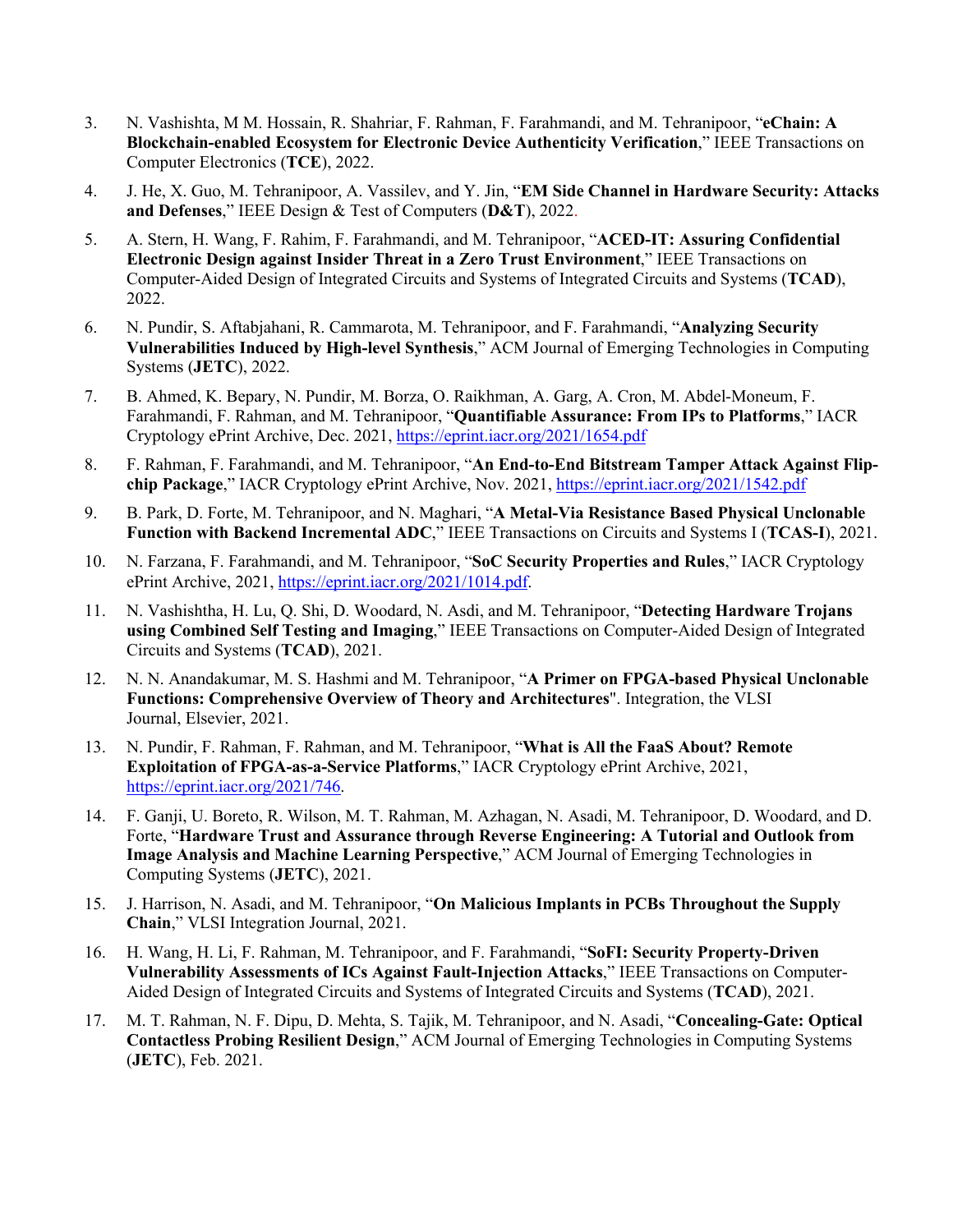3. N. Vashishta, M M. Hossain, R. Shahriar, F. Rahman, F. Farahmandi, and M. Tehranipoor, "**eChain: A Blockchain-enabled Ecosystem for Electronic Device Authenticity Verification**," IEEE Transactions on Computer Electronics (**TCE**), 2022.

4. J. He, X. Guo, M. Tehranipoor, A. Vassilev, and Y. Jin, "**EM Side Channel in Hardware Security: Attacks and Defenses**," IEEE Design & Test of Computers (**D&T**), 2022.

5. A. Stern, H. Wang, F. Rahim, F. Farahmandi, and M. Tehranipoor, "**ACED-IT: Assuring Confidential Electronic Design against Insider Threat in a Zero Trust Environment**," IEEE Transactions on Computer-Aided Design of Integrated Circuits and Systems of Integrated Circuits and Systems (**TCAD**), 2022.

6. N. Pundir, S. Aftabjahani, R. Cammarota, M. Tehranipoor, and F. Farahmandi, "**Analyzing Security Vulnerabilities Induced by High-level Synthesis**," ACM Journal of Emerging Technologies in Computing Systems (**JETC**), 2022.

7. B. Ahmed, K. Bepary, N. Pundir, M. Borza, O. Raikhman, A. Garg, A. Cron, M. Abdel-Moneum, F. Farahmandi, F. Rahman, and M. Tehranipoor, "**Quantifiable Assurance: From IPs to Platforms**," IACR Cryptology ePrint Archive, Dec. 2021, https://eprint.iacr.org/2021/1654.pdf

8. F. Rahman, F. Farahmandi, and M. Tehranipoor, "**An End-to-End Bitstream Tamper Attack Against Flip-chip Package**," IACR Cryptology ePrint Archive, Nov. 2021, https://eprint.iacr.org/2021/1542.pdf

9. B. Park, D. Forte, M. Tehranipoor, and N. Maghari, "**A Metal-Via Resistance Based Physical Unclonable Function with Backend Incremental ADC**," IEEE Transactions on Circuits and Systems I (**TCAS-I**), 2021.

10. N. Farzana, F. Farahmandi, and M. Tehranipoor, "**SoC Security Properties and Rules**," IACR Cryptology ePrint Archive, 2021, https://eprint.iacr.org/2021/1014.pdf.

11. N. Vashishtha, H. Lu, Q. Shi, D. Woodard, N. Asdi, and M. Tehranipoor, "**Detecting Hardware Trojans using Combined Self Testing and Imaging**," IEEE Transactions on Computer-Aided Design of Integrated Circuits and Systems (**TCAD**), 2021.

12. N. N. Anandakumar, M. S. Hashmi and M. Tehranipoor, "**A Primer on FPGA-based Physical Unclonable Functions: Comprehensive Overview of Theory and Architectures**". Integration, the VLSI Journal, Elsevier, 2021.

13. N. Pundir, F. Rahman, F. Rahman, and M. Tehranipoor, "**What is All the FaaS About? Remote Exploitation of FPGA-as-a-Service Platforms**," IACR Cryptology ePrint Archive, 2021, https://eprint.iacr.org/2021/746.

14. F. Ganji, U. Boreto, R. Wilson, M. T. Rahman, M. Azhagan, N. Asadi, M. Tehranipoor, D. Woodard, and D. Forte, "**Hardware Trust and Assurance through Reverse Engineering: A Tutorial and Outlook from Image Analysis and Machine Learning Perspective**," ACM Journal of Emerging Technologies in Computing Systems (**JETC**), 2021.

15. J. Harrison, N. Asadi, and M. Tehranipoor, "**On Malicious Implants in PCBs Throughout the Supply Chain**," VLSI Integration Journal, 2021.

16. H. Wang, H. Li, F. Rahman, M. Tehranipoor, and F. Farahmandi, "**SoFI: Security Property-Driven Vulnerability Assessments of ICs Against Fault-Injection Attacks**," IEEE Transactions on Computer-Aided Design of Integrated Circuits and Systems of Integrated Circuits and Systems (**TCAD**), 2021.

17. M. T. Rahman, N. F. Dipu, D. Mehta, S. Tajik, M. Tehranipoor, and N. Asadi, "**Concealing-Gate: Optical Contactless Probing Resilient Design**," ACM Journal of Emerging Technologies in Computing Systems (**JETC**), Feb. 2021.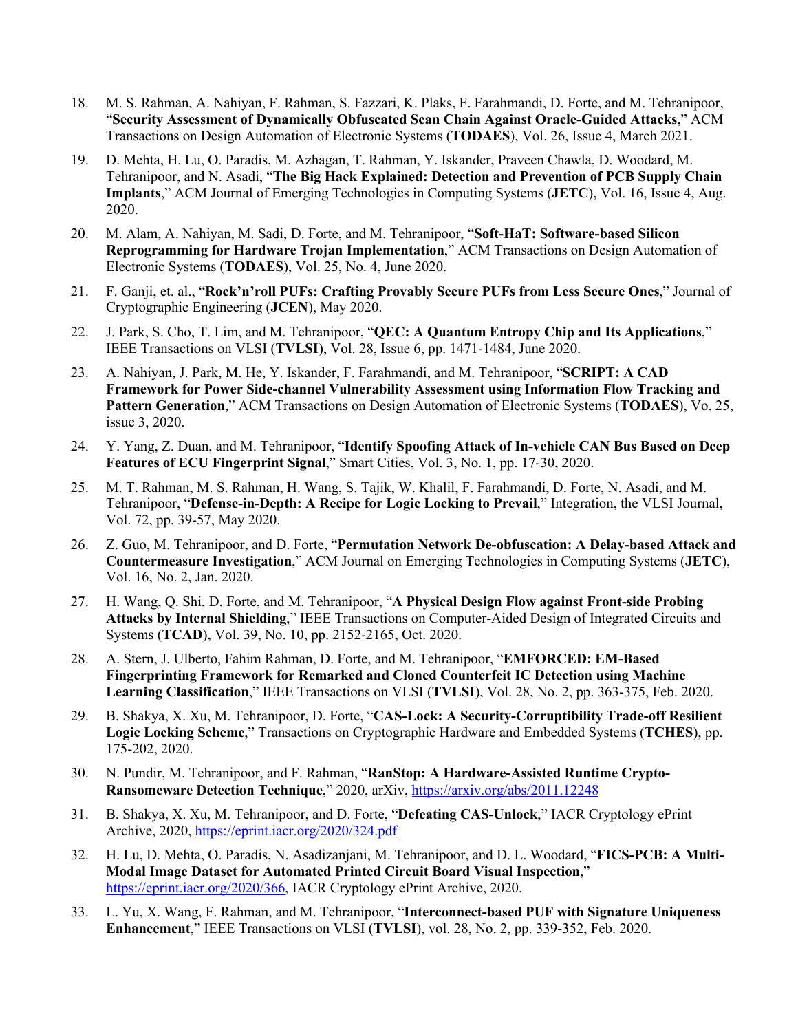18. M. S. Rahman, A. Nahiyan, F. Rahman, S. Fazzari, K. Plaks, F. Farahmandi, D. Forte, and M. Tehranipoor, "**Security Assessment of Dynamically Obfuscated Scan Chain Against Oracle-Guided Attacks**," ACM Transactions on Design Automation of Electronic Systems (**TODAES**), Vol. 26, Issue 4, March 2021.
19. D. Mehta, H. Lu, O. Paradis, M. Azhagan, T. Rahman, Y. Iskander, Praveen Chawla, D. Woodard, M. Tehranipoor, and N. Asadi, "**The Big Hack Explained: Detection and Prevention of PCB Supply Chain Implants**," ACM Journal of Emerging Technologies in Computing Systems (**JETC**), Vol. 16, Issue 4, Aug. 2020.
20. M. Alam, A. Nahiyan, M. Sadi, D. Forte, and M. Tehranipoor, "**Soft-HaT: Software-based Silicon Reprogramming for Hardware Trojan Implementation**," ACM Transactions on Design Automation of Electronic Systems (**TODAES**), Vol. 25, No. 4, June 2020.
21. F. Ganji, et. al., "**Rock'n'roll PUFs: Crafting Provably Secure PUFs from Less Secure Ones**," Journal of Cryptographic Engineering (**JCEN**), May 2020.
22. J. Park, S. Cho, T. Lim, and M. Tehranipoor, "**QEC: A Quantum Entropy Chip and Its Applications**," IEEE Transactions on VLSI (**TVLSI**), Vol. 28, Issue 6, pp. 1471-1484, June 2020.
23. A. Nahiyan, J. Park, M. He, Y. Iskander, F. Farahmandi, and M. Tehranipoor, "**SCRIPT: A CAD Framework for Power Side-channel Vulnerability Assessment using Information Flow Tracking and Pattern Generation**," ACM Transactions on Design Automation of Electronic Systems (**TODAES**), Vo. 25, issue 3, 2020.
24. Y. Yang, Z. Duan, and M. Tehranipoor, "**Identify Spoofing Attack of In-vehicle CAN Bus Based on Deep Features of ECU Fingerprint Signal**," Smart Cities, Vol. 3, No. 1, pp. 17-30, 2020.
25. M. T. Rahman, M. S. Rahman, H. Wang, S. Tajik, W. Khalil, F. Farahmandi, D. Forte, N. Asadi, and M. Tehranipoor, "**Defense-in-Depth: A Recipe for Logic Locking to Prevail**," Integration, the VLSI Journal, Vol. 72, pp. 39-57, May 2020.
26. Z. Guo, M. Tehranipoor, and D. Forte, "**Permutation Network De-obfuscation: A Delay-based Attack and Countermeasure Investigation**," ACM Journal on Emerging Technologies in Computing Systems (**JETC**), Vol. 16, No. 2, Jan. 2020.
27. H. Wang, Q. Shi, D. Forte, and M. Tehranipoor, "**A Physical Design Flow against Front-side Probing Attacks by Internal Shielding**," IEEE Transactions on Computer-Aided Design of Integrated Circuits and Systems (**TCAD**), Vol. 39, No. 10, pp. 2152-2165, Oct. 2020.
28. A. Stern, J. Ulberto, Fahim Rahman, D. Forte, and M. Tehranipoor, "**EMFORCED: EM-Based Fingerprinting Framework for Remarked and Cloned Counterfeit IC Detection using Machine Learning Classification**," IEEE Transactions on VLSI (**TVLSI**), Vol. 28, No. 2, pp. 363-375, Feb. 2020.
29. B. Shakya, X. Xu, M. Tehranipoor, D. Forte, "**CAS-Lock: A Security-Corruptibility Trade-off Resilient Logic Locking Scheme**," Transactions on Cryptographic Hardware and Embedded Systems (**TCHES**), pp. 175-202, 2020.
30. N. Pundir, M. Tehranipoor, and F. Rahman, "**RanStop: A Hardware-Assisted Runtime Crypto-Ransomeware Detection Technique**," 2020, arXiv, https://arxiv.org/abs/2011.12248
31. B. Shakya, X. Xu, M. Tehranipoor, and D. Forte, "**Defeating CAS-Unlock**," IACR Cryptology ePrint Archive, 2020, https://eprint.iacr.org/2020/324.pdf
32. H. Lu, D. Mehta, O. Paradis, N. Asadizanjani, M. Tehranipoor, and D. L. Woodard, "**FICS-PCB: A Multi-Modal Image Dataset for Automated Printed Circuit Board Visual Inspection**," https://eprint.iacr.org/2020/366, IACR Cryptology ePrint Archive, 2020.
33. L. Yu, X. Wang, F. Rahman, and M. Tehranipoor, "**Interconnect-based PUF with Signature Uniqueness Enhancement**," IEEE Transactions on VLSI (**TVLSI**), vol. 28, No. 2, pp. 339-352, Feb. 2020.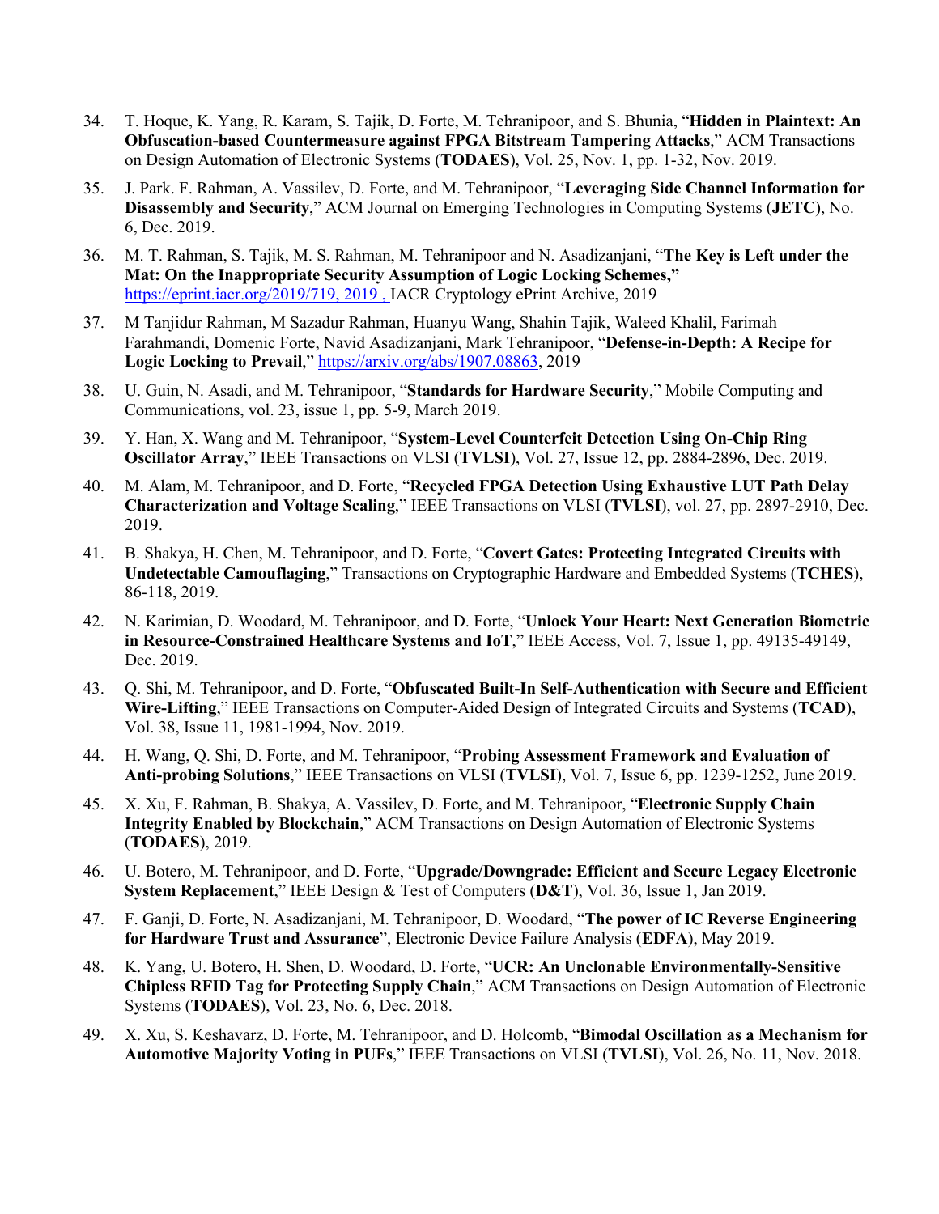34. T. Hoque, K. Yang, R. Karam, S. Tajik, D. Forte, M. Tehranipoor, and S. Bhunia, "**Hidden in Plaintext: An Obfuscation-based Countermeasure against FPGA Bitstream Tampering Attacks**," ACM Transactions on Design Automation of Electronic Systems (**TODAES**), Vol. 25, Nov. 1, pp. 1-32, Nov. 2019.

35. J. Park. F. Rahman, A. Vassilev, D. Forte, and M. Tehranipoor, "**Leveraging Side Channel Information for Disassembly and Security**," ACM Journal on Emerging Technologies in Computing Systems (**JETC**), No. 6, Dec. 2019.

36. M. T. Rahman, S. Tajik, M. S. Rahman, M. Tehranipoor and N. Asadizanjani, "**The Key is Left under the Mat: On the Inappropriate Security Assumption of Logic Locking Schemes,**" https://eprint.iacr.org/2019/719, 2019 , IACR Cryptology ePrint Archive, 2019

37. M Tanjidur Rahman, M Sazadur Rahman, Huanyu Wang, Shahin Tajik, Waleed Khalil, Farimah Farahmandi, Domenic Forte, Navid Asadizanjani, Mark Tehranipoor, "**Defense-in-Depth: A Recipe for Logic Locking to Prevail**," https://arxiv.org/abs/1907.08863, 2019

38. U. Guin, N. Asadi, and M. Tehranipoor, "**Standards for Hardware Security**," Mobile Computing and Communications, vol. 23, issue 1, pp. 5-9, March 2019.

39. Y. Han, X. Wang and M. Tehranipoor, "**System-Level Counterfeit Detection Using On-Chip Ring Oscillator Array**," IEEE Transactions on VLSI (**TVLSI**), Vol. 27, Issue 12, pp. 2884-2896, Dec. 2019.

40. M. Alam, M. Tehranipoor, and D. Forte, "**Recycled FPGA Detection Using Exhaustive LUT Path Delay Characterization and Voltage Scaling**," IEEE Transactions on VLSI (**TVLSI**), vol. 27, pp. 2897-2910, Dec. 2019.

41. B. Shakya, H. Chen, M. Tehranipoor, and D. Forte, "**Covert Gates: Protecting Integrated Circuits with Undetectable Camouflaging**," Transactions on Cryptographic Hardware and Embedded Systems (**TCHES**), 86-118, 2019.

42. N. Karimian, D. Woodard, M. Tehranipoor, and D. Forte, "**Unlock Your Heart: Next Generation Biometric in Resource-Constrained Healthcare Systems and IoT**," IEEE Access, Vol. 7, Issue 1, pp. 49135-49149, Dec. 2019.

43. Q. Shi, M. Tehranipoor, and D. Forte, "**Obfuscated Built-In Self-Authentication with Secure and Efficient Wire-Lifting**," IEEE Transactions on Computer-Aided Design of Integrated Circuits and Systems (**TCAD**), Vol. 38, Issue 11, 1981-1994, Nov. 2019.

44. H. Wang, Q. Shi, D. Forte, and M. Tehranipoor, "**Probing Assessment Framework and Evaluation of Anti-probing Solutions**," IEEE Transactions on VLSI (**TVLSI**), Vol. 7, Issue 6, pp. 1239-1252, June 2019.

45. X. Xu, F. Rahman, B. Shakya, A. Vassilev, D. Forte, and M. Tehranipoor, "**Electronic Supply Chain Integrity Enabled by Blockchain**," ACM Transactions on Design Automation of Electronic Systems (**TODAES**), 2019.

46. U. Botero, M. Tehranipoor, and D. Forte, "**Upgrade/Downgrade: Efficient and Secure Legacy Electronic System Replacement**," IEEE Design & Test of Computers (**D&T**), Vol. 36, Issue 1, Jan 2019.

47. F. Ganji, D. Forte, N. Asadizanjani, M. Tehranipoor, D. Woodard, "**The power of IC Reverse Engineering for Hardware Trust and Assurance**", Electronic Device Failure Analysis (**EDFA**), May 2019.

48. K. Yang, U. Botero, H. Shen, D. Woodard, D. Forte, "**UCR: An Unclonable Environmentally-Sensitive Chipless RFID Tag for Protecting Supply Chain**," ACM Transactions on Design Automation of Electronic Systems (**TODAES**), Vol. 23, No. 6, Dec. 2018.

49. X. Xu, S. Keshavarz, D. Forte, M. Tehranipoor, and D. Holcomb, "**Bimodal Oscillation as a Mechanism for Automotive Majority Voting in PUFs**," IEEE Transactions on VLSI (**TVLSI**), Vol. 26, No. 11, Nov. 2018.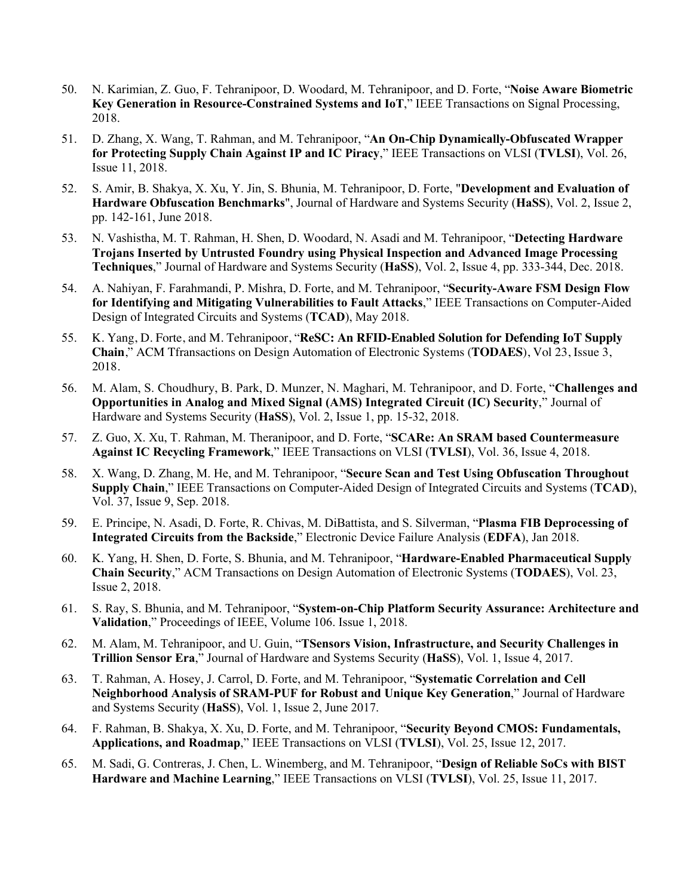50. N. Karimian, Z. Guo, F. Tehranipoor, D. Woodard, M. Tehranipoor, and D. Forte, "**Noise Aware Biometric Key Generation in Resource-Constrained Systems and IoT**," IEEE Transactions on Signal Processing, 2018.

51. D. Zhang, X. Wang, T. Rahman, and M. Tehranipoor, "**An On-Chip Dynamically-Obfuscated Wrapper for Protecting Supply Chain Against IP and IC Piracy**," IEEE Transactions on VLSI (**TVLSI**), Vol. 26, Issue 11, 2018.

52. S. Amir, B. Shakya, X. Xu, Y. Jin, S. Bhunia, M. Tehranipoor, D. Forte, "**Development and Evaluation of Hardware Obfuscation Benchmarks**", Journal of Hardware and Systems Security (**HaSS**), Vol. 2, Issue 2, pp. 142-161, June 2018.

53. N. Vashistha, M. T. Rahman, H. Shen, D. Woodard, N. Asadi and M. Tehranipoor, "**Detecting Hardware Trojans Inserted by Untrusted Foundry using Physical Inspection and Advanced Image Processing Techniques**," Journal of Hardware and Systems Security (**HaSS**), Vol. 2, Issue 4, pp. 333-344, Dec. 2018.

54. A. Nahiyan, F. Farahmandi, P. Mishra, D. Forte, and M. Tehranipoor, "**Security-Aware FSM Design Flow for Identifying and Mitigating Vulnerabilities to Fault Attacks**," IEEE Transactions on Computer-Aided Design of Integrated Circuits and Systems (**TCAD**), May 2018.

55. K. Yang, D. Forte, and M. Tehranipoor, "**ReSC: An RFID-Enabled Solution for Defending IoT Supply Chain**," ACM Tfransactions on Design Automation of Electronic Systems (**TODAES**), Vol 23, Issue 3, 2018.

56. M. Alam, S. Choudhury, B. Park, D. Munzer, N. Maghari, M. Tehranipoor, and D. Forte, "**Challenges and Opportunities in Analog and Mixed Signal (AMS) Integrated Circuit (IC) Security**," Journal of Hardware and Systems Security (**HaSS**), Vol. 2, Issue 1, pp. 15-32, 2018.

57. Z. Guo, X. Xu, T. Rahman, M. Theranipoor, and D. Forte, "**SCARe: An SRAM based Countermeasure Against IC Recycling Framework**," IEEE Transactions on VLSI (**TVLSI**), Vol. 36, Issue 4, 2018.

58. X. Wang, D. Zhang, M. He, and M. Tehranipoor, "**Secure Scan and Test Using Obfuscation Throughout Supply Chain**," IEEE Transactions on Computer-Aided Design of Integrated Circuits and Systems (**TCAD**), Vol. 37, Issue 9, Sep. 2018.

59. E. Principe, N. Asadi, D. Forte, R. Chivas, M. DiBattista, and S. Silverman, "**Plasma FIB Deprocessing of Integrated Circuits from the Backside**," Electronic Device Failure Analysis (**EDFA**), Jan 2018.

60. K. Yang, H. Shen, D. Forte, S. Bhunia, and M. Tehranipoor, "**Hardware-Enabled Pharmaceutical Supply Chain Security**," ACM Transactions on Design Automation of Electronic Systems (**TODAES**), Vol. 23, Issue 2, 2018.

61. S. Ray, S. Bhunia, and M. Tehranipoor, "**System-on-Chip Platform Security Assurance: Architecture and Validation**," Proceedings of IEEE, Volume 106. Issue 1, 2018.

62. M. Alam, M. Tehranipoor, and U. Guin, "**TSensors Vision, Infrastructure, and Security Challenges in Trillion Sensor Era**," Journal of Hardware and Systems Security (**HaSS**), Vol. 1, Issue 4, 2017.

63. T. Rahman, A. Hosey, J. Carrol, D. Forte, and M. Tehranipoor, "**Systematic Correlation and Cell Neighborhood Analysis of SRAM-PUF for Robust and Unique Key Generation**," Journal of Hardware and Systems Security (**HaSS**), Vol. 1, Issue 2, June 2017.

64. F. Rahman, B. Shakya, X. Xu, D. Forte, and M. Tehranipoor, "**Security Beyond CMOS: Fundamentals, Applications, and Roadmap**," IEEE Transactions on VLSI (**TVLSI**), Vol. 25, Issue 12, 2017.

65. M. Sadi, G. Contreras, J. Chen, L. Winemberg, and M. Tehranipoor, "**Design of Reliable SoCs with BIST Hardware and Machine Learning**," IEEE Transactions on VLSI (**TVLSI**), Vol. 25, Issue 11, 2017.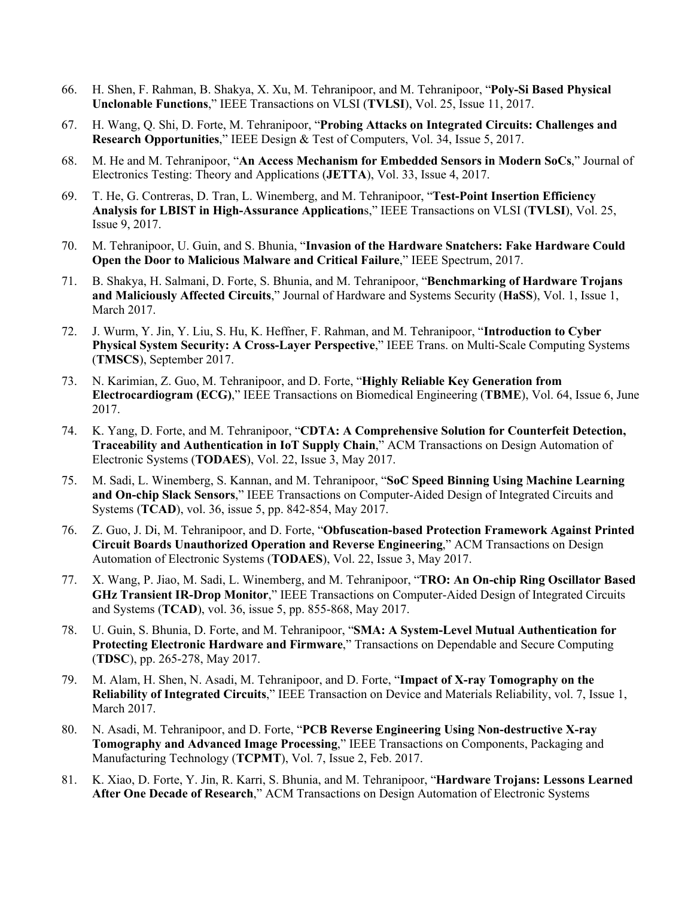66. H. Shen, F. Rahman, B. Shakya, X. Xu, M. Tehranipoor, and M. Tehranipoor, "**Poly-Si Based Physical Unclonable Functions**," IEEE Transactions on VLSI (**TVLSI**), Vol. 25, Issue 11, 2017.

67. H. Wang, Q. Shi, D. Forte, M. Tehranipoor, "**Probing Attacks on Integrated Circuits: Challenges and Research Opportunities**," IEEE Design & Test of Computers, Vol. 34, Issue 5, 2017.

68. M. He and M. Tehranipoor, "**An Access Mechanism for Embedded Sensors in Modern SoCs**," Journal of Electronics Testing: Theory and Applications (**JETTA**), Vol. 33, Issue 4, 2017.

69. T. He, G. Contreras, D. Tran, L. Winemberg, and M. Tehranipoor, "**Test-Point Insertion Efficiency Analysis for LBIST in High-Assurance Application**s," IEEE Transactions on VLSI (**TVLSI**), Vol. 25, Issue 9, 2017.

70. M. Tehranipoor, U. Guin, and S. Bhunia, "**Invasion of the Hardware Snatchers: Fake Hardware Could Open the Door to Malicious Malware and Critical Failure**," IEEE Spectrum, 2017.

71. B. Shakya, H. Salmani, D. Forte, S. Bhunia, and M. Tehranipoor, "**Benchmarking of Hardware Trojans and Maliciously Affected Circuits**," Journal of Hardware and Systems Security (**HaSS**), Vol. 1, Issue 1, March 2017.

72. J. Wurm, Y. Jin, Y. Liu, S. Hu, K. Heffner, F. Rahman, and M. Tehranipoor, "**Introduction to Cyber Physical System Security: A Cross-Layer Perspective**," IEEE Trans. on Multi-Scale Computing Systems (**TMSCS**), September 2017.

73. N. Karimian, Z. Guo, M. Tehranipoor, and D. Forte, "**Highly Reliable Key Generation from Electrocardiogram (ECG)**," IEEE Transactions on Biomedical Engineering (**TBME**), Vol. 64, Issue 6, June 2017.

74. K. Yang, D. Forte, and M. Tehranipoor, "**CDTA: A Comprehensive Solution for Counterfeit Detection, Traceability and Authentication in IoT Supply Chain**," ACM Transactions on Design Automation of Electronic Systems (**TODAES**), Vol. 22, Issue 3, May 2017.

75. M. Sadi, L. Winemberg, S. Kannan, and M. Tehranipoor, "**SoC Speed Binning Using Machine Learning and On-chip Slack Sensors**," IEEE Transactions on Computer-Aided Design of Integrated Circuits and Systems (**TCAD**), vol. 36, issue 5, pp. 842-854, May 2017.

76. Z. Guo, J. Di, M. Tehranipoor, and D. Forte, "**Obfuscation-based Protection Framework Against Printed Circuit Boards Unauthorized Operation and Reverse Engineering**," ACM Transactions on Design Automation of Electronic Systems (**TODAES**), Vol. 22, Issue 3, May 2017.

77. X. Wang, P. Jiao, M. Sadi, L. Winemberg, and M. Tehranipoor, "**TRO: An On-chip Ring Oscillator Based GHz Transient IR-Drop Monitor**," IEEE Transactions on Computer-Aided Design of Integrated Circuits and Systems (**TCAD**), vol. 36, issue 5, pp. 855-868, May 2017.

78. U. Guin, S. Bhunia, D. Forte, and M. Tehranipoor, "**SMA: A System-Level Mutual Authentication for Protecting Electronic Hardware and Firmware**," Transactions on Dependable and Secure Computing (**TDSC**), pp. 265-278, May 2017.

79. M. Alam, H. Shen, N. Asadi, M. Tehranipoor, and D. Forte, "**Impact of X-ray Tomography on the Reliability of Integrated Circuits**," IEEE Transaction on Device and Materials Reliability, vol. 7, Issue 1, March 2017.

80. N. Asadi, M. Tehranipoor, and D. Forte, "**PCB Reverse Engineering Using Non-destructive X-ray Tomography and Advanced Image Processing**," IEEE Transactions on Components, Packaging and Manufacturing Technology (**TCPMT**), Vol. 7, Issue 2, Feb. 2017.

81. K. Xiao, D. Forte, Y. Jin, R. Karri, S. Bhunia, and M. Tehranipoor, "**Hardware Trojans: Lessons Learned After One Decade of Research**," ACM Transactions on Design Automation of Electronic Systems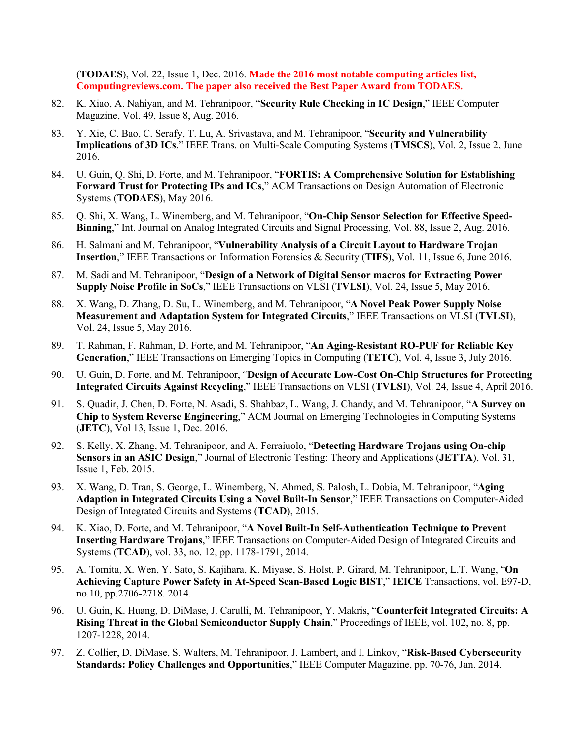(**TODAES**), Vol. 22, Issue 1, Dec. 2016. **Made the 2016 most notable computing articles list, Computingreviews.com. The paper also received the Best Paper Award from TODAES.**

82. K. Xiao, A. Nahiyan, and M. Tehranipoor, "**Security Rule Checking in IC Design**," IEEE Computer Magazine, Vol. 49, Issue 8, Aug. 2016.

83. Y. Xie, C. Bao, C. Serafy, T. Lu, A. Srivastava, and M. Tehranipoor, "**Security and Vulnerability Implications of 3D ICs**," IEEE Trans. on Multi-Scale Computing Systems (**TMSCS**), Vol. 2, Issue 2, June 2016.

84. U. Guin, Q. Shi, D. Forte, and M. Tehranipoor, "**FORTIS: A Comprehensive Solution for Establishing Forward Trust for Protecting IPs and ICs**," ACM Transactions on Design Automation of Electronic Systems (**TODAES**), May 2016.

85. Q. Shi, X. Wang, L. Winemberg, and M. Tehranipoor, "**On-Chip Sensor Selection for Effective Speed-Binning**," Int. Journal on Analog Integrated Circuits and Signal Processing, Vol. 88, Issue 2, Aug. 2016.

86. H. Salmani and M. Tehranipoor, "**Vulnerability Analysis of a Circuit Layout to Hardware Trojan Insertion**," IEEE Transactions on Information Forensics & Security (**TIFS**), Vol. 11, Issue 6, June 2016.

87. M. Sadi and M. Tehranipoor, "**Design of a Network of Digital Sensor macros for Extracting Power Supply Noise Profile in SoCs**," IEEE Transactions on VLSI (**TVLSI**), Vol. 24, Issue 5, May 2016.

88. X. Wang, D. Zhang, D. Su, L. Winemberg, and M. Tehranipoor, "**A Novel Peak Power Supply Noise Measurement and Adaptation System for Integrated Circuits**," IEEE Transactions on VLSI (**TVLSI**), Vol. 24, Issue 5, May 2016.

89. T. Rahman, F. Rahman, D. Forte, and M. Tehranipoor, "**An Aging-Resistant RO-PUF for Reliable Key Generation**," IEEE Transactions on Emerging Topics in Computing (**TETC**), Vol. 4, Issue 3, July 2016.

90. U. Guin, D. Forte, and M. Tehranipoor, "**Design of Accurate Low-Cost On-Chip Structures for Protecting Integrated Circuits Against Recycling**," IEEE Transactions on VLSI (**TVLSI**), Vol. 24, Issue 4, April 2016.

91. S. Quadir, J. Chen, D. Forte, N. Asadi, S. Shahbaz, L. Wang, J. Chandy, and M. Tehranipoor, "**A Survey on Chip to System Reverse Engineering**," ACM Journal on Emerging Technologies in Computing Systems (**JETC**), Vol 13, Issue 1, Dec. 2016.

92. S. Kelly, X. Zhang, M. Tehranipoor, and A. Ferraiuolo, "**Detecting Hardware Trojans using On-chip Sensors in an ASIC Design**," Journal of Electronic Testing: Theory and Applications (**JETTA**), Vol. 31, Issue 1, Feb. 2015.

93. X. Wang, D. Tran, S. George, L. Winemberg, N. Ahmed, S. Palosh, L. Dobia, M. Tehranipoor, "**Aging Adaption in Integrated Circuits Using a Novel Built-In Sensor**," IEEE Transactions on Computer-Aided Design of Integrated Circuits and Systems (**TCAD**), 2015.

94. K. Xiao, D. Forte, and M. Tehranipoor, "**A Novel Built-In Self-Authentication Technique to Prevent Inserting Hardware Trojans**," IEEE Transactions on Computer-Aided Design of Integrated Circuits and Systems (**TCAD**), vol. 33, no. 12, pp. 1178-1791, 2014.

95. A. Tomita, X. Wen, Y. Sato, S. Kajihara, K. Miyase, S. Holst, P. Girard, M. Tehranipoor, L.T. Wang, "**On Achieving Capture Power Safety in At-Speed Scan-Based Logic BIST**," **IEICE** Transactions, vol. E97-D, no.10, pp.2706-2718. 2014.

96. U. Guin, K. Huang, D. DiMase, J. Carulli, M. Tehranipoor, Y. Makris, "**Counterfeit Integrated Circuits: A Rising Threat in the Global Semiconductor Supply Chain**," Proceedings of IEEE, vol. 102, no. 8, pp. 1207-1228, 2014.

97. Z. Collier, D. DiMase, S. Walters, M. Tehranipoor, J. Lambert, and I. Linkov, "**Risk-Based Cybersecurity Standards: Policy Challenges and Opportunities**," IEEE Computer Magazine, pp. 70-76, Jan. 2014.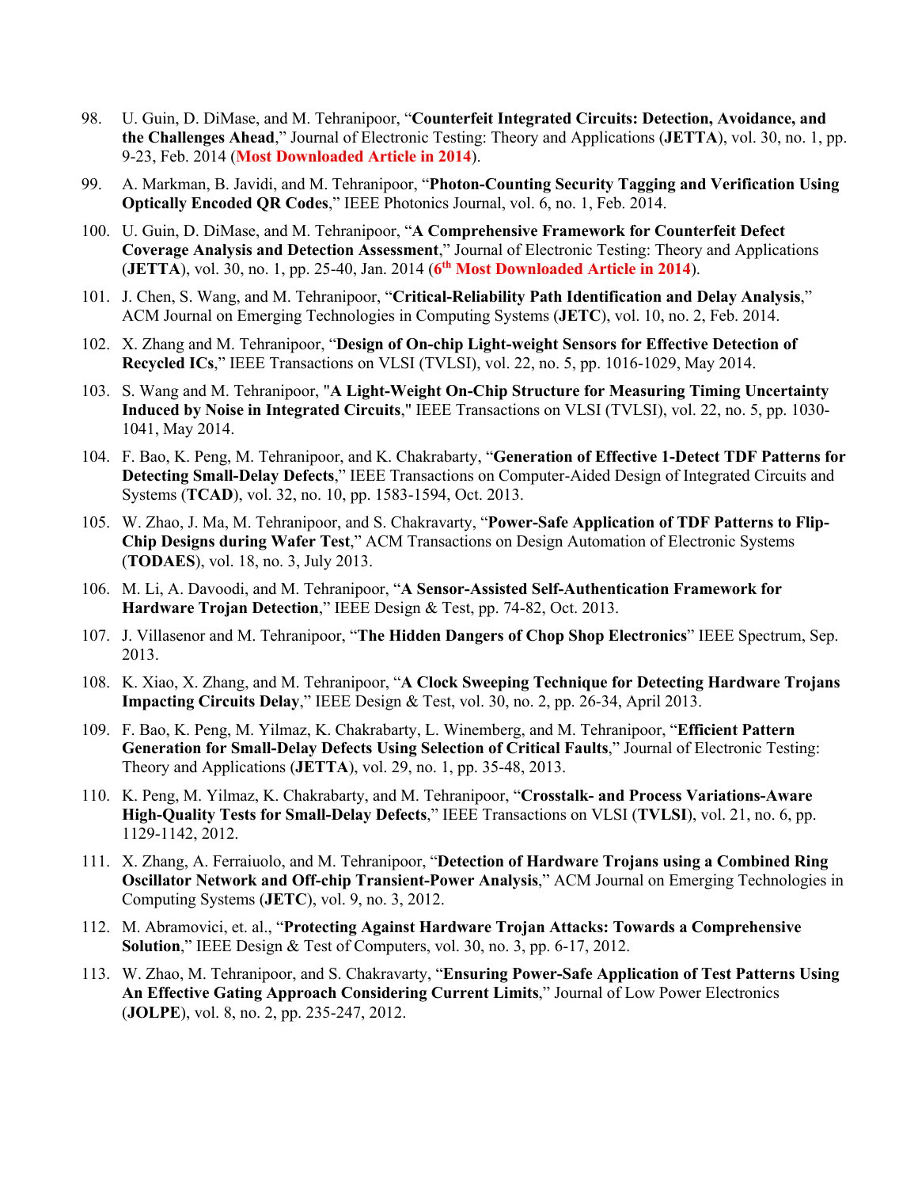98. U. Guin, D. DiMase, and M. Tehranipoor, "**Counterfeit Integrated Circuits: Detection, Avoidance, and the Challenges Ahead**," Journal of Electronic Testing: Theory and Applications (**JETTA**), vol. 30, no. 1, pp. 9-23, Feb. 2014 (**Most Downloaded Article in 2014**).

99. A. Markman, B. Javidi, and M. Tehranipoor, "**Photon-Counting Security Tagging and Verification Using Optically Encoded QR Codes**," IEEE Photonics Journal, vol. 6, no. 1, Feb. 2014.

100. U. Guin, D. DiMase, and M. Tehranipoor, "**A Comprehensive Framework for Counterfeit Defect Coverage Analysis and Detection Assessment**," Journal of Electronic Testing: Theory and Applications (**JETTA**), vol. 30, no. 1, pp. 25-40, Jan. 2014 (**6th Most Downloaded Article in 2014**).

101. J. Chen, S. Wang, and M. Tehranipoor, "**Critical-Reliability Path Identification and Delay Analysis**," ACM Journal on Emerging Technologies in Computing Systems (**JETC**), vol. 10, no. 2, Feb. 2014.

102. X. Zhang and M. Tehranipoor, "**Design of On-chip Light-weight Sensors for Effective Detection of Recycled ICs**," IEEE Transactions on VLSI (TVLSI), vol. 22, no. 5, pp. 1016-1029, May 2014.

103. S. Wang and M. Tehranipoor, "**A Light-Weight On-Chip Structure for Measuring Timing Uncertainty Induced by Noise in Integrated Circuits**," IEEE Transactions on VLSI (TVLSI), vol. 22, no. 5, pp. 1030-1041, May 2014.

104. F. Bao, K. Peng, M. Tehranipoor, and K. Chakrabarty, "**Generation of Effective 1-Detect TDF Patterns for Detecting Small-Delay Defects**," IEEE Transactions on Computer-Aided Design of Integrated Circuits and Systems (**TCAD**), vol. 32, no. 10, pp. 1583-1594, Oct. 2013.

105. W. Zhao, J. Ma, M. Tehranipoor, and S. Chakravarty, "**Power-Safe Application of TDF Patterns to Flip-Chip Designs during Wafer Test**," ACM Transactions on Design Automation of Electronic Systems (**TODAES**), vol. 18, no. 3, July 2013.

106. M. Li, A. Davoodi, and M. Tehranipoor, "**A Sensor-Assisted Self-Authentication Framework for Hardware Trojan Detection**," IEEE Design & Test, pp. 74-82, Oct. 2013.

107. J. Villasenor and M. Tehranipoor, "**The Hidden Dangers of Chop Shop Electronics**" IEEE Spectrum, Sep. 2013.

108. K. Xiao, X. Zhang, and M. Tehranipoor, "**A Clock Sweeping Technique for Detecting Hardware Trojans Impacting Circuits Delay**," IEEE Design & Test, vol. 30, no. 2, pp. 26-34, April 2013.

109. F. Bao, K. Peng, M. Yilmaz, K. Chakrabarty, L. Winemberg, and M. Tehranipoor, "**Efficient Pattern Generation for Small-Delay Defects Using Selection of Critical Faults**," Journal of Electronic Testing: Theory and Applications (**JETTA**), vol. 29, no. 1, pp. 35-48, 2013.

110. K. Peng, M. Yilmaz, K. Chakrabarty, and M. Tehranipoor, "**Crosstalk- and Process Variations-Aware High-Quality Tests for Small-Delay Defects**," IEEE Transactions on VLSI (**TVLSI**), vol. 21, no. 6, pp. 1129-1142, 2012.

111. X. Zhang, A. Ferraiuolo, and M. Tehranipoor, "**Detection of Hardware Trojans using a Combined Ring Oscillator Network and Off-chip Transient-Power Analysis**," ACM Journal on Emerging Technologies in Computing Systems (**JETC**), vol. 9, no. 3, 2012.

112. M. Abramovici, et. al., "**Protecting Against Hardware Trojan Attacks: Towards a Comprehensive Solution**," IEEE Design & Test of Computers, vol. 30, no. 3, pp. 6-17, 2012.

113. W. Zhao, M. Tehranipoor, and S. Chakravarty, "**Ensuring Power-Safe Application of Test Patterns Using An Effective Gating Approach Considering Current Limits**," Journal of Low Power Electronics (**JOLPE**), vol. 8, no. 2, pp. 235-247, 2012.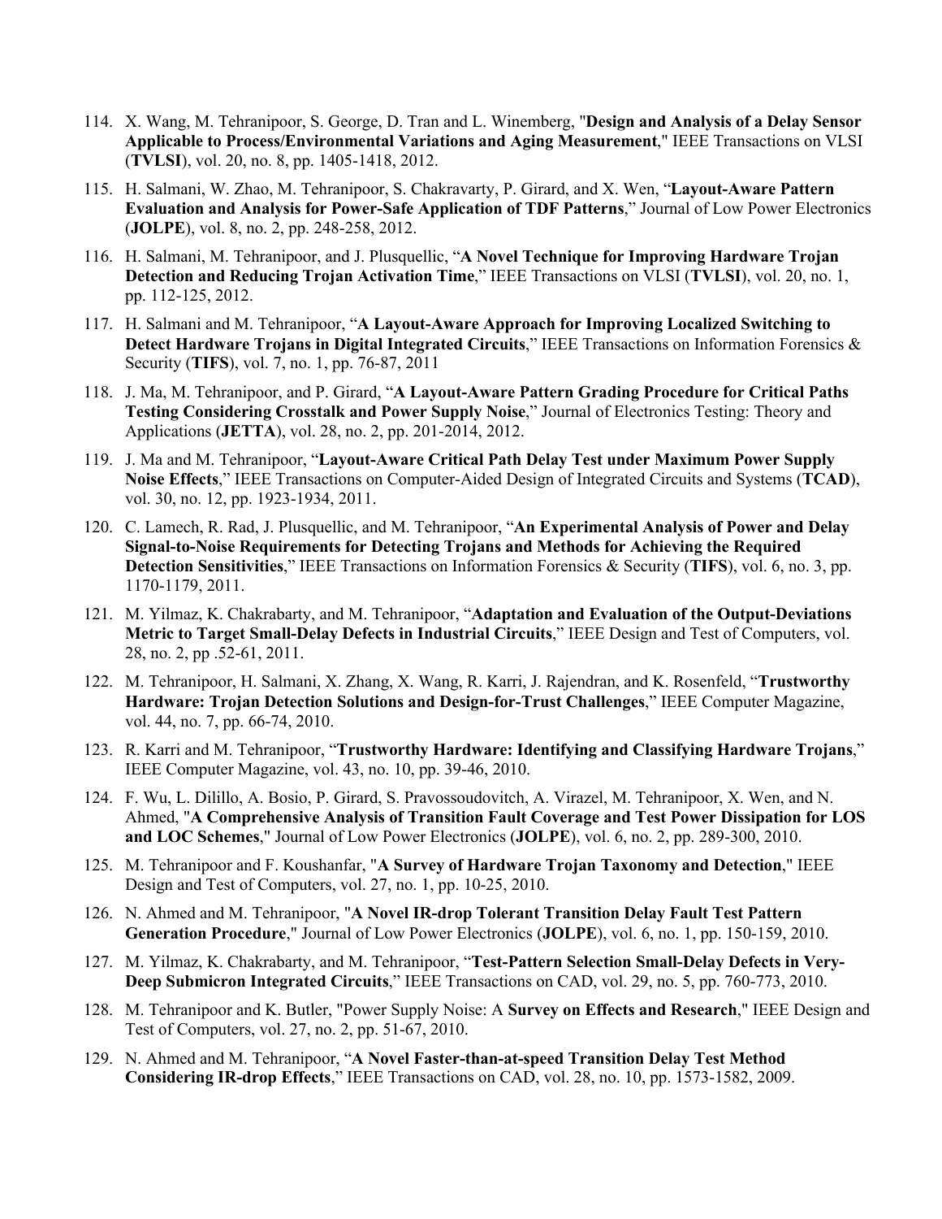114. X. Wang, M. Tehranipoor, S. George, D. Tran and L. Winemberg, "**Design and Analysis of a Delay Sensor Applicable to Process/Environmental Variations and Aging Measurement**," IEEE Transactions on VLSI (**TVLSI**), vol. 20, no. 8, pp. 1405-1418, 2012.

115. H. Salmani, W. Zhao, M. Tehranipoor, S. Chakravarty, P. Girard, and X. Wen, "**Layout-Aware Pattern Evaluation and Analysis for Power-Safe Application of TDF Patterns**," Journal of Low Power Electronics (**JOLPE**), vol. 8, no. 2, pp. 248-258, 2012.

116. H. Salmani, M. Tehranipoor, and J. Plusquellic, "**A Novel Technique for Improving Hardware Trojan Detection and Reducing Trojan Activation Time**," IEEE Transactions on VLSI (**TVLSI**), vol. 20, no. 1, pp. 112-125, 2012.

117. H. Salmani and M. Tehranipoor, "**A Layout-Aware Approach for Improving Localized Switching to Detect Hardware Trojans in Digital Integrated Circuits**," IEEE Transactions on Information Forensics & Security (**TIFS**), vol. 7, no. 1, pp. 76-87, 2011

118. J. Ma, M. Tehranipoor, and P. Girard, "**A Layout-Aware Pattern Grading Procedure for Critical Paths Testing Considering Crosstalk and Power Supply Noise**," Journal of Electronics Testing: Theory and Applications (**JETTA**), vol. 28, no. 2, pp. 201-2014, 2012.

119. J. Ma and M. Tehranipoor, "**Layout-Aware Critical Path Delay Test under Maximum Power Supply Noise Effects**," IEEE Transactions on Computer-Aided Design of Integrated Circuits and Systems (**TCAD**), vol. 30, no. 12, pp. 1923-1934, 2011.

120. C. Lamech, R. Rad, J. Plusquellic, and M. Tehranipoor, "**An Experimental Analysis of Power and Delay Signal-to-Noise Requirements for Detecting Trojans and Methods for Achieving the Required Detection Sensitivities**," IEEE Transactions on Information Forensics & Security (**TIFS**), vol. 6, no. 3, pp. 1170-1179, 2011.

121. M. Yilmaz, K. Chakrabarty, and M. Tehranipoor, "**Adaptation and Evaluation of the Output-Deviations Metric to Target Small-Delay Defects in Industrial Circuits**," IEEE Design and Test of Computers, vol. 28, no. 2, pp .52-61, 2011.

122. M. Tehranipoor, H. Salmani, X. Zhang, X. Wang, R. Karri, J. Rajendran, and K. Rosenfeld, "**Trustworthy Hardware: Trojan Detection Solutions and Design-for-Trust Challenges**," IEEE Computer Magazine, vol. 44, no. 7, pp. 66-74, 2010.

123. R. Karri and M. Tehranipoor, "**Trustworthy Hardware: Identifying and Classifying Hardware Trojans**," IEEE Computer Magazine, vol. 43, no. 10, pp. 39-46, 2010.

124. F. Wu, L. Dilillo, A. Bosio, P. Girard, S. Pravossoudovitch, A. Virazel, M. Tehranipoor, X. Wen, and N. Ahmed, "**A Comprehensive Analysis of Transition Fault Coverage and Test Power Dissipation for LOS and LOC Schemes**," Journal of Low Power Electronics (**JOLPE**), vol. 6, no. 2, pp. 289-300, 2010.

125. M. Tehranipoor and F. Koushanfar, "**A Survey of Hardware Trojan Taxonomy and Detection**," IEEE Design and Test of Computers, vol. 27, no. 1, pp. 10-25, 2010.

126. N. Ahmed and M. Tehranipoor, "**A Novel IR-drop Tolerant Transition Delay Fault Test Pattern Generation Procedure**," Journal of Low Power Electronics (**JOLPE**), vol. 6, no. 1, pp. 150-159, 2010.

127. M. Yilmaz, K. Chakrabarty, and M. Tehranipoor, "**Test-Pattern Selection Small-Delay Defects in Very-Deep Submicron Integrated Circuits**," IEEE Transactions on CAD, vol. 29, no. 5, pp. 760-773, 2010.

128. M. Tehranipoor and K. Butler, "Power Supply Noise: A **Survey on Effects and Research**," IEEE Design and Test of Computers, vol. 27, no. 2, pp. 51-67, 2010.

129. N. Ahmed and M. Tehranipoor, "**A Novel Faster-than-at-speed Transition Delay Test Method Considering IR-drop Effects**," IEEE Transactions on CAD, vol. 28, no. 10, pp. 1573-1582, 2009.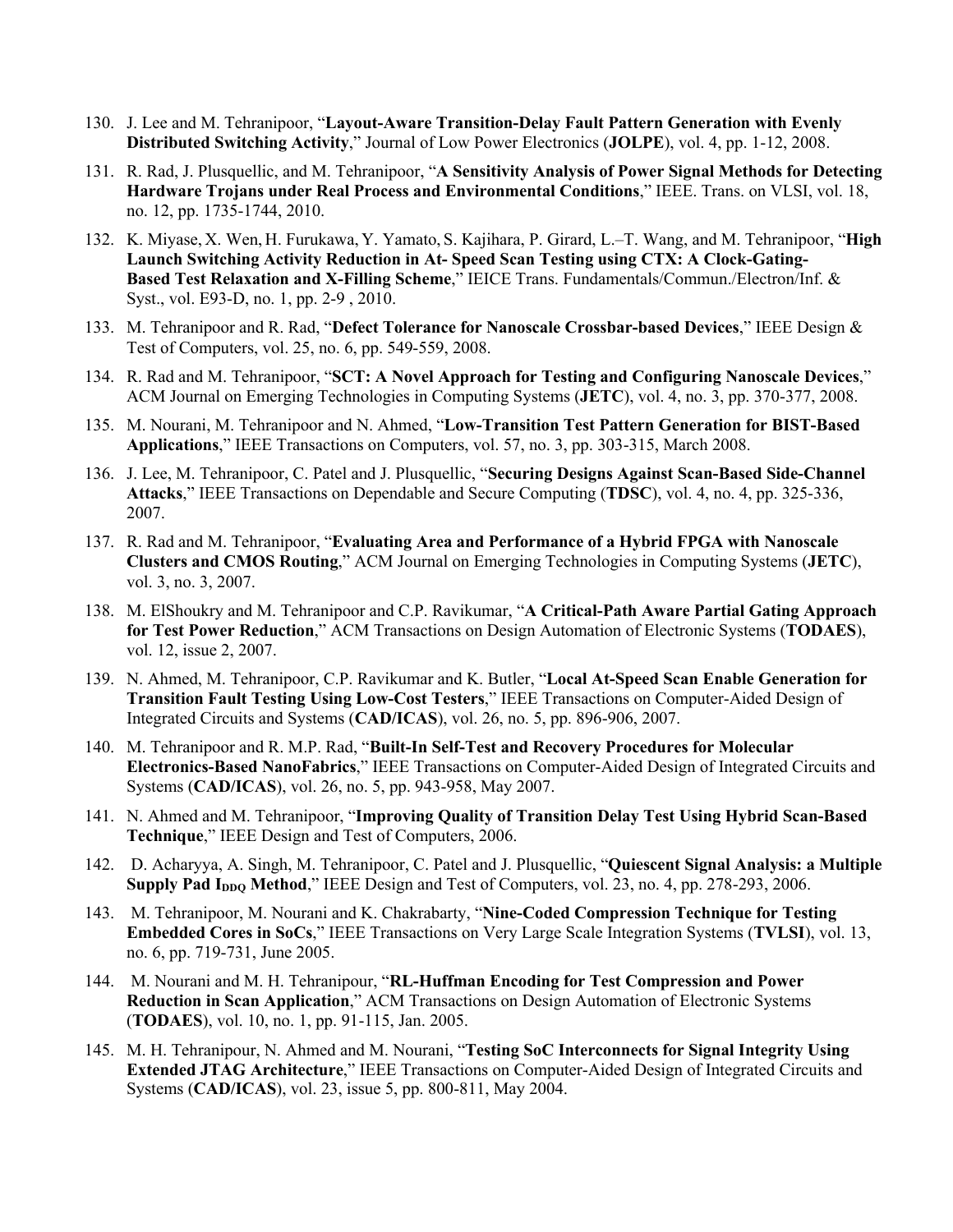130. J. Lee and M. Tehranipoor, "**Layout-Aware Transition-Delay Fault Pattern Generation with Evenly Distributed Switching Activity**," Journal of Low Power Electronics (**JOLPE**), vol. 4, pp. 1-12, 2008.

131. R. Rad, J. Plusquellic, and M. Tehranipoor, "**A Sensitivity Analysis of Power Signal Methods for Detecting Hardware Trojans under Real Process and Environmental Conditions**," IEEE. Trans. on VLSI, vol. 18, no. 12, pp. 1735-1744, 2010.

132. K. Miyase, X. Wen, H. Furukawa, Y. Yamato, S. Kajihara, P. Girard, L.–T. Wang, and M. Tehranipoor, "**High Launch Switching Activity Reduction in At- Speed Scan Testing using CTX: A Clock-Gating-Based Test Relaxation and X-Filling Scheme**," IEICE Trans. Fundamentals/Commun./Electron/Inf. & Syst., vol. E93-D, no. 1, pp. 2-9 , 2010.

133. M. Tehranipoor and R. Rad, "**Defect Tolerance for Nanoscale Crossbar-based Devices**," IEEE Design & Test of Computers, vol. 25, no. 6, pp. 549-559, 2008.

134. R. Rad and M. Tehranipoor, "**SCT: A Novel Approach for Testing and Configuring Nanoscale Devices**," ACM Journal on Emerging Technologies in Computing Systems (**JETC**), vol. 4, no. 3, pp. 370-377, 2008.

135. M. Nourani, M. Tehranipoor and N. Ahmed, "**Low-Transition Test Pattern Generation for BIST-Based Applications**," IEEE Transactions on Computers, vol. 57, no. 3, pp. 303-315, March 2008.

136. J. Lee, M. Tehranipoor, C. Patel and J. Plusquellic, "**Securing Designs Against Scan-Based Side-Channel Attacks**," IEEE Transactions on Dependable and Secure Computing (**TDSC**), vol. 4, no. 4, pp. 325-336, 2007.

137. R. Rad and M. Tehranipoor, "**Evaluating Area and Performance of a Hybrid FPGA with Nanoscale Clusters and CMOS Routing**," ACM Journal on Emerging Technologies in Computing Systems (**JETC**), vol. 3, no. 3, 2007.

138. M. ElShoukry and M. Tehranipoor and C.P. Ravikumar, "**A Critical-Path Aware Partial Gating Approach for Test Power Reduction**," ACM Transactions on Design Automation of Electronic Systems (**TODAES**), vol. 12, issue 2, 2007.

139. N. Ahmed, M. Tehranipoor, C.P. Ravikumar and K. Butler, "**Local At-Speed Scan Enable Generation for Transition Fault Testing Using Low-Cost Testers**," IEEE Transactions on Computer-Aided Design of Integrated Circuits and Systems (**CAD/ICAS**), vol. 26, no. 5, pp. 896-906, 2007.

140. M. Tehranipoor and R. M.P. Rad, "**Built-In Self-Test and Recovery Procedures for Molecular Electronics-Based NanoFabrics**," IEEE Transactions on Computer-Aided Design of Integrated Circuits and Systems (**CAD/ICAS**), vol. 26, no. 5, pp. 943-958, May 2007.

141. N. Ahmed and M. Tehranipoor, "**Improving Quality of Transition Delay Test Using Hybrid Scan-Based Technique**," IEEE Design and Test of Computers, 2006.

142. D. Acharyya, A. Singh, M. Tehranipoor, C. Patel and J. Plusquellic, "**Quiescent Signal Analysis: a Multiple Supply Pad $I_{DDQ}$ Method**," IEEE Design and Test of Computers, vol. 23, no. 4, pp. 278-293, 2006.

143. M. Tehranipoor, M. Nourani and K. Chakrabarty, "**Nine-Coded Compression Technique for Testing Embedded Cores in SoCs**," IEEE Transactions on Very Large Scale Integration Systems (**TVLSI**), vol. 13, no. 6, pp. 719-731, June 2005.

144. M. Nourani and M. H. Tehranipour, "**RL-Huffman Encoding for Test Compression and Power Reduction in Scan Application**," ACM Transactions on Design Automation of Electronic Systems (**TODAES**), vol. 10, no. 1, pp. 91-115, Jan. 2005.

145. M. H. Tehranipour, N. Ahmed and M. Nourani, "**Testing SoC Interconnects for Signal Integrity Using Extended JTAG Architecture**," IEEE Transactions on Computer-Aided Design of Integrated Circuits and Systems (**CAD/ICAS**), vol. 23, issue 5, pp. 800-811, May 2004.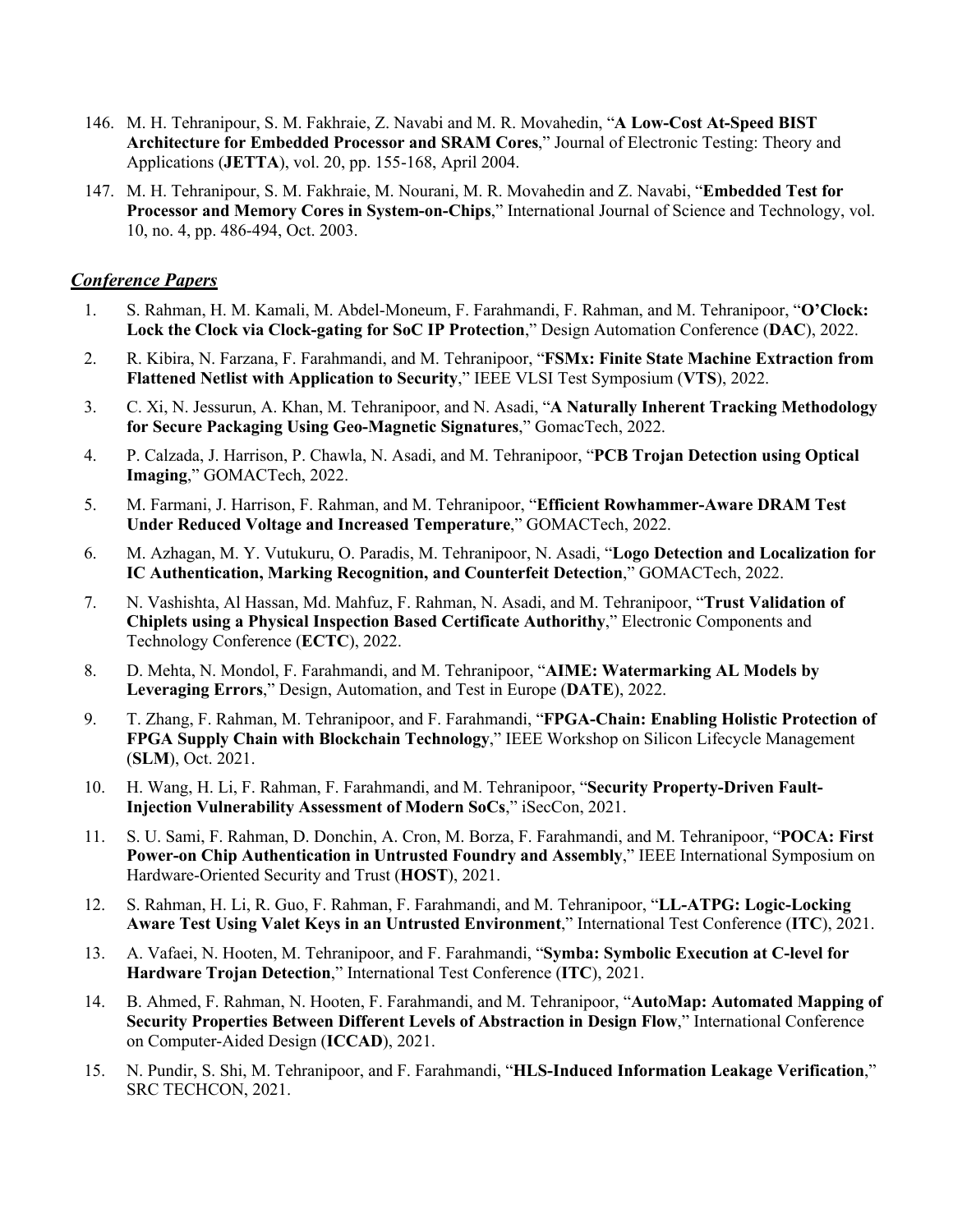146. M. H. Tehranipour, S. M. Fakhraie, Z. Navabi and M. R. Movahedin, "**A Low-Cost At-Speed BIST Architecture for Embedded Processor and SRAM Cores**," Journal of Electronic Testing: Theory and Applications (**JETTA**), vol. 20, pp. 155-168, April 2004.

147. M. H. Tehranipour, S. M. Fakhraie, M. Nourani, M. R. Movahedin and Z. Navabi, "**Embedded Test for Processor and Memory Cores in System-on-Chips**," International Journal of Science and Technology, vol. 10, no. 4, pp. 486-494, Oct. 2003.

## ***Conference Papers***

1. S. Rahman, H. M. Kamali, M. Abdel-Moneum, F. Farahmandi, F. Rahman, and M. Tehranipoor, "**O'Clock: Lock the Clock via Clock-gating for SoC IP Protection**," Design Automation Conference (**DAC**), 2022.

2. R. Kibira, N. Farzana, F. Farahmandi, and M. Tehranipoor, "**FSMx: Finite State Machine Extraction from Flattened Netlist with Application to Security**," IEEE VLSI Test Symposium (**VTS**), 2022.

3. C. Xi, N. Jessurun, A. Khan, M. Tehranipoor, and N. Asadi, "**A Naturally Inherent Tracking Methodology for Secure Packaging Using Geo-Magnetic Signatures**," GomacTech, 2022.

4. P. Calzada, J. Harrison, P. Chawla, N. Asadi, and M. Tehranipoor, "**PCB Trojan Detection using Optical Imaging**," GOMACTech, 2022.

5. M. Farmani, J. Harrison, F. Rahman, and M. Tehranipoor, "**Efficient Rowhammer-Aware DRAM Test Under Reduced Voltage and Increased Temperature**," GOMACTech, 2022.

6. M. Azhagan, M. Y. Vutukuru, O. Paradis, M. Tehranipoor, N. Asadi, "**Logo Detection and Localization for IC Authentication, Marking Recognition, and Counterfeit Detection**," GOMACTech, 2022.

7. N. Vashishta, Al Hassan, Md. Mahfuz, F. Rahman, N. Asadi, and M. Tehranipoor, "**Trust Validation of Chiplets using a Physical Inspection Based Certificate Authority**," Electronic Components and Technology Conference (**ECTC**), 2022.

8. D. Mehta, N. Mondol, F. Farahmandi, and M. Tehranipoor, "**AIME: Watermarking AL Models by Leveraging Errors**," Design, Automation, and Test in Europe (**DATE**), 2022.

9. T. Zhang, F. Rahman, M. Tehranipoor, and F. Farahmandi, "**FPGA-Chain: Enabling Holistic Protection of FPGA Supply Chain with Blockchain Technology**," IEEE Workshop on Silicon Lifecycle Management (**SLM**), Oct. 2021.

10. H. Wang, H. Li, F. Rahman, F. Farahmandi, and M. Tehranipoor, "**Security Property-Driven Fault-Injection Vulnerability Assessment of Modern SoCs**," iSecCon, 2021.

11. S. U. Sami, F. Rahman, D. Donchin, A. Cron, M. Borza, F. Farahmandi, and M. Tehranipoor, "**POCA: First Power-on Chip Authentication in Untrusted Foundry and Assembly**," IEEE International Symposium on Hardware-Oriented Security and Trust (**HOST**), 2021.

12. S. Rahman, H. Li, R. Guo, F. Rahman, F. Farahmandi, and M. Tehranipoor, "**LL-ATPG: Logic-Locking Aware Test Using Valet Keys in an Untrusted Environment**," International Test Conference (**ITC**), 2021.

13. A. Vafaei, N. Hooten, M. Tehranipoor, and F. Farahmandi, "**Symba: Symbolic Execution at C-level for Hardware Trojan Detection**," International Test Conference (**ITC**), 2021.

14. B. Ahmed, F. Rahman, N. Hooten, F. Farahmandi, and M. Tehranipoor, "**AutoMap: Automated Mapping of Security Properties Between Different Levels of Abstraction in Design Flow**," International Conference on Computer-Aided Design (**ICCAD**), 2021.

15. N. Pundir, S. Shi, M. Tehranipoor, and F. Farahmandi, "**HLS-Induced Information Leakage Verification**," SRC TECHCON, 2021.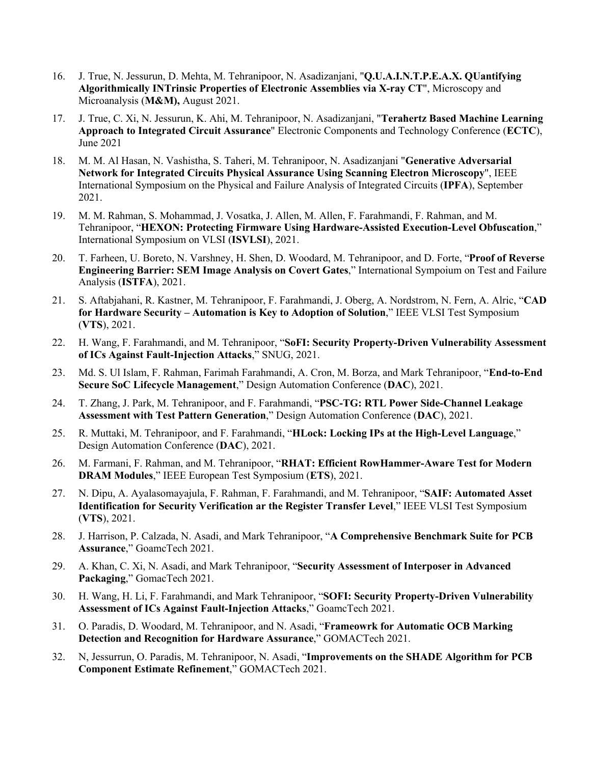16. J. True, N. Jessurun, D. Mehta, M. Tehranipoor, N. Asadizanjani, "**Q.U.A.I.N.T.P.E.A.X. QUantifying Algorithmically INTrinsic Properties of Electronic Assemblies via X-ray CT**", Microscopy and Microanalysis (**M&M),** August 2021.
17. J. True, C. Xi, N. Jessurun, K. Ahi, M. Tehranipoor, N. Asadizanjani, "**Terahertz Based Machine Learning Approach to Integrated Circuit Assurance**" Electronic Components and Technology Conference (**ECTC**), June 2021
18. M. M. Al Hasan, N. Vashistha, S. Taheri, M. Tehranipoor, N. Asadizanjani "**Generative Adversarial Network for Integrated Circuits Physical Assurance Using Scanning Electron Microscopy**", IEEE International Symposium on the Physical and Failure Analysis of Integrated Circuits (**IPFA**), September 2021.
19. M. M. Rahman, S. Mohammad, J. Vosatka, J. Allen, M. Allen, F. Farahmandi, F. Rahman, and M. Tehranipoor, "**HEXON: Protecting Firmware Using Hardware-Assisted Execution-Level Obfuscation**," International Symposium on VLSI (**ISVLSI**), 2021.
20. T. Farheen, U. Boreto, N. Varshney, H. Shen, D. Woodard, M. Tehranipoor, and D. Forte, "**Proof of Reverse Engineering Barrier: SEM Image Analysis on Covert Gates**," International Sympoium on Test and Failure Analysis (**ISTFA**), 2021.
21. S. Aftabjahani, R. Kastner, M. Tehranipoor, F. Farahmandi, J. Oberg, A. Nordstrom, N. Fern, A. Alric, "**CAD for Hardware Security – Automation is Key to Adoption of Solution**," IEEE VLSI Test Symposium (**VTS**), 2021.
22. H. Wang, F. Farahmandi, and M. Tehranipoor, "**SoFI: Security Property-Driven Vulnerability Assessment of ICs Against Fault-Injection Attacks**," SNUG, 2021.
23. Md. S. Ul Islam, F. Rahman, Farimah Farahmandi, A. Cron, M. Borza, and Mark Tehranipoor, "**End-to-End Secure SoC Lifecycle Management**," Design Automation Conference (**DAC**), 2021.
24. T. Zhang, J. Park, M. Tehranipoor, and F. Farahmandi, "**PSC-TG: RTL Power Side-Channel Leakage Assessment with Test Pattern Generation**," Design Automation Conference (**DAC**), 2021.
25. R. Muttaki, M. Tehranipoor, and F. Farahmandi, "**HLock: Locking IPs at the High-Level Language**," Design Automation Conference (**DAC**), 2021.
26. M. Farmani, F. Rahman, and M. Tehranipoor, "**RHAT: Efficient RowHammer-Aware Test for Modern DRAM Modules**," IEEE European Test Symposium (**ETS**), 2021.
27. N. Dipu, A. Ayalasomayajula, F. Rahman, F. Farahmandi, and M. Tehranipoor, "**SAIF: Automated Asset Identification for Security Verification ar the Register Transfer Level**," IEEE VLSI Test Symposium (**VTS**), 2021.
28. J. Harrison, P. Calzada, N. Asadi, and Mark Tehranipoor, "**A Comprehensive Benchmark Suite for PCB Assurance**," GoamcTech 2021.
29. A. Khan, C. Xi, N. Asadi, and Mark Tehranipoor, "**Security Assessment of Interposer in Advanced Packaging**," GomacTech 2021.
30. H. Wang, H. Li, F. Farahmandi, and Mark Tehranipoor, "**SOFI: Security Property-Driven Vulnerability Assessment of ICs Against Fault-Injection Attacks**," GoamcTech 2021.
31. O. Paradis, D. Woodard, M. Tehranipoor, and N. Asadi, "**Frameowrk for Automatic OCB Marking Detection and Recognition for Hardware Assurance**," GOMACTech 2021.
32. N, Jessurrun, O. Paradis, M. Tehranipoor, N. Asadi, "**Improvements on the SHADE Algorithm for PCB Component Estimate Refinement**," GOMACTech 2021.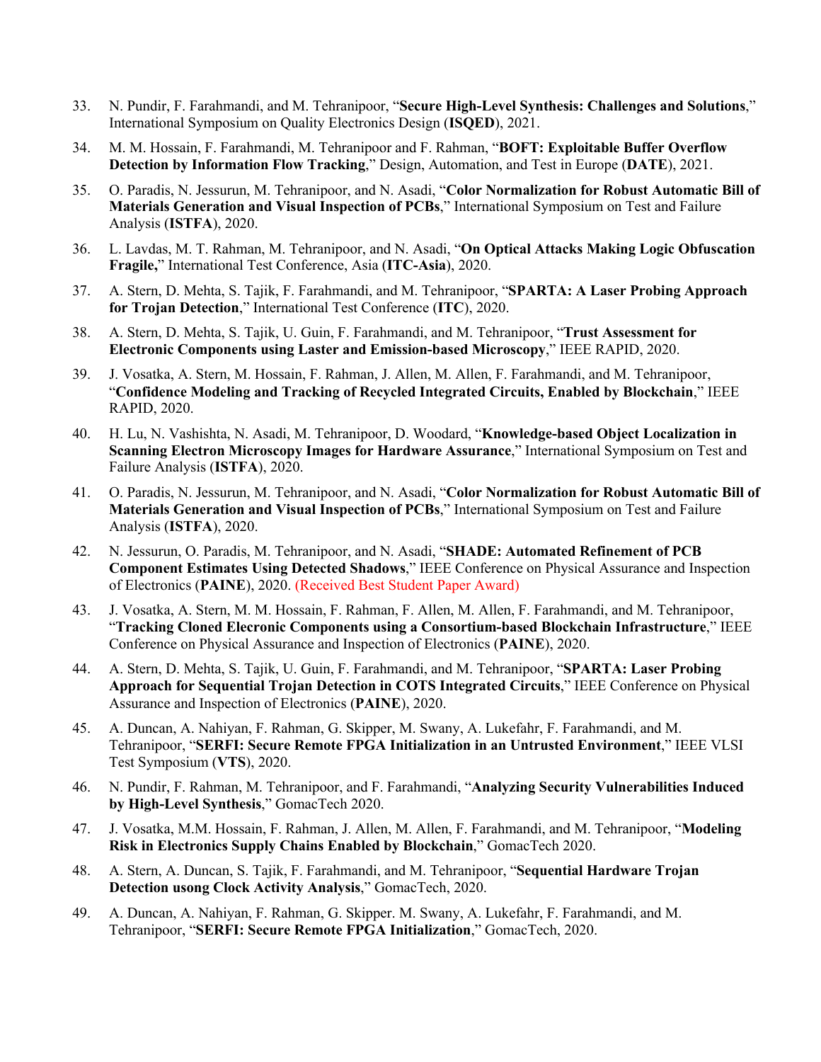33. N. Pundir, F. Farahmandi, and M. Tehranipoor, "**Secure High-Level Synthesis: Challenges and Solutions**," International Symposium on Quality Electronics Design (**ISQED**), 2021.

34. M. M. Hossain, F. Farahmandi, M. Tehranipoor and F. Rahman, "**BOFT: Exploitable Buffer Overflow Detection by Information Flow Tracking**," Design, Automation, and Test in Europe (**DATE**), 2021.

35. O. Paradis, N. Jessurun, M. Tehranipoor, and N. Asadi, "**Color Normalization for Robust Automatic Bill of Materials Generation and Visual Inspection of PCBs**," International Symposium on Test and Failure Analysis (**ISTFA**), 2020.

36. L. Lavdas, M. T. Rahman, M. Tehranipoor, and N. Asadi, "**On Optical Attacks Making Logic Obfuscation Fragile,**" International Test Conference, Asia (**ITC-Asia**), 2020.

37. A. Stern, D. Mehta, S. Tajik, F. Farahmandi, and M. Tehranipoor, "**SPARTA: A Laser Probing Approach for Trojan Detection**," International Test Conference (**ITC**), 2020.

38. A. Stern, D. Mehta, S. Tajik, U. Guin, F. Farahmandi, and M. Tehranipoor, "**Trust Assessment for Electronic Components using Laster and Emission-based Microscopy**," IEEE RAPID, 2020.

39. J. Vosatka, A. Stern, M. Hossain, F. Rahman, J. Allen, M. Allen, F. Farahmandi, and M. Tehranipoor, "**Confidence Modeling and Tracking of Recycled Integrated Circuits, Enabled by Blockchain**," IEEE RAPID, 2020.

40. H. Lu, N. Vashishta, N. Asadi, M. Tehranipoor, D. Woodard, "**Knowledge-based Object Localization in Scanning Electron Microscopy Images for Hardware Assurance**," International Symposium on Test and Failure Analysis (**ISTFA**), 2020.

41. O. Paradis, N. Jessurun, M. Tehranipoor, and N. Asadi, "**Color Normalization for Robust Automatic Bill of Materials Generation and Visual Inspection of PCBs**," International Symposium on Test and Failure Analysis (**ISTFA**), 2020.

42. N. Jessurun, O. Paradis, M. Tehranipoor, and N. Asadi, "**SHADE: Automated Refinement of PCB Component Estimates Using Detected Shadows**," IEEE Conference on Physical Assurance and Inspection of Electronics (**PAINE**), 2020. (Received Best Student Paper Award)

43. J. Vosatka, A. Stern, M. M. Hossain, F. Rahman, F. Allen, M. Allen, F. Farahmandi, and M. Tehranipoor, "**Tracking Cloned Elecronic Components using a Consortium-based Blockchain Infrastructure**," IEEE Conference on Physical Assurance and Inspection of Electronics (**PAINE**), 2020.

44. A. Stern, D. Mehta, S. Tajik, U. Guin, F. Farahmandi, and M. Tehranipoor, "**SPARTA: Laser Probing Approach for Sequential Trojan Detection in COTS Integrated Circuits**," IEEE Conference on Physical Assurance and Inspection of Electronics (**PAINE**), 2020.

45. A. Duncan, A. Nahiyan, F. Rahman, G. Skipper, M. Swany, A. Lukefahr, F. Farahmandi, and M. Tehranipoor, "**SERFI: Secure Remote FPGA Initialization in an Untrusted Environment**," IEEE VLSI Test Symposium (**VTS**), 2020.

46. N. Pundir, F. Rahman, M. Tehranipoor, and F. Farahmandi, "**Analyzing Security Vulnerabilities Induced by High-Level Synthesis**," GomacTech 2020.

47. J. Vosatka, M.M. Hossain, F. Rahman, J. Allen, M. Allen, F. Farahmandi, and M. Tehranipoor, "**Modeling Risk in Electronics Supply Chains Enabled by Blockchain**," GomacTech 2020.

48. A. Stern, A. Duncan, S. Tajik, F. Farahmandi, and M. Tehranipoor, "**Sequential Hardware Trojan Detection usong Clock Activity Analysis**," GomacTech, 2020.

49. A. Duncan, A. Nahiyan, F. Rahman, G. Skipper. M. Swany, A. Lukefahr, F. Farahmandi, and M. Tehranipoor, "**SERFI: Secure Remote FPGA Initialization**," GomacTech, 2020.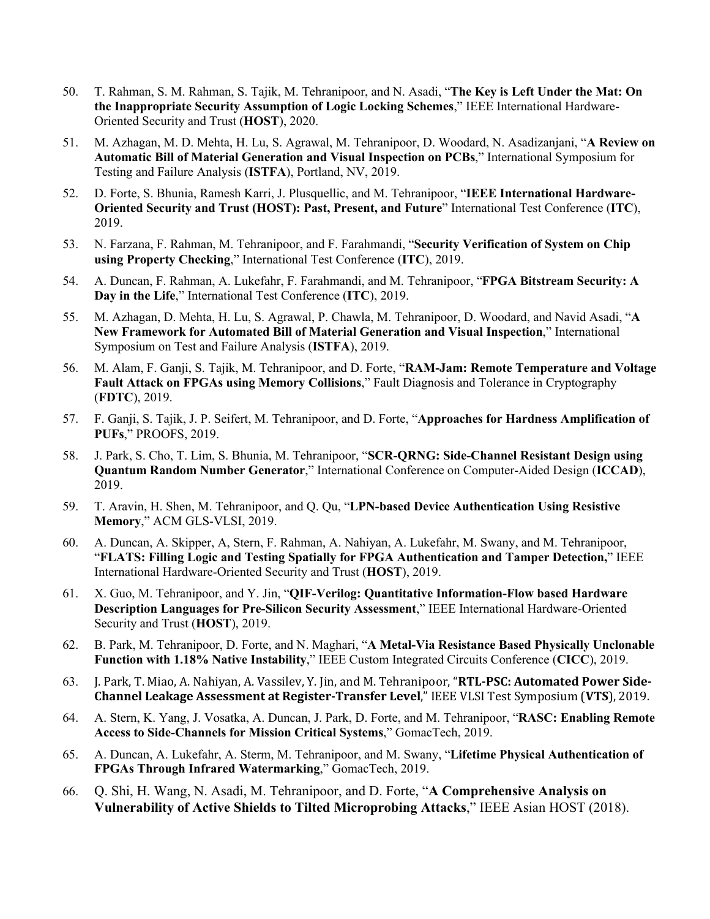50. T. Rahman, S. M. Rahman, S. Tajik, M. Tehranipoor, and N. Asadi, "**The Key is Left Under the Mat: On the Inappropriate Security Assumption of Logic Locking Schemes**," IEEE International Hardware-Oriented Security and Trust (**HOST**), 2020.

51. M. Azhagan, M. D. Mehta, H. Lu, S. Agrawal, M. Tehranipoor, D. Woodard, N. Asadizanjani, "**A Review on Automatic Bill of Material Generation and Visual Inspection on PCBs**," International Symposium for Testing and Failure Analysis (**ISTFA**), Portland, NV, 2019.

52. D. Forte, S. Bhunia, Ramesh Karri, J. Plusquellic, and M. Tehranipoor, "**IEEE International Hardware-Oriented Security and Trust (HOST): Past, Present, and Future**" International Test Conference (**ITC**), 2019.

53. N. Farzana, F. Rahman, M. Tehranipoor, and F. Farahmandi, "**Security Verification of System on Chip using Property Checking**," International Test Conference (**ITC**), 2019.

54. A. Duncan, F. Rahman, A. Lukefahr, F. Farahmandi, and M. Tehranipoor, "**FPGA Bitstream Security: A Day in the Life**," International Test Conference (**ITC**), 2019.

55. M. Azhagan, D. Mehta, H. Lu, S. Agrawal, P. Chawla, M. Tehranipoor, D. Woodard, and Navid Asadi, "**A New Framework for Automated Bill of Material Generation and Visual Inspection**," International Symposium on Test and Failure Analysis (**ISTFA**), 2019.

56. M. Alam, F. Ganji, S. Tajik, M. Tehranipoor, and D. Forte, "**RAM-Jam: Remote Temperature and Voltage Fault Attack on FPGAs using Memory Collisions**," Fault Diagnosis and Tolerance in Cryptography (**FDTC**), 2019.

57. F. Ganji, S. Tajik, J. P. Seifert, M. Tehranipoor, and D. Forte, "**Approaches for Hardness Amplification of PUFs**," PROOFS, 2019.

58. J. Park, S. Cho, T. Lim, S. Bhunia, M. Tehranipoor, "**SCR-QRNG: Side-Channel Resistant Design using Quantum Random Number Generator**," International Conference on Computer-Aided Design (**ICCAD**), 2019.

59. T. Aravin, H. Shen, M. Tehranipoor, and Q. Qu, "**LPN-based Device Authentication Using Resistive Memory**," ACM GLS-VLSI, 2019.

60. A. Duncan, A. Skipper, A, Stern, F. Rahman, A. Nahiyan, A. Lukefahr, M. Swany, and M. Tehranipoor, "**FLATS: Filling Logic and Testing Spatially for FPGA Authentication and Tamper Detection,**" IEEE International Hardware-Oriented Security and Trust (**HOST**), 2019.

61. X. Guo, M. Tehranipoor, and Y. Jin, "**QIF-Verilog: Quantitative Information-Flow based Hardware Description Languages for Pre-Silicon Security Assessment**," IEEE International Hardware-Oriented Security and Trust (**HOST**), 2019.

62. B. Park, M. Tehranipoor, D. Forte, and N. Maghari, "**A Metal-Via Resistance Based Physically Unclonable Function with 1.18% Native Instability**," IEEE Custom Integrated Circuits Conference (**CICC**), 2019.

63. J. Park, T. Miao, A. Nahiyan, A. Vassilev, Y. Jin, and M. Tehranipoor, "**RTL-PSC: Automated Power Side-Channel Leakage Assessment at Register-Transfer Level**," IEEE VLSI Test Symposium (**VTS**), 2019.

64. A. Stern, K. Yang, J. Vosatka, A. Duncan, J. Park, D. Forte, and M. Tehranipoor, "**RASC: Enabling Remote Access to Side-Channels for Mission Critical Systems**," GomacTech, 2019.

65. A. Duncan, A. Lukefahr, A. Sterm, M. Tehranipoor, and M. Swany, "**Lifetime Physical Authentication of FPGAs Through Infrared Watermarking**," GomacTech, 2019.

66. Q. Shi, H. Wang, N. Asadi, M. Tehranipoor, and D. Forte, "**A Comprehensive Analysis on Vulnerability of Active Shields to Tilted Microprobing Attacks**," IEEE Asian HOST (2018).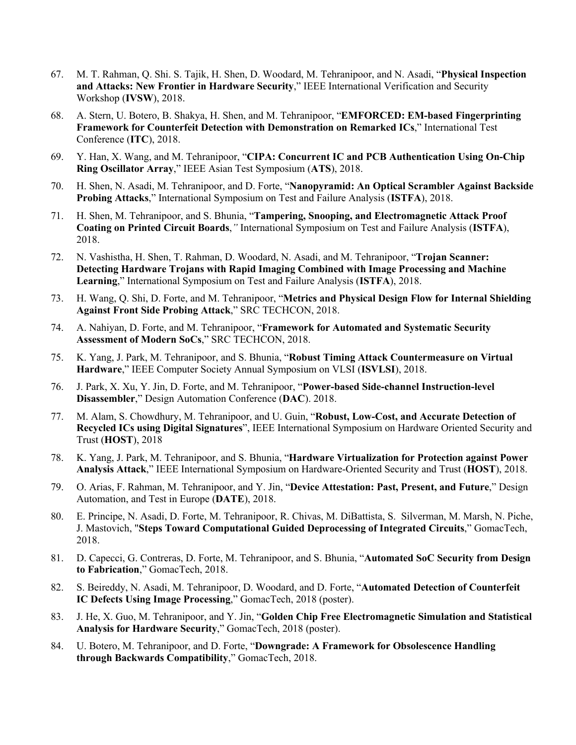67. M. T. Rahman, Q. Shi. S. Tajik, H. Shen, D. Woodard, M. Tehranipoor, and N. Asadi, "**Physical Inspection and Attacks: New Frontier in Hardware Security**," IEEE International Verification and Security Workshop (**IVSW**), 2018.

68. A. Stern, U. Botero, B. Shakya, H. Shen, and M. Tehranipoor, "**EMFORCED: EM-based Fingerprinting Framework for Counterfeit Detection with Demonstration on Remarked ICs**," International Test Conference (**ITC**), 2018.

69. Y. Han, X. Wang, and M. Tehranipoor, "**CIPA: Concurrent IC and PCB Authentication Using On-Chip Ring Oscillator Array**," IEEE Asian Test Symposium (**ATS**), 2018.

70. H. Shen, N. Asadi, M. Tehranipoor, and D. Forte, "**Nanopyramid: An Optical Scrambler Against Backside Probing Attacks**," International Symposium on Test and Failure Analysis (**ISTFA**), 2018.

71. H. Shen, M. Tehranipoor, and S. Bhunia, "**Tampering, Snooping, and Electromagnetic Attack Proof Coating on Printed Circuit Boards**,*"* International Symposium on Test and Failure Analysis (**ISTFA**), 2018.

72. N. Vashistha, H. Shen, T. Rahman, D. Woodard, N. Asadi, and M. Tehranipoor, "**Trojan Scanner: Detecting Hardware Trojans with Rapid Imaging Combined with Image Processing and Machine Learning**," International Symposium on Test and Failure Analysis (**ISTFA**), 2018.

73. H. Wang, Q. Shi, D. Forte, and M. Tehranipoor, "**Metrics and Physical Design Flow for Internal Shielding Against Front Side Probing Attack**," SRC TECHCON, 2018.

74. A. Nahiyan, D. Forte, and M. Tehranipoor, "**Framework for Automated and Systematic Security Assessment of Modern SoCs**," SRC TECHCON, 2018.

75. K. Yang, J. Park, M. Tehranipoor, and S. Bhunia, "**Robust Timing Attack Countermeasure on Virtual Hardware**," IEEE Computer Society Annual Symposium on VLSI (**ISVLSI**), 2018.

76. J. Park, X. Xu, Y. Jin, D. Forte, and M. Tehranipoor, "**Power-based Side-channel Instruction-level Disassembler**," Design Automation Conference (**DAC**). 2018.

77. M. Alam, S. Chowdhury, M. Tehranipoor, and U. Guin, "**Robust, Low-Cost, and Accurate Detection of Recycled ICs using Digital Signatures**", IEEE International Symposium on Hardware Oriented Security and Trust (**HOST**), 2018

78. K. Yang, J. Park, M. Tehranipoor, and S. Bhunia, "**Hardware Virtualization for Protection against Power Analysis Attack**," IEEE International Symposium on Hardware-Oriented Security and Trust (**HOST**), 2018.

79. O. Arias, F. Rahman, M. Tehranipoor, and Y. Jin, "**Device Attestation: Past, Present, and Future**," Design Automation, and Test in Europe (**DATE**), 2018.

80. E. Principe, N. Asadi, D. Forte, M. Tehranipoor, R. Chivas, M. DiBattista, S. Silverman, M. Marsh, N. Piche, J. Mastovich, "**Steps Toward Computational Guided Deprocessing of Integrated Circuits**," GomacTech, 2018.

81. D. Capecci, G. Contreras, D. Forte, M. Tehranipoor, and S. Bhunia, "**Automated SoC Security from Design to Fabrication**," GomacTech, 2018.

82. S. Beireddy, N. Asadi, M. Tehranipoor, D. Woodard, and D. Forte, "**Automated Detection of Counterfeit IC Defects Using Image Processing**," GomacTech, 2018 (poster).

83. J. He, X. Guo, M. Tehranipoor, and Y. Jin, "**Golden Chip Free Electromagnetic Simulation and Statistical Analysis for Hardware Security**," GomacTech, 2018 (poster).

84. U. Botero, M. Tehranipoor, and D. Forte, "**Downgrade: A Framework for Obsolescence Handling through Backwards Compatibility**," GomacTech, 2018.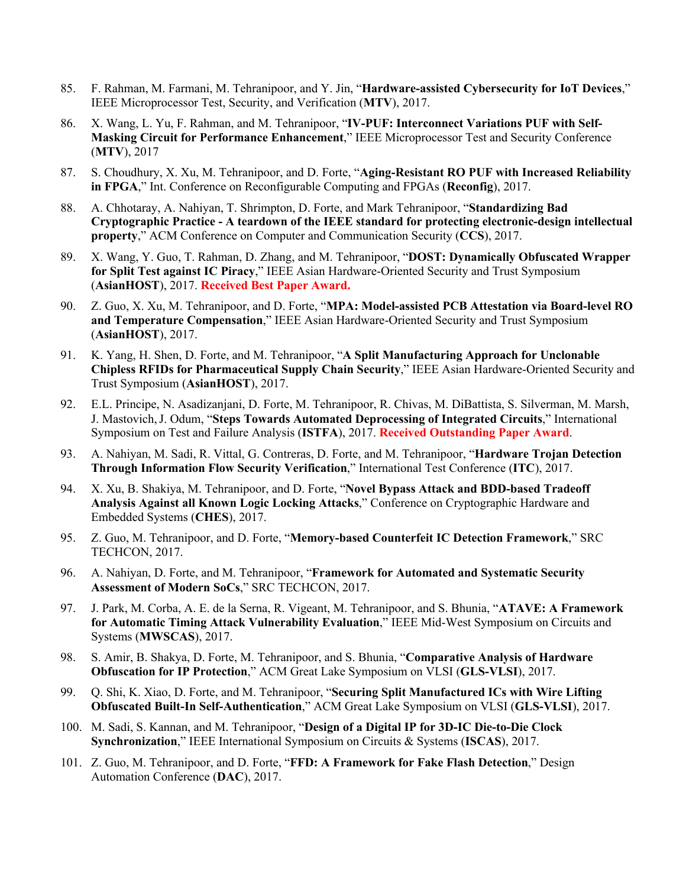85. F. Rahman, M. Farmani, M. Tehranipoor, and Y. Jin, "**Hardware-assisted Cybersecurity for IoT Devices**," IEEE Microprocessor Test, Security, and Verification (**MTV**), 2017.

86. X. Wang, L. Yu, F. Rahman, and M. Tehranipoor, "**IV-PUF: Interconnect Variations PUF with Self-Masking Circuit for Performance Enhancement**," IEEE Microprocessor Test and Security Conference (**MTV**), 2017

87. S. Choudhury, X. Xu, M. Tehranipoor, and D. Forte, "**Aging-Resistant RO PUF with Increased Reliability in FPGA**," Int. Conference on Reconfigurable Computing and FPGAs (**Reconfig**), 2017.

88. A. Chhotaray, A. Nahiyan, T. Shrimpton, D. Forte, and Mark Tehranipoor, "**Standardizing Bad Cryptographic Practice - A teardown of the IEEE standard for protecting electronic-design intellectual property**," ACM Conference on Computer and Communication Security (**CCS**), 2017.

89. X. Wang, Y. Guo, T. Rahman, D. Zhang, and M. Tehranipoor, "**DOST: Dynamically Obfuscated Wrapper for Split Test against IC Piracy**," IEEE Asian Hardware-Oriented Security and Trust Symposium (**AsianHOST**), 2017. **Received Best Paper Award.**

90. Z. Guo, X. Xu, M. Tehranipoor, and D. Forte, "**MPA: Model-assisted PCB Attestation via Board-level RO and Temperature Compensation**," IEEE Asian Hardware-Oriented Security and Trust Symposium (**AsianHOST**), 2017.

91. K. Yang, H. Shen, D. Forte, and M. Tehranipoor, "**A Split Manufacturing Approach for Unclonable Chipless RFIDs for Pharmaceutical Supply Chain Security**," IEEE Asian Hardware-Oriented Security and Trust Symposium (**AsianHOST**), 2017.

92. E.L. Principe, N. Asadizanjani, D. Forte, M. Tehranipoor, R. Chivas, M. DiBattista, S. Silverman, M. Marsh, J. Mastovich, J. Odum, "**Steps Towards Automated Deprocessing of Integrated Circuits**," International Symposium on Test and Failure Analysis (**ISTFA**), 2017. **Received Outstanding Paper Award**.

93. A. Nahiyan, M. Sadi, R. Vittal, G. Contreras, D. Forte, and M. Tehranipoor, "**Hardware Trojan Detection Through Information Flow Security Verification**," International Test Conference (**ITC**), 2017.

94. X. Xu, B. Shakiya, M. Tehranipoor, and D. Forte, "**Novel Bypass Attack and BDD-based Tradeoff Analysis Against all Known Logic Locking Attacks**," Conference on Cryptographic Hardware and Embedded Systems (**CHES**), 2017.

95. Z. Guo, M. Tehranipoor, and D. Forte, "**Memory-based Counterfeit IC Detection Framework**," SRC TECHCON, 2017.

96. A. Nahiyan, D. Forte, and M. Tehranipoor, "**Framework for Automated and Systematic Security Assessment of Modern SoCs**," SRC TECHCON, 2017.

97. J. Park, M. Corba, A. E. de la Serna, R. Vigeant, M. Tehranipoor, and S. Bhunia, "**ATAVE: A Framework for Automatic Timing Attack Vulnerability Evaluation**," IEEE Mid-West Symposium on Circuits and Systems (**MWSCAS**), 2017.

98. S. Amir, B. Shakya, D. Forte, M. Tehranipoor, and S. Bhunia, "**Comparative Analysis of Hardware Obfuscation for IP Protection**," ACM Great Lake Symposium on VLSI (**GLS-VLSI**), 2017.

99. Q. Shi, K. Xiao, D. Forte, and M. Tehranipoor, "**Securing Split Manufactured ICs with Wire Lifting Obfuscated Built-In Self-Authentication**," ACM Great Lake Symposium on VLSI (**GLS-VLSI**), 2017.

100. M. Sadi, S. Kannan, and M. Tehranipoor, "**Design of a Digital IP for 3D-IC Die-to-Die Clock Synchronization**," IEEE International Symposium on Circuits & Systems (**ISCAS**), 2017.

101. Z. Guo, M. Tehranipoor, and D. Forte, "**FFD: A Framework for Fake Flash Detection**," Design Automation Conference (**DAC**), 2017.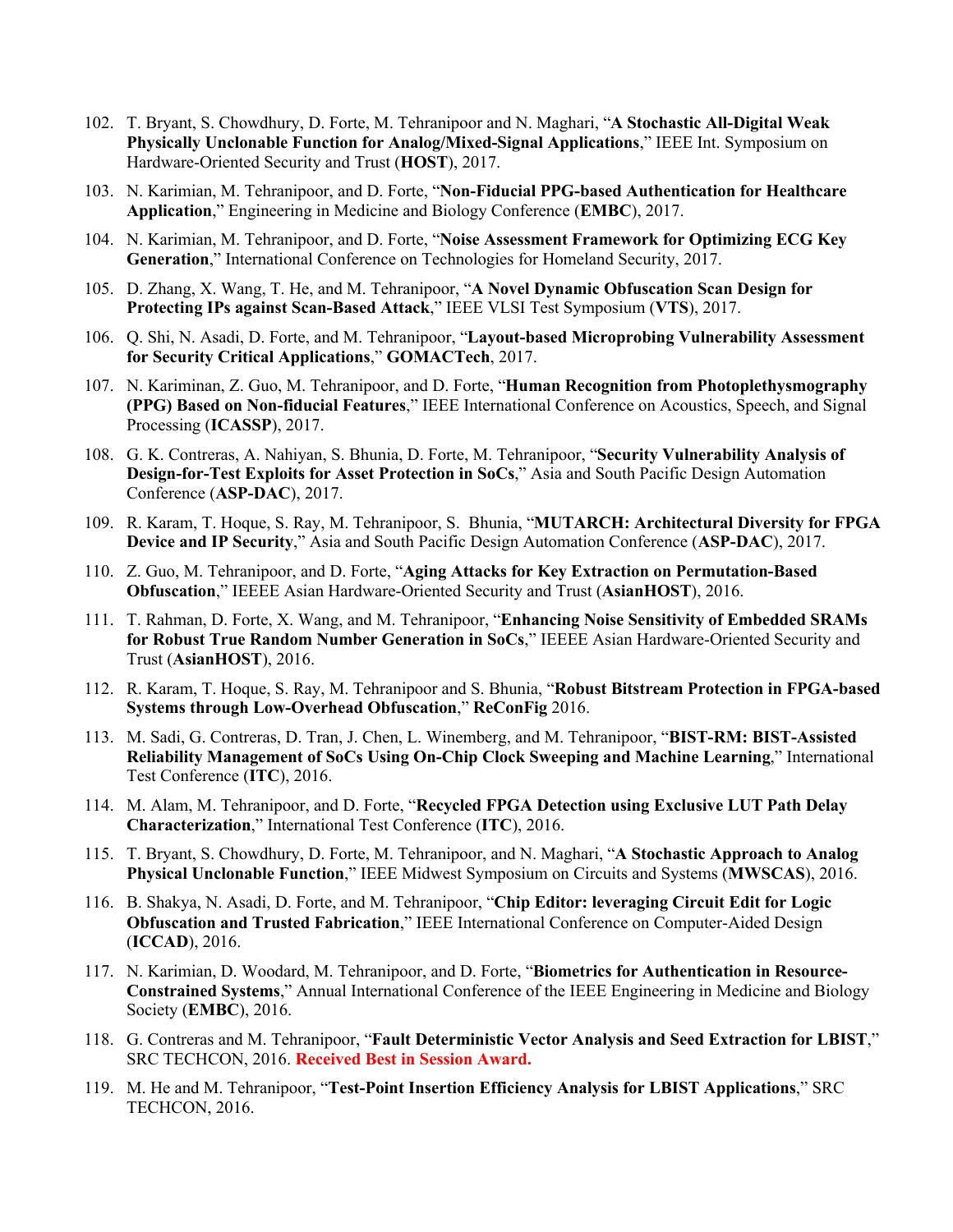102. T. Bryant, S. Chowdhury, D. Forte, M. Tehranipoor and N. Maghari, "**A Stochastic All-Digital Weak Physically Unclonable Function for Analog/Mixed-Signal Applications**," IEEE Int. Symposium on Hardware-Oriented Security and Trust (**HOST**), 2017.

103. N. Karimian, M. Tehranipoor, and D. Forte, "**Non-Fiducial PPG-based Authentication for Healthcare Application**," Engineering in Medicine and Biology Conference (**EMBC**), 2017.

104. N. Karimian, M. Tehranipoor, and D. Forte, "**Noise Assessment Framework for Optimizing ECG Key Generation**," International Conference on Technologies for Homeland Security, 2017.

105. D. Zhang, X. Wang, T. He, and M. Tehranipoor, "**A Novel Dynamic Obfuscation Scan Design for Protecting IPs against Scan-Based Attack**," IEEE VLSI Test Symposium (**VTS**), 2017.

106. Q. Shi, N. Asadi, D. Forte, and M. Tehranipoor, "**Layout-based Microprobing Vulnerability Assessment for Security Critical Applications**," **GOMACTech**, 2017.

107. N. Kariminan, Z. Guo, M. Tehranipoor, and D. Forte, "**Human Recognition from Photoplethysmography (PPG) Based on Non-fiducial Features**," IEEE International Conference on Acoustics, Speech, and Signal Processing (**ICASSP**), 2017.

108. G. K. Contreras, A. Nahiyan, S. Bhunia, D. Forte, M. Tehranipoor, "**Security Vulnerability Analysis of Design-for-Test Exploits for Asset Protection in SoCs**," Asia and South Pacific Design Automation Conference (**ASP-DAC**), 2017.

109. R. Karam, T. Hoque, S. Ray, M. Tehranipoor, S. Bhunia, "**MUTARCH: Architectural Diversity for FPGA Device and IP Security**," Asia and South Pacific Design Automation Conference (**ASP-DAC**), 2017.

110. Z. Guo, M. Tehranipoor, and D. Forte, "**Aging Attacks for Key Extraction on Permutation-Based Obfuscation**," IEEEE Asian Hardware-Oriented Security and Trust (**AsianHOST**), 2016.

111. T. Rahman, D. Forte, X. Wang, and M. Tehranipoor, "**Enhancing Noise Sensitivity of Embedded SRAMs for Robust True Random Number Generation in SoCs**," IEEEE Asian Hardware-Oriented Security and Trust (**AsianHOST**), 2016.

112. R. Karam, T. Hoque, S. Ray, M. Tehranipoor and S. Bhunia, "**Robust Bitstream Protection in FPGA-based Systems through Low-Overhead Obfuscation**," **ReConFig** 2016.

113. M. Sadi, G. Contreras, D. Tran, J. Chen, L. Winemberg, and M. Tehranipoor, "**BIST-RM: BIST-Assisted Reliability Management of SoCs Using On-Chip Clock Sweeping and Machine Learning**," International Test Conference (**ITC**), 2016.

114. M. Alam, M. Tehranipoor, and D. Forte, "**Recycled FPGA Detection using Exclusive LUT Path Delay Characterization**," International Test Conference (**ITC**), 2016.

115. T. Bryant, S. Chowdhury, D. Forte, M. Tehranipoor, and N. Maghari, "**A Stochastic Approach to Analog Physical Unclonable Function**," IEEE Midwest Symposium on Circuits and Systems (**MWSCAS**), 2016.

116. B. Shakya, N. Asadi, D. Forte, and M. Tehranipoor, "**Chip Editor: leveraging Circuit Edit for Logic Obfuscation and Trusted Fabrication**," IEEE International Conference on Computer-Aided Design (**ICCAD**), 2016.

117. N. Karimian, D. Woodard, M. Tehranipoor, and D. Forte, "**Biometrics for Authentication in Resource-Constrained Systems**," Annual International Conference of the IEEE Engineering in Medicine and Biology Society (**EMBC**), 2016.

118. G. Contreras and M. Tehranipoor, "**Fault Deterministic Vector Analysis and Seed Extraction for LBIST**," SRC TECHCON, 2016. **Received Best in Session Award.**

119. M. He and M. Tehranipoor, "**Test-Point Insertion Efficiency Analysis for LBIST Applications**," SRC TECHCON, 2016.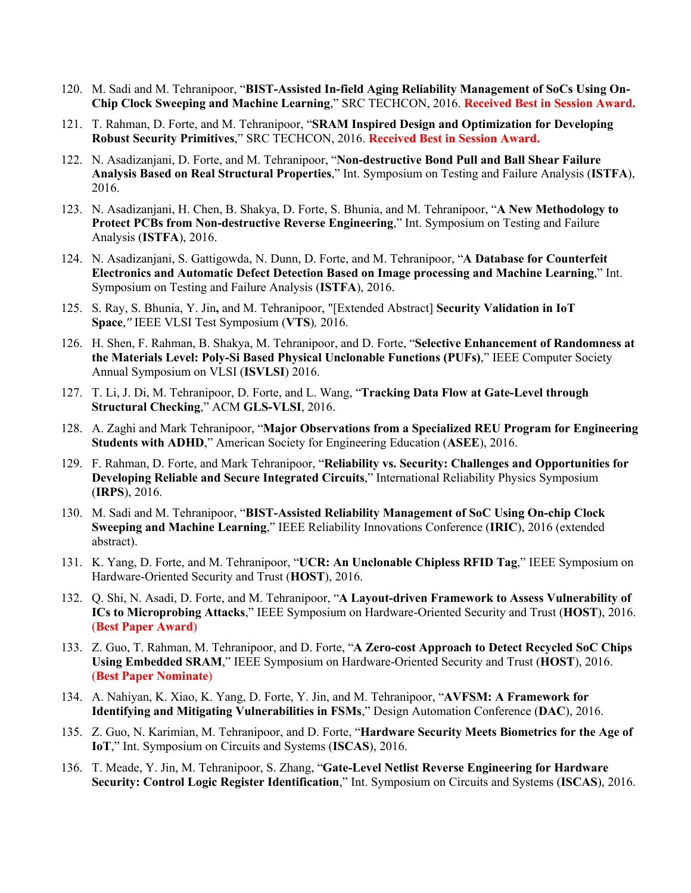120. M. Sadi and M. Tehranipoor, "**BIST-Assisted In-field Aging Reliability Management of SoCs Using On-Chip Clock Sweeping and Machine Learning**," SRC TECHCON, 2016. **Received Best in Session Award.**

121. T. Rahman, D. Forte, and M. Tehranipoor, "**SRAM Inspired Design and Optimization for Developing Robust Security Primitives**," SRC TECHCON, 2016. **Received Best in Session Award.**

122. N. Asadizanjani, D. Forte, and M. Tehranipoor, "**Non-destructive Bond Pull and Ball Shear Failure Analysis Based on Real Structural Properties**," Int. Symposium on Testing and Failure Analysis (**ISTFA**), 2016.

123. N. Asadizanjani, H. Chen, B. Shakya, D. Forte, S. Bhunia, and M. Tehranipoor, "**A New Methodology to Protect PCBs from Non-destructive Reverse Engineering**," Int. Symposium on Testing and Failure Analysis (**ISTFA**), 2016.

124. N. Asadizanjani, S. Gattigowda, N. Dunn, D. Forte, and M. Tehranipoor, "**A Database for Counterfeit Electronics and Automatic Defect Detection Based on Image processing and Machine Learning**," Int. Symposium on Testing and Failure Analysis (**ISTFA**), 2016.

125. S. Ray, S. Bhunia, Y. Jin**,** and M. Tehranipoor, "[Extended Abstract] **Security Validation in IoT Space**,*"* IEEE VLSI Test Symposium (**VTS**)*,* 2016.

126. H. Shen, F. Rahman, B. Shakya, M. Tehranipoor, and D. Forte, "**Selective Enhancement of Randomness at the Materials Level: Poly-Si Based Physical Unclonable Functions (PUFs)**," IEEE Computer Society Annual Symposium on VLSI (**ISVLSI**) 2016.

127. T. Li, J. Di, M. Tehranipoor, D. Forte, and L. Wang, "**Tracking Data Flow at Gate-Level through Structural Checking**," ACM **GLS-VLSI**, 2016.

128. A. Zaghi and Mark Tehranipoor, "**Major Observations from a Specialized REU Program for Engineering Students with ADHD**," American Society for Engineering Education (**ASEE**), 2016.

129. F. Rahman, D. Forte, and Mark Tehranipoor, "**Reliability vs. Security: Challenges and Opportunities for Developing Reliable and Secure Integrated Circuits**," International Reliability Physics Symposium (**IRPS**), 2016.

130. M. Sadi and M. Tehranipoor, "**BIST-Assisted Reliability Management of SoC Using On-chip Clock Sweeping and Machine Learning**," IEEE Reliability Innovations Conference (**IRIC**), 2016 (extended abstract).

131. K. Yang, D. Forte, and M. Tehranipoor, "**UCR: An Unclonable Chipless RFID Tag**," IEEE Symposium on Hardware-Oriented Security and Trust (**HOST**), 2016.

132. Q. Shi, N. Asadi, D. Forte, and M. Tehranipoor, "**A Layout-driven Framework to Assess Vulnerability of ICs to Microprobing Attacks**," IEEE Symposium on Hardware-Oriented Security and Trust (**HOST**), 2016. (**Best Paper Award**)

133. Z. Guo, T. Rahman, M. Tehranipoor, and D. Forte, "**A Zero-cost Approach to Detect Recycled SoC Chips Using Embedded SRAM**," IEEE Symposium on Hardware-Oriented Security and Trust (**HOST**), 2016. (**Best Paper Nominate**)

134. A. Nahiyan, K. Xiao, K. Yang, D. Forte, Y. Jin, and M. Tehranipoor, "**AVFSM: A Framework for Identifying and Mitigating Vulnerabilities in FSMs**," Design Automation Conference (**DAC**), 2016.

135. Z. Guo, N. Karimian, M. Tehranipoor, and D. Forte, "**Hardware Security Meets Biometrics for the Age of IoT**," Int. Symposium on Circuits and Systems (**ISCAS**), 2016.

136. T. Meade, Y. Jin, M. Tehranipoor, S. Zhang, "**Gate-Level Netlist Reverse Engineering for Hardware Security: Control Logic Register Identification**," Int. Symposium on Circuits and Systems (**ISCAS**), 2016.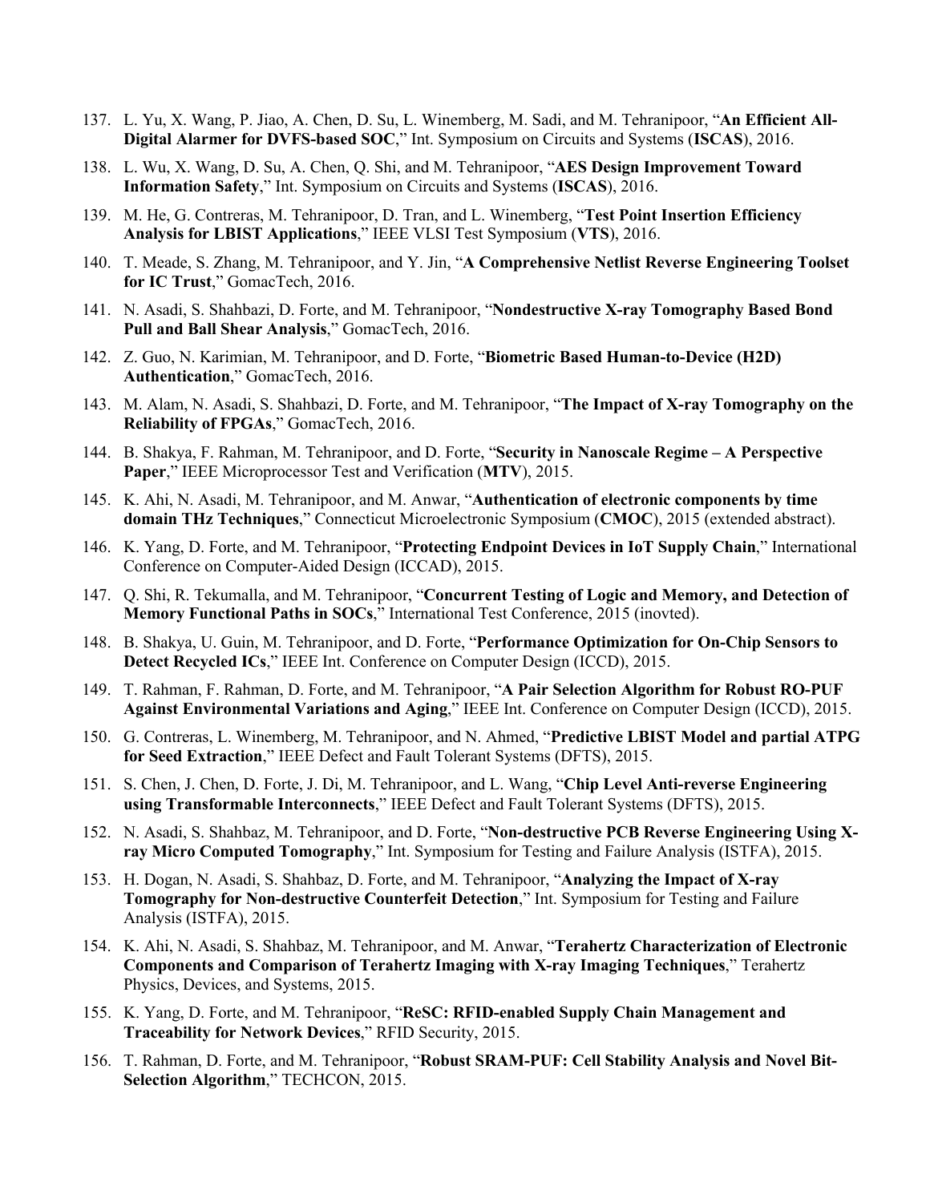137. L. Yu, X. Wang, P. Jiao, A. Chen, D. Su, L. Winemberg, M. Sadi, and M. Tehranipoor, "**An Efficient All-Digital Alarmer for DVFS-based SOC**," Int. Symposium on Circuits and Systems (**ISCAS**), 2016.

138. L. Wu, X. Wang, D. Su, A. Chen, Q. Shi, and M. Tehranipoor, "**AES Design Improvement Toward Information Safety**," Int. Symposium on Circuits and Systems (**ISCAS**), 2016.

139. M. He, G. Contreras, M. Tehranipoor, D. Tran, and L. Winemberg, "**Test Point Insertion Efficiency Analysis for LBIST Applications**," IEEE VLSI Test Symposium (**VTS**), 2016.

140. T. Meade, S. Zhang, M. Tehranipoor, and Y. Jin, "**A Comprehensive Netlist Reverse Engineering Toolset for IC Trust**," GomacTech, 2016.

141. N. Asadi, S. Shahbazi, D. Forte, and M. Tehranipoor, "**Nondestructive X-ray Tomography Based Bond Pull and Ball Shear Analysis**," GomacTech, 2016.

142. Z. Guo, N. Karimian, M. Tehranipoor, and D. Forte, "**Biometric Based Human-to-Device (H2D) Authentication**," GomacTech, 2016.

143. M. Alam, N. Asadi, S. Shahbazi, D. Forte, and M. Tehranipoor, "**The Impact of X-ray Tomography on the Reliability of FPGAs**," GomacTech, 2016.

144. B. Shakya, F. Rahman, M. Tehranipoor, and D. Forte, "**Security in Nanoscale Regime – A Perspective Paper**," IEEE Microprocessor Test and Verification (**MTV**), 2015.

145. K. Ahi, N. Asadi, M. Tehranipoor, and M. Anwar, "**Authentication of electronic components by time domain THz Techniques**," Connecticut Microelectronic Symposium (**CMOC**), 2015 (extended abstract).

146. K. Yang, D. Forte, and M. Tehranipoor, "**Protecting Endpoint Devices in IoT Supply Chain**," International Conference on Computer-Aided Design (ICCAD), 2015.

147. Q. Shi, R. Tekumalla, and M. Tehranipoor, "**Concurrent Testing of Logic and Memory, and Detection of Memory Functional Paths in SOCs**," International Test Conference, 2015 (inovted).

148. B. Shakya, U. Guin, M. Tehranipoor, and D. Forte, "**Performance Optimization for On-Chip Sensors to Detect Recycled ICs**," IEEE Int. Conference on Computer Design (ICCD), 2015.

149. T. Rahman, F. Rahman, D. Forte, and M. Tehranipoor, "**A Pair Selection Algorithm for Robust RO-PUF Against Environmental Variations and Aging**," IEEE Int. Conference on Computer Design (ICCD), 2015.

150. G. Contreras, L. Winemberg, M. Tehranipoor, and N. Ahmed, "**Predictive LBIST Model and partial ATPG for Seed Extraction**," IEEE Defect and Fault Tolerant Systems (DFTS), 2015.

151. S. Chen, J. Chen, D. Forte, J. Di, M. Tehranipoor, and L. Wang, "**Chip Level Anti-reverse Engineering using Transformable Interconnects**," IEEE Defect and Fault Tolerant Systems (DFTS), 2015.

152. N. Asadi, S. Shahbaz, M. Tehranipoor, and D. Forte, "**Non-destructive PCB Reverse Engineering Using X-ray Micro Computed Tomography**," Int. Symposium for Testing and Failure Analysis (ISTFA), 2015.

153. H. Dogan, N. Asadi, S. Shahbaz, D. Forte, and M. Tehranipoor, "**Analyzing the Impact of X-ray Tomography for Non-destructive Counterfeit Detection**," Int. Symposium for Testing and Failure Analysis (ISTFA), 2015.

154. K. Ahi, N. Asadi, S. Shahbaz, M. Tehranipoor, and M. Anwar, "**Terahertz Characterization of Electronic Components and Comparison of Terahertz Imaging with X-ray Imaging Techniques**," Terahertz Physics, Devices, and Systems, 2015.

155. K. Yang, D. Forte, and M. Tehranipoor, "**ReSC: RFID-enabled Supply Chain Management and Traceability for Network Devices**," RFID Security, 2015.

156. T. Rahman, D. Forte, and M. Tehranipoor, "**Robust SRAM-PUF: Cell Stability Analysis and Novel Bit-Selection Algorithm**," TECHCON, 2015.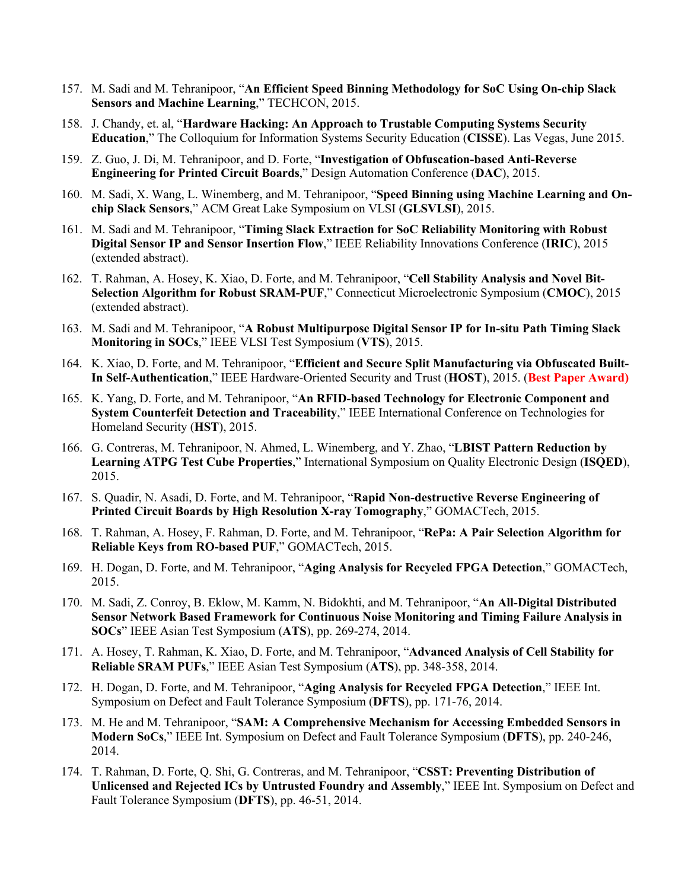157. M. Sadi and M. Tehranipoor, "**An Efficient Speed Binning Methodology for SoC Using On-chip Slack Sensors and Machine Learning**," TECHCON, 2015.

158. J. Chandy, et. al, "**Hardware Hacking: An Approach to Trustable Computing Systems Security Education**," The Colloquium for Information Systems Security Education (**CISSE**). Las Vegas, June 2015.

159. Z. Guo, J. Di, M. Tehranipoor, and D. Forte, "**Investigation of Obfuscation-based Anti-Reverse Engineering for Printed Circuit Boards**," Design Automation Conference (**DAC**), 2015.

160. M. Sadi, X. Wang, L. Winemberg, and M. Tehranipoor, "**Speed Binning using Machine Learning and On-chip Slack Sensors**," ACM Great Lake Symposium on VLSI (**GLSVLSI**), 2015.

161. M. Sadi and M. Tehranipoor, "**Timing Slack Extraction for SoC Reliability Monitoring with Robust Digital Sensor IP and Sensor Insertion Flow**," IEEE Reliability Innovations Conference (**IRIC**), 2015 (extended abstract).

162. T. Rahman, A. Hosey, K. Xiao, D. Forte, and M. Tehranipoor, "**Cell Stability Analysis and Novel Bit-Selection Algorithm for Robust SRAM-PUF**," Connecticut Microelectronic Symposium (**CMOC**), 2015 (extended abstract).

163. M. Sadi and M. Tehranipoor, "**A Robust Multipurpose Digital Sensor IP for In-situ Path Timing Slack Monitoring in SOCs**," IEEE VLSI Test Symposium (**VTS**), 2015.

164. K. Xiao, D. Forte, and M. Tehranipoor, "**Efficient and Secure Split Manufacturing via Obfuscated Built-In Self-Authentication**," IEEE Hardware-Oriented Security and Trust (**HOST**), 2015. (**Best Paper Award)**

165. K. Yang, D. Forte, and M. Tehranipoor, "**An RFID-based Technology for Electronic Component and System Counterfeit Detection and Traceability**," IEEE International Conference on Technologies for Homeland Security (**HST**), 2015.

166. G. Contreras, M. Tehranipoor, N. Ahmed, L. Winemberg, and Y. Zhao, "**LBIST Pattern Reduction by Learning ATPG Test Cube Properties**," International Symposium on Quality Electronic Design (**ISQED**), 2015.

167. S. Quadir, N. Asadi, D. Forte, and M. Tehranipoor, "**Rapid Non-destructive Reverse Engineering of Printed Circuit Boards by High Resolution X-ray Tomography**," GOMACTech, 2015.

168. T. Rahman, A. Hosey, F. Rahman, D. Forte, and M. Tehranipoor, "**RePa: A Pair Selection Algorithm for Reliable Keys from RO-based PUF**," GOMACTech, 2015.

169. H. Dogan, D. Forte, and M. Tehranipoor, "**Aging Analysis for Recycled FPGA Detection**," GOMACTech, 2015.

170. M. Sadi, Z. Conroy, B. Eklow, M. Kamm, N. Bidokhti, and M. Tehranipoor, "**An All-Digital Distributed Sensor Network Based Framework for Continuous Noise Monitoring and Timing Failure Analysis in SOCs**" IEEE Asian Test Symposium (**ATS**), pp. 269-274, 2014.

171. A. Hosey, T. Rahman, K. Xiao, D. Forte, and M. Tehranipoor, "**Advanced Analysis of Cell Stability for Reliable SRAM PUFs**," IEEE Asian Test Symposium (**ATS**), pp. 348-358, 2014.

172. H. Dogan, D. Forte, and M. Tehranipoor, "**Aging Analysis for Recycled FPGA Detection**," IEEE Int. Symposium on Defect and Fault Tolerance Symposium (**DFTS**), pp. 171-76, 2014.

173. M. He and M. Tehranipoor, "**SAM: A Comprehensive Mechanism for Accessing Embedded Sensors in Modern SoCs**," IEEE Int. Symposium on Defect and Fault Tolerance Symposium (**DFTS**), pp. 240-246, 2014.

174. T. Rahman, D. Forte, Q. Shi, G. Contreras, and M. Tehranipoor, "**CSST: Preventing Distribution of Unlicensed and Rejected ICs by Untrusted Foundry and Assembly**," IEEE Int. Symposium on Defect and Fault Tolerance Symposium (**DFTS**), pp. 46-51, 2014.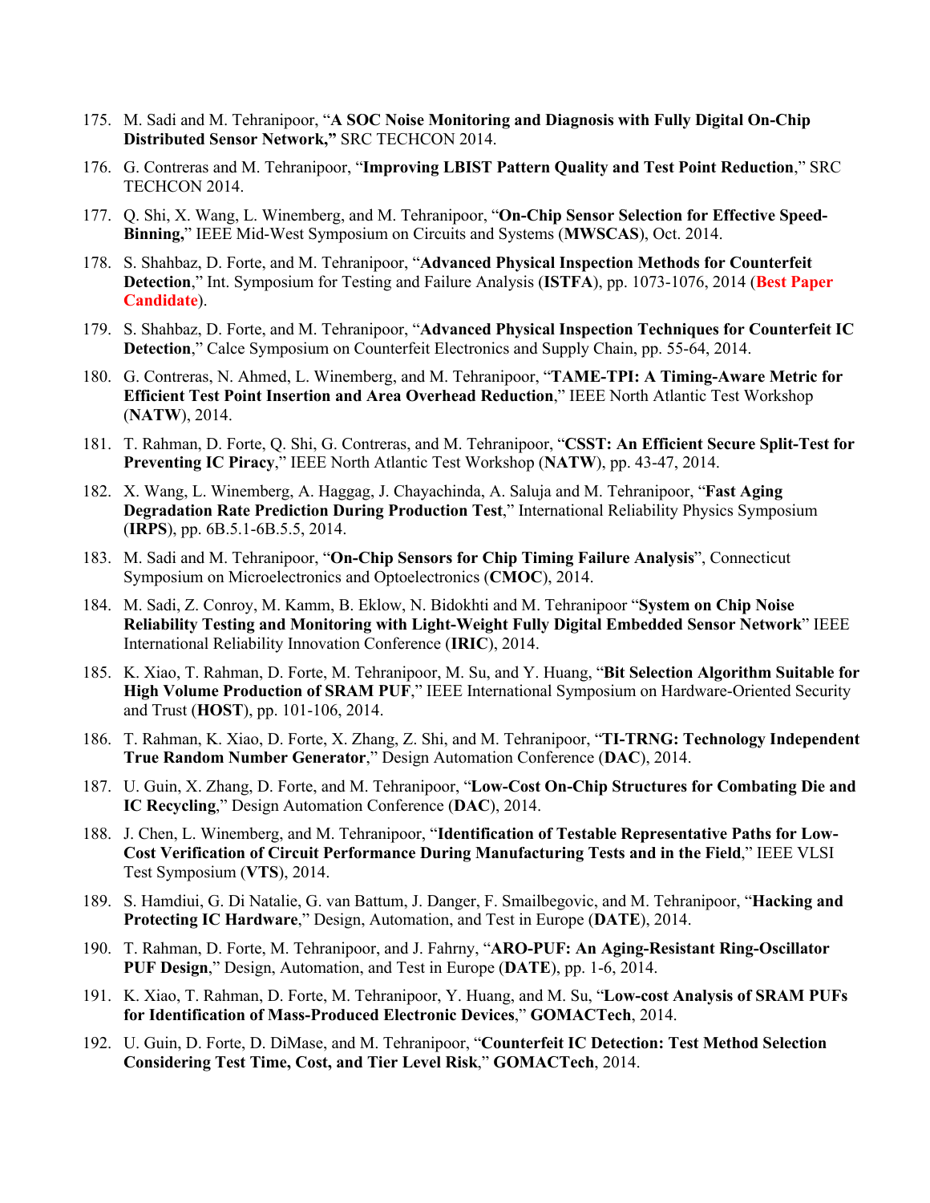175. M. Sadi and M. Tehranipoor, "**A SOC Noise Monitoring and Diagnosis with Fully Digital On-Chip Distributed Sensor Network,**" SRC TECHCON 2014.

176. G. Contreras and M. Tehranipoor, "**Improving LBIST Pattern Quality and Test Point Reduction**," SRC TECHCON 2014.

177. Q. Shi, X. Wang, L. Winemberg, and M. Tehranipoor, "**On-Chip Sensor Selection for Effective Speed-Binning,**" IEEE Mid-West Symposium on Circuits and Systems (**MWSCAS**), Oct. 2014.

178. S. Shahbaz, D. Forte, and M. Tehranipoor, "**Advanced Physical Inspection Methods for Counterfeit Detection**," Int. Symposium for Testing and Failure Analysis (**ISTFA**), pp. 1073-1076, 2014 (**Best Paper Candidate**).

179. S. Shahbaz, D. Forte, and M. Tehranipoor, "**Advanced Physical Inspection Techniques for Counterfeit IC Detection**," Calce Symposium on Counterfeit Electronics and Supply Chain, pp. 55-64, 2014.

180. G. Contreras, N. Ahmed, L. Winemberg, and M. Tehranipoor, "**TAME-TPI: A Timing-Aware Metric for Efficient Test Point Insertion and Area Overhead Reduction**," IEEE North Atlantic Test Workshop (**NATW**), 2014.

181. T. Rahman, D. Forte, Q. Shi, G. Contreras, and M. Tehranipoor, "**CSST: An Efficient Secure Split-Test for Preventing IC Piracy**," IEEE North Atlantic Test Workshop (**NATW**), pp. 43-47, 2014.

182. X. Wang, L. Winemberg, A. Haggag, J. Chayachinda, A. Saluja and M. Tehranipoor, "**Fast Aging Degradation Rate Prediction During Production Test**," International Reliability Physics Symposium (**IRPS**), pp. 6B.5.1-6B.5.5, 2014.

183. M. Sadi and M. Tehranipoor, "**On-Chip Sensors for Chip Timing Failure Analysis**", Connecticut Symposium on Microelectronics and Optoelectronics (**CMOC**), 2014.

184. M. Sadi, Z. Conroy, M. Kamm, B. Eklow, N. Bidokhti and M. Tehranipoor "**System on Chip Noise Reliability Testing and Monitoring with Light-Weight Fully Digital Embedded Sensor Network**" IEEE International Reliability Innovation Conference (**IRIC**), 2014.

185. K. Xiao, T. Rahman, D. Forte, M. Tehranipoor, M. Su, and Y. Huang, "**Bit Selection Algorithm Suitable for High Volume Production of SRAM PUF**," IEEE International Symposium on Hardware-Oriented Security and Trust (**HOST**), pp. 101-106, 2014.

186. T. Rahman, K. Xiao, D. Forte, X. Zhang, Z. Shi, and M. Tehranipoor, "**TI-TRNG: Technology Independent True Random Number Generator**," Design Automation Conference (**DAC**), 2014.

187. U. Guin, X. Zhang, D. Forte, and M. Tehranipoor, "**Low-Cost On-Chip Structures for Combating Die and IC Recycling**," Design Automation Conference (**DAC**), 2014.

188. J. Chen, L. Winemberg, and M. Tehranipoor, "**Identification of Testable Representative Paths for Low-Cost Verification of Circuit Performance During Manufacturing Tests and in the Field**," IEEE VLSI Test Symposium (**VTS**), 2014.

189. S. Hamdiui, G. Di Natalie, G. van Battum, J. Danger, F. Smailbegovic, and M. Tehranipoor, "**Hacking and Protecting IC Hardware**," Design, Automation, and Test in Europe (**DATE**), 2014.

190. T. Rahman, D. Forte, M. Tehranipoor, and J. Fahrny, "**ARO-PUF: An Aging-Resistant Ring-Oscillator PUF Design**," Design, Automation, and Test in Europe (**DATE**), pp. 1-6, 2014.

191. K. Xiao, T. Rahman, D. Forte, M. Tehranipoor, Y. Huang, and M. Su, "**Low-cost Analysis of SRAM PUFs for Identification of Mass-Produced Electronic Devices**," **GOMACTech**, 2014.

192. U. Guin, D. Forte, D. DiMase, and M. Tehranipoor, "**Counterfeit IC Detection: Test Method Selection Considering Test Time, Cost, and Tier Level Risk**," **GOMACTech**, 2014.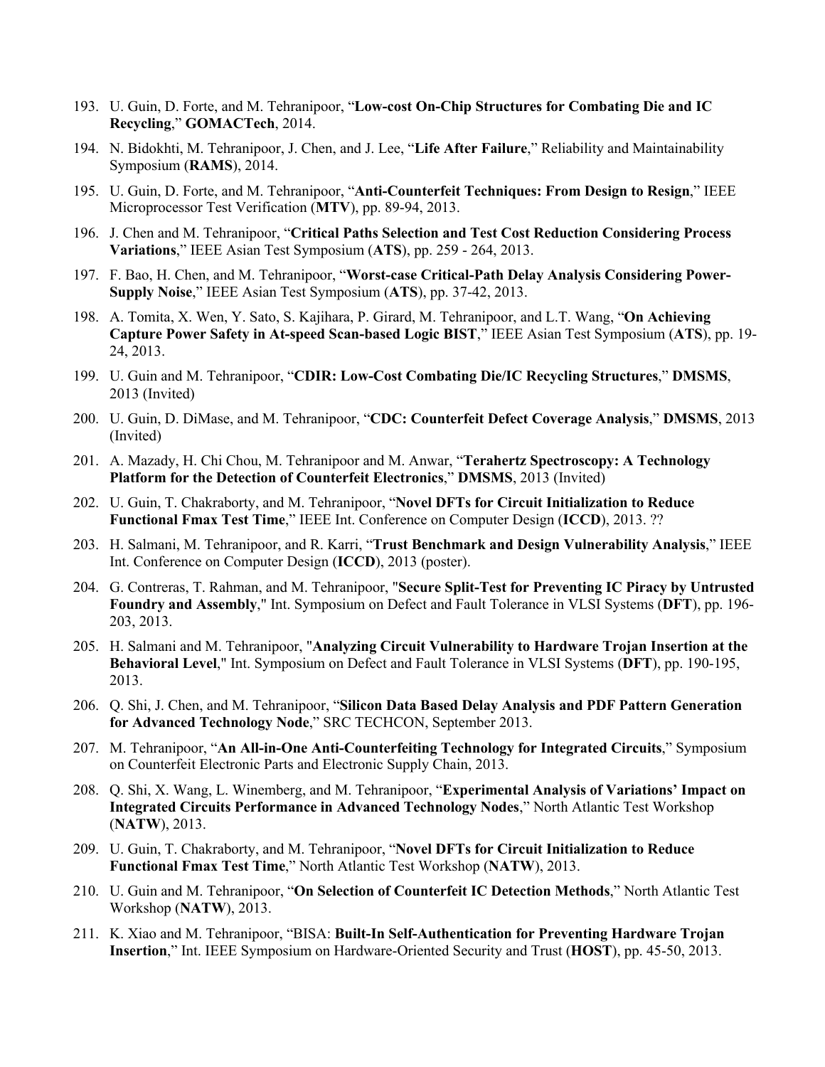193. U. Guin, D. Forte, and M. Tehranipoor, "**Low-cost On-Chip Structures for Combating Die and IC Recycling**," **GOMACTech**, 2014.

194. N. Bidokhti, M. Tehranipoor, J. Chen, and J. Lee, "**Life After Failure**," Reliability and Maintainability Symposium (**RAMS**), 2014.

195. U. Guin, D. Forte, and M. Tehranipoor, "**Anti-Counterfeit Techniques: From Design to Resign**," IEEE Microprocessor Test Verification (**MTV**), pp. 89-94, 2013.

196. J. Chen and M. Tehranipoor, "**Critical Paths Selection and Test Cost Reduction Considering Process Variations**," IEEE Asian Test Symposium (**ATS**), pp. 259 - 264, 2013.

197. F. Bao, H. Chen, and M. Tehranipoor, "**Worst-case Critical-Path Delay Analysis Considering Power-Supply Noise**," IEEE Asian Test Symposium (**ATS**), pp. 37-42, 2013.

198. A. Tomita, X. Wen, Y. Sato, S. Kajihara, P. Girard, M. Tehranipoor, and L.T. Wang, "**On Achieving Capture Power Safety in At-speed Scan-based Logic BIST**," IEEE Asian Test Symposium (**ATS**), pp. 19-24, 2013.

199. U. Guin and M. Tehranipoor, "**CDIR: Low-Cost Combating Die/IC Recycling Structures**," **DMSMS**, 2013 (Invited)

200. U. Guin, D. DiMase, and M. Tehranipoor, "**CDC: Counterfeit Defect Coverage Analysis**," **DMSMS**, 2013 (Invited)

201. A. Mazady, H. Chi Chou, M. Tehranipoor and M. Anwar, "**Terahertz Spectroscopy: A Technology Platform for the Detection of Counterfeit Electronics**," **DMSMS**, 2013 (Invited)

202. U. Guin, T. Chakraborty, and M. Tehranipoor, "**Novel DFTs for Circuit Initialization to Reduce Functional Fmax Test Time**," IEEE Int. Conference on Computer Design (**ICCD**), 2013. ??

203. H. Salmani, M. Tehranipoor, and R. Karri, "**Trust Benchmark and Design Vulnerability Analysis**," IEEE Int. Conference on Computer Design (**ICCD**), 2013 (poster).

204. G. Contreras, T. Rahman, and M. Tehranipoor, "**Secure Split-Test for Preventing IC Piracy by Untrusted Foundry and Assembly**," Int. Symposium on Defect and Fault Tolerance in VLSI Systems (**DFT**), pp. 196-203, 2013.

205. H. Salmani and M. Tehranipoor, "**Analyzing Circuit Vulnerability to Hardware Trojan Insertion at the Behavioral Level**," Int. Symposium on Defect and Fault Tolerance in VLSI Systems (**DFT**), pp. 190-195, 2013.

206. Q. Shi, J. Chen, and M. Tehranipoor, "**Silicon Data Based Delay Analysis and PDF Pattern Generation for Advanced Technology Node**," SRC TECHCON, September 2013.

207. M. Tehranipoor, "**An All-in-One Anti-Counterfeiting Technology for Integrated Circuits**," Symposium on Counterfeit Electronic Parts and Electronic Supply Chain, 2013.

208. Q. Shi, X. Wang, L. Winemberg, and M. Tehranipoor, "**Experimental Analysis of Variations' Impact on Integrated Circuits Performance in Advanced Technology Nodes**," North Atlantic Test Workshop (**NATW**), 2013.

209. U. Guin, T. Chakraborty, and M. Tehranipoor, "**Novel DFTs for Circuit Initialization to Reduce Functional Fmax Test Time**," North Atlantic Test Workshop (**NATW**), 2013.

210. U. Guin and M. Tehranipoor, "**On Selection of Counterfeit IC Detection Methods**," North Atlantic Test Workshop (**NATW**), 2013.

211. K. Xiao and M. Tehranipoor, "BISA: **Built-In Self-Authentication for Preventing Hardware Trojan Insertion**," Int. IEEE Symposium on Hardware-Oriented Security and Trust (**HOST**), pp. 45-50, 2013.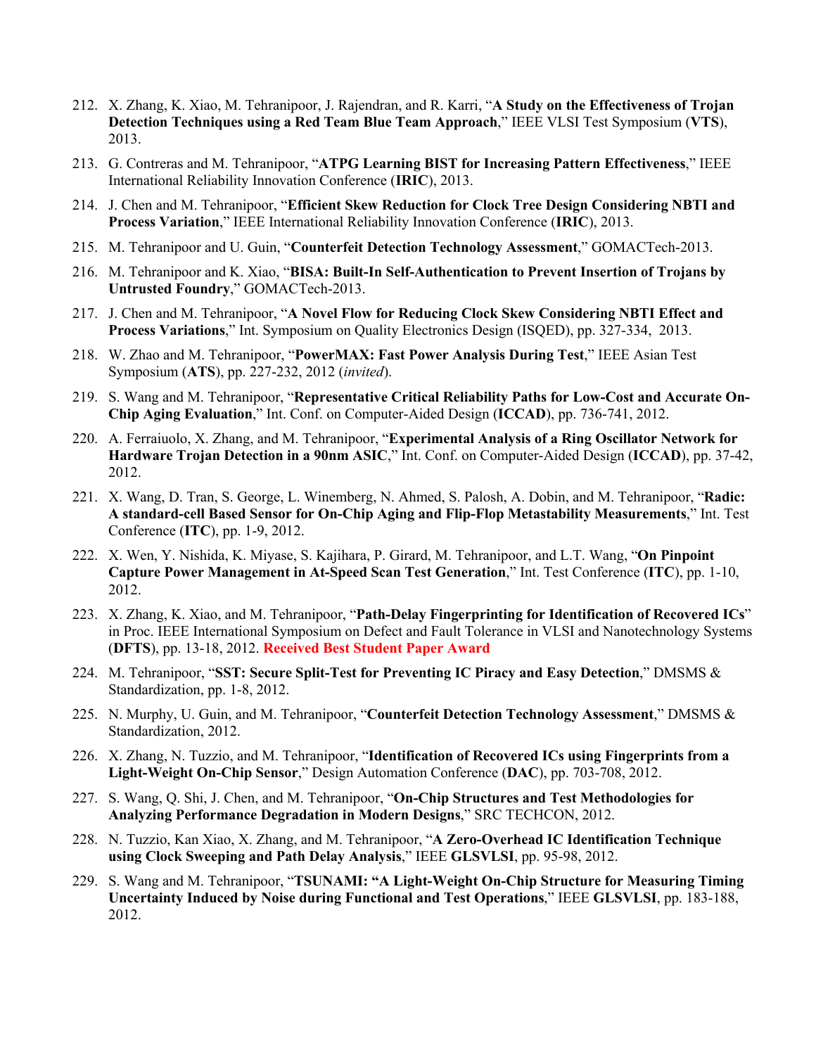212. X. Zhang, K. Xiao, M. Tehranipoor, J. Rajendran, and R. Karri, "**A Study on the Effectiveness of Trojan Detection Techniques using a Red Team Blue Team Approach**," IEEE VLSI Test Symposium (**VTS**), 2013.

213. G. Contreras and M. Tehranipoor, "**ATPG Learning BIST for Increasing Pattern Effectiveness**," IEEE International Reliability Innovation Conference (**IRIC**), 2013.

214. J. Chen and M. Tehranipoor, "**Efficient Skew Reduction for Clock Tree Design Considering NBTI and Process Variation**," IEEE International Reliability Innovation Conference (**IRIC**), 2013.

215. M. Tehranipoor and U. Guin, "**Counterfeit Detection Technology Assessment**," GOMACTech-2013.

216. M. Tehranipoor and K. Xiao, "**BISA: Built-In Self-Authentication to Prevent Insertion of Trojans by Untrusted Foundry**," GOMACTech-2013.

217. J. Chen and M. Tehranipoor, "**A Novel Flow for Reducing Clock Skew Considering NBTI Effect and Process Variations**," Int. Symposium on Quality Electronics Design (ISQED), pp. 327-334, 2013.

218. W. Zhao and M. Tehranipoor, "**PowerMAX: Fast Power Analysis During Test**," IEEE Asian Test Symposium (**ATS**), pp. 227-232, 2012 (*invited*).

219. S. Wang and M. Tehranipoor, "**Representative Critical Reliability Paths for Low-Cost and Accurate On-Chip Aging Evaluation**," Int. Conf. on Computer-Aided Design (**ICCAD**), pp. 736-741, 2012.

220. A. Ferraiuolo, X. Zhang, and M. Tehranipoor, "**Experimental Analysis of a Ring Oscillator Network for Hardware Trojan Detection in a 90nm ASIC**," Int. Conf. on Computer-Aided Design (**ICCAD**), pp. 37-42, 2012.

221. X. Wang, D. Tran, S. George, L. Winemberg, N. Ahmed, S. Palosh, A. Dobin, and M. Tehranipoor, "**Radic: A standard-cell Based Sensor for On-Chip Aging and Flip-Flop Metastability Measurements**," Int. Test Conference (**ITC**), pp. 1-9, 2012.

222. X. Wen, Y. Nishida, K. Miyase, S. Kajihara, P. Girard, M. Tehranipoor, and L.T. Wang, "**On Pinpoint Capture Power Management in At-Speed Scan Test Generation**," Int. Test Conference (**ITC**), pp. 1-10, 2012.

223. X. Zhang, K. Xiao, and M. Tehranipoor, "**Path-Delay Fingerprinting for Identification of Recovered ICs**" in Proc. IEEE International Symposium on Defect and Fault Tolerance in VLSI and Nanotechnology Systems (**DFTS**), pp. 13-18, 2012. **Received Best Student Paper Award**

224. M. Tehranipoor, "**SST: Secure Split-Test for Preventing IC Piracy and Easy Detection**," DMSMS & Standardization, pp. 1-8, 2012.

225. N. Murphy, U. Guin, and M. Tehranipoor, "**Counterfeit Detection Technology Assessment**," DMSMS & Standardization, 2012.

226. X. Zhang, N. Tuzzio, and M. Tehranipoor, "**Identification of Recovered ICs using Fingerprints from a Light-Weight On-Chip Sensor**," Design Automation Conference (**DAC**), pp. 703-708, 2012.

227. S. Wang, Q. Shi, J. Chen, and M. Tehranipoor, "**On-Chip Structures and Test Methodologies for Analyzing Performance Degradation in Modern Designs**," SRC TECHCON, 2012.

228. N. Tuzzio, Kan Xiao, X. Zhang, and M. Tehranipoor, "**A Zero-Overhead IC Identification Technique using Clock Sweeping and Path Delay Analysis**," IEEE **GLSVLSI**, pp. 95-98, 2012.

229. S. Wang and M. Tehranipoor, "**TSUNAMI: "A Light-Weight On-Chip Structure for Measuring Timing Uncertainty Induced by Noise during Functional and Test Operations**," IEEE **GLSVLSI**, pp. 183-188, 2012.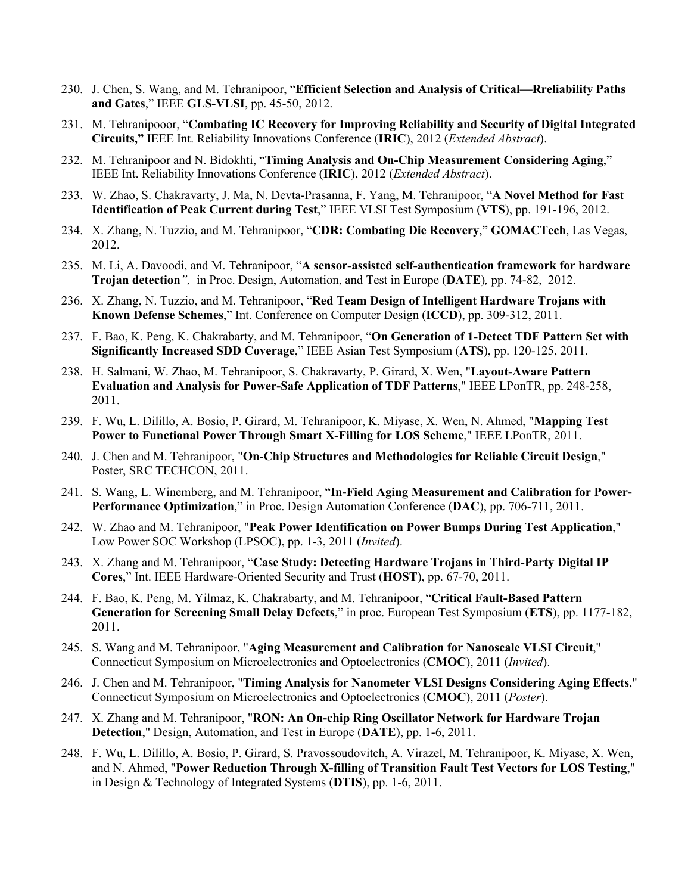230. J. Chen, S. Wang, and M. Tehranipoor, "**Efficient Selection and Analysis of Critical—Rreliability Paths and Gates**," IEEE **GLS-VLSI**, pp. 45-50, 2012.

231. M. Tehranipooor, "**Combating IC Recovery for Improving Reliability and Security of Digital Integrated Circuits,"** IEEE Int. Reliability Innovations Conference (**IRIC**), 2012 (*Extended Abstract*).

232. M. Tehranipoor and N. Bidokhti, "**Timing Analysis and On-Chip Measurement Considering Aging**," IEEE Int. Reliability Innovations Conference (**IRIC**), 2012 (*Extended Abstract*).

233. W. Zhao, S. Chakravarty, J. Ma, N. Devta-Prasanna, F. Yang, M. Tehranipoor, "**A Novel Method for Fast Identification of Peak Current during Test**," IEEE VLSI Test Symposium (**VTS**), pp. 191-196, 2012.

234. X. Zhang, N. Tuzzio, and M. Tehranipoor, "**CDR: Combating Die Recovery**," **GOMACTech**, Las Vegas, 2012.

235. M. Li, A. Davoodi, and M. Tehranipoor, "**A sensor-assisted self-authentication framework for hardware Trojan detection**", in Proc. Design, Automation, and Test in Europe (**DATE**), pp. 74-82, 2012.

236. X. Zhang, N. Tuzzio, and M. Tehranipoor, "**Red Team Design of Intelligent Hardware Trojans with Known Defense Schemes**," Int. Conference on Computer Design (**ICCD**), pp. 309-312, 2011.

237. F. Bao, K. Peng, K. Chakrabarty, and M. Tehranipoor, "**On Generation of 1-Detect TDF Pattern Set with Significantly Increased SDD Coverage**," IEEE Asian Test Symposium (**ATS**), pp. 120-125, 2011.

238. H. Salmani, W. Zhao, M. Tehranipoor, S. Chakravarty, P. Girard, X. Wen, "**Layout-Aware Pattern Evaluation and Analysis for Power-Safe Application of TDF Patterns**," IEEE LPonTR, pp. 248-258, 2011.

239. F. Wu, L. Dilillo, A. Bosio, P. Girard, M. Tehranipoor, K. Miyase, X. Wen, N. Ahmed, "**Mapping Test Power to Functional Power Through Smart X-Filling for LOS Scheme**," IEEE LPonTR, 2011.

240. J. Chen and M. Tehranipoor, "**On-Chip Structures and Methodologies for Reliable Circuit Design**," Poster, SRC TECHCON, 2011.

241. S. Wang, L. Winemberg, and M. Tehranipoor, "**In-Field Aging Measurement and Calibration for Power-Performance Optimization**," in Proc. Design Automation Conference (**DAC**), pp. 706-711, 2011.

242. W. Zhao and M. Tehranipoor, "**Peak Power Identification on Power Bumps During Test Application**," Low Power SOC Workshop (LPSOC), pp. 1-3, 2011 (*Invited*).

243. X. Zhang and M. Tehranipoor, "**Case Study: Detecting Hardware Trojans in Third-Party Digital IP Cores**," Int. IEEE Hardware-Oriented Security and Trust (**HOST**), pp. 67-70, 2011.

244. F. Bao, K. Peng, M. Yilmaz, K. Chakrabarty, and M. Tehranipoor, "**Critical Fault-Based Pattern Generation for Screening Small Delay Defects**," in proc. European Test Symposium (**ETS**), pp. 1177-182, 2011.

245. S. Wang and M. Tehranipoor, "**Aging Measurement and Calibration for Nanoscale VLSI Circuit**," Connecticut Symposium on Microelectronics and Optoelectronics (**CMOC**), 2011 (*Invited*).

246. J. Chen and M. Tehranipoor, "**Timing Analysis for Nanometer VLSI Designs Considering Aging Effects**," Connecticut Symposium on Microelectronics and Optoelectronics (**CMOC**), 2011 (*Poster*).

247. X. Zhang and M. Tehranipoor, "**RON: An On-chip Ring Oscillator Network for Hardware Trojan Detection**," Design, Automation, and Test in Europe (**DATE**), pp. 1-6, 2011.

248. F. Wu, L. Dilillo, A. Bosio, P. Girard, S. Pravossoudovitch, A. Virazel, M. Tehranipoor, K. Miyase, X. Wen, and N. Ahmed, "**Power Reduction Through X-filling of Transition Fault Test Vectors for LOS Testing**," in Design & Technology of Integrated Systems (**DTIS**), pp. 1-6, 2011.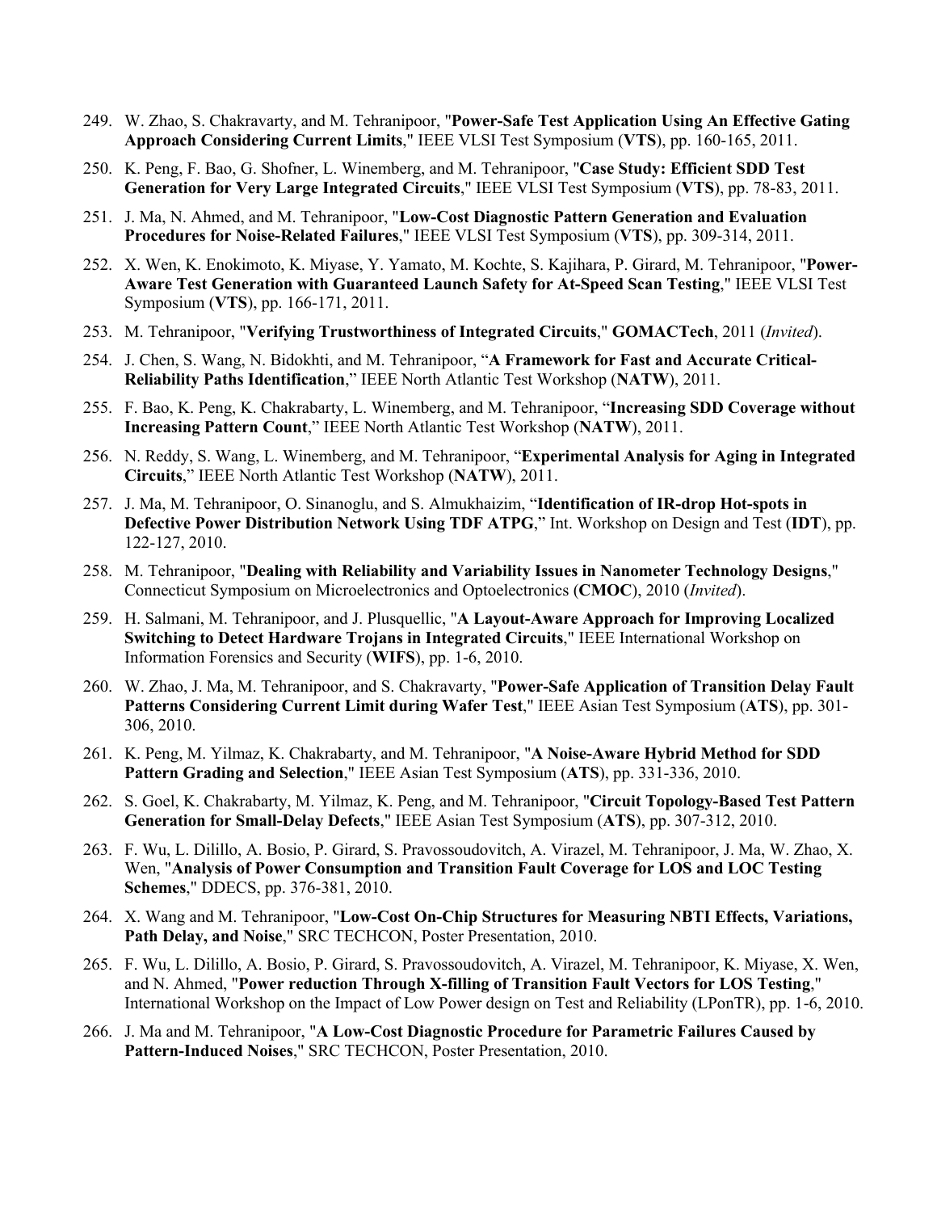249. W. Zhao, S. Chakravarty, and M. Tehranipoor, "**Power-Safe Test Application Using An Effective Gating Approach Considering Current Limits**," IEEE VLSI Test Symposium (**VTS**), pp. 160-165, 2011.

250. K. Peng, F. Bao, G. Shofner, L. Winemberg, and M. Tehranipoor, "**Case Study: Efficient SDD Test Generation for Very Large Integrated Circuits**," IEEE VLSI Test Symposium (**VTS**), pp. 78-83, 2011.

251. J. Ma, N. Ahmed, and M. Tehranipoor, "**Low-Cost Diagnostic Pattern Generation and Evaluation Procedures for Noise-Related Failures**," IEEE VLSI Test Symposium (**VTS**), pp. 309-314, 2011.

252. X. Wen, K. Enokimoto, K. Miyase, Y. Yamato, M. Kochte, S. Kajihara, P. Girard, M. Tehranipoor, "**Power-Aware Test Generation with Guaranteed Launch Safety for At-Speed Scan Testing**," IEEE VLSI Test Symposium (**VTS**), pp. 166-171, 2011.

253. M. Tehranipoor, "**Verifying Trustworthiness of Integrated Circuits**," **GOMACTech**, 2011 (*Invited*).

254. J. Chen, S. Wang, N. Bidokhti, and M. Tehranipoor, "**A Framework for Fast and Accurate Critical-Reliability Paths Identification**," IEEE North Atlantic Test Workshop (**NATW**), 2011.

255. F. Bao, K. Peng, K. Chakrabarty, L. Winemberg, and M. Tehranipoor, "**Increasing SDD Coverage without Increasing Pattern Count**," IEEE North Atlantic Test Workshop (**NATW**), 2011.

256. N. Reddy, S. Wang, L. Winemberg, and M. Tehranipoor, "**Experimental Analysis for Aging in Integrated Circuits**," IEEE North Atlantic Test Workshop (**NATW**), 2011.

257. J. Ma, M. Tehranipoor, O. Sinanoglu, and S. Almukhaizim, "**Identification of IR-drop Hot-spots in Defective Power Distribution Network Using TDF ATPG**," Int. Workshop on Design and Test (**IDT**), pp. 122-127, 2010.

258. M. Tehranipoor, "**Dealing with Reliability and Variability Issues in Nanometer Technology Designs**," Connecticut Symposium on Microelectronics and Optoelectronics (**CMOC**), 2010 (*Invited*).

259. H. Salmani, M. Tehranipoor, and J. Plusquellic, "**A Layout-Aware Approach for Improving Localized Switching to Detect Hardware Trojans in Integrated Circuits**," IEEE International Workshop on Information Forensics and Security (**WIFS**), pp. 1-6, 2010.

260. W. Zhao, J. Ma, M. Tehranipoor, and S. Chakravarty, "**Power-Safe Application of Transition Delay Fault Patterns Considering Current Limit during Wafer Test**," IEEE Asian Test Symposium (**ATS**), pp. 301-306, 2010.

261. K. Peng, M. Yilmaz, K. Chakrabarty, and M. Tehranipoor, "**A Noise-Aware Hybrid Method for SDD Pattern Grading and Selection**," IEEE Asian Test Symposium (**ATS**), pp. 331-336, 2010.

262. S. Goel, K. Chakrabarty, M. Yilmaz, K. Peng, and M. Tehranipoor, "**Circuit Topology-Based Test Pattern Generation for Small-Delay Defects**," IEEE Asian Test Symposium (**ATS**), pp. 307-312, 2010.

263. F. Wu, L. Dilillo, A. Bosio, P. Girard, S. Pravossoudovitch, A. Virazel, M. Tehranipoor, J. Ma, W. Zhao, X. Wen, "**Analysis of Power Consumption and Transition Fault Coverage for LOS and LOC Testing Schemes**," DDECS, pp. 376-381, 2010.

264. X. Wang and M. Tehranipoor, "**Low-Cost On-Chip Structures for Measuring NBTI Effects, Variations, Path Delay, and Noise**," SRC TECHCON, Poster Presentation, 2010.

265. F. Wu, L. Dilillo, A. Bosio, P. Girard, S. Pravossoudovitch, A. Virazel, M. Tehranipoor, K. Miyase, X. Wen, and N. Ahmed, "**Power reduction Through X-filling of Transition Fault Vectors for LOS Testing**," International Workshop on the Impact of Low Power design on Test and Reliability (LPonTR), pp. 1-6, 2010.

266. J. Ma and M. Tehranipoor, "**A Low-Cost Diagnostic Procedure for Parametric Failures Caused by Pattern-Induced Noises**," SRC TECHCON, Poster Presentation, 2010.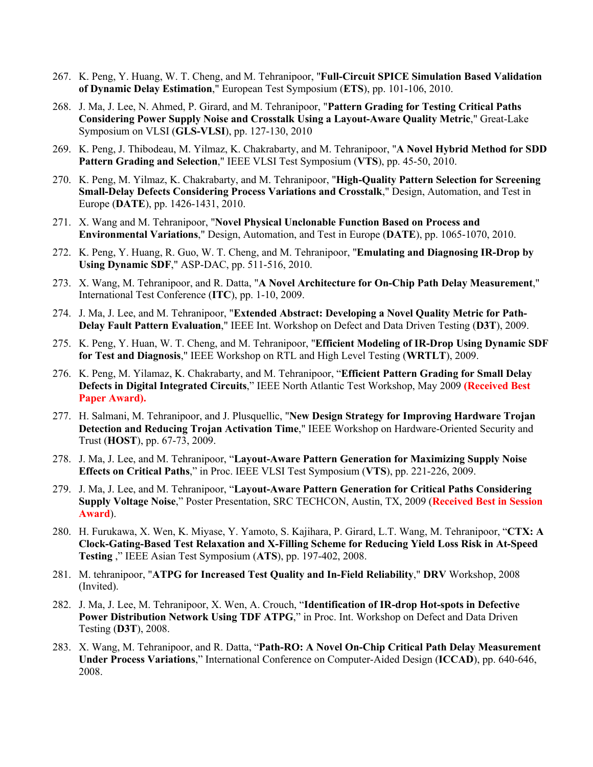267. K. Peng, Y. Huang, W. T. Cheng, and M. Tehranipoor, "**Full-Circuit SPICE Simulation Based Validation of Dynamic Delay Estimation**," European Test Symposium (**ETS**), pp. 101-106, 2010.

268. J. Ma, J. Lee, N. Ahmed, P. Girard, and M. Tehranipoor, "**Pattern Grading for Testing Critical Paths Considering Power Supply Noise and Crosstalk Using a Layout-Aware Quality Metric**," Great-Lake Symposium on VLSI (**GLS-VLSI**), pp. 127-130, 2010

269. K. Peng, J. Thibodeau, M. Yilmaz, K. Chakrabarty, and M. Tehranipoor, "**A Novel Hybrid Method for SDD Pattern Grading and Selection**," IEEE VLSI Test Symposium (**VTS**), pp. 45-50, 2010.

270. K. Peng, M. Yilmaz, K. Chakrabarty, and M. Tehranipoor, "**High-Quality Pattern Selection for Screening Small-Delay Defects Considering Process Variations and Crosstalk**," Design, Automation, and Test in Europe (**DATE**), pp. 1426-1431, 2010.

271. X. Wang and M. Tehranipoor, "**Novel Physical Unclonable Function Based on Process and Environmental Variations**," Design, Automation, and Test in Europe (**DATE**), pp. 1065-1070, 2010.

272. K. Peng, Y. Huang, R. Guo, W. T. Cheng, and M. Tehranipoor, "**Emulating and Diagnosing IR-Drop by Using Dynamic SDF**," ASP-DAC, pp. 511-516, 2010.

273. X. Wang, M. Tehranipoor, and R. Datta, "**A Novel Architecture for On-Chip Path Delay Measurement**," International Test Conference (**ITC**), pp. 1-10, 2009.

274. J. Ma, J. Lee, and M. Tehranipoor, "**Extended Abstract: Developing a Novel Quality Metric for Path-Delay Fault Pattern Evaluation**," IEEE Int. Workshop on Defect and Data Driven Testing (**D3T**), 2009.

275. K. Peng, Y. Huan, W. T. Cheng, and M. Tehranipoor, "**Efficient Modeling of IR-Drop Using Dynamic SDF for Test and Diagnosis**," IEEE Workshop on RTL and High Level Testing (**WRTLT**), 2009.

276. K. Peng, M. Yilamaz, K. Chakrabarty, and M. Tehranipoor, "**Efficient Pattern Grading for Small Delay Defects in Digital Integrated Circuits**," IEEE North Atlantic Test Workshop, May 2009 **(Received Best Paper Award).**

277. H. Salmani, M. Tehranipoor, and J. Plusquellic, "**New Design Strategy for Improving Hardware Trojan Detection and Reducing Trojan Activation Time**," IEEE Workshop on Hardware-Oriented Security and Trust (**HOST**), pp. 67-73, 2009.

278. J. Ma, J. Lee, and M. Tehranipoor, "**Layout-Aware Pattern Generation for Maximizing Supply Noise Effects on Critical Paths**," in Proc. IEEE VLSI Test Symposium (**VTS**), pp. 221-226, 2009.

279. J. Ma, J. Lee, and M. Tehranipoor, "**Layout-Aware Pattern Generation for Critical Paths Considering Supply Voltage Noise**," Poster Presentation, SRC TECHCON, Austin, TX, 2009 (**Received Best in Session Award**).

280. H. Furukawa, X. Wen, K. Miyase, Y. Yamoto, S. Kajihara, P. Girard, L.T. Wang, M. Tehranipoor, "**CTX: A Clock-Gating-Based Test Relaxation and X-Filling Scheme for Reducing Yield Loss Risk in At-Speed Testing** ," IEEE Asian Test Symposium (**ATS**), pp. 197-402, 2008.

281. M. tehranipoor, "**ATPG for Increased Test Quality and In-Field Reliability**," **DRV** Workshop, 2008 (Invited).

282. J. Ma, J. Lee, M. Tehranipoor, X. Wen, A. Crouch, "**Identification of IR-drop Hot-spots in Defective Power Distribution Network Using TDF ATPG**," in Proc. Int. Workshop on Defect and Data Driven Testing (**D3T**), 2008.

283. X. Wang, M. Tehranipoor, and R. Datta, "**Path-RO: A Novel On-Chip Critical Path Delay Measurement Under Process Variations**," International Conference on Computer-Aided Design (**ICCAD**), pp. 640-646, 2008.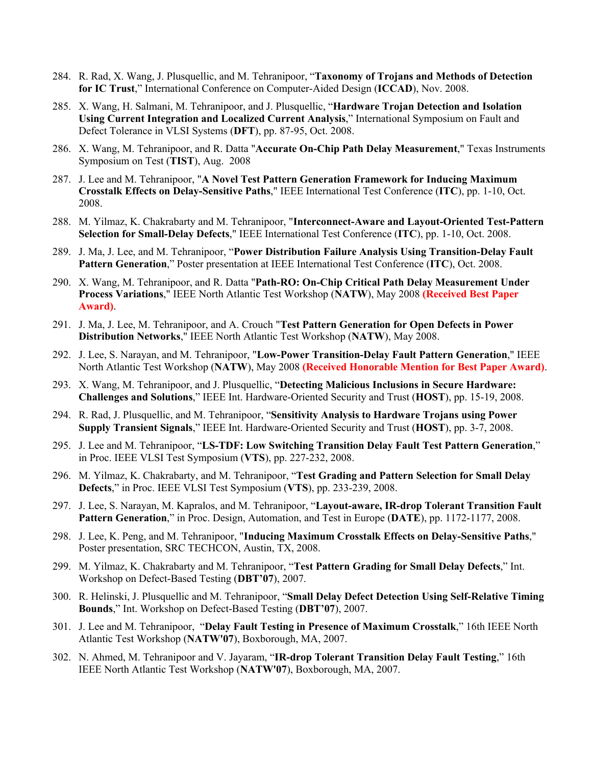284. R. Rad, X. Wang, J. Plusquellic, and M. Tehranipoor, "**Taxonomy of Trojans and Methods of Detection for IC Trust**," International Conference on Computer-Aided Design (**ICCAD**), Nov. 2008.

285. X. Wang, H. Salmani, M. Tehranipoor, and J. Plusquellic, "**Hardware Trojan Detection and Isolation Using Current Integration and Localized Current Analysis**," International Symposium on Fault and Defect Tolerance in VLSI Systems (**DFT**), pp. 87-95, Oct. 2008.

286. X. Wang, M. Tehranipoor, and R. Datta "**Accurate On-Chip Path Delay Measurement**," Texas Instruments Symposium on Test (**TIST**), Aug. 2008

287. J. Lee and M. Tehranipoor, "**A Novel Test Pattern Generation Framework for Inducing Maximum Crosstalk Effects on Delay-Sensitive Paths**," IEEE International Test Conference (**ITC**), pp. 1-10, Oct. 2008.

288. M. Yilmaz, K. Chakrabarty and M. Tehranipoor, "**Interconnect-Aware and Layout-Oriented Test-Pattern Selection for Small-Delay Defects**," IEEE International Test Conference (**ITC**), pp. 1-10, Oct. 2008.

289. J. Ma, J. Lee, and M. Tehranipoor, "**Power Distribution Failure Analysis Using Transition-Delay Fault Pattern Generation**," Poster presentation at IEEE International Test Conference (**ITC**), Oct. 2008.

290. X. Wang, M. Tehranipoor, and R. Datta "**Path-RO: On-Chip Critical Path Delay Measurement Under Process Variations**," IEEE North Atlantic Test Workshop (**NATW**), May 2008 **(Received Best Paper Award)**.

291. J. Ma, J. Lee, M. Tehranipoor, and A. Crouch "**Test Pattern Generation for Open Defects in Power Distribution Networks**," IEEE North Atlantic Test Workshop (**NATW**), May 2008.

292. J. Lee, S. Narayan, and M. Tehranipoor, "**Low-Power Transition-Delay Fault Pattern Generation**," IEEE North Atlantic Test Workshop (**NATW**), May 2008 **(Received Honorable Mention for Best Paper Award)**.

293. X. Wang, M. Tehranipoor, and J. Plusquellic, "**Detecting Malicious Inclusions in Secure Hardware: Challenges and Solutions**," IEEE Int. Hardware-Oriented Security and Trust (**HOST**), pp. 15-19, 2008.

294. R. Rad, J. Plusquellic, and M. Tehranipoor, "**Sensitivity Analysis to Hardware Trojans using Power Supply Transient Signals**," IEEE Int. Hardware-Oriented Security and Trust (**HOST**), pp. 3-7, 2008.

295. J. Lee and M. Tehranipoor, "**LS-TDF: Low Switching Transition Delay Fault Test Pattern Generation**," in Proc. IEEE VLSI Test Symposium (**VTS**), pp. 227-232, 2008.

296. M. Yilmaz, K. Chakrabarty, and M. Tehranipoor, "**Test Grading and Pattern Selection for Small Delay Defects**," in Proc. IEEE VLSI Test Symposium (**VTS**), pp. 233-239, 2008.

297. J. Lee, S. Narayan, M. Kapralos, and M. Tehranipoor, "**Layout-aware, IR-drop Tolerant Transition Fault Pattern Generation**," in Proc. Design, Automation, and Test in Europe (**DATE**), pp. 1172-1177, 2008.

298. J. Lee, K. Peng, and M. Tehranipoor, "**Inducing Maximum Crosstalk Effects on Delay-Sensitive Paths**," Poster presentation, SRC TECHCON, Austin, TX, 2008.

299. M. Yilmaz, K. Chakrabarty and M. Tehranipoor, "**Test Pattern Grading for Small Delay Defects**," Int. Workshop on Defect-Based Testing (**DBT'07**), 2007.

300. R. Helinski, J. Plusquellic and M. Tehranipoor, "**Small Delay Defect Detection Using Self-Relative Timing Bounds**," Int. Workshop on Defect-Based Testing (**DBT'07**), 2007.

301. J. Lee and M. Tehranipoor, "**Delay Fault Testing in Presence of Maximum Crosstalk**," 16th IEEE North Atlantic Test Workshop (**NATW'07**), Boxborough, MA, 2007.

302. N. Ahmed, M. Tehranipoor and V. Jayaram, "**IR-drop Tolerant Transition Delay Fault Testing**," 16th IEEE North Atlantic Test Workshop (**NATW'07**), Boxborough, MA, 2007.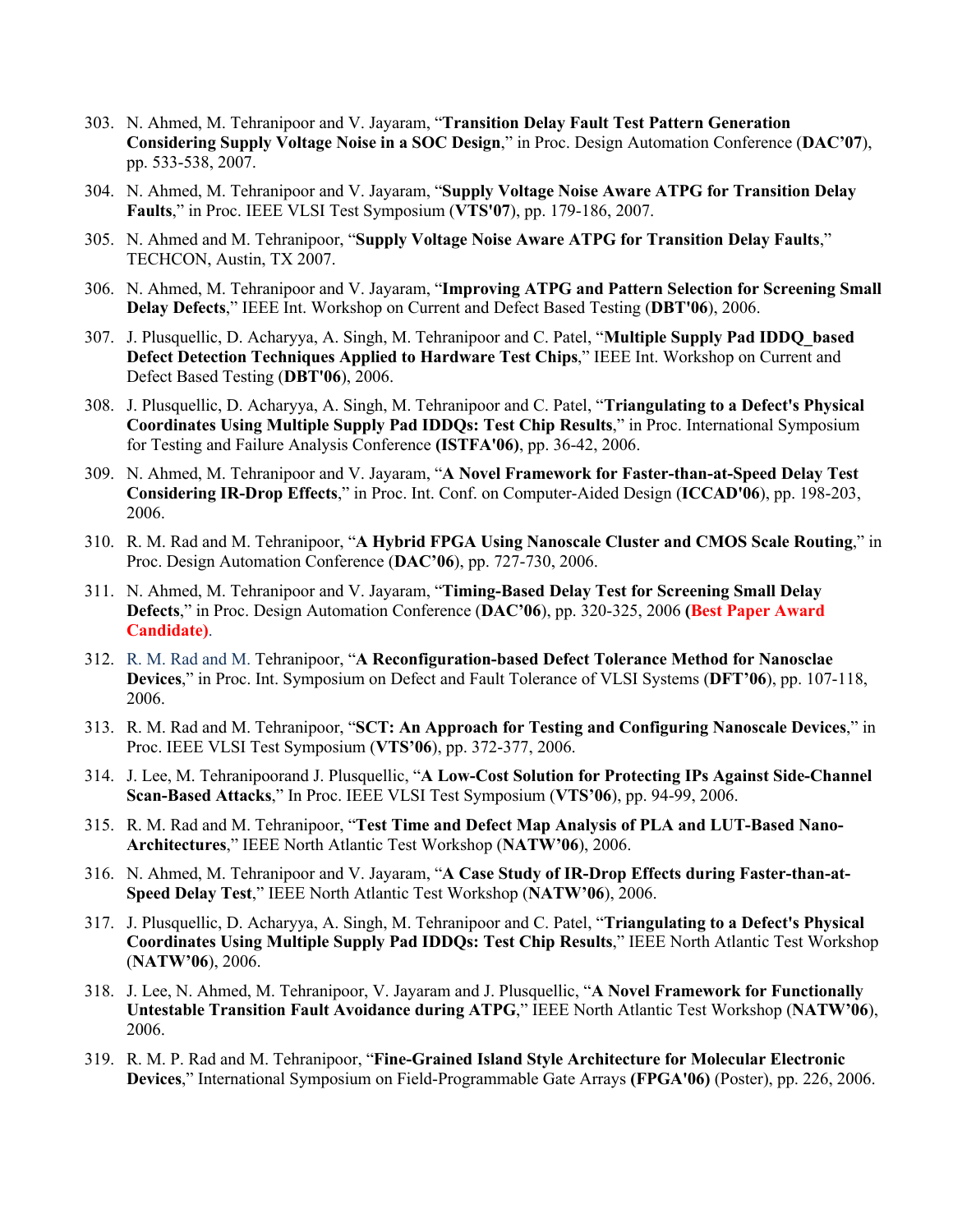303. N. Ahmed, M. Tehranipoor and V. Jayaram, "**Transition Delay Fault Test Pattern Generation Considering Supply Voltage Noise in a SOC Design**," in Proc. Design Automation Conference (**DAC'07**), pp. 533-538, 2007.

304. N. Ahmed, M. Tehranipoor and V. Jayaram, "**Supply Voltage Noise Aware ATPG for Transition Delay Faults**," in Proc. IEEE VLSI Test Symposium (**VTS'07**), pp. 179-186, 2007.

305. N. Ahmed and M. Tehranipoor, "**Supply Voltage Noise Aware ATPG for Transition Delay Faults**," TECHCON, Austin, TX 2007.

306. N. Ahmed, M. Tehranipoor and V. Jayaram, "**Improving ATPG and Pattern Selection for Screening Small Delay Defects**," IEEE Int. Workshop on Current and Defect Based Testing (**DBT'06**), 2006.

307. J. Plusquellic, D. Acharyya, A. Singh, M. Tehranipoor and C. Patel, "**Multiple Supply Pad IDDQ_based Defect Detection Techniques Applied to Hardware Test Chips**," IEEE Int. Workshop on Current and Defect Based Testing (**DBT'06**), 2006.

308. J. Plusquellic, D. Acharyya, A. Singh, M. Tehranipoor and C. Patel, "**Triangulating to a Defect's Physical Coordinates Using Multiple Supply Pad IDDQs: Test Chip Results**," in Proc. International Symposium for Testing and Failure Analysis Conference **(ISTFA'06)**, pp. 36-42, 2006.

309. N. Ahmed, M. Tehranipoor and V. Jayaram, "**A Novel Framework for Faster-than-at-Speed Delay Test Considering IR-Drop Effects**," in Proc. Int. Conf. on Computer-Aided Design (**ICCAD'06**), pp. 198-203, 2006.

310. R. M. Rad and M. Tehranipoor, "**A Hybrid FPGA Using Nanoscale Cluster and CMOS Scale Routing**," in Proc. Design Automation Conference (**DAC'06**), pp. 727-730, 2006.

311. N. Ahmed, M. Tehranipoor and V. Jayaram, "**Timing-Based Delay Test for Screening Small Delay Defects**," in Proc. Design Automation Conference (**DAC'06**), pp. 320-325, 2006 **(Best Paper Award Candidate)**.

312. R. M. Rad and M. Tehranipoor, "**A Reconfiguration-based Defect Tolerance Method for Nanosclae Devices**," in Proc. Int. Symposium on Defect and Fault Tolerance of VLSI Systems (**DFT'06**), pp. 107-118, 2006.

313. R. M. Rad and M. Tehranipoor, "**SCT: An Approach for Testing and Configuring Nanoscale Devices**," in Proc. IEEE VLSI Test Symposium (**VTS'06**), pp. 372-377, 2006.

314. J. Lee, M. Tehranipoorand J. Plusquellic, "**A Low-Cost Solution for Protecting IPs Against Side-Channel Scan-Based Attacks**," In Proc. IEEE VLSI Test Symposium (**VTS'06**), pp. 94-99, 2006.

315. R. M. Rad and M. Tehranipoor, "**Test Time and Defect Map Analysis of PLA and LUT-Based Nano-Architectures**," IEEE North Atlantic Test Workshop (**NATW'06**), 2006.

316. N. Ahmed, M. Tehranipoor and V. Jayaram, "**A Case Study of IR-Drop Effects during Faster-than-at-Speed Delay Test**," IEEE North Atlantic Test Workshop (**NATW'06**), 2006.

317. J. Plusquellic, D. Acharyya, A. Singh, M. Tehranipoor and C. Patel, "**Triangulating to a Defect's Physical Coordinates Using Multiple Supply Pad IDDQs: Test Chip Results**," IEEE North Atlantic Test Workshop (**NATW'06**), 2006.

318. J. Lee, N. Ahmed, M. Tehranipoor, V. Jayaram and J. Plusquellic, "**A Novel Framework for Functionally Untestable Transition Fault Avoidance during ATPG**," IEEE North Atlantic Test Workshop (**NATW'06**), 2006.

319. R. M. P. Rad and M. Tehranipoor, "**Fine-Grained Island Style Architecture for Molecular Electronic Devices**," International Symposium on Field-Programmable Gate Arrays **(FPGA'06)** (Poster), pp. 226, 2006.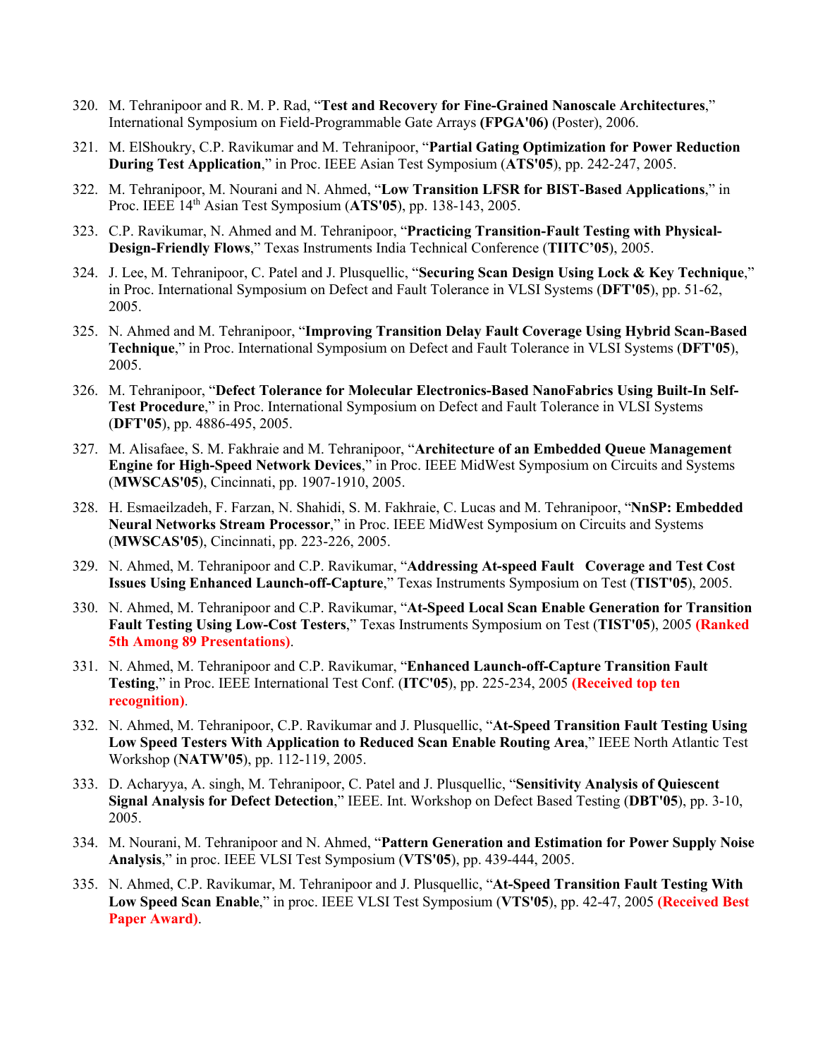320. M. Tehranipoor and R. M. P. Rad, "**Test and Recovery for Fine-Grained Nanoscale Architectures**," International Symposium on Field-Programmable Gate Arrays **(FPGA'06)** (Poster), 2006.

321. M. ElShoukry, C.P. Ravikumar and M. Tehranipoor, "**Partial Gating Optimization for Power Reduction During Test Application**," in Proc. IEEE Asian Test Symposium (**ATS'05**), pp. 242-247, 2005.

322. M. Tehranipoor, M. Nourani and N. Ahmed, "**Low Transition LFSR for BIST-Based Applications**," in Proc. IEEE 14th Asian Test Symposium (**ATS'05**), pp. 138-143, 2005.

323. C.P. Ravikumar, N. Ahmed and M. Tehranipoor, "**Practicing Transition-Fault Testing with Physical-Design-Friendly Flows**," Texas Instruments India Technical Conference (**TIITC'05**), 2005.

324. J. Lee, M. Tehranipoor, C. Patel and J. Plusquellic, "**Securing Scan Design Using Lock & Key Technique**," in Proc. International Symposium on Defect and Fault Tolerance in VLSI Systems (**DFT'05**), pp. 51-62, 2005.

325. N. Ahmed and M. Tehranipoor, "**Improving Transition Delay Fault Coverage Using Hybrid Scan-Based Technique**," in Proc. International Symposium on Defect and Fault Tolerance in VLSI Systems (**DFT'05**), 2005.

326. M. Tehranipoor, "**Defect Tolerance for Molecular Electronics-Based NanoFabrics Using Built-In Self-Test Procedure**," in Proc. International Symposium on Defect and Fault Tolerance in VLSI Systems (**DFT'05**), pp. 4886-495, 2005.

327. M. Alisafaee, S. M. Fakhraie and M. Tehranipoor, "**Architecture of an Embedded Queue Management Engine for High-Speed Network Devices**," in Proc. IEEE MidWest Symposium on Circuits and Systems (**MWSCAS'05**), Cincinnati, pp. 1907-1910, 2005.

328. H. Esmaeilzadeh, F. Farzan, N. Shahidi, S. M. Fakhraie, C. Lucas and M. Tehranipoor, "**NnSP: Embedded Neural Networks Stream Processor**," in Proc. IEEE MidWest Symposium on Circuits and Systems (**MWSCAS'05**), Cincinnati, pp. 223-226, 2005.

329. N. Ahmed, M. Tehranipoor and C.P. Ravikumar, "**Addressing At-speed Fault Coverage and Test Cost Issues Using Enhanced Launch-off-Capture**," Texas Instruments Symposium on Test (**TIST'05**), 2005.

330. N. Ahmed, M. Tehranipoor and C.P. Ravikumar, "**At-Speed Local Scan Enable Generation for Transition Fault Testing Using Low-Cost Testers**," Texas Instruments Symposium on Test (**TIST'05**), 2005 **(Ranked 5th Among 89 Presentations)**.

331. N. Ahmed, M. Tehranipoor and C.P. Ravikumar, "**Enhanced Launch-off-Capture Transition Fault Testing**," in Proc. IEEE International Test Conf. (**ITC'05**), pp. 225-234, 2005 **(Received top ten recognition)**.

332. N. Ahmed, M. Tehranipoor, C.P. Ravikumar and J. Plusquellic, "**At-Speed Transition Fault Testing Using Low Speed Testers With Application to Reduced Scan Enable Routing Area**," IEEE North Atlantic Test Workshop (**NATW'05**), pp. 112-119, 2005.

333. D. Acharyya, A. singh, M. Tehranipoor, C. Patel and J. Plusquellic, "**Sensitivity Analysis of Quiescent Signal Analysis for Defect Detection**," IEEE. Int. Workshop on Defect Based Testing (**DBT'05**), pp. 3-10, 2005.

334. M. Nourani, M. Tehranipoor and N. Ahmed, "**Pattern Generation and Estimation for Power Supply Noise Analysis**," in proc. IEEE VLSI Test Symposium (**VTS'05**), pp. 439-444, 2005.

335. N. Ahmed, C.P. Ravikumar, M. Tehranipoor and J. Plusquellic, "**At-Speed Transition Fault Testing With Low Speed Scan Enable**," in proc. IEEE VLSI Test Symposium (**VTS'05**), pp. 42-47, 2005 **(Received Best Paper Award)**.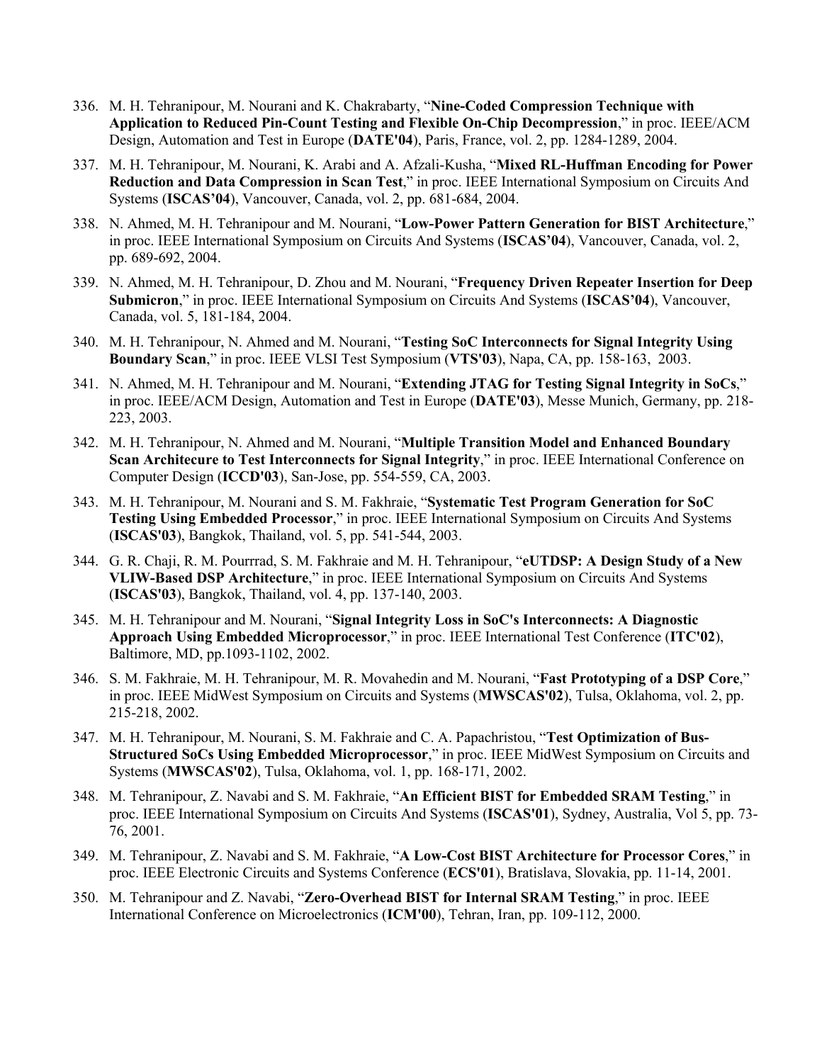336. M. H. Tehranipour, M. Nourani and K. Chakrabarty, "**Nine-Coded Compression Technique with Application to Reduced Pin-Count Testing and Flexible On-Chip Decompression**," in proc. IEEE/ACM Design, Automation and Test in Europe (**DATE'04**), Paris, France, vol. 2, pp. 1284-1289, 2004.
337. M. H. Tehranipour, M. Nourani, K. Arabi and A. Afzali-Kusha, "**Mixed RL-Huffman Encoding for Power Reduction and Data Compression in Scan Test**," in proc. IEEE International Symposium on Circuits And Systems (**ISCAS'04**), Vancouver, Canada, vol. 2, pp. 681-684, 2004.
338. N. Ahmed, M. H. Tehranipour and M. Nourani, "**Low-Power Pattern Generation for BIST Architecture**," in proc. IEEE International Symposium on Circuits And Systems (**ISCAS'04**), Vancouver, Canada, vol. 2, pp. 689-692, 2004.
339. N. Ahmed, M. H. Tehranipour, D. Zhou and M. Nourani, "**Frequency Driven Repeater Insertion for Deep Submicron**," in proc. IEEE International Symposium on Circuits And Systems (**ISCAS'04**), Vancouver, Canada, vol. 5, 181-184, 2004.
340. M. H. Tehranipour, N. Ahmed and M. Nourani, "**Testing SoC Interconnects for Signal Integrity Using Boundary Scan**," in proc. IEEE VLSI Test Symposium (**VTS'03**), Napa, CA, pp. 158-163, 2003.
341. N. Ahmed, M. H. Tehranipour and M. Nourani, "**Extending JTAG for Testing Signal Integrity in SoCs**," in proc. IEEE/ACM Design, Automation and Test in Europe (**DATE'03**), Messe Munich, Germany, pp. 218-223, 2003.
342. M. H. Tehranipour, N. Ahmed and M. Nourani, "**Multiple Transition Model and Enhanced Boundary Scan Architecure to Test Interconnects for Signal Integrity**," in proc. IEEE International Conference on Computer Design (**ICCD'03**), San-Jose, pp. 554-559, CA, 2003.
343. M. H. Tehranipour, M. Nourani and S. M. Fakhraie, "**Systematic Test Program Generation for SoC Testing Using Embedded Processor**," in proc. IEEE International Symposium on Circuits And Systems (**ISCAS'03**), Bangkok, Thailand, vol. 5, pp. 541-544, 2003.
344. G. R. Chaji, R. M. Pourrrad, S. M. Fakhraie and M. H. Tehranipour, "**eUTDSP: A Design Study of a New VLIW-Based DSP Architecture**," in proc. IEEE International Symposium on Circuits And Systems (**ISCAS'03**), Bangkok, Thailand, vol. 4, pp. 137-140, 2003.
345. M. H. Tehranipour and M. Nourani, "**Signal Integrity Loss in SoC's Interconnects: A Diagnostic Approach Using Embedded Microprocessor**," in proc. IEEE International Test Conference (**ITC'02**), Baltimore, MD, pp.1093-1102, 2002.
346. S. M. Fakhraie, M. H. Tehranipour, M. R. Movahedin and M. Nourani, "**Fast Prototyping of a DSP Core**," in proc. IEEE MidWest Symposium on Circuits and Systems (**MWSCAS'02**), Tulsa, Oklahoma, vol. 2, pp. 215-218, 2002.
347. M. H. Tehranipour, M. Nourani, S. M. Fakhraie and C. A. Papachristou, "**Test Optimization of Bus-Structured SoCs Using Embedded Microprocessor**," in proc. IEEE MidWest Symposium on Circuits and Systems (**MWSCAS'02**), Tulsa, Oklahoma, vol. 1, pp. 168-171, 2002.
348. M. Tehranipour, Z. Navabi and S. M. Fakhraie, "**An Efficient BIST for Embedded SRAM Testing**," in proc. IEEE International Symposium on Circuits And Systems (**ISCAS'01**), Sydney, Australia, Vol 5, pp. 73-76, 2001.
349. M. Tehranipour, Z. Navabi and S. M. Fakhraie, "**A Low-Cost BIST Architecture for Processor Cores**," in proc. IEEE Electronic Circuits and Systems Conference (**ECS'01**), Bratislava, Slovakia, pp. 11-14, 2001.
350. M. Tehranipour and Z. Navabi, "**Zero-Overhead BIST for Internal SRAM Testing**," in proc. IEEE International Conference on Microelectronics (**ICM'00**), Tehran, Iran, pp. 109-112, 2000.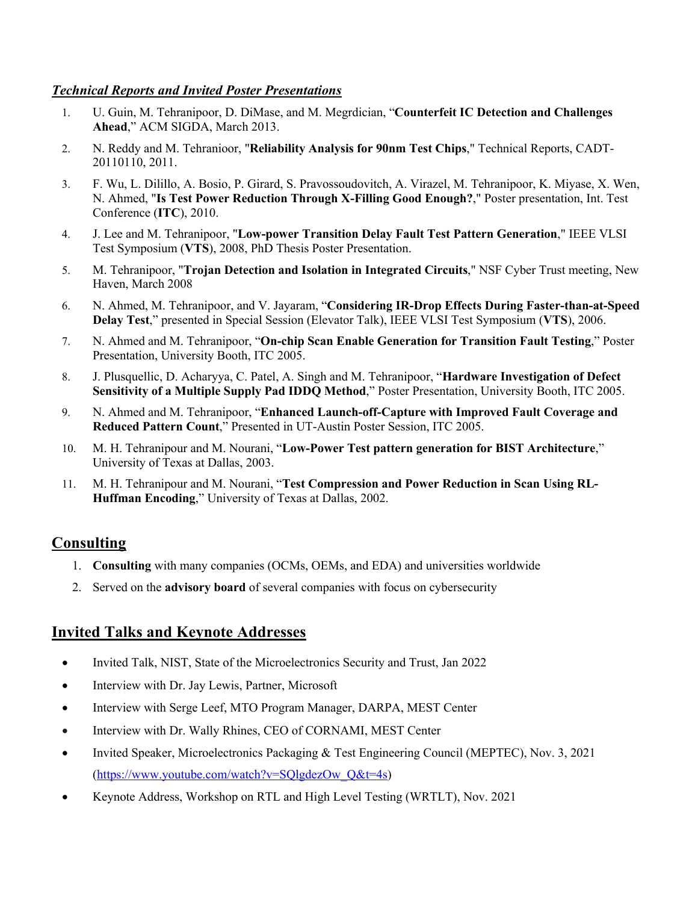### *Technical Reports and Invited Poster Presentations*

1. U. Guin, M. Tehranipoor, D. DiMase, and M. Megrdician, "**Counterfeit IC Detection and Challenges Ahead**," ACM SIGDA, March 2013.
2. N. Reddy and M. Tehranioor, "**Reliability Analysis for 90nm Test Chips**," Technical Reports, CADT-20110110, 2011.
3. F. Wu, L. Dilillo, A. Bosio, P. Girard, S. Pravossoudovitch, A. Virazel, M. Tehranipoor, K. Miyase, X. Wen, N. Ahmed, "**Is Test Power Reduction Through X-Filling Good Enough?**," Poster presentation, Int. Test Conference (**ITC**), 2010.
4. J. Lee and M. Tehranipoor, "**Low-power Transition Delay Fault Test Pattern Generation**," IEEE VLSI Test Symposium (**VTS**), 2008, PhD Thesis Poster Presentation.
5. M. Tehranipoor, "**Trojan Detection and Isolation in Integrated Circuits**," NSF Cyber Trust meeting, New Haven, March 2008
6. N. Ahmed, M. Tehranipoor, and V. Jayaram, "**Considering IR-Drop Effects During Faster-than-at-Speed Delay Test**," presented in Special Session (Elevator Talk), IEEE VLSI Test Symposium (**VTS**), 2006.
7. N. Ahmed and M. Tehranipoor, "**On-chip Scan Enable Generation for Transition Fault Testing**," Poster Presentation, University Booth, ITC 2005.
8. J. Plusquellic, D. Acharyya, C. Patel, A. Singh and M. Tehranipoor, "**Hardware Investigation of Defect Sensitivity of a Multiple Supply Pad IDDQ Method**," Poster Presentation, University Booth, ITC 2005.
9. N. Ahmed and M. Tehranipoor, "**Enhanced Launch-off-Capture with Improved Fault Coverage and Reduced Pattern Count**," Presented in UT-Austin Poster Session, ITC 2005.
10. M. H. Tehranipour and M. Nourani, "**Low-Power Test pattern generation for BIST Architecture**," University of Texas at Dallas, 2003.
11. M. H. Tehranipour and M. Nourani, "**Test Compression and Power Reduction in Scan Using RL-Huffman Encoding**," University of Texas at Dallas, 2002.

## Consulting

1. **Consulting** with many companies (OCMs, OEMs, and EDA) and universities worldwide
2. Served on the **advisory board** of several companies with focus on cybersecurity

## Invited Talks and Keynote Addresses

- Invited Talk, NIST, State of the Microelectronics Security and Trust, Jan 2022
- Interview with Dr. Jay Lewis, Partner, Microsoft
- Interview with Serge Leef, MTO Program Manager, DARPA, MEST Center
- Interview with Dr. Wally Rhines, CEO of CORNAMI, MEST Center
- Invited Speaker, Microelectronics Packaging & Test Engineering Council (MEPTEC), Nov. 3, 2021 (https://www.youtube.com/watch?v=SQlgdezOw_Q&t=4s)
- Keynote Address, Workshop on RTL and High Level Testing (WRTLT), Nov. 2021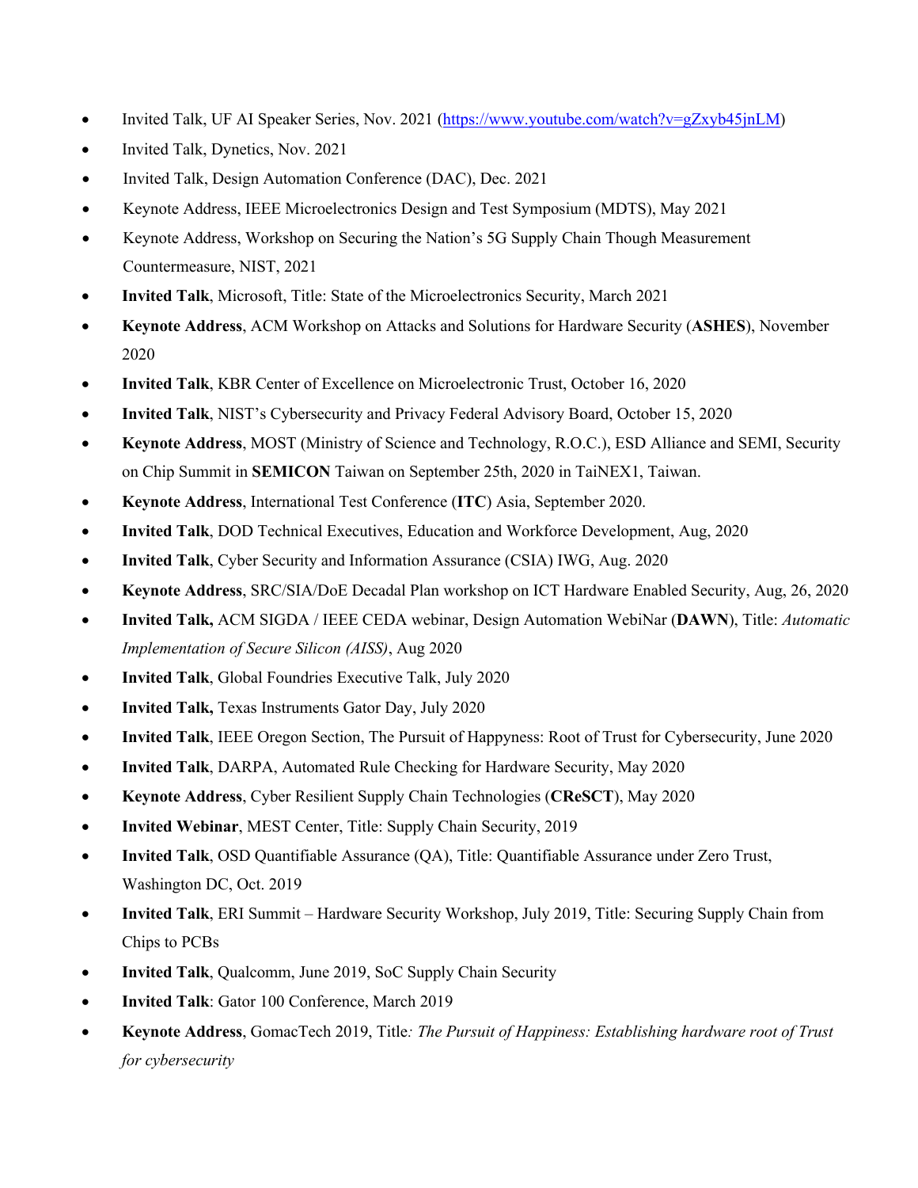- Invited Talk, UF AI Speaker Series, Nov. 2021 (https://www.youtube.com/watch?v=gZxyb45jnLM)
- Invited Talk, Dynetics, Nov. 2021
- Invited Talk, Design Automation Conference (DAC), Dec. 2021
- Keynote Address, IEEE Microelectronics Design and Test Symposium (MDTS), May 2021
- Keynote Address, Workshop on Securing the Nation's 5G Supply Chain Though Measurement Countermeasure, NIST, 2021
- **Invited Talk**, Microsoft, Title: State of the Microelectronics Security, March 2021
- **Keynote Address**, ACM Workshop on Attacks and Solutions for Hardware Security (**ASHES**), November 2020
- **Invited Talk**, KBR Center of Excellence on Microelectronic Trust, October 16, 2020
- **Invited Talk**, NIST's Cybersecurity and Privacy Federal Advisory Board, October 15, 2020
- **Keynote Address**, MOST (Ministry of Science and Technology, R.O.C.), ESD Alliance and SEMI, Security on Chip Summit in **SEMICON** Taiwan on September 25th, 2020 in TaiNEX1, Taiwan.
- **Keynote Address**, International Test Conference (**ITC**) Asia, September 2020.
- **Invited Talk**, DOD Technical Executives, Education and Workforce Development, Aug, 2020
- **Invited Talk**, Cyber Security and Information Assurance (CSIA) IWG, Aug. 2020
- **Keynote Address**, SRC/SIA/DoE Decadal Plan workshop on ICT Hardware Enabled Security, Aug, 26, 2020
- **Invited Talk,** ACM SIGDA / IEEE CEDA webinar, Design Automation WebiNar (**DAWN**), Title: *Automatic Implementation of Secure Silicon (AISS)*, Aug 2020
- **Invited Talk**, Global Foundries Executive Talk, July 2020
- **Invited Talk,** Texas Instruments Gator Day, July 2020
- **Invited Talk**, IEEE Oregon Section, The Pursuit of Happyness: Root of Trust for Cybersecurity, June 2020
- **Invited Talk**, DARPA, Automated Rule Checking for Hardware Security, May 2020
- **Keynote Address**, Cyber Resilient Supply Chain Technologies (**CReSCT**), May 2020
- **Invited Webinar**, MEST Center, Title: Supply Chain Security, 2019
- **Invited Talk**, OSD Quantifiable Assurance (QA), Title: Quantifiable Assurance under Zero Trust, Washington DC, Oct. 2019
- **Invited Talk**, ERI Summit – Hardware Security Workshop, July 2019, Title: Securing Supply Chain from Chips to PCBs
- **Invited Talk**, Qualcomm, June 2019, SoC Supply Chain Security
- **Invited Talk**: Gator 100 Conference, March 2019
- **Keynote Address**, GomacTech 2019, Title*: The Pursuit of Happiness: Establishing hardware root of Trust for cybersecurity*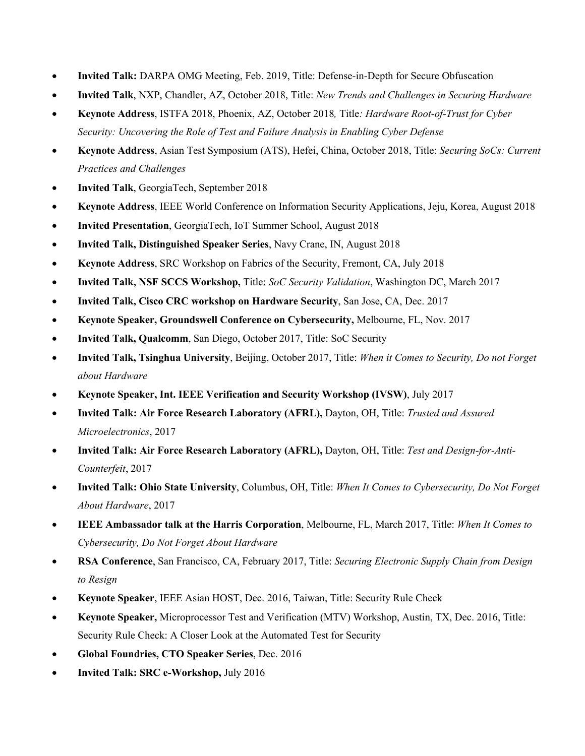- **Invited Talk:** DARPA OMG Meeting, Feb. 2019, Title: Defense-in-Depth for Secure Obfuscation
- **Invited Talk**, NXP, Chandler, AZ, October 2018, Title: *New Trends and Challenges in Securing Hardware*
- **Keynote Address**, ISTFA 2018, Phoenix, AZ, October 2018*,* Title*: Hardware Root-of-Trust for Cyber Security: Uncovering the Role of Test and Failure Analysis in Enabling Cyber Defense*
- **Keynote Address**, Asian Test Symposium (ATS), Hefei, China, October 2018, Title: *Securing SoCs: Current Practices and Challenges*
- **Invited Talk**, GeorgiaTech, September 2018
- **Keynote Address**, IEEE World Conference on Information Security Applications, Jeju, Korea, August 2018
- **Invited Presentation**, GeorgiaTech, IoT Summer School, August 2018
- **Invited Talk, Distinguished Speaker Series**, Navy Crane, IN, August 2018
- **Keynote Address**, SRC Workshop on Fabrics of the Security, Fremont, CA, July 2018
- **Invited Talk, NSF SCCS Workshop,** Title: *SoC Security Validation*, Washington DC, March 2017
- **Invited Talk, Cisco CRC workshop on Hardware Security**, San Jose, CA, Dec. 2017
- **Keynote Speaker, Groundswell Conference on Cybersecurity,** Melbourne, FL, Nov. 2017
- **Invited Talk, Qualcomm**, San Diego, October 2017, Title: SoC Security
- **Invited Talk, Tsinghua University**, Beijing, October 2017, Title: *When it Comes to Security, Do not Forget about Hardware*
- **Keynote Speaker, Int. IEEE Verification and Security Workshop (IVSW)**, July 2017
- **Invited Talk: Air Force Research Laboratory (AFRL),** Dayton, OH, Title: *Trusted and Assured Microelectronics*, 2017
- **Invited Talk: Air Force Research Laboratory (AFRL),** Dayton, OH, Title: *Test and Design-for-Anti-Counterfeit*, 2017
- **Invited Talk: Ohio State University**, Columbus, OH, Title: *When It Comes to Cybersecurity, Do Not Forget About Hardware*, 2017
- **IEEE Ambassador talk at the Harris Corporation**, Melbourne, FL, March 2017, Title: *When It Comes to Cybersecurity, Do Not Forget About Hardware*
- **RSA Conference**, San Francisco, CA, February 2017, Title: *Securing Electronic Supply Chain from Design to Resign*
- **Keynote Speaker**, IEEE Asian HOST, Dec. 2016, Taiwan, Title: Security Rule Check
- **Keynote Speaker,** Microprocessor Test and Verification (MTV) Workshop, Austin, TX, Dec. 2016, Title: Security Rule Check: A Closer Look at the Automated Test for Security
- **Global Foundries, CTO Speaker Series**, Dec. 2016
- **Invited Talk: SRC e-Workshop,** July 2016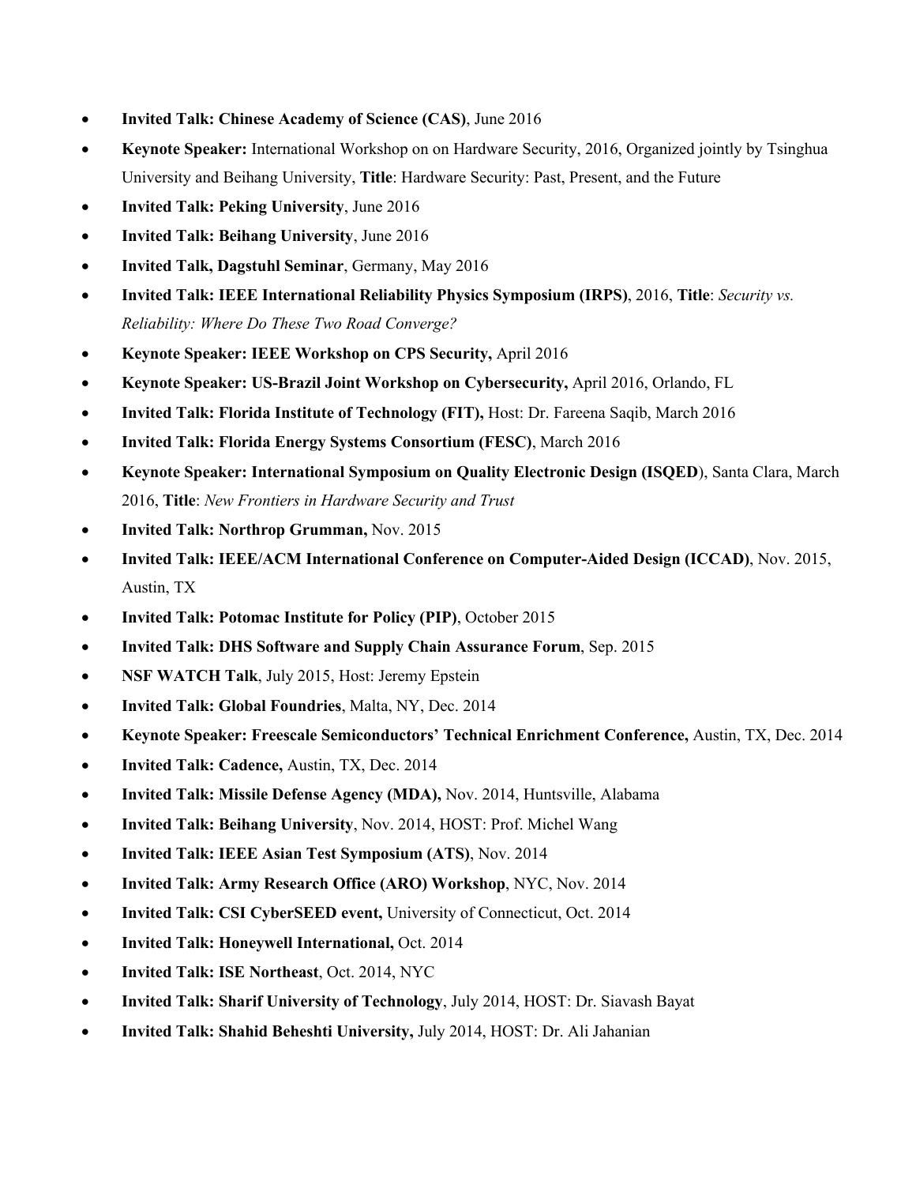- **Invited Talk: Chinese Academy of Science (CAS)**, June 2016
- **Keynote Speaker:** International Workshop on on Hardware Security, 2016, Organized jointly by Tsinghua University and Beihang University, **Title**: Hardware Security: Past, Present, and the Future
- **Invited Talk: Peking University**, June 2016
- **Invited Talk: Beihang University**, June 2016
- **Invited Talk, Dagstuhl Seminar**, Germany, May 2016
- **Invited Talk: IEEE International Reliability Physics Symposium (IRPS)**, 2016, **Title**: *Security vs. Reliability: Where Do These Two Road Converge?*
- **Keynote Speaker: IEEE Workshop on CPS Security,** April 2016
- **Keynote Speaker: US-Brazil Joint Workshop on Cybersecurity,** April 2016, Orlando, FL
- **Invited Talk: Florida Institute of Technology (FIT),** Host: Dr. Fareena Saqib, March 2016
- **Invited Talk: Florida Energy Systems Consortium (FESC)**, March 2016
- **Keynote Speaker: International Symposium on Quality Electronic Design (ISQED**), Santa Clara, March 2016, **Title**: *New Frontiers in Hardware Security and Trust*
- **Invited Talk: Northrop Grumman,** Nov. 2015
- **Invited Talk: IEEE/ACM International Conference on Computer-Aided Design (ICCAD)**, Nov. 2015, Austin, TX
- **Invited Talk: Potomac Institute for Policy (PIP)**, October 2015
- **Invited Talk: DHS Software and Supply Chain Assurance Forum**, Sep. 2015
- **NSF WATCH Talk**, July 2015, Host: Jeremy Epstein
- **Invited Talk: Global Foundries**, Malta, NY, Dec. 2014
- **Keynote Speaker: Freescale Semiconductors' Technical Enrichment Conference,** Austin, TX, Dec. 2014
- **Invited Talk: Cadence,** Austin, TX, Dec. 2014
- **Invited Talk: Missile Defense Agency (MDA),** Nov. 2014, Huntsville, Alabama
- **Invited Talk: Beihang University**, Nov. 2014, HOST: Prof. Michel Wang
- **Invited Talk: IEEE Asian Test Symposium (ATS)**, Nov. 2014
- **Invited Talk: Army Research Office (ARO) Workshop**, NYC, Nov. 2014
- **Invited Talk: CSI CyberSEED event,** University of Connecticut, Oct. 2014
- **Invited Talk: Honeywell International,** Oct. 2014
- **Invited Talk: ISE Northeast**, Oct. 2014, NYC
- **Invited Talk: Sharif University of Technology**, July 2014, HOST: Dr. Siavash Bayat
- **Invited Talk: Shahid Beheshti University,** July 2014, HOST: Dr. Ali Jahanian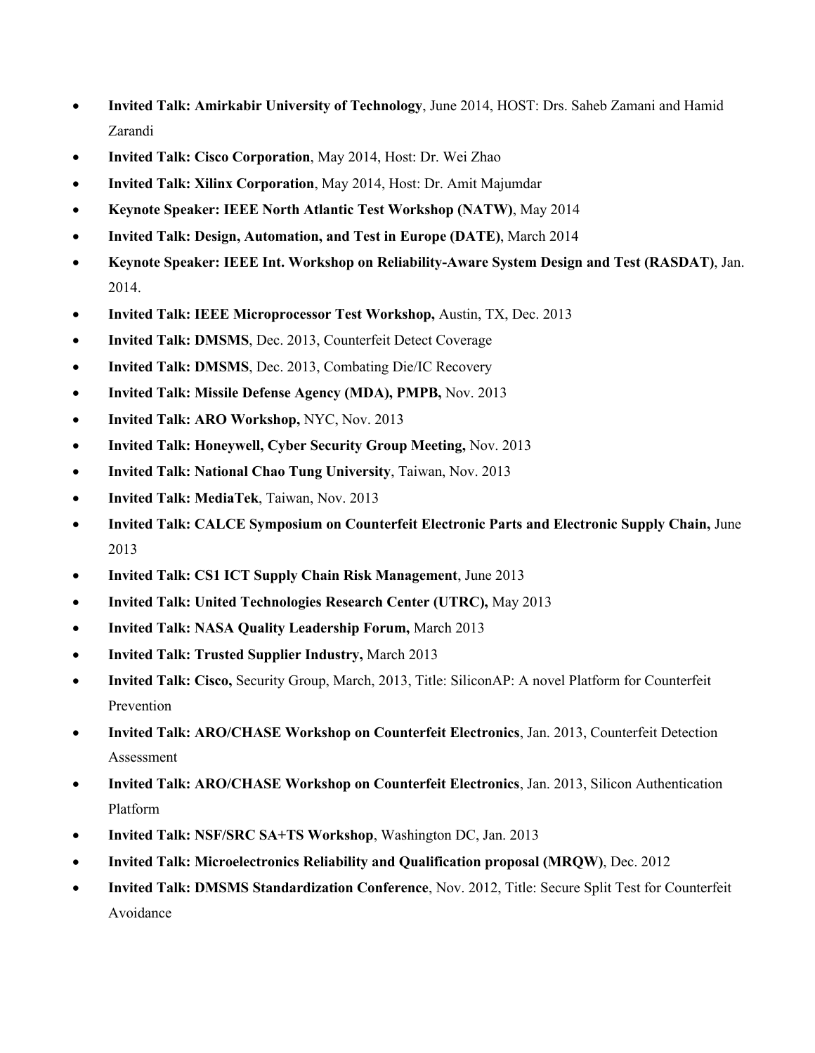- **Invited Talk: Amirkabir University of Technology**, June 2014, HOST: Drs. Saheb Zamani and Hamid Zarandi
- **Invited Talk: Cisco Corporation**, May 2014, Host: Dr. Wei Zhao
- **Invited Talk: Xilinx Corporation**, May 2014, Host: Dr. Amit Majumdar
- **Keynote Speaker: IEEE North Atlantic Test Workshop (NATW)**, May 2014
- **Invited Talk: Design, Automation, and Test in Europe (DATE)**, March 2014
- **Keynote Speaker: IEEE Int. Workshop on Reliability-Aware System Design and Test (RASDAT)**, Jan. 2014.
- **Invited Talk: IEEE Microprocessor Test Workshop,** Austin, TX, Dec. 2013
- **Invited Talk: DMSMS**, Dec. 2013, Counterfeit Detect Coverage
- **Invited Talk: DMSMS**, Dec. 2013, Combating Die/IC Recovery
- **Invited Talk: Missile Defense Agency (MDA), PMPB,** Nov. 2013
- **Invited Talk: ARO Workshop,** NYC, Nov. 2013
- **Invited Talk: Honeywell, Cyber Security Group Meeting,** Nov. 2013
- **Invited Talk: National Chao Tung University**, Taiwan, Nov. 2013
- **Invited Talk: MediaTek**, Taiwan, Nov. 2013
- **Invited Talk: CALCE Symposium on Counterfeit Electronic Parts and Electronic Supply Chain,** June 2013
- **Invited Talk: CS1 ICT Supply Chain Risk Management**, June 2013
- **Invited Talk: United Technologies Research Center (UTRC),** May 2013
- **Invited Talk: NASA Quality Leadership Forum,** March 2013
- **Invited Talk: Trusted Supplier Industry,** March 2013
- **Invited Talk: Cisco,** Security Group, March, 2013, Title: SiliconAP: A novel Platform for Counterfeit Prevention
- **Invited Talk: ARO/CHASE Workshop on Counterfeit Electronics**, Jan. 2013, Counterfeit Detection Assessment
- **Invited Talk: ARO/CHASE Workshop on Counterfeit Electronics**, Jan. 2013, Silicon Authentication Platform
- **Invited Talk: NSF/SRC SA+TS Workshop**, Washington DC, Jan. 2013
- **Invited Talk: Microelectronics Reliability and Qualification proposal (MRQW)**, Dec. 2012
- **Invited Talk: DMSMS Standardization Conference**, Nov. 2012, Title: Secure Split Test for Counterfeit Avoidance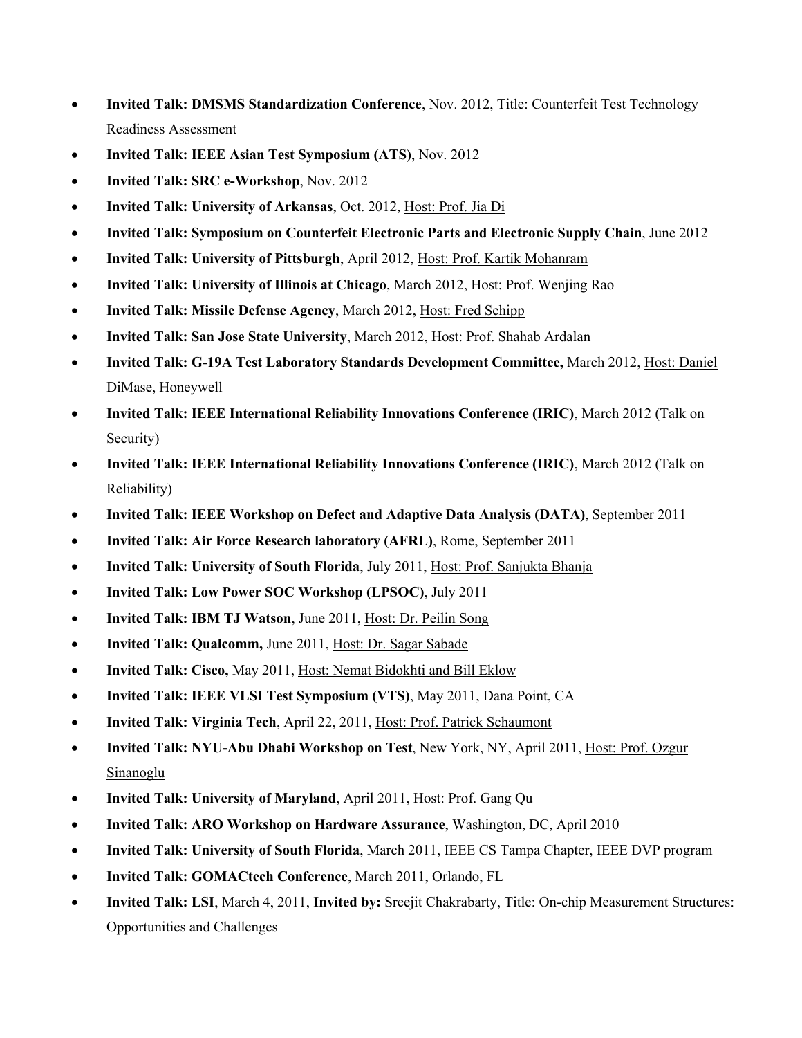- **Invited Talk: DMSMS Standardization Conference**, Nov. 2012, Title: Counterfeit Test Technology Readiness Assessment
- **Invited Talk: IEEE Asian Test Symposium (ATS)**, Nov. 2012
- **Invited Talk: SRC e-Workshop**, Nov. 2012
- **Invited Talk: University of Arkansas**, Oct. 2012, Host: Prof. Jia Di
- **Invited Talk: Symposium on Counterfeit Electronic Parts and Electronic Supply Chain**, June 2012
- **Invited Talk: University of Pittsburgh**, April 2012, Host: Prof. Kartik Mohanram
- **Invited Talk: University of Illinois at Chicago**, March 2012, Host: Prof. Wenjing Rao
- **Invited Talk: Missile Defense Agency**, March 2012, Host: Fred Schipp
- **Invited Talk: San Jose State University**, March 2012, Host: Prof. Shahab Ardalan
- **Invited Talk: G-19A Test Laboratory Standards Development Committee,** March 2012, Host: Daniel DiMase, Honeywell
- **Invited Talk: IEEE International Reliability Innovations Conference (IRIC)**, March 2012 (Talk on Security)
- **Invited Talk: IEEE International Reliability Innovations Conference (IRIC)**, March 2012 (Talk on Reliability)
- **Invited Talk: IEEE Workshop on Defect and Adaptive Data Analysis (DATA)**, September 2011
- **Invited Talk: Air Force Research laboratory (AFRL)**, Rome, September 2011
- **Invited Talk: University of South Florida**, July 2011, Host: Prof. Sanjukta Bhanja
- **Invited Talk: Low Power SOC Workshop (LPSOC)**, July 2011
- **Invited Talk: IBM TJ Watson**, June 2011, Host: Dr. Peilin Song
- **Invited Talk: Qualcomm,** June 2011, Host: Dr. Sagar Sabade
- **Invited Talk: Cisco,** May 2011, Host: Nemat Bidokhti and Bill Eklow
- **Invited Talk: IEEE VLSI Test Symposium (VTS)**, May 2011, Dana Point, CA
- **Invited Talk: Virginia Tech**, April 22, 2011, Host: Prof. Patrick Schaumont
- **Invited Talk: NYU-Abu Dhabi Workshop on Test**, New York, NY, April 2011, Host: Prof. Ozgur Sinanoglu
- **Invited Talk: University of Maryland**, April 2011, Host: Prof. Gang Qu
- **Invited Talk: ARO Workshop on Hardware Assurance**, Washington, DC, April 2010
- **Invited Talk: University of South Florida**, March 2011, IEEE CS Tampa Chapter, IEEE DVP program
- **Invited Talk: GOMACtech Conference**, March 2011, Orlando, FL
- **Invited Talk: LSI**, March 4, 2011, **Invited by:** Sreejit Chakrabarty, Title: On-chip Measurement Structures: Opportunities and Challenges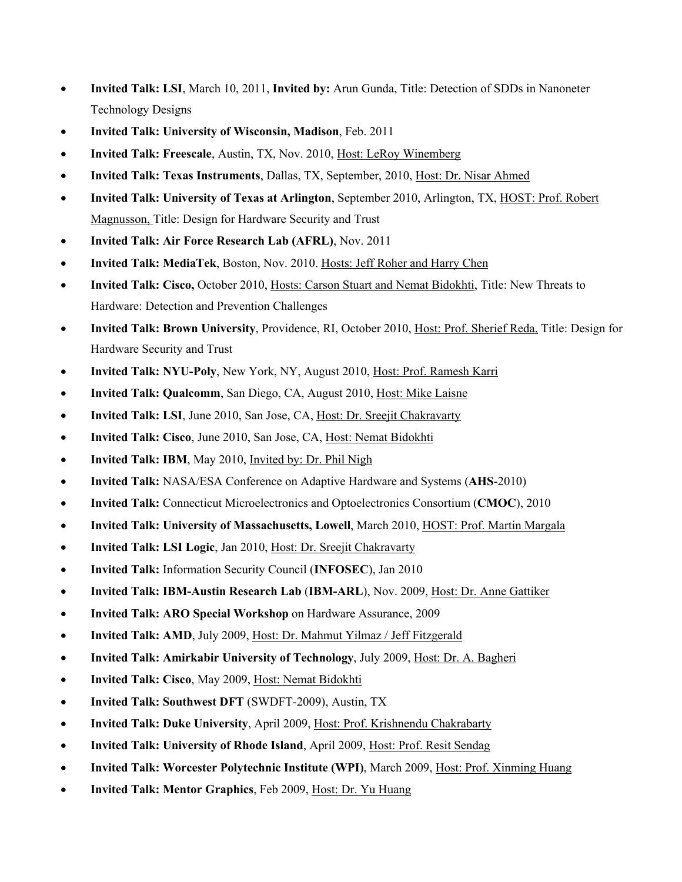- **Invited Talk: LSI**, March 10, 2011, **Invited by:** Arun Gunda, Title: Detection of SDDs in Nanoneter Technology Designs
- **Invited Talk: University of Wisconsin, Madison**, Feb. 2011
- **Invited Talk: Freescale**, Austin, TX, Nov. 2010, Host: LeRoy Winemberg
- **Invited Talk: Texas Instruments**, Dallas, TX, September, 2010, Host: Dr. Nisar Ahmed
- **Invited Talk: University of Texas at Arlington**, September 2010, Arlington, TX, HOST: Prof. Robert Magnusson, Title: Design for Hardware Security and Trust
- **Invited Talk: Air Force Research Lab (AFRL)**, Nov. 2011
- **Invited Talk: MediaTek**, Boston, Nov. 2010. Hosts: Jeff Roher and Harry Chen
- **Invited Talk: Cisco,** October 2010, Hosts: Carson Stuart and Nemat Bidokhti, Title: New Threats to Hardware: Detection and Prevention Challenges
- **Invited Talk: Brown University**, Providence, RI, October 2010, Host: Prof. Sherief Reda, Title: Design for Hardware Security and Trust
- **Invited Talk: NYU-Poly**, New York, NY, August 2010, Host: Prof. Ramesh Karri
- **Invited Talk: Qualcomm**, San Diego, CA, August 2010, Host: Mike Laisne
- **Invited Talk: LSI**, June 2010, San Jose, CA, Host: Dr. Sreejit Chakravarty
- **Invited Talk: Cisco**, June 2010, San Jose, CA, Host: Nemat Bidokhti
- **Invited Talk: IBM**, May 2010, Invited by: Dr. Phil Nigh
- **Invited Talk:** NASA/ESA Conference on Adaptive Hardware and Systems (**AHS**-2010)
- **Invited Talk:** Connecticut Microelectronics and Optoelectronics Consortium (**CMOC**), 2010
- **Invited Talk: University of Massachusetts, Lowell**, March 2010, HOST: Prof. Martin Margala
- **Invited Talk: LSI Logic**, Jan 2010, Host: Dr. Sreejit Chakravarty
- **Invited Talk:** Information Security Council (**INFOSEC**), Jan 2010
- **Invited Talk: IBM-Austin Research Lab** (**IBM-ARL**), Nov. 2009, Host: Dr. Anne Gattiker
- **Invited Talk: ARO Special Workshop** on Hardware Assurance, 2009
- **Invited Talk: AMD**, July 2009, Host: Dr. Mahmut Yilmaz / Jeff Fitzgerald
- **Invited Talk: Amirkabir University of Technology**, July 2009, Host: Dr. A. Bagheri
- **Invited Talk: Cisco**, May 2009, Host: Nemat Bidokhti
- **Invited Talk: Southwest DFT** (SWDFT-2009), Austin, TX
- **Invited Talk: Duke University**, April 2009, Host: Prof. Krishnendu Chakrabarty
- **Invited Talk: University of Rhode Island**, April 2009, Host: Prof. Resit Sendag
- **Invited Talk: Worcester Polytechnic Institute (WPI)**, March 2009, Host: Prof. Xinming Huang
- **Invited Talk: Mentor Graphics**, Feb 2009, Host: Dr. Yu Huang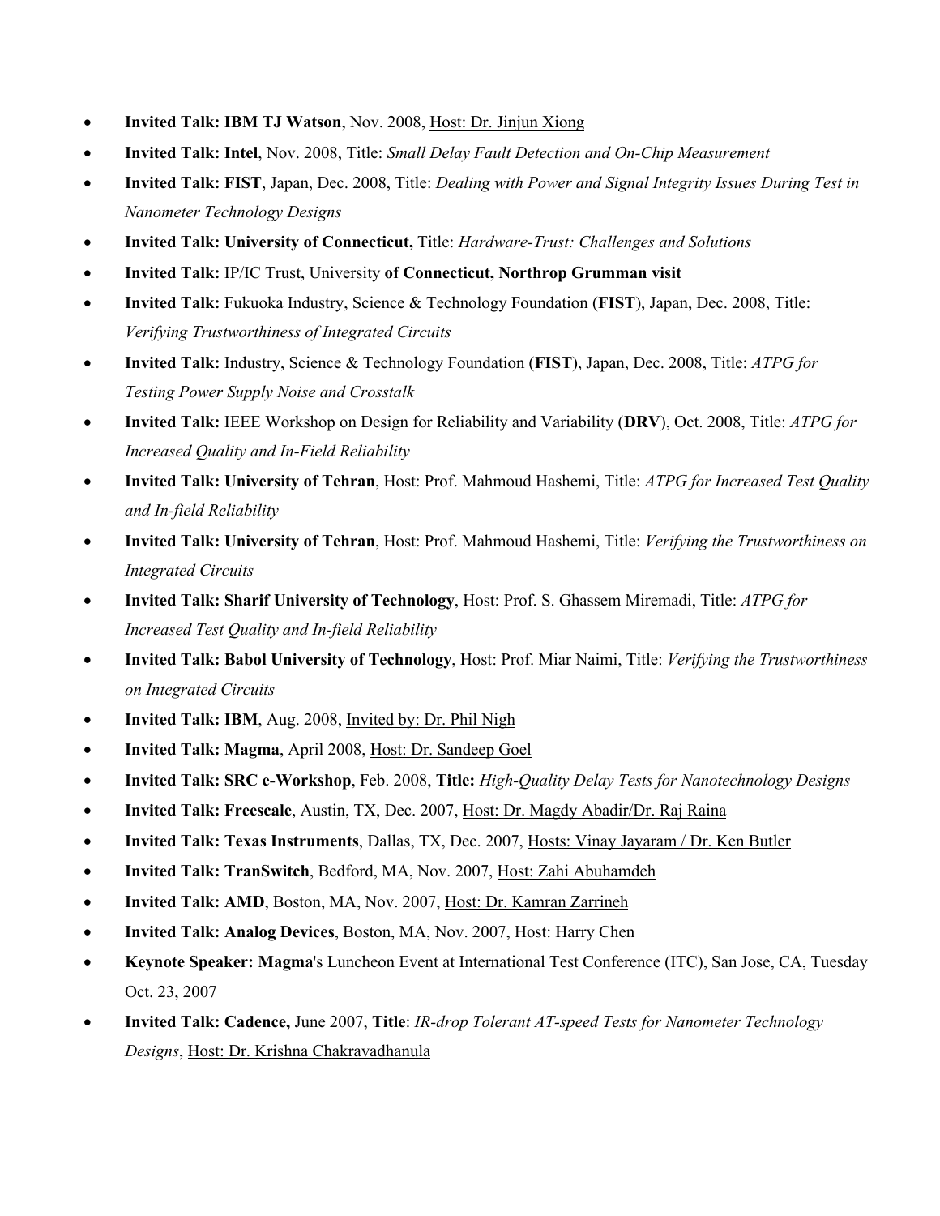- **Invited Talk: IBM TJ Watson**, Nov. 2008, Host: Dr. Jinjun Xiong
- **Invited Talk: Intel**, Nov. 2008, Title: *Small Delay Fault Detection and On-Chip Measurement*
- **Invited Talk: FIST**, Japan, Dec. 2008, Title: *Dealing with Power and Signal Integrity Issues During Test in Nanometer Technology Designs*
- **Invited Talk: University of Connecticut,** Title: *Hardware-Trust: Challenges and Solutions*
- **Invited Talk:** IP/IC Trust, University **of Connecticut, Northrop Grumman visit**
- **Invited Talk:** Fukuoka Industry, Science & Technology Foundation (**FIST**), Japan, Dec. 2008, Title: *Verifying Trustworthiness of Integrated Circuits*
- **Invited Talk:** Industry, Science & Technology Foundation (**FIST**), Japan, Dec. 2008, Title: *ATPG for Testing Power Supply Noise and Crosstalk*
- **Invited Talk:** IEEE Workshop on Design for Reliability and Variability (**DRV**), Oct. 2008, Title: *ATPG for Increased Quality and In-Field Reliability*
- **Invited Talk: University of Tehran**, Host: Prof. Mahmoud Hashemi, Title: *ATPG for Increased Test Quality and In-field Reliability*
- **Invited Talk: University of Tehran**, Host: Prof. Mahmoud Hashemi, Title: *Verifying the Trustworthiness on Integrated Circuits*
- **Invited Talk: Sharif University of Technology**, Host: Prof. S. Ghassem Miremadi, Title: *ATPG for Increased Test Quality and In-field Reliability*
- **Invited Talk: Babol University of Technology**, Host: Prof. Miar Naimi, Title: *Verifying the Trustworthiness on Integrated Circuits*
- **Invited Talk: IBM**, Aug. 2008, Invited by: Dr. Phil Nigh
- **Invited Talk: Magma**, April 2008, Host: Dr. Sandeep Goel
- **Invited Talk: SRC e-Workshop**, Feb. 2008, **Title:** *High-Quality Delay Tests for Nanotechnology Designs*
- **Invited Talk: Freescale**, Austin, TX, Dec. 2007, Host: Dr. Magdy Abadir/Dr. Raj Raina
- **Invited Talk: Texas Instruments**, Dallas, TX, Dec. 2007, Hosts: Vinay Jayaram / Dr. Ken Butler
- **Invited Talk: TranSwitch**, Bedford, MA, Nov. 2007, Host: Zahi Abuhamdeh
- **Invited Talk: AMD**, Boston, MA, Nov. 2007, Host: Dr. Kamran Zarrineh
- **Invited Talk: Analog Devices**, Boston, MA, Nov. 2007, Host: Harry Chen
- **Keynote Speaker: Magma**'s Luncheon Event at International Test Conference (ITC), San Jose, CA, Tuesday Oct. 23, 2007
- **Invited Talk: Cadence,** June 2007, **Title**: *IR-drop Tolerant AT-speed Tests for Nanometer Technology Designs*, Host: Dr. Krishna Chakravadhanula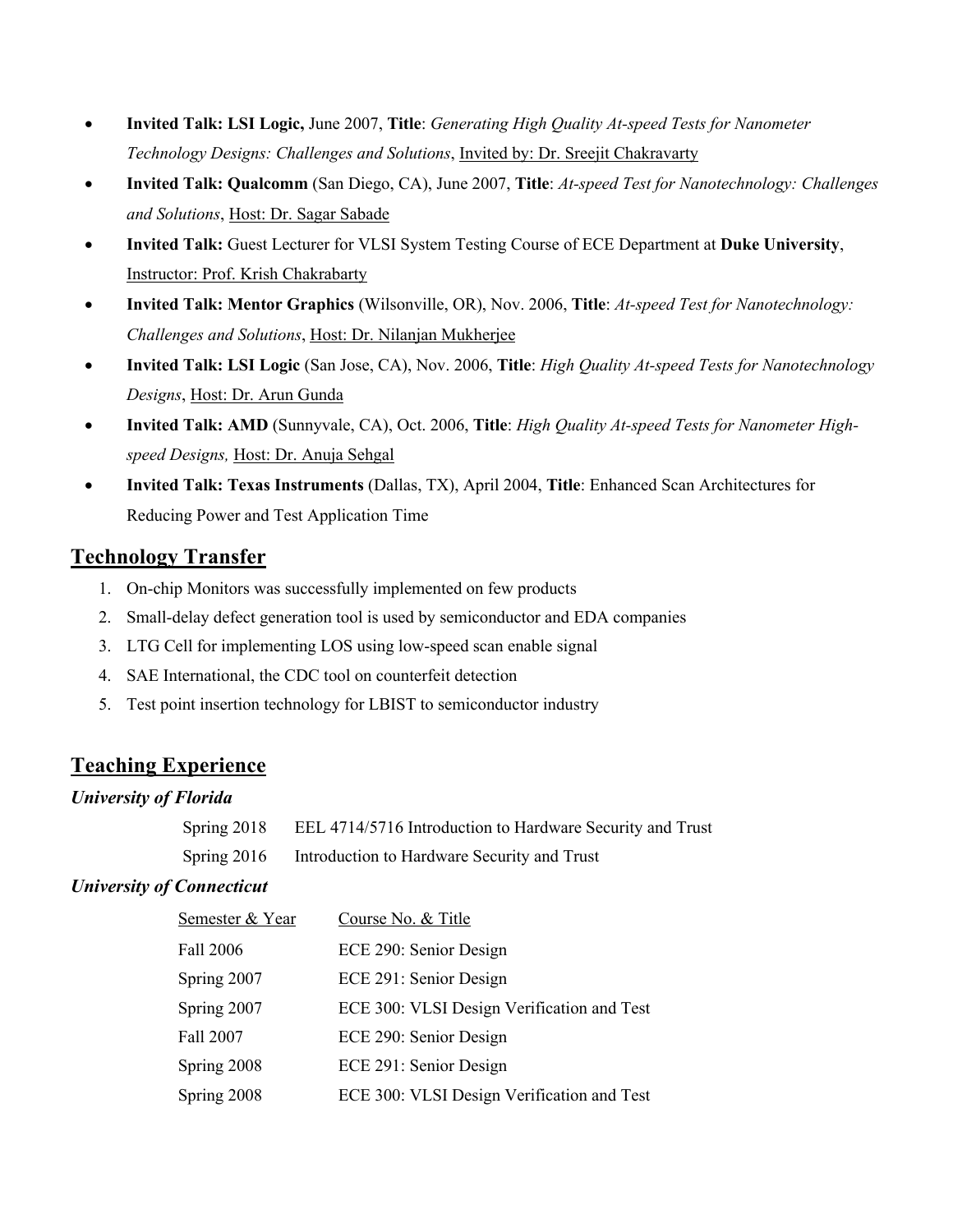- **Invited Talk: LSI Logic,** June 2007, **Title**: *Generating High Quality At-speed Tests for Nanometer Technology Designs: Challenges and Solutions*, Invited by: Dr. Sreejit Chakravarty
- **Invited Talk: Qualcomm** (San Diego, CA), June 2007, **Title**: *At-speed Test for Nanotechnology: Challenges and Solutions*, Host: Dr. Sagar Sabade
- **Invited Talk:** Guest Lecturer for VLSI System Testing Course of ECE Department at **Duke University**, Instructor: Prof. Krish Chakrabarty
- **Invited Talk: Mentor Graphics** (Wilsonville, OR), Nov. 2006, **Title**: *At-speed Test for Nanotechnology: Challenges and Solutions*, Host: Dr. Nilanjan Mukherjee
- **Invited Talk: LSI Logic** (San Jose, CA), Nov. 2006, **Title**: *High Quality At-speed Tests for Nanotechnology Designs*, Host: Dr. Arun Gunda
- **Invited Talk: AMD** (Sunnyvale, CA), Oct. 2006, **Title**: *High Quality At-speed Tests for Nanometer High-speed Designs,* Host: Dr. Anuja Sehgal
- **Invited Talk: Texas Instruments** (Dallas, TX), April 2004, **Title**: Enhanced Scan Architectures for Reducing Power and Test Application Time

## Technology Transfer

1. On-chip Monitors was successfully implemented on few products
2. Small-delay defect generation tool is used by semiconductor and EDA companies
3. LTG Cell for implementing LOS using low-speed scan enable signal
4. SAE International, the CDC tool on counterfeit detection
5. Test point insertion technology for LBIST to semiconductor industry

## Teaching Experience

### *University of Florida*

| | |
|---|---|
| Spring 2018 | EEL 4714/5716 Introduction to Hardware Security and Trust |
| Spring 2016 | Introduction to Hardware Security and Trust |

### *University of Connecticut*

| Semester & Year | Course No. & Title |
|---|---|
| Fall 2006 | ECE 290: Senior Design |
| Spring 2007 | ECE 291: Senior Design |
| Spring 2007 | ECE 300: VLSI Design Verification and Test |
| Fall 2007 | ECE 290: Senior Design |
| Spring 2008 | ECE 291: Senior Design |
| Spring 2008 | ECE 300: VLSI Design Verification and Test |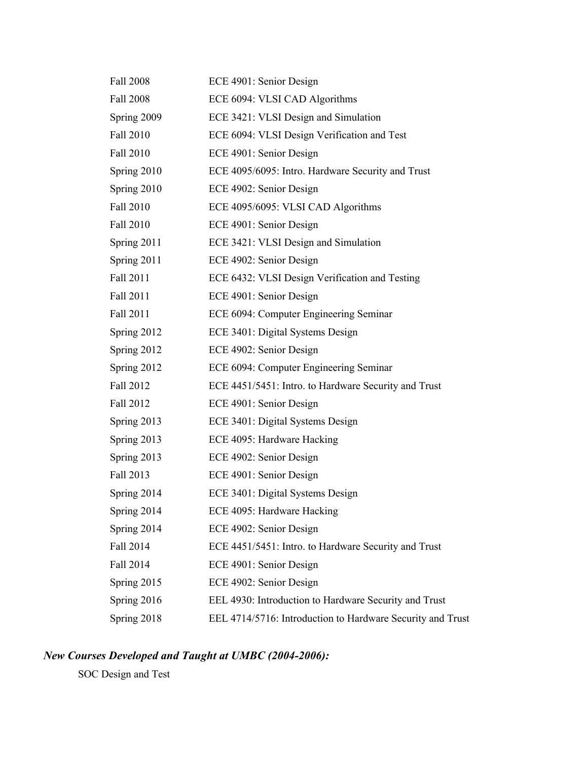| | |
|---|---|
| Fall 2008 | ECE 4901: Senior Design |
| Fall 2008 | ECE 6094: VLSI CAD Algorithms |
| Spring 2009 | ECE 3421: VLSI Design and Simulation |
| Fall 2010 | ECE 6094: VLSI Design Verification and Test |
| Fall 2010 | ECE 4901: Senior Design |
| Spring 2010 | ECE 4095/6095: Intro. Hardware Security and Trust |
| Spring 2010 | ECE 4902: Senior Design |
| Fall 2010 | ECE 4095/6095: VLSI CAD Algorithms |
| Fall 2010 | ECE 4901: Senior Design |
| Spring 2011 | ECE 3421: VLSI Design and Simulation |
| Spring 2011 | ECE 4902: Senior Design |
| Fall 2011 | ECE 6432: VLSI Design Verification and Testing |
| Fall 2011 | ECE 4901: Senior Design |
| Fall 2011 | ECE 6094: Computer Engineering Seminar |
| Spring 2012 | ECE 3401: Digital Systems Design |
| Spring 2012 | ECE 4902: Senior Design |
| Spring 2012 | ECE 6094: Computer Engineering Seminar |
| Fall 2012 | ECE 4451/5451: Intro. to Hardware Security and Trust |
| Fall 2012 | ECE 4901: Senior Design |
| Spring 2013 | ECE 3401: Digital Systems Design |
| Spring 2013 | ECE 4095: Hardware Hacking |
| Spring 2013 | ECE 4902: Senior Design |
| Fall 2013 | ECE 4901: Senior Design |
| Spring 2014 | ECE 3401: Digital Systems Design |
| Spring 2014 | ECE 4095: Hardware Hacking |
| Spring 2014 | ECE 4902: Senior Design |
| Fall 2014 | ECE 4451/5451: Intro. to Hardware Security and Trust |
| Fall 2014 | ECE 4901: Senior Design |
| Spring 2015 | ECE 4902: Senior Design |
| Spring 2016 | EEL 4930: Introduction to Hardware Security and Trust |
| Spring 2018 | EEL 4714/5716: Introduction to Hardware Security and Trust |

### *New Courses Developed and Taught at UMBC (2004-2006):*

SOC Design and Test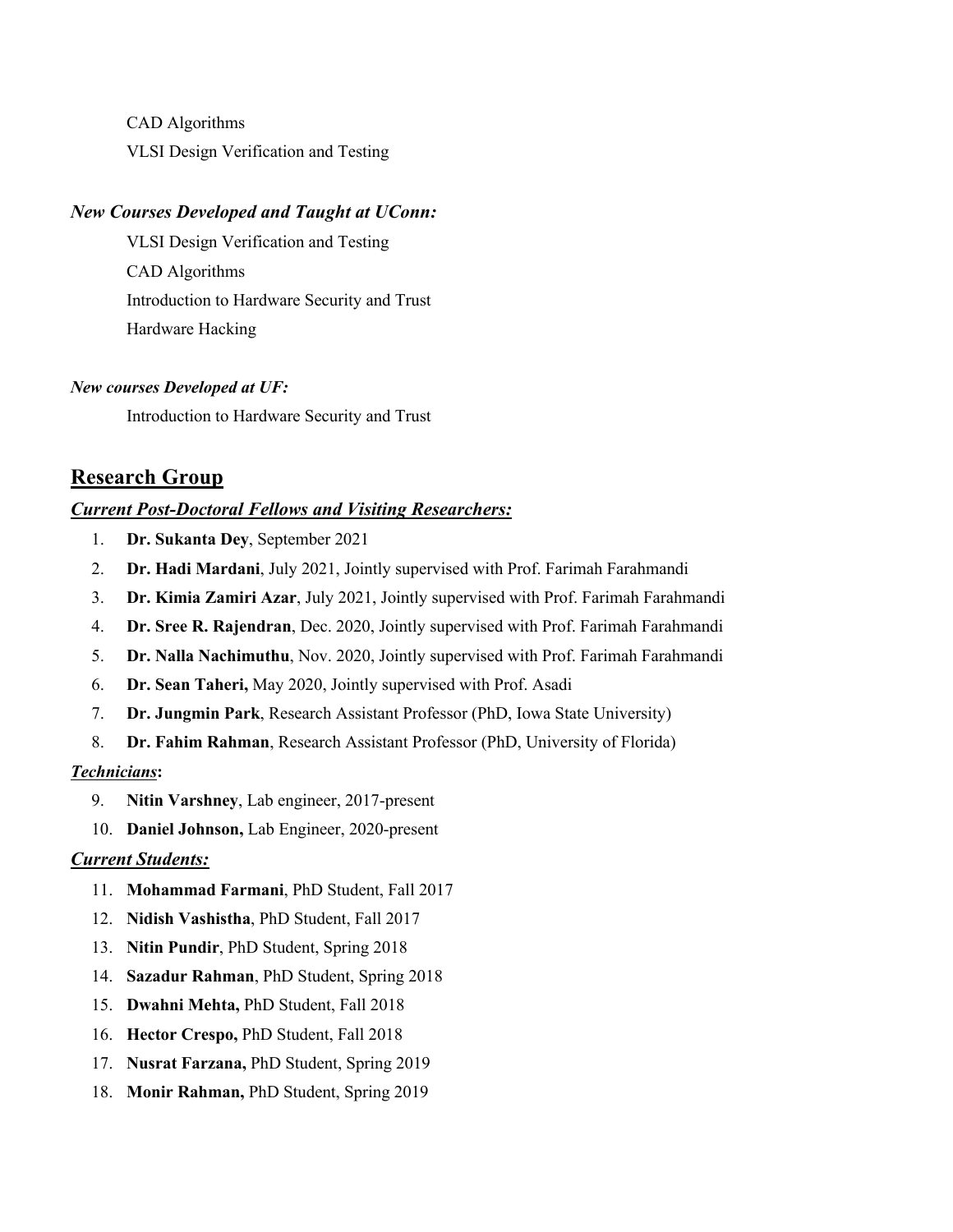CAD Algorithms

VLSI Design Verification and Testing

***New Courses Developed and Taught at UConn:***

VLSI Design Verification and Testing

CAD Algorithms

Introduction to Hardware Security and Trust

Hardware Hacking

***New courses Developed at UF:***

Introduction to Hardware Security and Trust

## Research Group

***Current Post-Doctoral Fellows and Visiting Researchers:***

1. **Dr. Sukanta Dey**, September 2021
2. **Dr. Hadi Mardani**, July 2021, Jointly supervised with Prof. Farimah Farahmandi
3. **Dr. Kimia Zamiri Azar**, July 2021, Jointly supervised with Prof. Farimah Farahmandi
4. **Dr. Sree R. Rajendran**, Dec. 2020, Jointly supervised with Prof. Farimah Farahmandi
5. **Dr. Nalla Nachimuthu**, Nov. 2020, Jointly supervised with Prof. Farimah Farahmandi
6. **Dr. Sean Taheri,** May 2020, Jointly supervised with Prof. Asadi
7. **Dr. Jungmin Park**, Research Assistant Professor (PhD, Iowa State University)
8. **Dr. Fahim Rahman**, Research Assistant Professor (PhD, University of Florida)

***Technicians*:**

9. **Nitin Varshney**, Lab engineer, 2017-present
10. **Daniel Johnson,** Lab Engineer, 2020-present

***Current Students:***

11. **Mohammad Farmani**, PhD Student, Fall 2017
12. **Nidish Vashistha**, PhD Student, Fall 2017
13. **Nitin Pundir**, PhD Student, Spring 2018
14. **Sazadur Rahman**, PhD Student, Spring 2018
15. **Dwahni Mehta,** PhD Student, Fall 2018
16. **Hector Crespo,** PhD Student, Fall 2018
17. **Nusrat Farzana,** PhD Student, Spring 2019
18. **Monir Rahman,** PhD Student, Spring 2019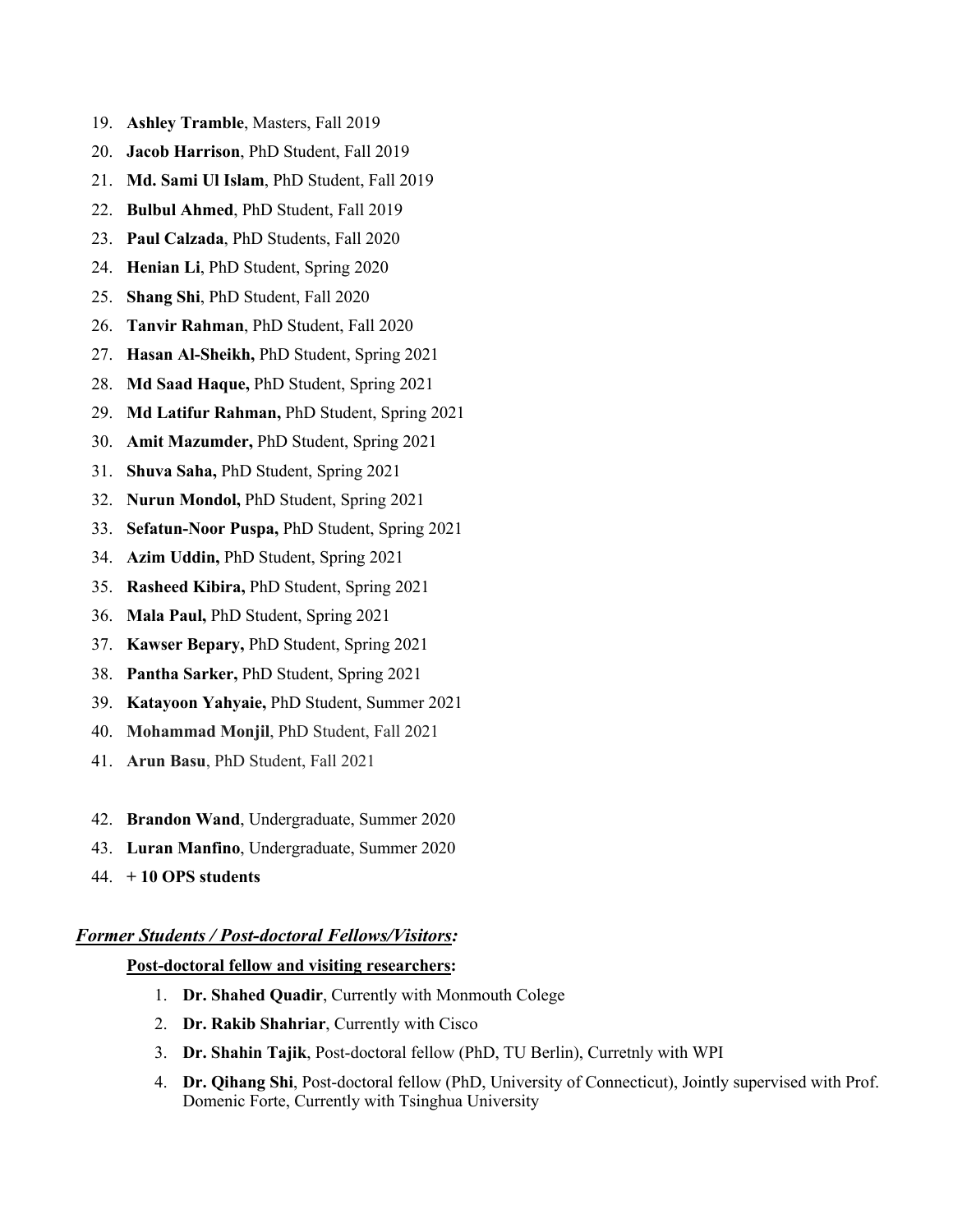19. **Ashley Tramble**, Masters, Fall 2019
20. **Jacob Harrison**, PhD Student, Fall 2019
21. **Md. Sami Ul Islam**, PhD Student, Fall 2019
22. **Bulbul Ahmed**, PhD Student, Fall 2019
23. **Paul Calzada**, PhD Students, Fall 2020
24. **Henian Li**, PhD Student, Spring 2020
25. **Shang Shi**, PhD Student, Fall 2020
26. **Tanvir Rahman**, PhD Student, Fall 2020
27. **Hasan Al-Sheikh,** PhD Student, Spring 2021
28. **Md Saad Haque,** PhD Student, Spring 2021
29. **Md Latifur Rahman,** PhD Student, Spring 2021
30. **Amit Mazumder,** PhD Student, Spring 2021
31. **Shuva Saha,** PhD Student, Spring 2021
32. **Nurun Mondol,** PhD Student, Spring 2021
33. **Sefatun-Noor Puspa,** PhD Student, Spring 2021
34. **Azim Uddin,** PhD Student, Spring 2021
35. **Rasheed Kibira,** PhD Student, Spring 2021
36. **Mala Paul,** PhD Student, Spring 2021
37. **Kawser Bepary,** PhD Student, Spring 2021
38. **Pantha Sarker,** PhD Student, Spring 2021
39. **Katayoon Yahyaie,** PhD Student, Summer 2021
40. **Mohammad Monjil**, PhD Student, Fall 2021
41. **Arun Basu**, PhD Student, Fall 2021

42. **Brandon Wand**, Undergraduate, Summer 2020
43. **Luran Manfino**, Undergraduate, Summer 2020
44. **+ 10 OPS students**

***Former Students / Post-doctoral Fellows/Visitors:***

**Post-doctoral fellow and visiting researchers:**

1. **Dr. Shahed Quadir**, Currently with Monmouth Colege
2. **Dr. Rakib Shahriar**, Currently with Cisco
3. **Dr. Shahin Tajik**, Post-doctoral fellow (PhD, TU Berlin), Curretnly with WPI
4. **Dr. Qihang Shi**, Post-doctoral fellow (PhD, University of Connecticut), Jointly supervised with Prof. Domenic Forte, Currently with Tsinghua University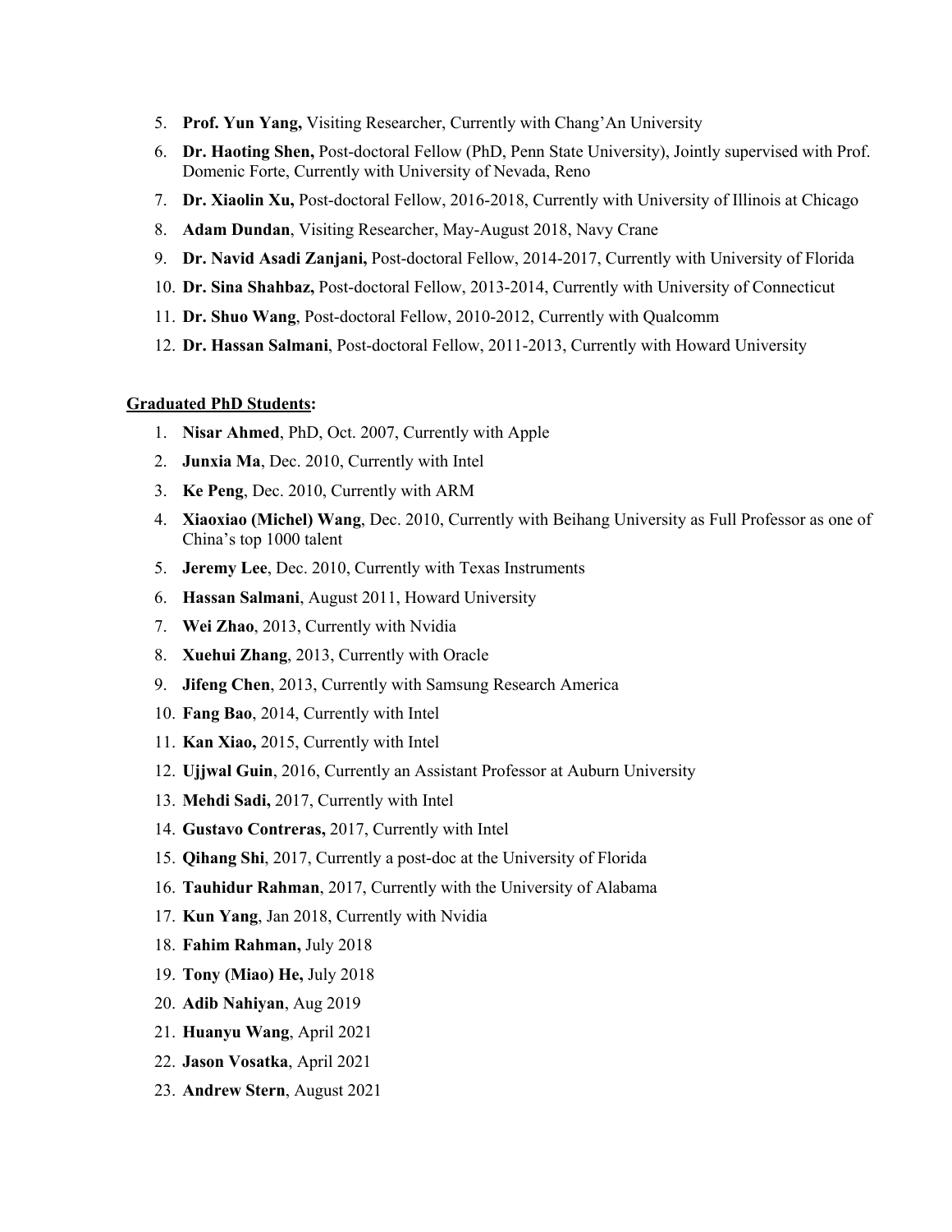5. **Prof. Yun Yang,** Visiting Researcher, Currently with Chang'An University
6. **Dr. Haoting Shen,** Post-doctoral Fellow (PhD, Penn State University), Jointly supervised with Prof. Domenic Forte, Currently with University of Nevada, Reno
7. **Dr. Xiaolin Xu,** Post-doctoral Fellow, 2016-2018, Currently with University of Illinois at Chicago
8. **Adam Dundan**, Visiting Researcher, May-August 2018, Navy Crane
9. **Dr. Navid Asadi Zanjani,** Post-doctoral Fellow, 2014-2017, Currently with University of Florida
10. **Dr. Sina Shahbaz,** Post-doctoral Fellow, 2013-2014, Currently with University of Connecticut
11. **Dr. Shuo Wang**, Post-doctoral Fellow, 2010-2012, Currently with Qualcomm
12. **Dr. Hassan Salmani**, Post-doctoral Fellow, 2011-2013, Currently with Howard University

**Graduated PhD Students:**

1. **Nisar Ahmed**, PhD, Oct. 2007, Currently with Apple
2. **Junxia Ma**, Dec. 2010, Currently with Intel
3. **Ke Peng**, Dec. 2010, Currently with ARM
4. **Xiaoxiao (Michel) Wang**, Dec. 2010, Currently with Beihang University as Full Professor as one of China's top 1000 talent
5. **Jeremy Lee**, Dec. 2010, Currently with Texas Instruments
6. **Hassan Salmani**, August 2011, Howard University
7. **Wei Zhao**, 2013, Currently with Nvidia
8. **Xuehui Zhang**, 2013, Currently with Oracle
9. **Jifeng Chen**, 2013, Currently with Samsung Research America
10. **Fang Bao**, 2014, Currently with Intel
11. **Kan Xiao,** 2015, Currently with Intel
12. **Ujjwal Guin**, 2016, Currently an Assistant Professor at Auburn University
13. **Mehdi Sadi,** 2017, Currently with Intel
14. **Gustavo Contreras,** 2017, Currently with Intel
15. **Qihang Shi**, 2017, Currently a post-doc at the University of Florida
16. **Tauhidur Rahman**, 2017, Currently with the University of Alabama
17. **Kun Yang**, Jan 2018, Currently with Nvidia
18. **Fahim Rahman,** July 2018
19. **Tony (Miao) He,** July 2018
20. **Adib Nahiyan**, Aug 2019
21. **Huanyu Wang**, April 2021
22. **Jason Vosatka**, April 2021
23. **Andrew Stern**, August 2021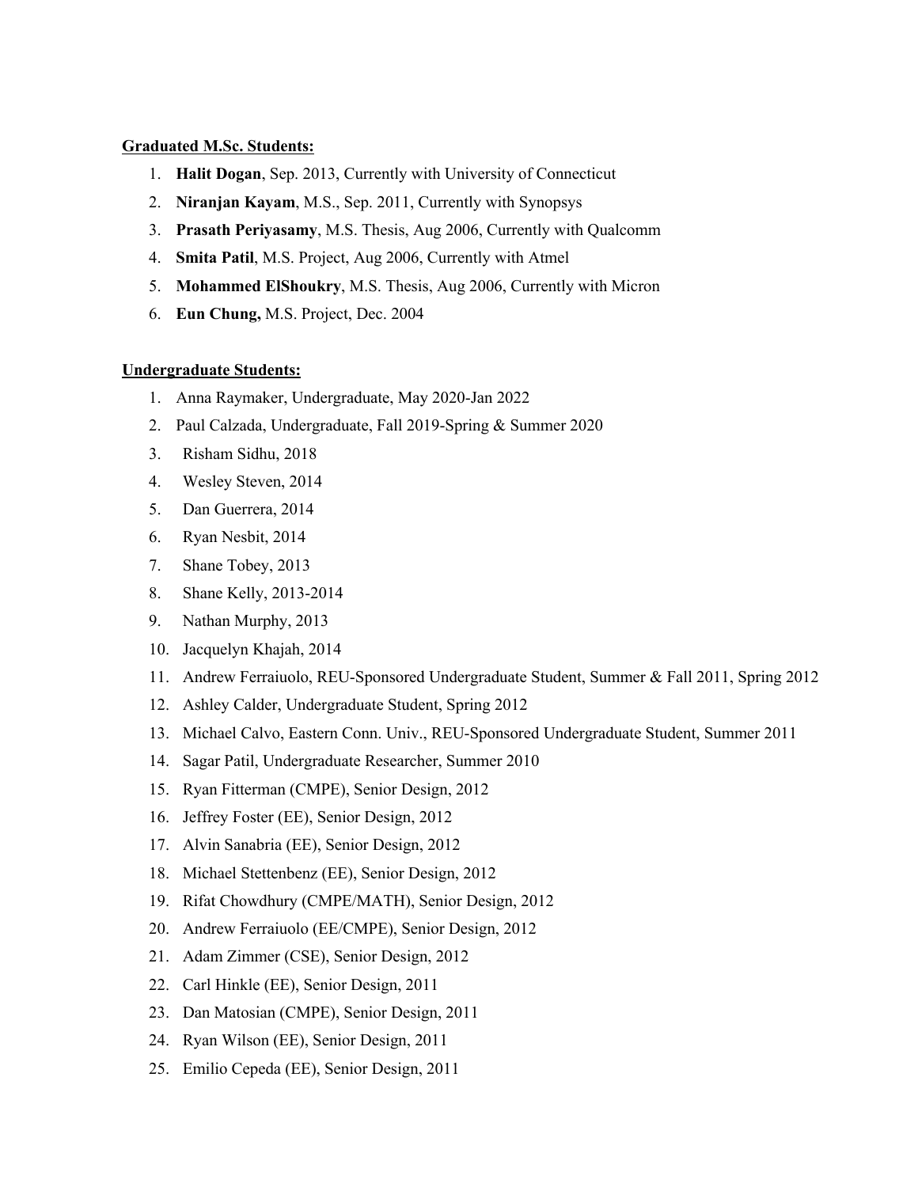**<u>Graduated M.Sc. Students:</u>**

1. **Halit Dogan**, Sep. 2013, Currently with University of Connecticut
2. **Niranjan Kayam**, M.S., Sep. 2011, Currently with Synopsys
3. **Prasath Periyasamy**, M.S. Thesis, Aug 2006, Currently with Qualcomm
4. **Smita Patil**, M.S. Project, Aug 2006, Currently with Atmel
5. **Mohammed ElShoukry**, M.S. Thesis, Aug 2006, Currently with Micron
6. **Eun Chung,** M.S. Project, Dec. 2004

**<u>Undergraduate Students:</u>**

1. Anna Raymaker, Undergraduate, May 2020-Jan 2022
2. Paul Calzada, Undergraduate, Fall 2019-Spring & Summer 2020
3. Risham Sidhu, 2018
4. Wesley Steven, 2014
5. Dan Guerrera, 2014
6. Ryan Nesbit, 2014
7. Shane Tobey, 2013
8. Shane Kelly, 2013-2014
9. Nathan Murphy, 2013
10. Jacquelyn Khajah, 2014
11. Andrew Ferraiuolo, REU-Sponsored Undergraduate Student, Summer & Fall 2011, Spring 2012
12. Ashley Calder, Undergraduate Student, Spring 2012
13. Michael Calvo, Eastern Conn. Univ., REU-Sponsored Undergraduate Student, Summer 2011
14. Sagar Patil, Undergraduate Researcher, Summer 2010
15. Ryan Fitterman (CMPE), Senior Design, 2012
16. Jeffrey Foster (EE), Senior Design, 2012
17. Alvin Sanabria (EE), Senior Design, 2012
18. Michael Stettenbenz (EE), Senior Design, 2012
19. Rifat Chowdhury (CMPE/MATH), Senior Design, 2012
20. Andrew Ferraiuolo (EE/CMPE), Senior Design, 2012
21. Adam Zimmer (CSE), Senior Design, 2012
22. Carl Hinkle (EE), Senior Design, 2011
23. Dan Matosian (CMPE), Senior Design, 2011
24. Ryan Wilson (EE), Senior Design, 2011
25. Emilio Cepeda (EE), Senior Design, 2011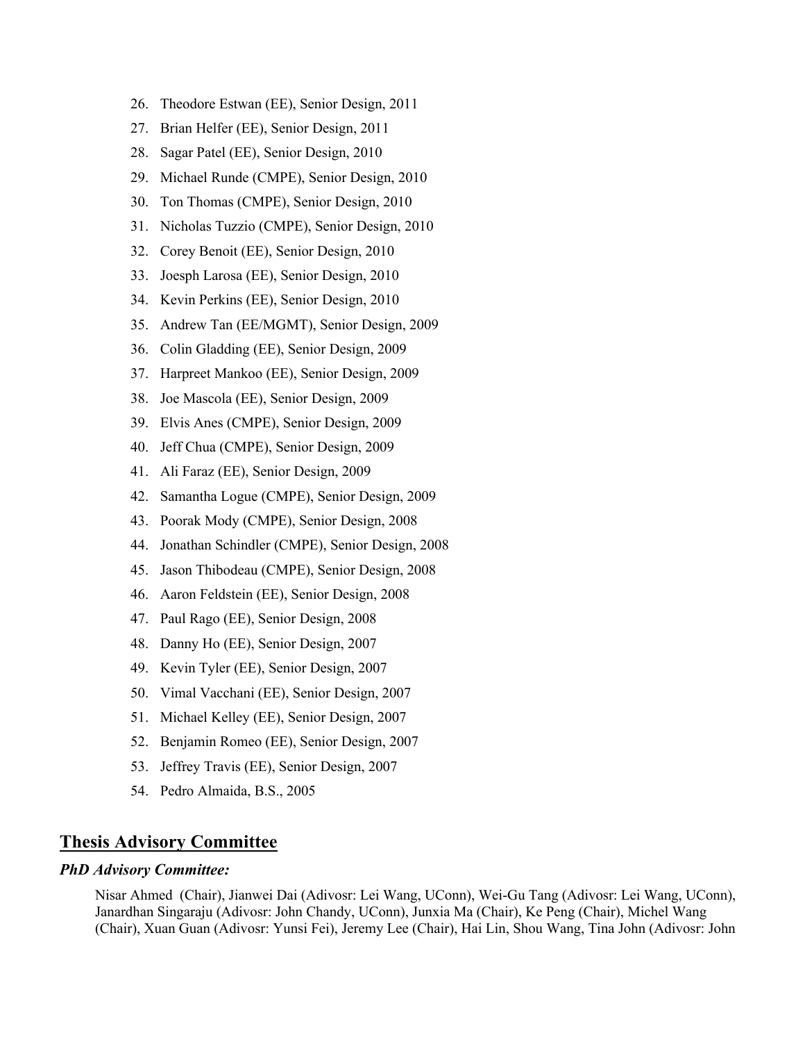26. Theodore Estwan (EE), Senior Design, 2011
27. Brian Helfer (EE), Senior Design, 2011
28. Sagar Patel (EE), Senior Design, 2010
29. Michael Runde (CMPE), Senior Design, 2010
30. Ton Thomas (CMPE), Senior Design, 2010
31. Nicholas Tuzzio (CMPE), Senior Design, 2010
32. Corey Benoit (EE), Senior Design, 2010
33. Joesph Larosa (EE), Senior Design, 2010
34. Kevin Perkins (EE), Senior Design, 2010
35. Andrew Tan (EE/MGMT), Senior Design, 2009
36. Colin Gladding (EE), Senior Design, 2009
37. Harpreet Mankoo (EE), Senior Design, 2009
38. Joe Mascola (EE), Senior Design, 2009
39. Elvis Anes (CMPE), Senior Design, 2009
40. Jeff Chua (CMPE), Senior Design, 2009
41. Ali Faraz (EE), Senior Design, 2009
42. Samantha Logue (CMPE), Senior Design, 2009
43. Poorak Mody (CMPE), Senior Design, 2008
44. Jonathan Schindler (CMPE), Senior Design, 2008
45. Jason Thibodeau (CMPE), Senior Design, 2008
46. Aaron Feldstein (EE), Senior Design, 2008
47. Paul Rago (EE), Senior Design, 2008
48. Danny Ho (EE), Senior Design, 2007
49. Kevin Tyler (EE), Senior Design, 2007
50. Vimal Vacchani (EE), Senior Design, 2007
51. Michael Kelley (EE), Senior Design, 2007
52. Benjamin Romeo (EE), Senior Design, 2007
53. Jeffrey Travis (EE), Senior Design, 2007
54. Pedro Almaida, B.S., 2005

## Thesis Advisory Committee

***PhD Advisory Committee:***

Nisar Ahmed (Chair), Jianwei Dai (Adivosr: Lei Wang, UConn), Wei-Gu Tang (Adivosr: Lei Wang, UConn), Janardhan Singaraju (Adivosr: John Chandy, UConn), Junxia Ma (Chair), Ke Peng (Chair), Michel Wang (Chair), Xuan Guan (Adivosr: Yunsi Fei), Jeremy Lee (Chair), Hai Lin, Shou Wang, Tina John (Adivosr: John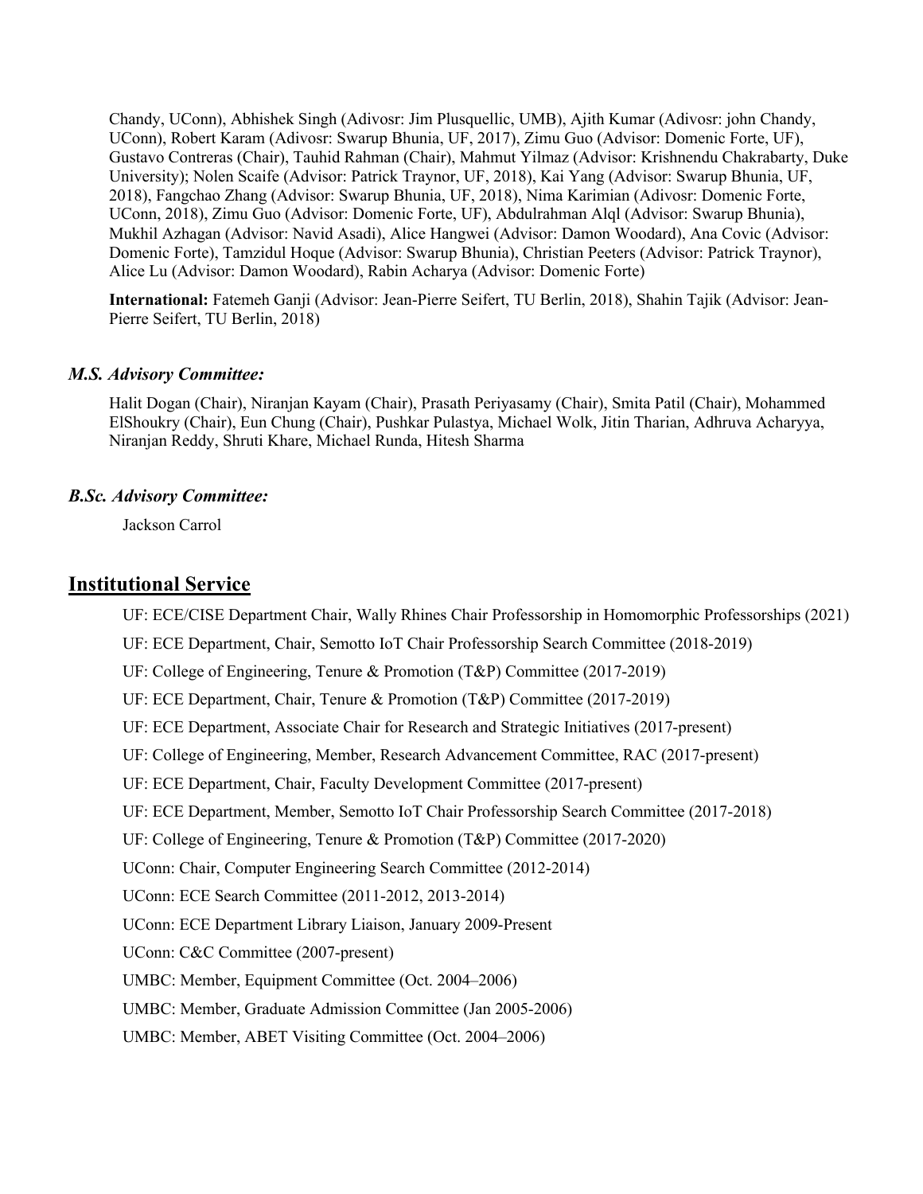Chandy, UConn), Abhishek Singh (Adivosr: Jim Plusquellic, UMB), Ajith Kumar (Adivosr: john Chandy, UConn), Robert Karam (Adivosr: Swarup Bhunia, UF, 2017), Zimu Guo (Advisor: Domenic Forte, UF), Gustavo Contreras (Chair), Tauhid Rahman (Chair), Mahmut Yilmaz (Advisor: Krishnendu Chakrabarty, Duke University); Nolen Scaife (Advisor: Patrick Traynor, UF, 2018), Kai Yang (Advisor: Swarup Bhunia, UF, 2018), Fangchao Zhang (Advisor: Swarup Bhunia, UF, 2018), Nima Karimian (Adivosr: Domenic Forte, UConn, 2018), Zimu Guo (Advisor: Domenic Forte, UF), Abdulrahman Alql (Advisor: Swarup Bhunia), Mukhil Azhagan (Advisor: Navid Asadi), Alice Hangwei (Advisor: Damon Woodard), Ana Covic (Advisor: Domenic Forte), Tamzidul Hoque (Advisor: Swarup Bhunia), Christian Peeters (Advisor: Patrick Traynor), Alice Lu (Advisor: Damon Woodard), Rabin Acharya (Advisor: Domenic Forte)

**International:** Fatemeh Ganji (Advisor: Jean-Pierre Seifert, TU Berlin, 2018), Shahin Tajik (Advisor: Jean-Pierre Seifert, TU Berlin, 2018)

### *M.S. Advisory Committee:*

Halit Dogan (Chair), Niranjan Kayam (Chair), Prasath Periyasamy (Chair), Smita Patil (Chair), Mohammed ElShoukry (Chair), Eun Chung (Chair), Pushkar Pulastya, Michael Wolk, Jitin Tharian, Adhruva Acharyya, Niranjan Reddy, Shruti Khare, Michael Runda, Hitesh Sharma

### *B.Sc. Advisory Committee:*

Jackson Carrol

## Institutional Service

UF: ECE/CISE Department Chair, Wally Rhines Chair Professorship in Homomorphic Professorships (2021)

UF: ECE Department, Chair, Semotto IoT Chair Professorship Search Committee (2018-2019)

UF: College of Engineering, Tenure & Promotion (T&P) Committee (2017-2019)

UF: ECE Department, Chair, Tenure & Promotion (T&P) Committee (2017-2019)

UF: ECE Department, Associate Chair for Research and Strategic Initiatives (2017-present)

UF: College of Engineering, Member, Research Advancement Committee, RAC (2017-present)

UF: ECE Department, Chair, Faculty Development Committee (2017-present)

UF: ECE Department, Member, Semotto IoT Chair Professorship Search Committee (2017-2018)

UF: College of Engineering, Tenure & Promotion (T&P) Committee (2017-2020)

UConn: Chair, Computer Engineering Search Committee (2012-2014)

UConn: ECE Search Committee (2011-2012, 2013-2014)

UConn: ECE Department Library Liaison, January 2009-Present

UConn: C&C Committee (2007-present)

UMBC: Member, Equipment Committee (Oct. 2004–2006)

UMBC: Member, Graduate Admission Committee (Jan 2005-2006)

UMBC: Member, ABET Visiting Committee (Oct. 2004–2006)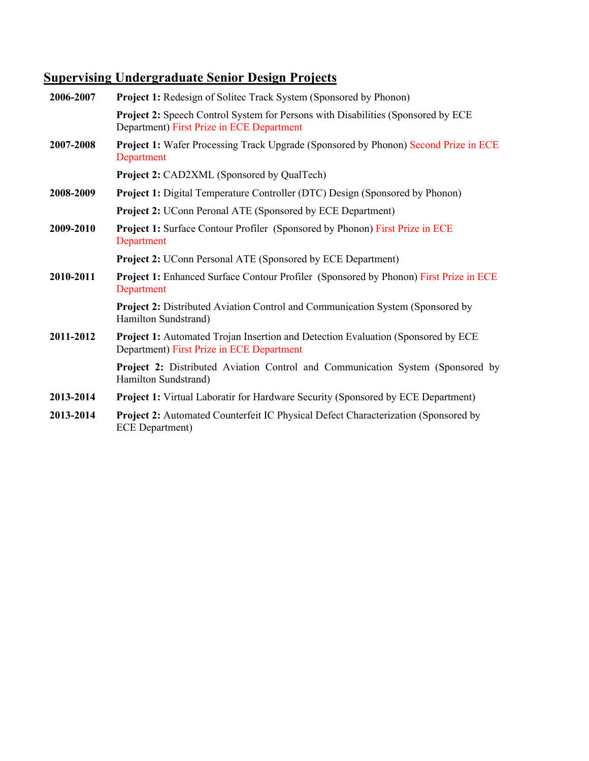## Supervising Undergraduate Senior Design Projects

**2006-2007** **Project 1:** Redesign of Solitec Track System (Sponsored by Phonon)

**Project 2:** Speech Control System for Persons with Disabilities (Sponsored by ECE Department) First Prize in ECE Department

**2007-2008** **Project 1:** Wafer Processing Track Upgrade (Sponsored by Phonon) Second Prize in ECE Department

**Project 2:** CAD2XML (Sponsored by QualTech)

**2008-2009** **Project 1:** Digital Temperature Controller (DTC) Design (Sponsored by Phonon)

**Project 2:** UConn Peronal ATE (Sponsored by ECE Department)

**2009-2010** **Project 1:** Surface Contour Profiler (Sponsored by Phonon) First Prize in ECE Department

**Project 2:** UConn Personal ATE (Sponsored by ECE Department)

**2010-2011** **Project 1:** Enhanced Surface Contour Profiler (Sponsored by Phonon) First Prize in ECE Department

**Project 2:** Distributed Aviation Control and Communication System (Sponsored by Hamilton Sundstrand)

**2011-2012** **Project 1:** Automated Trojan Insertion and Detection Evaluation (Sponsored by ECE Department) First Prize in ECE Department

**Project 2:** Distributed Aviation Control and Communication System (Sponsored by Hamilton Sundstrand)

**2013-2014** **Project 1:** Virtual Laboratir for Hardware Security (Sponsored by ECE Department)

**2013-2014** **Project 2:** Automated Counterfeit IC Physical Defect Characterization (Sponsored by ECE Department)